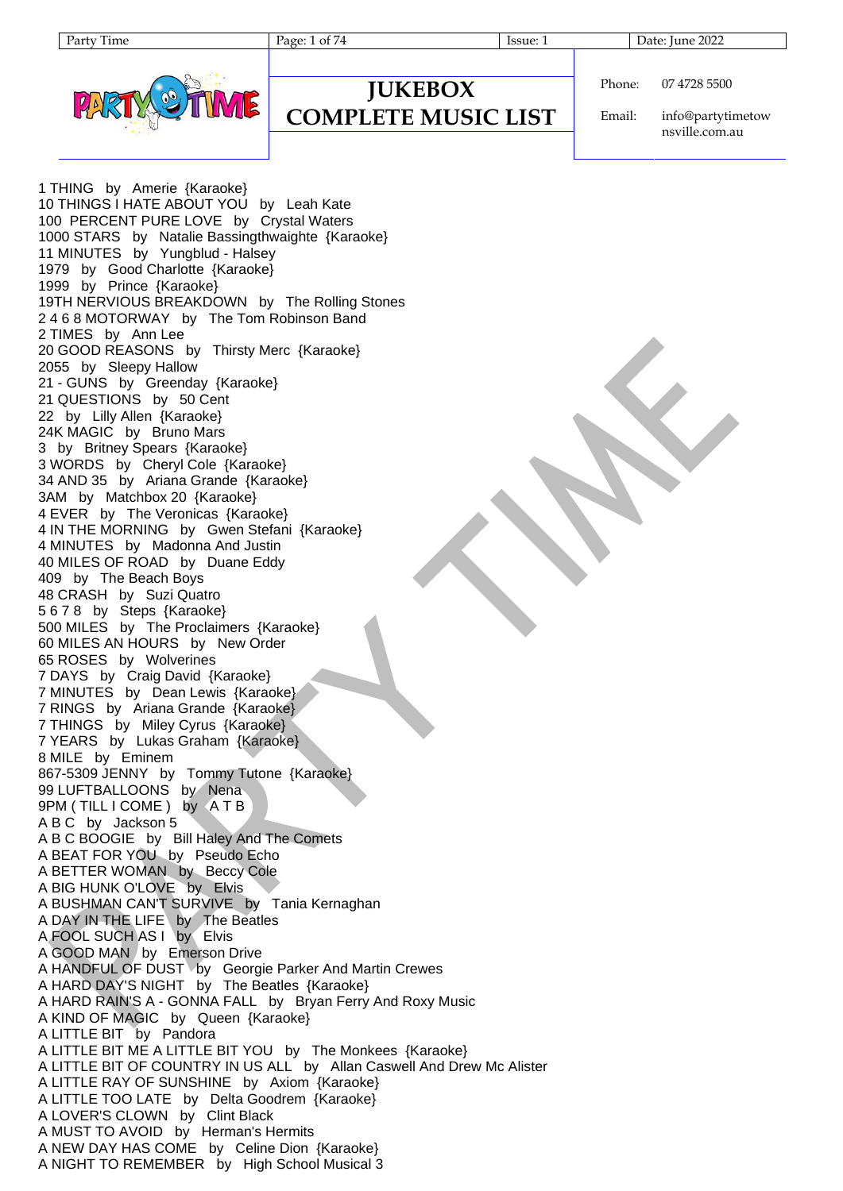# JUKEBOX COMPLETE MUSIC LIST

Phone: 07 4728 5500

Email: info@partytimetownsville.com.au

1 THING by Amerie {Karaoke}
10 THINGS I HATE ABOUT YOU by Leah Kate
100 PERCENT PURE LOVE by Crystal Waters
1000 STARS by Natalie Bassingthwaighte {Karaoke}
11 MINUTES by Yungblud - Halsey
1979 by Good Charlotte {Karaoke}
1999 by Prince {Karaoke}
19TH NERVIOUS BREAKDOWN by The Rolling Stones
2 4 6 8 MOTORWAY by The Tom Robinson Band
2 TIMES by Ann Lee
20 GOOD REASONS by Thirsty Merc {Karaoke}
2055 by Sleepy Hallow
21 - GUNS by Greenday {Karaoke}
21 QUESTIONS by 50 Cent
22 by Lilly Allen {Karaoke}
24K MAGIC by Bruno Mars
3 by Britney Spears {Karaoke}
3 WORDS by Cheryl Cole {Karaoke}
34 AND 35 by Ariana Grande {Karaoke}
3AM by Matchbox 20 {Karaoke}
4 EVER by The Veronicas {Karaoke}
4 IN THE MORNING by Gwen Stefani {Karaoke}
4 MINUTES by Madonna And Justin
40 MILES OF ROAD by Duane Eddy
409 by The Beach Boys
48 CRASH by Suzi Quatro
5 6 7 8 by Steps {Karaoke}
500 MILES by The Proclaimers {Karaoke}
60 MILES AN HOURS by New Order
65 ROSES by Wolverines
7 DAYS by Craig David {Karaoke}
7 MINUTES by Dean Lewis {Karaoke}
7 RINGS by Ariana Grande {Karaoke}
7 THINGS by Miley Cyrus {Karaoke}
7 YEARS by Lukas Graham {Karaoke}
8 MILE by Eminem
867-5309 JENNY by Tommy Tutone {Karaoke}
99 LUFTBALLOONS by Nena
9PM ( TILL I COME ) by A T B
A B C by Jackson 5
A B C BOOGIE by Bill Haley And The Comets
A BEAT FOR YOU by Pseudo Echo
A BETTER WOMAN by Beccy Cole
A BIG HUNK O'LOVE by Elvis
A BUSHMAN CAN'T SURVIVE by Tania Kernaghan
A DAY IN THE LIFE by The Beatles
A FOOL SUCH AS I by Elvis
A GOOD MAN by Emerson Drive
A HANDFUL OF DUST by Georgie Parker And Martin Crewes
A HARD DAY'S NIGHT by The Beatles {Karaoke}
A HARD RAIN'S A - GONNA FALL by Bryan Ferry And Roxy Music
A KIND OF MAGIC by Queen {Karaoke}
A LITTLE BIT by Pandora
A LITTLE BIT ME A LITTLE BIT YOU by The Monkees {Karaoke}
A LITTLE BIT OF COUNTRY IN US ALL by Allan Caswell And Drew Mc Alister
A LITTLE RAY OF SUNSHINE by Axiom {Karaoke}
A LITTLE TOO LATE by Delta Goodrem {Karaoke}
A LOVER'S CLOWN by Clint Black
A MUST TO AVOID by Herman's Hermits
A NEW DAY HAS COME by Celine Dion {Karaoke}
A NIGHT TO REMEMBER by High School Musical 3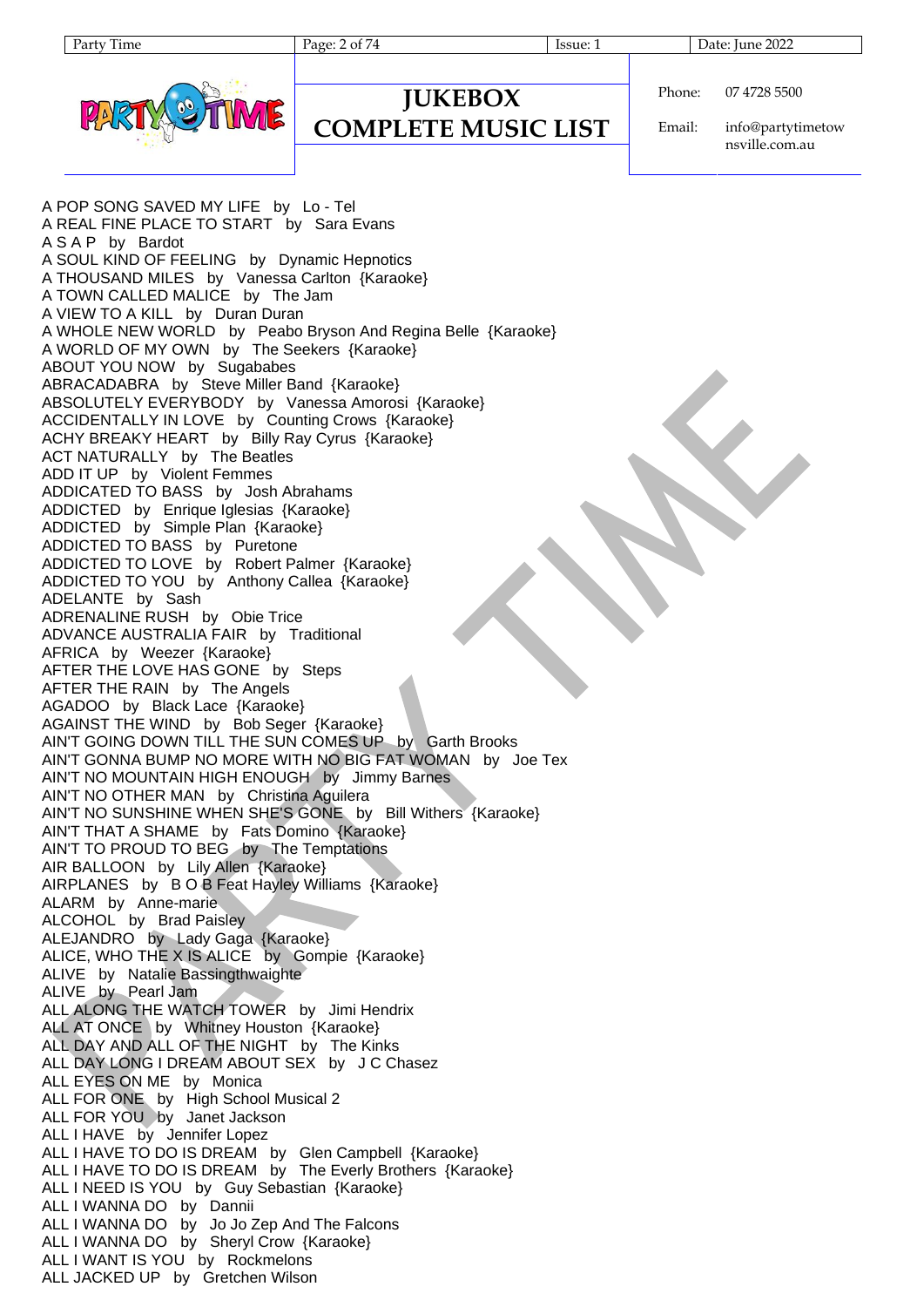# JUKEBOX COMPLETE MUSIC LIST

Phone: 07 4728 5500

Email: info@partytimetownsville.com.au

A POP SONG SAVED MY LIFE by Lo - Tel
A REAL FINE PLACE TO START by Sara Evans
A S A P by Bardot
A SOUL KIND OF FEELING by Dynamic Hepnotics
A THOUSAND MILES by Vanessa Carlton {Karaoke}
A TOWN CALLED MALICE by The Jam
A VIEW TO A KILL by Duran Duran
A WHOLE NEW WORLD by Peabo Bryson And Regina Belle {Karaoke}
A WORLD OF MY OWN by The Seekers {Karaoke}
ABOUT YOU NOW by Sugababes
ABRACADABRA by Steve Miller Band {Karaoke}
ABSOLUTELY EVERYBODY by Vanessa Amorosi {Karaoke}
ACCIDENTALLY IN LOVE by Counting Crows {Karaoke}
ACHY BREAKY HEART by Billy Ray Cyrus {Karaoke}
ACT NATURALLY by The Beatles
ADD IT UP by Violent Femmes
ADDICATED TO BASS by Josh Abrahams
ADDICTED by Enrique Iglesias {Karaoke}
ADDICTED by Simple Plan {Karaoke}
ADDICTED TO BASS by Puretone
ADDICTED TO LOVE by Robert Palmer {Karaoke}
ADDICTED TO YOU by Anthony Callea {Karaoke}
ADELANTE by Sash
ADRENALINE RUSH by Obie Trice
ADVANCE AUSTRALIA FAIR by Traditional
AFRICA by Weezer {Karaoke}
AFTER THE LOVE HAS GONE by Steps
AFTER THE RAIN by The Angels
AGADOO by Black Lace {Karaoke}
AGAINST THE WIND by Bob Seger {Karaoke}
AIN'T GOING DOWN TILL THE SUN COMES UP by Garth Brooks
AIN'T GONNA BUMP NO MORE WITH NO BIG FAT WOMAN by Joe Tex
AIN'T NO MOUNTAIN HIGH ENOUGH by Jimmy Barnes
AIN'T NO OTHER MAN by Christina Aguilera
AIN'T NO SUNSHINE WHEN SHE'S GONE by Bill Withers {Karaoke}
AIN'T THAT A SHAME by Fats Domino {Karaoke}
AIN'T TO PROUD TO BEG by The Temptations
AIR BALLOON by Lily Allen {Karaoke}
AIRPLANES by B O B Feat Hayley Williams {Karaoke}
ALARM by Anne-marie
ALCOHOL by Brad Paisley
ALEJANDRO by Lady Gaga {Karaoke}
ALICE, WHO THE X IS ALICE by Gompie {Karaoke}
ALIVE by Natalie Bassingthwaighte
ALIVE by Pearl Jam
ALL ALONG THE WATCH TOWER by Jimi Hendrix
ALL AT ONCE by Whitney Houston {Karaoke}
ALL DAY AND ALL OF THE NIGHT by The Kinks
ALL DAY LONG I DREAM ABOUT SEX by J C Chasez
ALL EYES ON ME by Monica
ALL FOR ONE by High School Musical 2
ALL FOR YOU by Janet Jackson
ALL I HAVE by Jennifer Lopez
ALL I HAVE TO DO IS DREAM by Glen Campbell {Karaoke}
ALL I HAVE TO DO IS DREAM by The Everly Brothers {Karaoke}
ALL I NEED IS YOU by Guy Sebastian {Karaoke}
ALL I WANNA DO by Dannii
ALL I WANNA DO by Jo Jo Zep And The Falcons
ALL I WANNA DO by Sheryl Crow {Karaoke}
ALL I WANT IS YOU by Rockmelons
ALL JACKED UP by Gretchen Wilson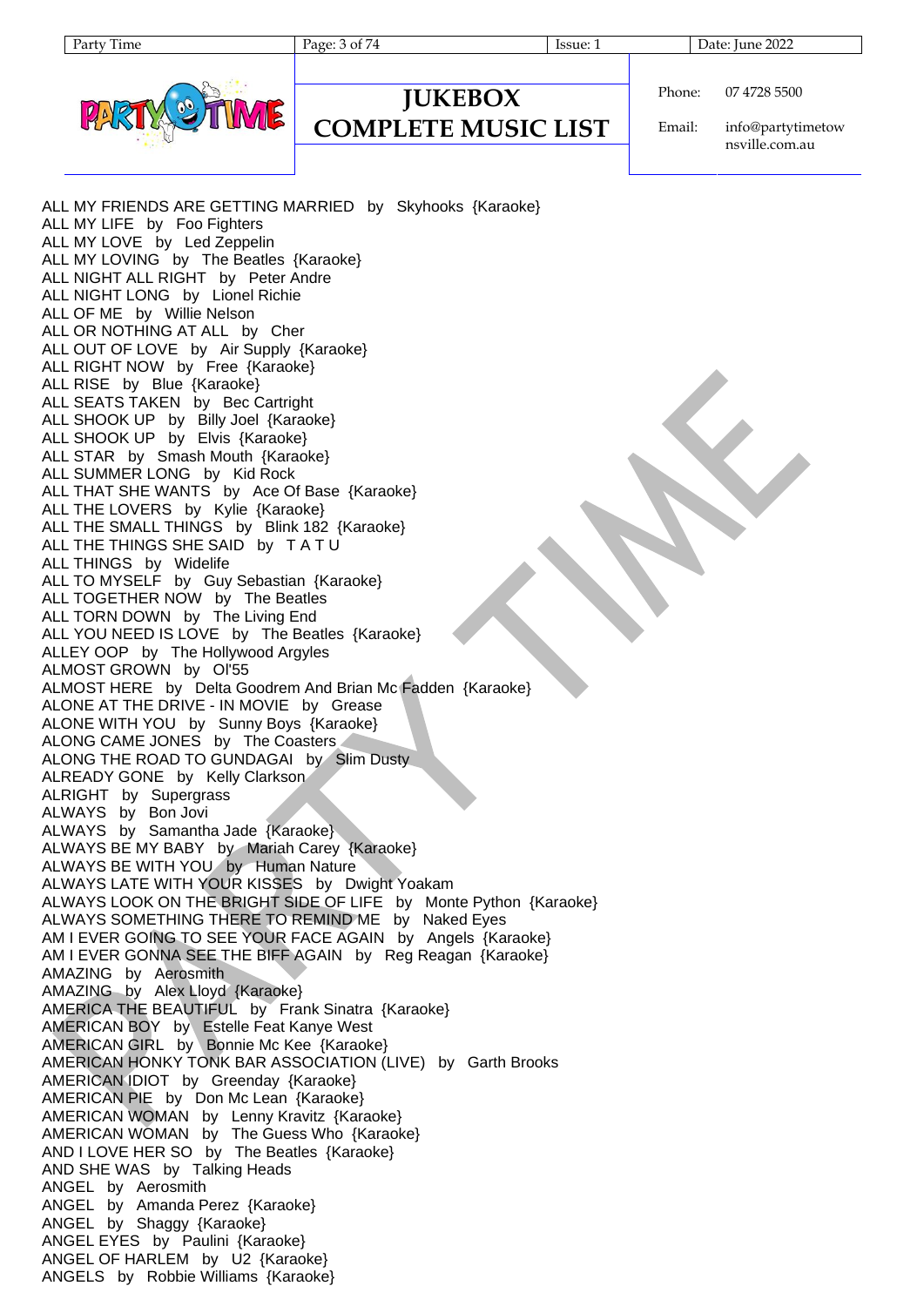ALL MY FRIENDS ARE GETTING MARRIED by Skyhooks {Karaoke}
ALL MY LIFE by Foo Fighters
ALL MY LOVE by Led Zeppelin
ALL MY LOVING by The Beatles {Karaoke}
ALL NIGHT ALL RIGHT by Peter Andre
ALL NIGHT LONG by Lionel Richie
ALL OF ME by Willie Nelson
ALL OR NOTHING AT ALL by Cher
ALL OUT OF LOVE by Air Supply {Karaoke}
ALL RIGHT NOW by Free {Karaoke}
ALL RISE by Blue {Karaoke}
ALL SEATS TAKEN by Bec Cartright
ALL SHOOK UP by Billy Joel {Karaoke}
ALL SHOOK UP by Elvis {Karaoke}
ALL STAR by Smash Mouth {Karaoke}
ALL SUMMER LONG by Kid Rock
ALL THAT SHE WANTS by Ace Of Base {Karaoke}
ALL THE LOVERS by Kylie {Karaoke}
ALL THE SMALL THINGS by Blink 182 {Karaoke}
ALL THE THINGS SHE SAID by T A T U
ALL THINGS by Widelife
ALL TO MYSELF by Guy Sebastian {Karaoke}
ALL TOGETHER NOW by The Beatles
ALL TORN DOWN by The Living End
ALL YOU NEED IS LOVE by The Beatles {Karaoke}
ALLEY OOP by The Hollywood Argyles
ALMOST GROWN by Ol'55
ALMOST HERE by Delta Goodrem And Brian Mc Fadden {Karaoke}
ALONE AT THE DRIVE - IN MOVIE by Grease
ALONE WITH YOU by Sunny Boys {Karaoke}
ALONG CAME JONES by The Coasters
ALONG THE ROAD TO GUNDAGAI by Slim Dusty
ALREADY GONE by Kelly Clarkson
ALRIGHT by Supergrass
ALWAYS by Bon Jovi
ALWAYS by Samantha Jade {Karaoke}
ALWAYS BE MY BABY by Mariah Carey {Karaoke}
ALWAYS BE WITH YOU by Human Nature
ALWAYS LATE WITH YOUR KISSES by Dwight Yoakam
ALWAYS LOOK ON THE BRIGHT SIDE OF LIFE by Monte Python {Karaoke}
ALWAYS SOMETHING THERE TO REMIND ME by Naked Eyes
AM I EVER GOING TO SEE YOUR FACE AGAIN by Angels {Karaoke}
AM I EVER GONNA SEE THE BIFF AGAIN by Reg Reagan {Karaoke}
AMAZING by Aerosmith
AMAZING by Alex Lloyd {Karaoke}
AMERICA THE BEAUTIFUL by Frank Sinatra {Karaoke}
AMERICAN BOY by Estelle Feat Kanye West
AMERICAN GIRL by Bonnie Mc Kee {Karaoke}
AMERICAN HONKY TONK BAR ASSOCIATION (LIVE) by Garth Brooks
AMERICAN IDIOT by Greenday {Karaoke}
AMERICAN PIE by Don Mc Lean {Karaoke}
AMERICAN WOMAN by Lenny Kravitz {Karaoke}
AMERICAN WOMAN by The Guess Who {Karaoke}
AND I LOVE HER SO by The Beatles {Karaoke}
AND SHE WAS by Talking Heads
ANGEL by Aerosmith
ANGEL by Amanda Perez {Karaoke}
ANGEL by Shaggy {Karaoke}
ANGEL EYES by Paulini {Karaoke}
ANGEL OF HARLEM by U2 {Karaoke}
ANGELS by Robbie Williams {Karaoke}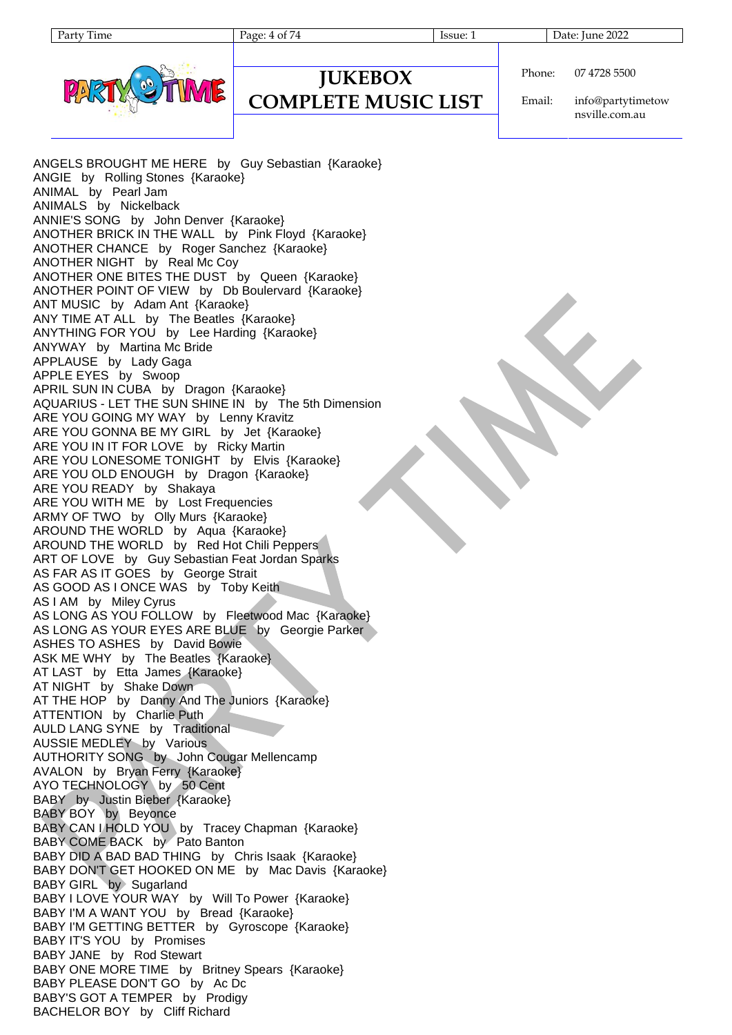ANGELS BROUGHT ME HERE by Guy Sebastian {Karaoke}
ANGIE by Rolling Stones {Karaoke}
ANIMAL by Pearl Jam
ANIMALS by Nickelback
ANNIE'S SONG by John Denver {Karaoke}
ANOTHER BRICK IN THE WALL by Pink Floyd {Karaoke}
ANOTHER CHANCE by Roger Sanchez {Karaoke}
ANOTHER NIGHT by Real Mc Coy
ANOTHER ONE BITES THE DUST by Queen {Karaoke}
ANOTHER POINT OF VIEW by Db Boulervard {Karaoke}
ANT MUSIC by Adam Ant {Karaoke}
ANY TIME AT ALL by The Beatles {Karaoke}
ANYTHING FOR YOU by Lee Harding {Karaoke}
ANYWAY by Martina Mc Bride
APPLAUSE by Lady Gaga
APPLE EYES by Swoop
APRIL SUN IN CUBA by Dragon {Karaoke}
AQUARIUS - LET THE SUN SHINE IN by The 5th Dimension
ARE YOU GOING MY WAY by Lenny Kravitz
ARE YOU GONNA BE MY GIRL by Jet {Karaoke}
ARE YOU IN IT FOR LOVE by Ricky Martin
ARE YOU LONESOME TONIGHT by Elvis {Karaoke}
ARE YOU OLD ENOUGH by Dragon {Karaoke}
ARE YOU READY by Shakaya
ARE YOU WITH ME by Lost Frequencies
ARMY OF TWO by Olly Murs {Karaoke}
AROUND THE WORLD by Aqua {Karaoke}
AROUND THE WORLD by Red Hot Chili Peppers
ART OF LOVE by Guy Sebastian Feat Jordan Sparks
AS FAR AS IT GOES by George Strait
AS GOOD AS I ONCE WAS by Toby Keith
AS I AM by Miley Cyrus
AS LONG AS YOU FOLLOW by Fleetwood Mac {Karaoke}
AS LONG AS YOUR EYES ARE BLUE by Georgie Parker
ASHES TO ASHES by David Bowie
ASK ME WHY by The Beatles {Karaoke}
AT LAST by Etta James {Karaoke}
AT NIGHT by Shake Down
AT THE HOP by Danny And The Juniors {Karaoke}
ATTENTION by Charlie Puth
AULD LANG SYNE by Traditional
AUSSIE MEDLEY by Various
AUTHORITY SONG by John Cougar Mellencamp
AVALON by Bryan Ferry {Karaoke}
AYO TECHNOLOGY by 50 Cent
BABY by Justin Bieber {Karaoke}
BABY BOY by Beyonce
BABY CAN I HOLD YOU by Tracey Chapman {Karaoke}
BABY COME BACK by Pato Banton
BABY DID A BAD BAD THING by Chris Isaak {Karaoke}
BABY DON'T GET HOOKED ON ME by Mac Davis {Karaoke}
BABY GIRL by Sugarland
BABY I LOVE YOUR WAY by Will To Power {Karaoke}
BABY I'M A WANT YOU by Bread {Karaoke}
BABY I'M GETTING BETTER by Gyroscope {Karaoke}
BABY IT'S YOU by Promises
BABY JANE by Rod Stewart
BABY ONE MORE TIME by Britney Spears {Karaoke}
BABY PLEASE DON'T GO by Ac Dc
BABY'S GOT A TEMPER by Prodigy
BACHELOR BOY by Cliff Richard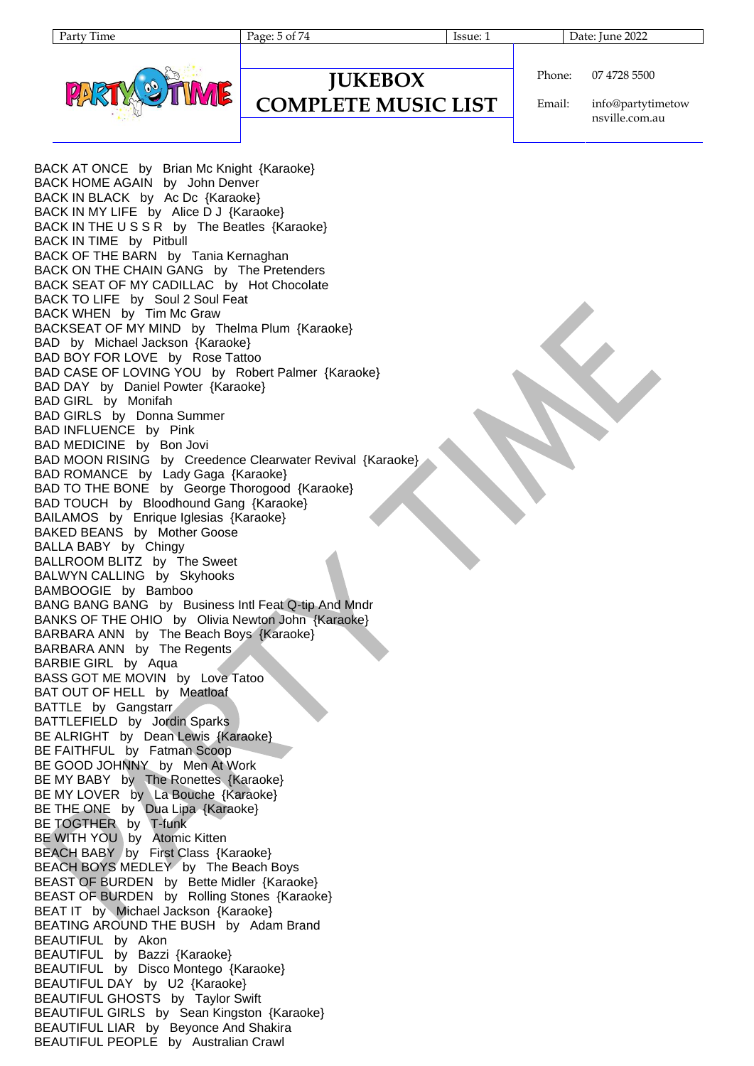# JUKEBOX COMPLETE MUSIC LIST

Phone: 07 4728 5500

Email: info@partytimetownsville.com.au

BACK AT ONCE by Brian Mc Knight {Karaoke}
BACK HOME AGAIN by John Denver
BACK IN BLACK by Ac Dc {Karaoke}
BACK IN MY LIFE by Alice D J {Karaoke}
BACK IN THE U S S R by The Beatles {Karaoke}
BACK IN TIME by Pitbull
BACK OF THE BARN by Tania Kernaghan
BACK ON THE CHAIN GANG by The Pretenders
BACK SEAT OF MY CADILLAC by Hot Chocolate
BACK TO LIFE by Soul 2 Soul Feat
BACK WHEN by Tim Mc Graw
BACKSEAT OF MY MIND by Thelma Plum {Karaoke}
BAD by Michael Jackson {Karaoke}
BAD BOY FOR LOVE by Rose Tattoo
BAD CASE OF LOVING YOU by Robert Palmer {Karaoke}
BAD DAY by Daniel Powter {Karaoke}
BAD GIRL by Monifah
BAD GIRLS by Donna Summer
BAD INFLUENCE by Pink
BAD MEDICINE by Bon Jovi
BAD MOON RISING by Creedence Clearwater Revival {Karaoke}
BAD ROMANCE by Lady Gaga {Karaoke}
BAD TO THE BONE by George Thorogood {Karaoke}
BAD TOUCH by Bloodhound Gang {Karaoke}
BAILAMOS by Enrique Iglesias {Karaoke}
BAKED BEANS by Mother Goose
BALLA BABY by Chingy
BALLROOM BLITZ by The Sweet
BALWYN CALLING by Skyhooks
BAMBOOGIE by Bamboo
BANG BANG BANG by Business Intl Feat Q-tip And Mndr
BANKS OF THE OHIO by Olivia Newton John {Karaoke}
BARBARA ANN by The Beach Boys {Karaoke}
BARBARA ANN by The Regents
BARBIE GIRL by Aqua
BASS GOT ME MOVIN by Love Tatoo
BAT OUT OF HELL by Meatloaf
BATTLE by Gangstarr
BATTLEFIELD by Jordin Sparks
BE ALRIGHT by Dean Lewis {Karaoke}
BE FAITHFUL by Fatman Scoop
BE GOOD JOHNNY by Men At Work
BE MY BABY by The Ronettes {Karaoke}
BE MY LOVER by La Bouche {Karaoke}
BE THE ONE by Dua Lipa {Karaoke}
BE TOGTHER by T-funk
BE WITH YOU by Atomic Kitten
BEACH BABY by First Class {Karaoke}
BEACH BOYS MEDLEY by The Beach Boys
BEAST OF BURDEN by Bette Midler {Karaoke}
BEAST OF BURDEN by Rolling Stones {Karaoke}
BEAT IT by Michael Jackson {Karaoke}
BEATING AROUND THE BUSH by Adam Brand
BEAUTIFUL by Akon
BEAUTIFUL by Bazzi {Karaoke}
BEAUTIFUL by Disco Montego {Karaoke}
BEAUTIFUL DAY by U2 {Karaoke}
BEAUTIFUL GHOSTS by Taylor Swift
BEAUTIFUL GIRLS by Sean Kingston {Karaoke}
BEAUTIFUL LIAR by Beyonce And Shakira
BEAUTIFUL PEOPLE by Australian Crawl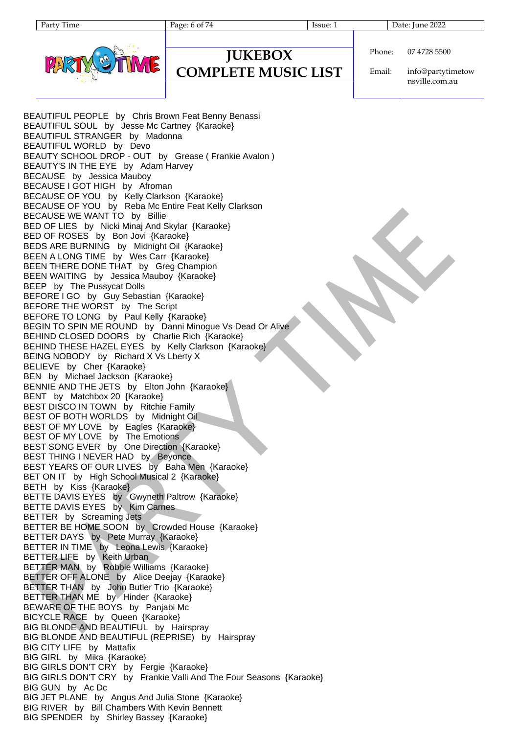BEAUTIFUL PEOPLE by Chris Brown Feat Benny Benassi
BEAUTIFUL SOUL by Jesse Mc Cartney {Karaoke}
BEAUTIFUL STRANGER by Madonna
BEAUTIFUL WORLD by Devo
BEAUTY SCHOOL DROP - OUT by Grease ( Frankie Avalon )
BEAUTY'S IN THE EYE by Adam Harvey
BECAUSE by Jessica Mauboy
BECAUSE I GOT HIGH by Afroman
BECAUSE OF YOU by Kelly Clarkson {Karaoke}
BECAUSE OF YOU by Reba Mc Entire Feat Kelly Clarkson
BECAUSE WE WANT TO by Billie
BED OF LIES by Nicki Minaj And Skylar {Karaoke}
BED OF ROSES by Bon Jovi {Karaoke}
BEDS ARE BURNING by Midnight Oil {Karaoke}
BEEN A LONG TIME by Wes Carr {Karaoke}
BEEN THERE DONE THAT by Greg Champion
BEEN WAITING by Jessica Mauboy {Karaoke}
BEEP by The Pussycat Dolls
BEFORE I GO by Guy Sebastian {Karaoke}
BEFORE THE WORST by The Script
BEFORE TO LONG by Paul Kelly {Karaoke}
BEGIN TO SPIN ME ROUND by Danni Minogue Vs Dead Or Alive
BEHIND CLOSED DOORS by Charlie Rich {Karaoke}
BEHIND THESE HAZEL EYES by Kelly Clarkson {Karaoke}
BEING NOBODY by Richard X Vs Lberty X
BELIEVE by Cher {Karaoke}
BEN by Michael Jackson {Karaoke}
BENNIE AND THE JETS by Elton John {Karaoke}
BENT by Matchbox 20 {Karaoke}
BEST DISCO IN TOWN by Ritchie Family
BEST OF BOTH WORLDS by Midnight Oil
BEST OF MY LOVE by Eagles {Karaoke}
BEST OF MY LOVE by The Emotions
BEST SONG EVER by One Direction {Karaoke}
BEST THING I NEVER HAD by Beyonce
BEST YEARS OF OUR LIVES by Baha Men {Karaoke}
BET ON IT by High School Musical 2 {Karaoke}
BETH by Kiss {Karaoke}
BETTE DAVIS EYES by Gwyneth Paltrow {Karaoke}
BETTE DAVIS EYES by Kim Carnes
BETTER by Screaming Jets
BETTER BE HOME SOON by Crowded House {Karaoke}
BETTER DAYS by Pete Murray {Karaoke}
BETTER IN TIME by Leona Lewis {Karaoke}
BETTER LIFE by Keith Urban
BETTER MAN by Robbie Williams {Karaoke}
BETTER OFF ALONE by Alice Deejay {Karaoke}
BETTER THAN by John Butler Trio {Karaoke}
BETTER THAN ME by Hinder {Karaoke}
BEWARE OF THE BOYS by Panjabi Mc
BICYCLE RACE by Queen {Karaoke}
BIG BLONDE AND BEAUTIFUL by Hairspray
BIG BLONDE AND BEAUTIFUL (REPRISE) by Hairspray
BIG CITY LIFE by Mattafix
BIG GIRL by Mika {Karaoke}
BIG GIRLS DON'T CRY by Fergie {Karaoke}
BIG GIRLS DON'T CRY by Frankie Valli And The Four Seasons {Karaoke}
BIG GUN by Ac Dc
BIG JET PLANE by Angus And Julia Stone {Karaoke}
BIG RIVER by Bill Chambers With Kevin Bennett
BIG SPENDER by Shirley Bassey {Karaoke}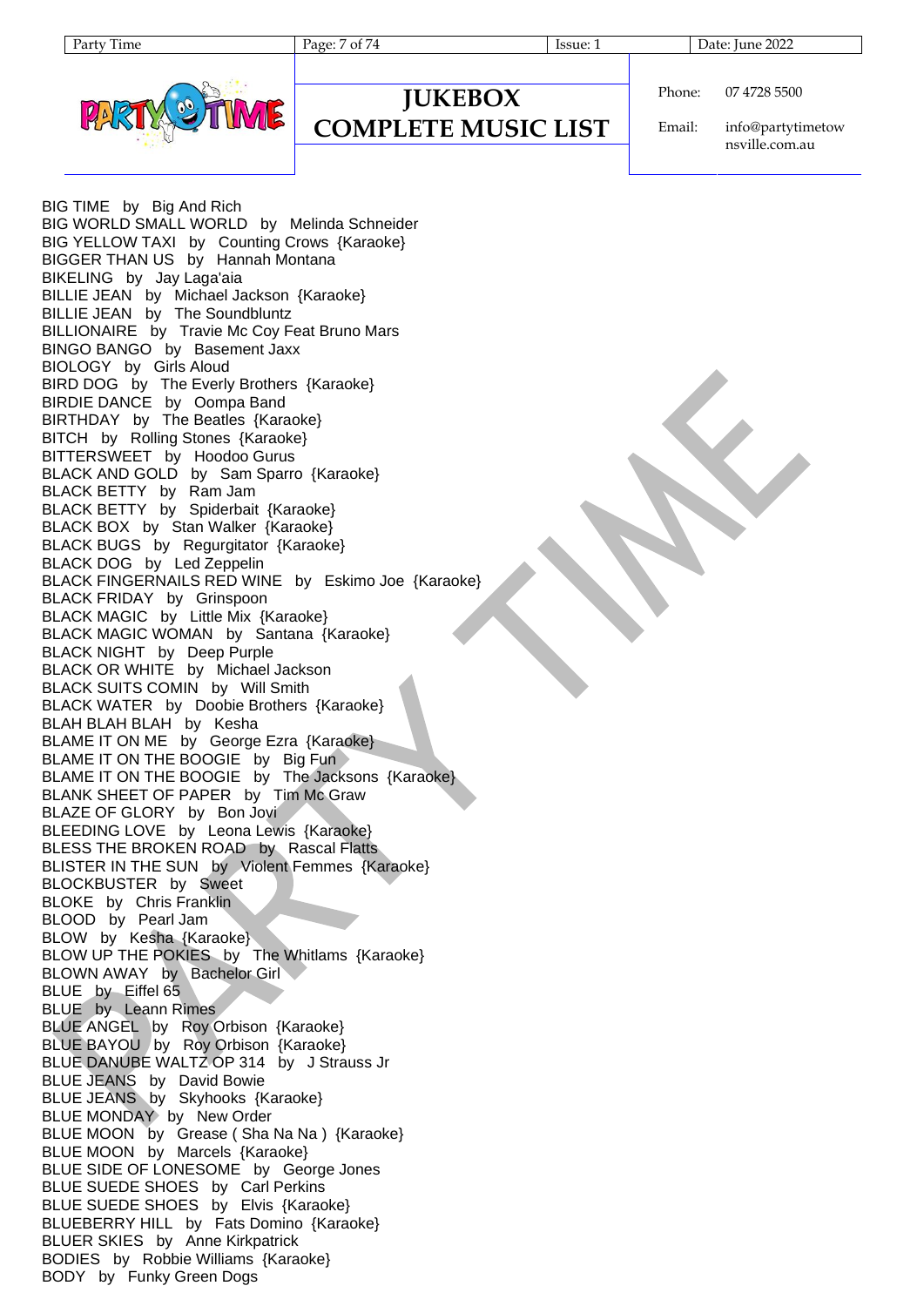BIG TIME by Big And Rich
BIG WORLD SMALL WORLD by Melinda Schneider
BIG YELLOW TAXI by Counting Crows {Karaoke}
BIGGER THAN US by Hannah Montana
BIKELING by Jay Laga'aia
BILLIE JEAN by Michael Jackson {Karaoke}
BILLIE JEAN by The Soundbluntz
BILLIONAIRE by Travie Mc Coy Feat Bruno Mars
BINGO BANGO by Basement Jaxx
BIOLOGY by Girls Aloud
BIRD DOG by The Everly Brothers {Karaoke}
BIRDIE DANCE by Oompa Band
BIRTHDAY by The Beatles {Karaoke}
BITCH by Rolling Stones {Karaoke}
BITTERSWEET by Hoodoo Gurus
BLACK AND GOLD by Sam Sparro {Karaoke}
BLACK BETTY by Ram Jam
BLACK BETTY by Spiderbait {Karaoke}
BLACK BOX by Stan Walker {Karaoke}
BLACK BUGS by Regurgitator {Karaoke}
BLACK DOG by Led Zeppelin
BLACK FINGERNAILS RED WINE by Eskimo Joe {Karaoke}
BLACK FRIDAY by Grinspoon
BLACK MAGIC by Little Mix {Karaoke}
BLACK MAGIC WOMAN by Santana {Karaoke}
BLACK NIGHT by Deep Purple
BLACK OR WHITE by Michael Jackson
BLACK SUITS COMIN by Will Smith
BLACK WATER by Doobie Brothers {Karaoke}
BLAH BLAH BLAH by Kesha
BLAME IT ON ME by George Ezra {Karaoke}
BLAME IT ON THE BOOGIE by Big Fun
BLAME IT ON THE BOOGIE by The Jacksons {Karaoke}
BLANK SHEET OF PAPER by Tim Mc Graw
BLAZE OF GLORY by Bon Jovi
BLEEDING LOVE by Leona Lewis {Karaoke}
BLESS THE BROKEN ROAD by Rascal Flatts
BLISTER IN THE SUN by Violent Femmes {Karaoke}
BLOCKBUSTER by Sweet
BLOKE by Chris Franklin
BLOOD by Pearl Jam
BLOW by Kesha {Karaoke}
BLOW UP THE POKIES by The Whitlams {Karaoke}
BLOWN AWAY by Bachelor Girl
BLUE by Eiffel 65
BLUE by Leann Rimes
BLUE ANGEL by Roy Orbison {Karaoke}
BLUE BAYOU by Roy Orbison {Karaoke}
BLUE DANUBE WALTZ OP 314 by J Strauss Jr
BLUE JEANS by David Bowie
BLUE JEANS by Skyhooks {Karaoke}
BLUE MONDAY by New Order
BLUE MOON by Grease ( Sha Na Na ) {Karaoke}
BLUE MOON by Marcels {Karaoke}
BLUE SIDE OF LONESOME by George Jones
BLUE SUEDE SHOES by Carl Perkins
BLUE SUEDE SHOES by Elvis {Karaoke}
BLUEBERRY HILL by Fats Domino {Karaoke}
BLUER SKIES by Anne Kirkpatrick
BODIES by Robbie Williams {Karaoke}
BODY by Funky Green Dogs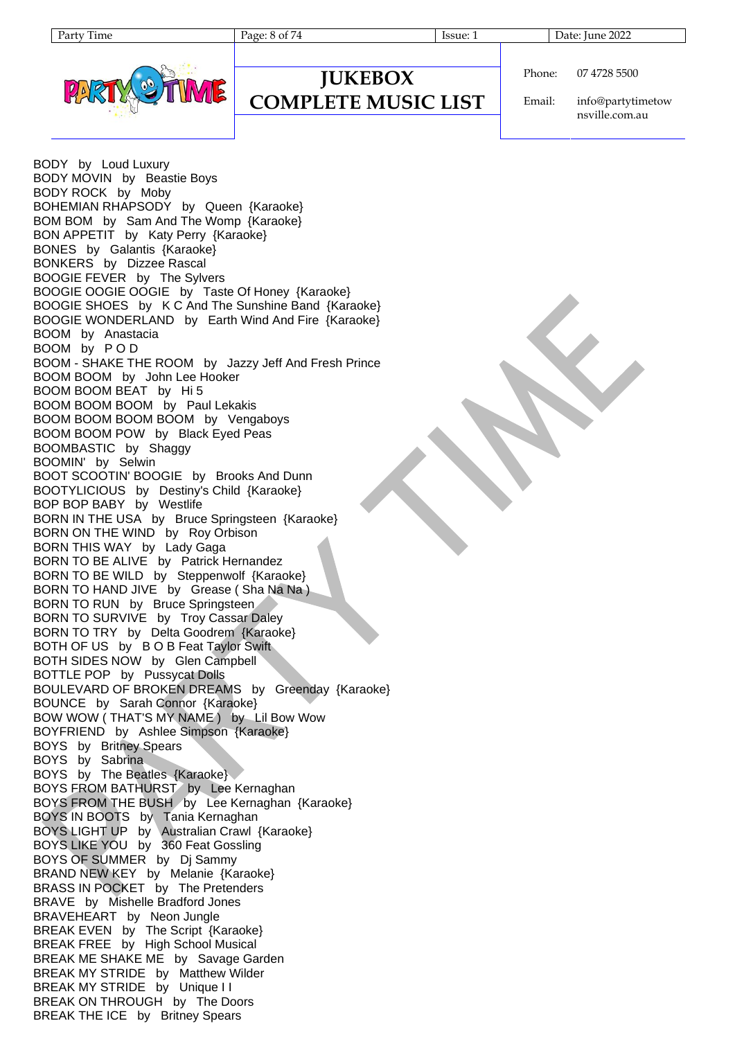BODY by Loud Luxury
BODY MOVIN by Beastie Boys
BODY ROCK by Moby
BOHEMIAN RHAPSODY by Queen {Karaoke}
BOM BOM by Sam And The Womp {Karaoke}
BON APPETIT by Katy Perry {Karaoke}
BONES by Galantis {Karaoke}
BONKERS by Dizzee Rascal
BOOGIE FEVER by The Sylvers
BOOGIE OOGIE OOGIE by Taste Of Honey {Karaoke}
BOOGIE SHOES by K C And The Sunshine Band {Karaoke}
BOOGIE WONDERLAND by Earth Wind And Fire {Karaoke}
BOOM by Anastacia
BOOM by P O D
BOOM - SHAKE THE ROOM by Jazzy Jeff And Fresh Prince
BOOM BOOM by John Lee Hooker
BOOM BOOM BEAT by Hi 5
BOOM BOOM BOOM by Paul Lekakis
BOOM BOOM BOOM BOOM by Vengaboys
BOOM BOOM POW by Black Eyed Peas
BOOMBASTIC by Shaggy
BOOMIN' by Selwin
BOOT SCOOTIN' BOOGIE by Brooks And Dunn
BOOTYLICIOUS by Destiny's Child {Karaoke}
BOP BOP BABY by Westlife
BORN IN THE USA by Bruce Springsteen {Karaoke}
BORN ON THE WIND by Roy Orbison
BORN THIS WAY by Lady Gaga
BORN TO BE ALIVE by Patrick Hernandez
BORN TO BE WILD by Steppenwolf {Karaoke}
BORN TO HAND JIVE by Grease ( Sha Na Na )
BORN TO RUN by Bruce Springsteen
BORN TO SURVIVE by Troy Cassar Daley
BORN TO TRY by Delta Goodrem {Karaoke}
BOTH OF US by B O B Feat Taylor Swift
BOTH SIDES NOW by Glen Campbell
BOTTLE POP by Pussycat Dolls
BOULEVARD OF BROKEN DREAMS by Greenday {Karaoke}
BOUNCE by Sarah Connor {Karaoke}
BOW WOW ( THAT'S MY NAME ) by Lil Bow Wow
BOYFRIEND by Ashlee Simpson {Karaoke}
BOYS by Britney Spears
BOYS by Sabrina
BOYS by The Beatles {Karaoke}
BOYS FROM BATHURST by Lee Kernaghan
BOYS FROM THE BUSH by Lee Kernaghan {Karaoke}
BOYS IN BOOTS by Tania Kernaghan
BOYS LIGHT UP by Australian Crawl {Karaoke}
BOYS LIKE YOU by 360 Feat Gossling
BOYS OF SUMMER by Dj Sammy
BRAND NEW KEY by Melanie {Karaoke}
BRASS IN POCKET by The Pretenders
BRAVE by Mishelle Bradford Jones
BRAVEHEART by Neon Jungle
BREAK EVEN by The Script {Karaoke}
BREAK FREE by High School Musical
BREAK ME SHAKE ME by Savage Garden
BREAK MY STRIDE by Matthew Wilder
BREAK MY STRIDE by Unique I I
BREAK ON THROUGH by The Doors
BREAK THE ICE by Britney Spears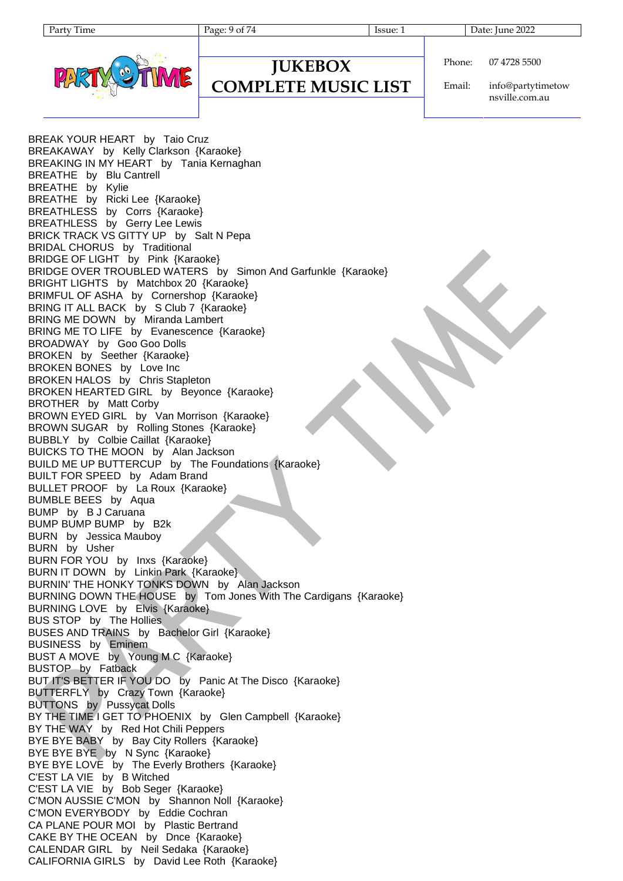# JUKEBOX COMPLETE MUSIC LIST

Phone: 07 4728 5500

Email: info@partytimetownsville.com.au

BREAK YOUR HEART by Taio Cruz
BREAKAWAY by Kelly Clarkson {Karaoke}
BREAKING IN MY HEART by Tania Kernaghan
BREATHE by Blu Cantrell
BREATHE by Kylie
BREATHE by Ricki Lee {Karaoke}
BREATHLESS by Corrs {Karaoke}
BREATHLESS by Gerry Lee Lewis
BRICK TRACK VS GITTY UP by Salt N Pepa
BRIDAL CHORUS by Traditional
BRIDGE OF LIGHT by Pink {Karaoke}
BRIDGE OVER TROUBLED WATERS by Simon And Garfunkle {Karaoke}
BRIGHT LIGHTS by Matchbox 20 {Karaoke}
BRIMFUL OF ASHA by Cornershop {Karaoke}
BRING IT ALL BACK by S Club 7 {Karaoke}
BRING ME DOWN by Miranda Lambert
BRING ME TO LIFE by Evanescence {Karaoke}
BROADWAY by Goo Goo Dolls
BROKEN by Seether {Karaoke}
BROKEN BONES by Love Inc
BROKEN HALOS by Chris Stapleton
BROKEN HEARTED GIRL by Beyonce {Karaoke}
BROTHER by Matt Corby
BROWN EYED GIRL by Van Morrison {Karaoke}
BROWN SUGAR by Rolling Stones {Karaoke}
BUBBLY by Colbie Caillat {Karaoke}
BUICKS TO THE MOON by Alan Jackson
BUILD ME UP BUTTERCUP by The Foundations {Karaoke}
BUILT FOR SPEED by Adam Brand
BULLET PROOF by La Roux {Karaoke}
BUMBLE BEES by Aqua
BUMP by B J Caruana
BUMP BUMP BUMP by B2k
BURN by Jessica Mauboy
BURN by Usher
BURN FOR YOU by Inxs {Karaoke}
BURN IT DOWN by Linkin Park {Karaoke}
BURNIN' THE HONKY TONKS DOWN by Alan Jackson
BURNING DOWN THE HOUSE by Tom Jones With The Cardigans {Karaoke}
BURNING LOVE by Elvis {Karaoke}
BUS STOP by The Hollies
BUSES AND TRAINS by Bachelor Girl {Karaoke}
BUSINESS by Eminem
BUST A MOVE by Young M C {Karaoke}
BUSTOP by Fatback
BUT IT'S BETTER IF YOU DO by Panic At The Disco {Karaoke}
BUTTERFLY by Crazy Town {Karaoke}
BUTTONS by Pussycat Dolls
BY THE TIME I GET TO PHOENIX by Glen Campbell {Karaoke}
BY THE WAY by Red Hot Chili Peppers
BYE BYE BABY by Bay City Rollers {Karaoke}
BYE BYE BYE by N Sync {Karaoke}
BYE BYE LOVE by The Everly Brothers {Karaoke}
C'EST LA VIE by B Witched
C'EST LA VIE by Bob Seger {Karaoke}
C'MON AUSSIE C'MON by Shannon Noll {Karaoke}
C'MON EVERYBODY by Eddie Cochran
CA PLANE POUR MOI by Plastic Bertrand
CAKE BY THE OCEAN by Dnce {Karaoke}
CALENDAR GIRL by Neil Sedaka {Karaoke}
CALIFORNIA GIRLS by David Lee Roth {Karaoke}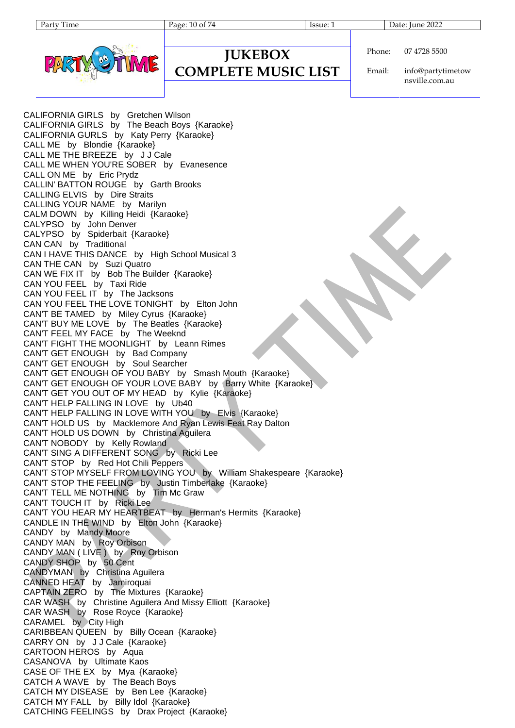# JUKEBOX COMPLETE MUSIC LIST

Phone: 07 4728 5500

Email: info@partytimetownsville.com.au

CALIFORNIA GIRLS by Gretchen Wilson
CALIFORNIA GIRLS by The Beach Boys {Karaoke}
CALIFORNIA GURLS by Katy Perry {Karaoke}
CALL ME by Blondie {Karaoke}
CALL ME THE BREEZE by J J Cale
CALL ME WHEN YOU'RE SOBER by Evanesence
CALL ON ME by Eric Prydz
CALLIN' BATTON ROUGE by Garth Brooks
CALLING ELVIS by Dire Straits
CALLING YOUR NAME by Marilyn
CALM DOWN by Killing Heidi {Karaoke}
CALYPSO by John Denver
CALYPSO by Spiderbait {Karaoke}
CAN CAN by Traditional
CAN I HAVE THIS DANCE by High School Musical 3
CAN THE CAN by Suzi Quatro
CAN WE FIX IT by Bob The Builder {Karaoke}
CAN YOU FEEL by Taxi Ride
CAN YOU FEEL IT by The Jacksons
CAN YOU FEEL THE LOVE TONIGHT by Elton John
CAN'T BE TAMED by Miley Cyrus {Karaoke}
CAN'T BUY ME LOVE by The Beatles {Karaoke}
CAN'T FEEL MY FACE by The Weeknd
CAN'T FIGHT THE MOONLIGHT by Leann Rimes
CAN'T GET ENOUGH by Bad Company
CAN'T GET ENOUGH by Soul Searcher
CAN'T GET ENOUGH OF YOU BABY by Smash Mouth {Karaoke}
CAN'T GET ENOUGH OF YOUR LOVE BABY by Barry White {Karaoke}
CAN'T GET YOU OUT OF MY HEAD by Kylie {Karaoke}
CAN'T HELP FALLING IN LOVE by Ub40
CAN'T HELP FALLING IN LOVE WITH YOU by Elvis {Karaoke}
CAN'T HOLD US by Macklemore And Ryan Lewis Feat Ray Dalton
CAN'T HOLD US DOWN by Christina Aguilera
CAN'T NOBODY by Kelly Rowland
CAN'T SING A DIFFERENT SONG by Ricki Lee
CAN'T STOP by Red Hot Chili Peppers
CAN'T STOP MYSELF FROM LOVING YOU by William Shakespeare {Karaoke}
CAN'T STOP THE FEELING by Justin Timberlake {Karaoke}
CAN'T TELL ME NOTHING by Tim Mc Graw
CAN'T TOUCH IT by Ricki Lee
CAN'T YOU HEAR MY HEARTBEAT by Herman's Hermits {Karaoke}
CANDLE IN THE WIND by Elton John {Karaoke}
CANDY by Mandy Moore
CANDY MAN by Roy Orbison
CANDY MAN ( LIVE ) by Roy Orbison
CANDY SHOP by 50 Cent
CANDYMAN by Christina Aguilera
CANNED HEAT by Jamiroquai
CAPTAIN ZERO by The Mixtures {Karaoke}
CAR WASH by Christine Aguilera And Missy Elliott {Karaoke}
CAR WASH by Rose Royce {Karaoke}
CARAMEL by City High
CARIBBEAN QUEEN by Billy Ocean {Karaoke}
CARRY ON by J J Cale {Karaoke}
CARTOON HEROS by Aqua
CASANOVA by Ultimate Kaos
CASE OF THE EX by Mya {Karaoke}
CATCH A WAVE by The Beach Boys
CATCH MY DISEASE by Ben Lee {Karaoke}
CATCH MY FALL by Billy Idol {Karaoke}
CATCHING FEELINGS by Drax Project {Karaoke}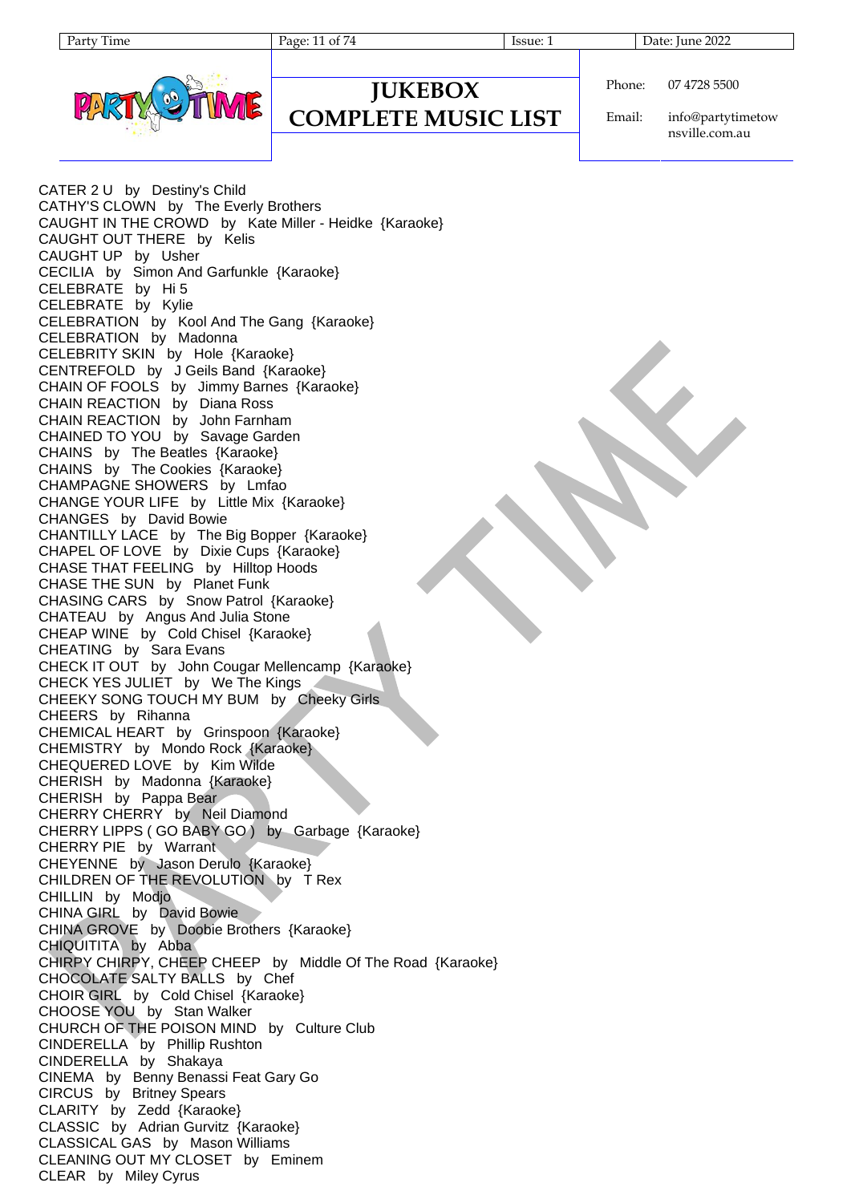CATER 2 U by Destiny's Child
CATHY'S CLOWN by The Everly Brothers
CAUGHT IN THE CROWD by Kate Miller - Heidke {Karaoke}
CAUGHT OUT THERE by Kelis
CAUGHT UP by Usher
CECILIA by Simon And Garfunkle {Karaoke}
CELEBRATE by Hi 5
CELEBRATE by Kylie
CELEBRATION by Kool And The Gang {Karaoke}
CELEBRATION by Madonna
CELEBRITY SKIN by Hole {Karaoke}
CENTREFOLD by J Geils Band {Karaoke}
CHAIN OF FOOLS by Jimmy Barnes {Karaoke}
CHAIN REACTION by Diana Ross
CHAIN REACTION by John Farnham
CHAINED TO YOU by Savage Garden
CHAINS by The Beatles {Karaoke}
CHAINS by The Cookies {Karaoke}
CHAMPAGNE SHOWERS by Lmfao
CHANGE YOUR LIFE by Little Mix {Karaoke}
CHANGES by David Bowie
CHANTILLY LACE by The Big Bopper {Karaoke}
CHAPEL OF LOVE by Dixie Cups {Karaoke}
CHASE THAT FEELING by Hilltop Hoods
CHASE THE SUN by Planet Funk
CHASING CARS by Snow Patrol {Karaoke}
CHATEAU by Angus And Julia Stone
CHEAP WINE by Cold Chisel {Karaoke}
CHEATING by Sara Evans
CHECK IT OUT by John Cougar Mellencamp {Karaoke}
CHECK YES JULIET by We The Kings
CHEEKY SONG TOUCH MY BUM by Cheeky Girls
CHEERS by Rihanna
CHEMICAL HEART by Grinspoon {Karaoke}
CHEMISTRY by Mondo Rock {Karaoke}
CHEQUERED LOVE by Kim Wilde
CHERISH by Madonna {Karaoke}
CHERISH by Pappa Bear
CHERRY CHERRY by Neil Diamond
CHERRY LIPPS ( GO BABY GO ) by Garbage {Karaoke}
CHERRY PIE by Warrant
CHEYENNE by Jason Derulo {Karaoke}
CHILDREN OF THE REVOLUTION by T Rex
CHILLIN by Modjo
CHINA GIRL by David Bowie
CHINA GROVE by Doobie Brothers {Karaoke}
CHIQUITITA by Abba
CHIRPY CHIRPY, CHEEP CHEEP by Middle Of The Road {Karaoke}
CHOCOLATE SALTY BALLS by Chef
CHOIR GIRL by Cold Chisel {Karaoke}
CHOOSE YOU by Stan Walker
CHURCH OF THE POISON MIND by Culture Club
CINDERELLA by Phillip Rushton
CINDERELLA by Shakaya
CINEMA by Benny Benassi Feat Gary Go
CIRCUS by Britney Spears
CLARITY by Zedd {Karaoke}
CLASSIC by Adrian Gurvitz {Karaoke}
CLASSICAL GAS by Mason Williams
CLEANING OUT MY CLOSET by Eminem
CLEAR by Miley Cyrus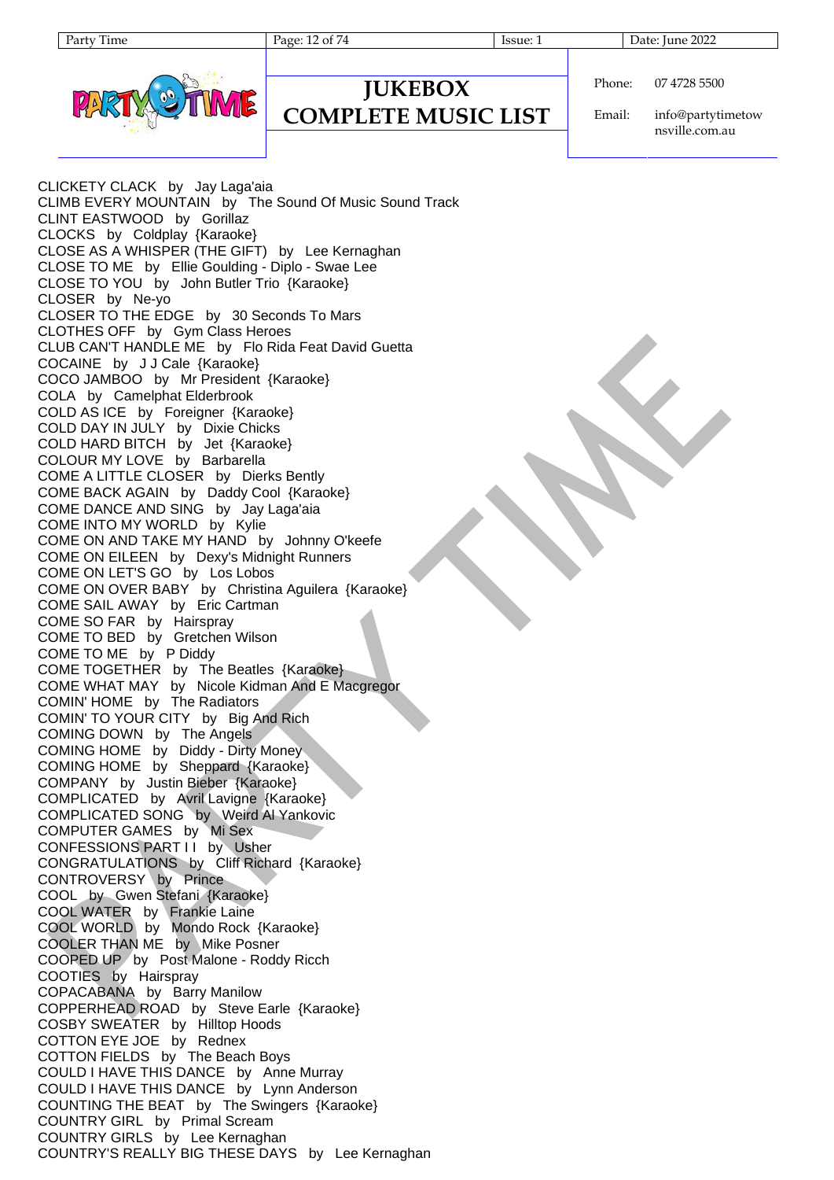CLICKETY CLACK by Jay Laga'aia
CLIMB EVERY MOUNTAIN by The Sound Of Music Sound Track
CLINT EASTWOOD by Gorillaz
CLOCKS by Coldplay {Karaoke}
CLOSE AS A WHISPER (THE GIFT) by Lee Kernaghan
CLOSE TO ME by Ellie Goulding - Diplo - Swae Lee
CLOSE TO YOU by John Butler Trio {Karaoke}
CLOSER by Ne-yo
CLOSER TO THE EDGE by 30 Seconds To Mars
CLOTHES OFF by Gym Class Heroes
CLUB CAN'T HANDLE ME by Flo Rida Feat David Guetta
COCAINE by J J Cale {Karaoke}
COCO JAMBOO by Mr President {Karaoke}
COLA by Camelphat Elderbrook
COLD AS ICE by Foreigner {Karaoke}
COLD DAY IN JULY by Dixie Chicks
COLD HARD BITCH by Jet {Karaoke}
COLOUR MY LOVE by Barbarella
COME A LITTLE CLOSER by Dierks Bently
COME BACK AGAIN by Daddy Cool {Karaoke}
COME DANCE AND SING by Jay Laga'aia
COME INTO MY WORLD by Kylie
COME ON AND TAKE MY HAND by Johnny O'keefe
COME ON EILEEN by Dexy's Midnight Runners
COME ON LET'S GO by Los Lobos
COME ON OVER BABY by Christina Aguilera {Karaoke}
COME SAIL AWAY by Eric Cartman
COME SO FAR by Hairspray
COME TO BED by Gretchen Wilson
COME TO ME by P Diddy
COME TOGETHER by The Beatles {Karaoke}
COME WHAT MAY by Nicole Kidman And E Macgregor
COMIN' HOME by The Radiators
COMIN' TO YOUR CITY by Big And Rich
COMING DOWN by The Angels
COMING HOME by Diddy - Dirty Money
COMING HOME by Sheppard {Karaoke}
COMPANY by Justin Bieber {Karaoke}
COMPLICATED by Avril Lavigne {Karaoke}
COMPLICATED SONG by Weird Al Yankovic
COMPUTER GAMES by Mi Sex
CONFESSIONS PART I I by Usher
CONGRATULATIONS by Cliff Richard {Karaoke}
CONTROVERSY by Prince
COOL by Gwen Stefani {Karaoke}
COOL WATER by Frankie Laine
COOL WORLD by Mondo Rock {Karaoke}
COOLER THAN ME by Mike Posner
COOPED UP by Post Malone - Roddy Ricch
COOTIES by Hairspray
COPACABANA by Barry Manilow
COPPERHEAD ROAD by Steve Earle {Karaoke}
COSBY SWEATER by Hilltop Hoods
COTTON EYE JOE by Rednex
COTTON FIELDS by The Beach Boys
COULD I HAVE THIS DANCE by Anne Murray
COULD I HAVE THIS DANCE by Lynn Anderson
COUNTING THE BEAT by The Swingers {Karaoke}
COUNTRY GIRL by Primal Scream
COUNTRY GIRLS by Lee Kernaghan
COUNTRY'S REALLY BIG THESE DAYS by Lee Kernaghan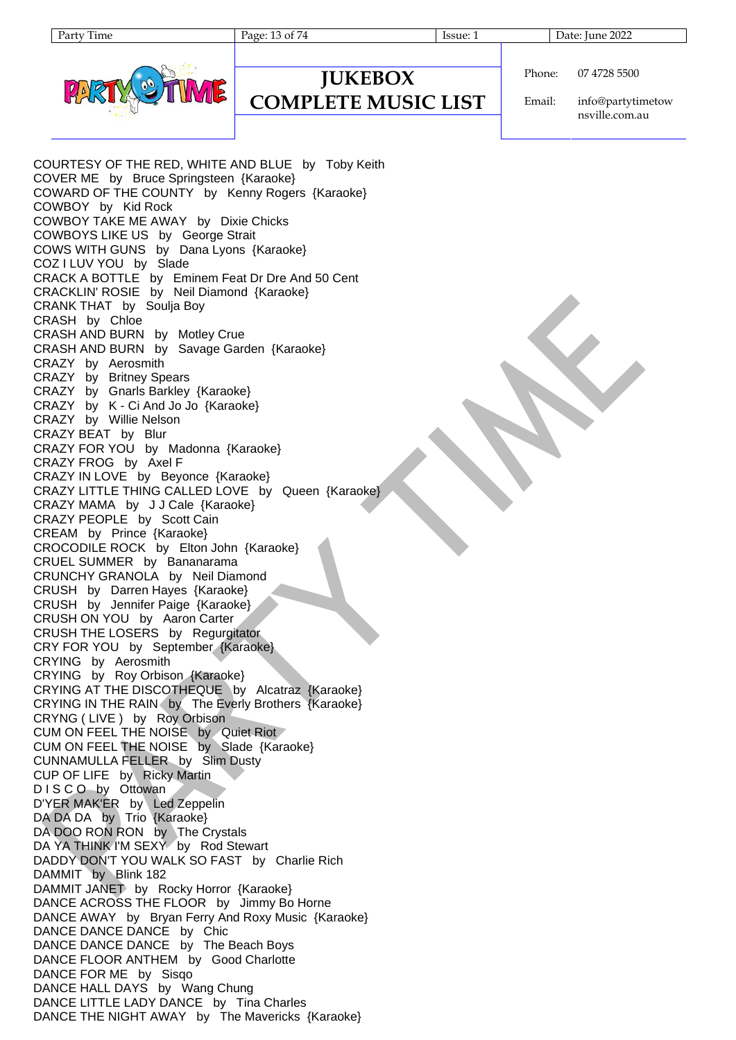COURTESY OF THE RED, WHITE AND BLUE by Toby Keith
COVER ME by Bruce Springsteen {Karaoke}
COWARD OF THE COUNTY by Kenny Rogers {Karaoke}
COWBOY by Kid Rock
COWBOY TAKE ME AWAY by Dixie Chicks
COWBOYS LIKE US by George Strait
COWS WITH GUNS by Dana Lyons {Karaoke}
COZ I LUV YOU by Slade
CRACK A BOTTLE by Eminem Feat Dr Dre And 50 Cent
CRACKLIN' ROSIE by Neil Diamond {Karaoke}
CRANK THAT by Soulja Boy
CRASH by Chloe
CRASH AND BURN by Motley Crue
CRASH AND BURN by Savage Garden {Karaoke}
CRAZY by Aerosmith
CRAZY by Britney Spears
CRAZY by Gnarls Barkley {Karaoke}
CRAZY by K - Ci And Jo Jo {Karaoke}
CRAZY by Willie Nelson
CRAZY BEAT by Blur
CRAZY FOR YOU by Madonna {Karaoke}
CRAZY FROG by Axel F
CRAZY IN LOVE by Beyonce {Karaoke}
CRAZY LITTLE THING CALLED LOVE by Queen {Karaoke}
CRAZY MAMA by J J Cale {Karaoke}
CRAZY PEOPLE by Scott Cain
CREAM by Prince {Karaoke}
CROCODILE ROCK by Elton John {Karaoke}
CRUEL SUMMER by Bananarama
CRUNCHY GRANOLA by Neil Diamond
CRUSH by Darren Hayes {Karaoke}
CRUSH by Jennifer Paige {Karaoke}
CRUSH ON YOU by Aaron Carter
CRUSH THE LOSERS by Regurgitator
CRY FOR YOU by September {Karaoke}
CRYING by Aerosmith
CRYING by Roy Orbison {Karaoke}
CRYING AT THE DISCOTHEQUE by Alcatraz {Karaoke}
CRYING IN THE RAIN by The Everly Brothers {Karaoke}
CRYNG ( LIVE ) by Roy Orbison
CUM ON FEEL THE NOISE by Quiet Riot
CUM ON FEEL THE NOISE by Slade {Karaoke}
CUNNAMULLA FELLER by Slim Dusty
CUP OF LIFE by Ricky Martin
D I S C O by Ottowan
D'YER MAK'ER by Led Zeppelin
DA DA DA by Trio {Karaoke}
DA DOO RON RON by The Crystals
DA YA THINK I'M SEXY by Rod Stewart
DADDY DON'T YOU WALK SO FAST by Charlie Rich
DAMMIT by Blink 182
DAMMIT JANET by Rocky Horror {Karaoke}
DANCE ACROSS THE FLOOR by Jimmy Bo Horne
DANCE AWAY by Bryan Ferry And Roxy Music {Karaoke}
DANCE DANCE DANCE by Chic
DANCE DANCE DANCE by The Beach Boys
DANCE FLOOR ANTHEM by Good Charlotte
DANCE FOR ME by Sisqo
DANCE HALL DAYS by Wang Chung
DANCE LITTLE LADY DANCE by Tina Charles
DANCE THE NIGHT AWAY by The Mavericks {Karaoke}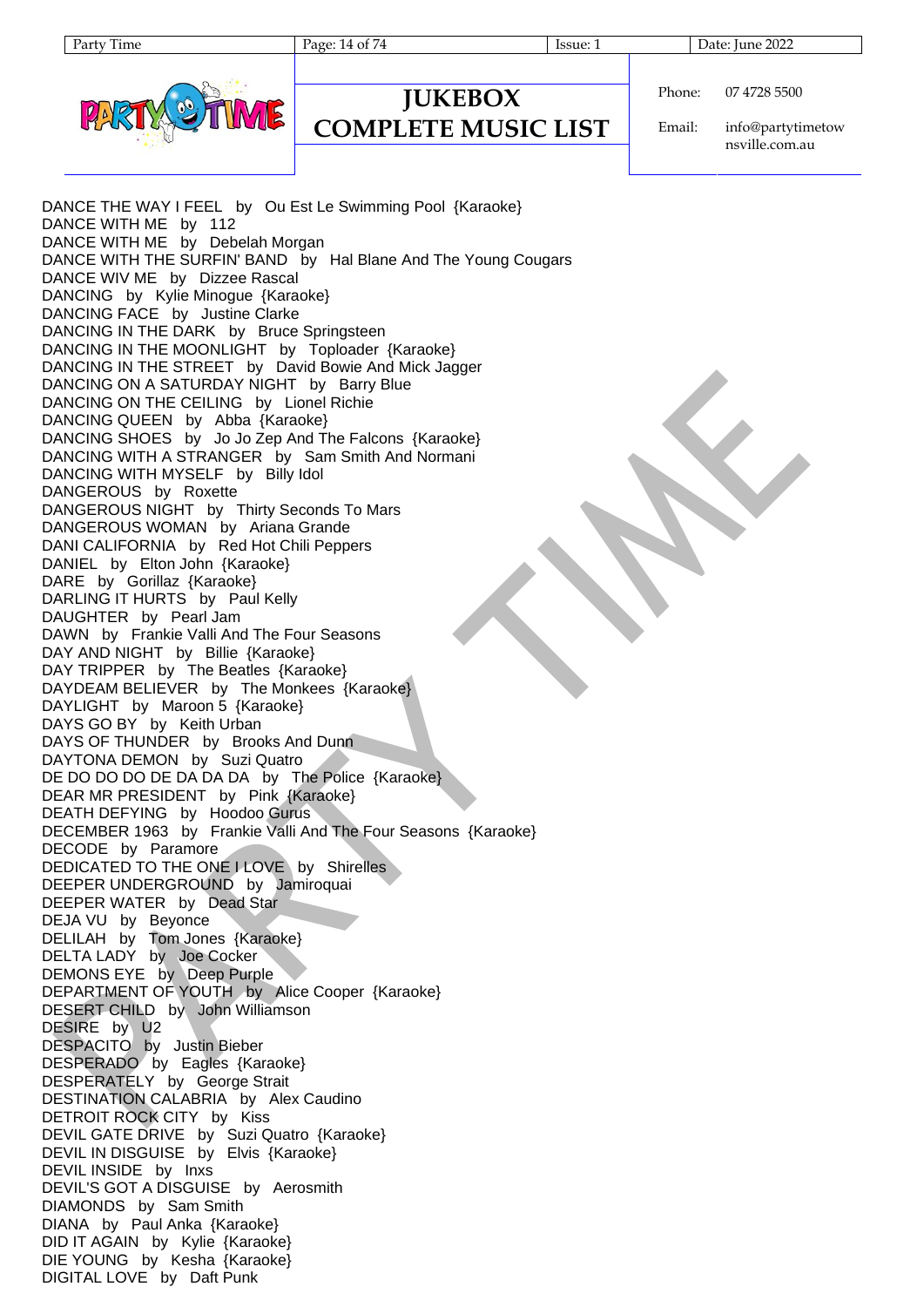# JUKEBOX COMPLETE MUSIC LIST

Phone: 07 4728 5500

Email: info@partytimetownsville.com.au

DANCE THE WAY I FEEL by Ou Est Le Swimming Pool {Karaoke}
DANCE WITH ME by 112
DANCE WITH ME by Debelah Morgan
DANCE WITH THE SURFIN' BAND by Hal Blane And The Young Cougars
DANCE WIV ME by Dizzee Rascal
DANCING by Kylie Minogue {Karaoke}
DANCING FACE by Justine Clarke
DANCING IN THE DARK by Bruce Springsteen
DANCING IN THE MOONLIGHT by Toploader {Karaoke}
DANCING IN THE STREET by David Bowie And Mick Jagger
DANCING ON A SATURDAY NIGHT by Barry Blue
DANCING ON THE CEILING by Lionel Richie
DANCING QUEEN by Abba {Karaoke}
DANCING SHOES by Jo Jo Zep And The Falcons {Karaoke}
DANCING WITH A STRANGER by Sam Smith And Normani
DANCING WITH MYSELF by Billy Idol
DANGEROUS by Roxette
DANGEROUS NIGHT by Thirty Seconds To Mars
DANGEROUS WOMAN by Ariana Grande
DANI CALIFORNIA by Red Hot Chili Peppers
DANIEL by Elton John {Karaoke}
DARE by Gorillaz {Karaoke}
DARLING IT HURTS by Paul Kelly
DAUGHTER by Pearl Jam
DAWN by Frankie Valli And The Four Seasons
DAY AND NIGHT by Billie {Karaoke}
DAY TRIPPER by The Beatles {Karaoke}
DAYDEAM BELIEVER by The Monkees {Karaoke}
DAYLIGHT by Maroon 5 {Karaoke}
DAYS GO BY by Keith Urban
DAYS OF THUNDER by Brooks And Dunn
DAYTONA DEMON by Suzi Quatro
DE DO DO DO DE DA DA DA by The Police {Karaoke}
DEAR MR PRESIDENT by Pink {Karaoke}
DEATH DEFYING by Hoodoo Gurus
DECEMBER 1963 by Frankie Valli And The Four Seasons {Karaoke}
DECODE by Paramore
DEDICATED TO THE ONE I LOVE by Shirelles
DEEPER UNDERGROUND by Jamiroquai
DEEPER WATER by Dead Star
DEJA VU by Beyonce
DELILAH by Tom Jones {Karaoke}
DELTA LADY by Joe Cocker
DEMONS EYE by Deep Purple
DEPARTMENT OF YOUTH by Alice Cooper {Karaoke}
DESERT CHILD by John Williamson
DESIRE by U2
DESPACITO by Justin Bieber
DESPERADO by Eagles {Karaoke}
DESPERATELY by George Strait
DESTINATION CALABRIA by Alex Caudino
DETROIT ROCK CITY by Kiss
DEVIL GATE DRIVE by Suzi Quatro {Karaoke}
DEVIL IN DISGUISE by Elvis {Karaoke}
DEVIL INSIDE by Inxs
DEVIL'S GOT A DISGUISE by Aerosmith
DIAMONDS by Sam Smith
DIANA by Paul Anka {Karaoke}
DID IT AGAIN by Kylie {Karaoke}
DIE YOUNG by Kesha {Karaoke}
DIGITAL LOVE by Daft Punk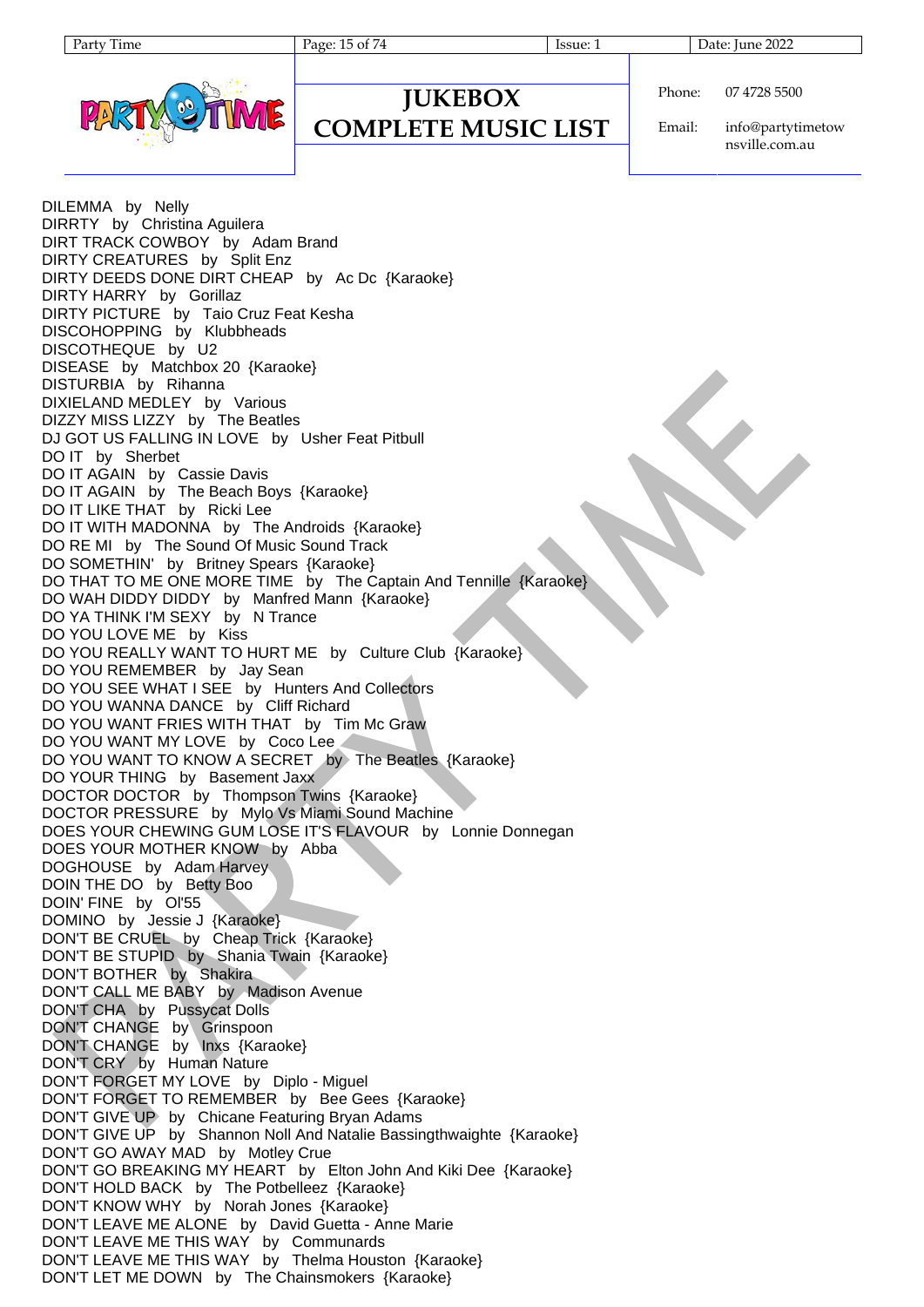# JUKEBOX COMPLETE MUSIC LIST

Phone: 07 4728 5500

Email: info@partytimetownsville.com.au

DILEMMA by Nelly
DIRRTY by Christina Aguilera
DIRT TRACK COWBOY by Adam Brand
DIRTY CREATURES by Split Enz
DIRTY DEEDS DONE DIRT CHEAP by Ac Dc {Karaoke}
DIRTY HARRY by Gorillaz
DIRTY PICTURE by Taio Cruz Feat Kesha
DISCOHOPPING by Klubbheads
DISCOTHEQUE by U2
DISEASE by Matchbox 20 {Karaoke}
DISTURBIA by Rihanna
DIXIELAND MEDLEY by Various
DIZZY MISS LIZZY by The Beatles
DJ GOT US FALLING IN LOVE by Usher Feat Pitbull
DO IT by Sherbet
DO IT AGAIN by Cassie Davis
DO IT AGAIN by The Beach Boys {Karaoke}
DO IT LIKE THAT by Ricki Lee
DO IT WITH MADONNA by The Androids {Karaoke}
DO RE MI by The Sound Of Music Sound Track
DO SOMETHIN' by Britney Spears {Karaoke}
DO THAT TO ME ONE MORE TIME by The Captain And Tennille {Karaoke}
DO WAH DIDDY DIDDY by Manfred Mann {Karaoke}
DO YA THINK I'M SEXY by N Trance
DO YOU LOVE ME by Kiss
DO YOU REALLY WANT TO HURT ME by Culture Club {Karaoke}
DO YOU REMEMBER by Jay Sean
DO YOU SEE WHAT I SEE by Hunters And Collectors
DO YOU WANNA DANCE by Cliff Richard
DO YOU WANT FRIES WITH THAT by Tim Mc Graw
DO YOU WANT MY LOVE by Coco Lee
DO YOU WANT TO KNOW A SECRET by The Beatles {Karaoke}
DO YOUR THING by Basement Jaxx
DOCTOR DOCTOR by Thompson Twins {Karaoke}
DOCTOR PRESSURE by Mylo Vs Miami Sound Machine
DOES YOUR CHEWING GUM LOSE IT'S FLAVOUR by Lonnie Donnegan
DOES YOUR MOTHER KNOW by Abba
DOGHOUSE by Adam Harvey
DOIN THE DO by Betty Boo
DOIN' FINE by Ol'55
DOMINO by Jessie J {Karaoke}
DON'T BE CRUEL by Cheap Trick {Karaoke}
DON'T BE STUPID by Shania Twain {Karaoke}
DON'T BOTHER by Shakira
DON'T CALL ME BABY by Madison Avenue
DON'T CHA by Pussycat Dolls
DON'T CHANGE by Grinspoon
DON'T CHANGE by Inxs {Karaoke}
DON'T CRY by Human Nature
DON'T FORGET MY LOVE by Diplo - Miguel
DON'T FORGET TO REMEMBER by Bee Gees {Karaoke}
DON'T GIVE UP by Chicane Featuring Bryan Adams
DON'T GIVE UP by Shannon Noll And Natalie Bassingthwaighte {Karaoke}
DON'T GO AWAY MAD by Motley Crue
DON'T GO BREAKING MY HEART by Elton John And Kiki Dee {Karaoke}
DON'T HOLD BACK by The Potbelleez {Karaoke}
DON'T KNOW WHY by Norah Jones {Karaoke}
DON'T LEAVE ME ALONE by David Guetta - Anne Marie
DON'T LEAVE ME THIS WAY by Communards
DON'T LEAVE ME THIS WAY by Thelma Houston {Karaoke}
DON'T LET ME DOWN by The Chainsmokers {Karaoke}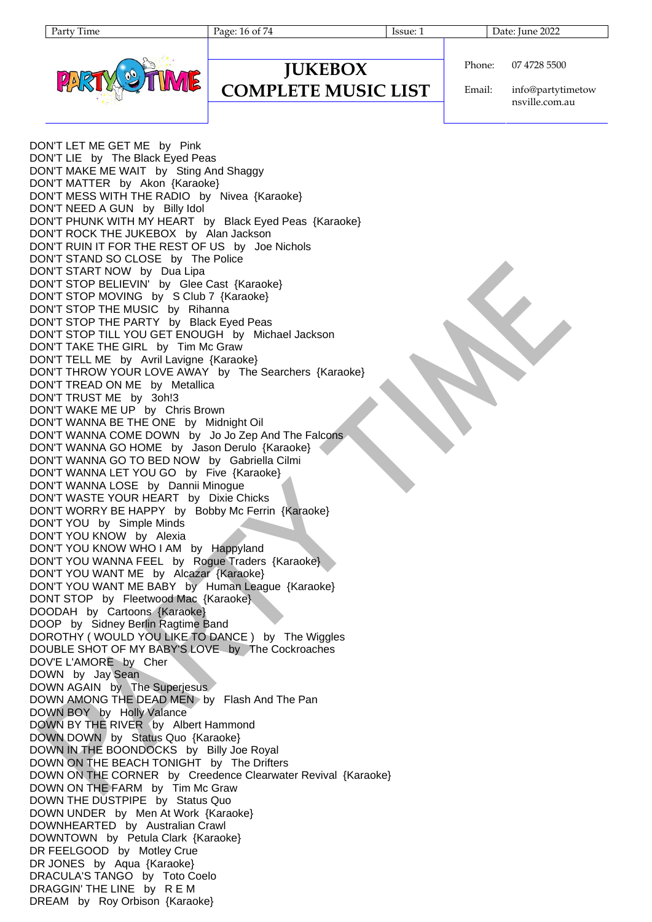DON'T LET ME GET ME by Pink
DON'T LIE by The Black Eyed Peas
DON'T MAKE ME WAIT by Sting And Shaggy
DON'T MATTER by Akon {Karaoke}
DON'T MESS WITH THE RADIO by Nivea {Karaoke}
DON'T NEED A GUN by Billy Idol
DON'T PHUNK WITH MY HEART by Black Eyed Peas {Karaoke}
DON'T ROCK THE JUKEBOX by Alan Jackson
DON'T RUIN IT FOR THE REST OF US by Joe Nichols
DON'T STAND SO CLOSE by The Police
DON'T START NOW by Dua Lipa
DON'T STOP BELIEVIN' by Glee Cast {Karaoke}
DON'T STOP MOVING by S Club 7 {Karaoke}
DON'T STOP THE MUSIC by Rihanna
DON'T STOP THE PARTY by Black Eyed Peas
DON'T STOP TILL YOU GET ENOUGH by Michael Jackson
DON'T TAKE THE GIRL by Tim Mc Graw
DON'T TELL ME by Avril Lavigne {Karaoke}
DON'T THROW YOUR LOVE AWAY by The Searchers {Karaoke}
DON'T TREAD ON ME by Metallica
DON'T TRUST ME by 3oh!3
DON'T WAKE ME UP by Chris Brown
DON'T WANNA BE THE ONE by Midnight Oil
DON'T WANNA COME DOWN by Jo Jo Zep And The Falcons
DON'T WANNA GO HOME by Jason Derulo {Karaoke}
DON'T WANNA GO TO BED NOW by Gabriella Cilmi
DON'T WANNA LET YOU GO by Five {Karaoke}
DON'T WANNA LOSE by Dannii Minogue
DON'T WASTE YOUR HEART by Dixie Chicks
DON'T WORRY BE HAPPY by Bobby Mc Ferrin {Karaoke}
DON'T YOU by Simple Minds
DON'T YOU KNOW by Alexia
DON'T YOU KNOW WHO I AM by Happyland
DON'T YOU WANNA FEEL by Rogue Traders {Karaoke}
DON'T YOU WANT ME by Alcazar {Karaoke}
DON'T YOU WANT ME BABY by Human League {Karaoke}
DONT STOP by Fleetwood Mac {Karaoke}
DOODAH by Cartoons {Karaoke}
DOOP by Sidney Berlin Ragtime Band
DOROTHY ( WOULD YOU LIKE TO DANCE ) by The Wiggles
DOUBLE SHOT OF MY BABY'S LOVE by The Cockroaches
DOV'E L'AMORE by Cher
DOWN by Jay Sean
DOWN AGAIN by The Superjesus
DOWN AMONG THE DEAD MEN by Flash And The Pan
DOWN BOY by Holly Valance
DOWN BY THE RIVER by Albert Hammond
DOWN DOWN by Status Quo {Karaoke}
DOWN IN THE BOONDOCKS by Billy Joe Royal
DOWN ON THE BEACH TONIGHT by The Drifters
DOWN ON THE CORNER by Creedence Clearwater Revival {Karaoke}
DOWN ON THE FARM by Tim Mc Graw
DOWN THE DUSTPIPE by Status Quo
DOWN UNDER by Men At Work {Karaoke}
DOWNHEARTED by Australian Crawl
DOWNTOWN by Petula Clark {Karaoke}
DR FEELGOOD by Motley Crue
DR JONES by Aqua {Karaoke}
DRACULA'S TANGO by Toto Coelo
DRAGGIN' THE LINE by R E M
DREAM by Roy Orbison {Karaoke}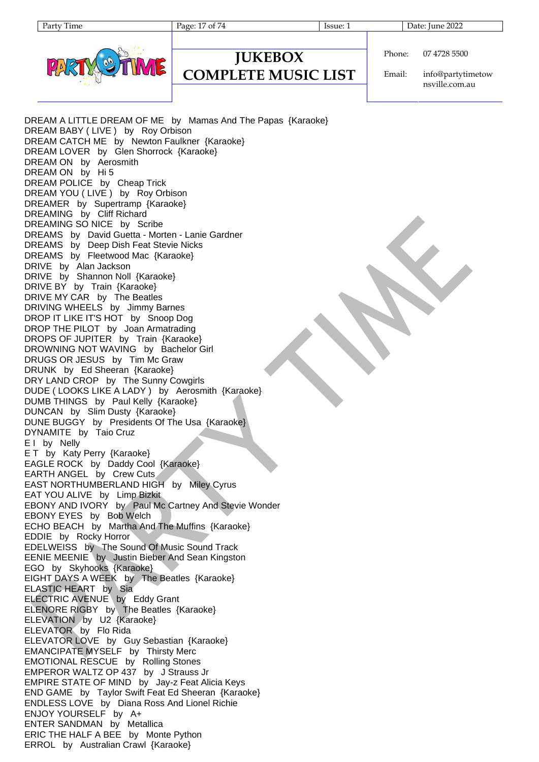# JUKEBOX COMPLETE MUSIC LIST

Phone: 07 4728 5500

Email: info@partytimetownsville.com.au

DREAM A LITTLE DREAM OF ME by Mamas And The Papas {Karaoke}
DREAM BABY ( LIVE ) by Roy Orbison
DREAM CATCH ME by Newton Faulkner {Karaoke}
DREAM LOVER by Glen Shorrock {Karaoke}
DREAM ON by Aerosmith
DREAM ON by Hi 5
DREAM POLICE by Cheap Trick
DREAM YOU ( LIVE ) by Roy Orbison
DREAMER by Supertramp {Karaoke}
DREAMING by Cliff Richard
DREAMING SO NICE by Scribe
DREAMS by David Guetta - Morten - Lanie Gardner
DREAMS by Deep Dish Feat Stevie Nicks
DREAMS by Fleetwood Mac {Karaoke}
DRIVE by Alan Jackson
DRIVE by Shannon Noll {Karaoke}
DRIVE BY by Train {Karaoke}
DRIVE MY CAR by The Beatles
DRIVING WHEELS by Jimmy Barnes
DROP IT LIKE IT'S HOT by Snoop Dog
DROP THE PILOT by Joan Armatrading
DROPS OF JUPITER by Train {Karaoke}
DROWNING NOT WAVING by Bachelor Girl
DRUGS OR JESUS by Tim Mc Graw
DRUNK by Ed Sheeran {Karaoke}
DRY LAND CROP by The Sunny Cowgirls
DUDE ( LOOKS LIKE A LADY ) by Aerosmith {Karaoke}
DUMB THINGS by Paul Kelly {Karaoke}
DUNCAN by Slim Dusty {Karaoke}
DUNE BUGGY by Presidents Of The Usa {Karaoke}
DYNAMITE by Taio Cruz
E I by Nelly
E T by Katy Perry {Karaoke}
EAGLE ROCK by Daddy Cool {Karaoke}
EARTH ANGEL by Crew Cuts
EAST NORTHUMBERLAND HIGH by Miley Cyrus
EAT YOU ALIVE by Limp Bizkit
EBONY AND IVORY by Paul Mc Cartney And Stevie Wonder
EBONY EYES by Bob Welch
ECHO BEACH by Martha And The Muffins {Karaoke}
EDDIE by Rocky Horror
EDELWEISS by The Sound Of Music Sound Track
EENIE MEENIE by Justin Bieber And Sean Kingston
EGO by Skyhooks {Karaoke}
EIGHT DAYS A WEEK by The Beatles {Karaoke}
ELASTIC HEART by Sia
ELECTRIC AVENUE by Eddy Grant
ELENORE RIGBY by The Beatles {Karaoke}
ELEVATION by U2 {Karaoke}
ELEVATOR by Flo Rida
ELEVATOR LOVE by Guy Sebastian {Karaoke}
EMANCIPATE MYSELF by Thirsty Merc
EMOTIONAL RESCUE by Rolling Stones
EMPEROR WALTZ OP 437 by J Strauss Jr
EMPIRE STATE OF MIND by Jay-z Feat Alicia Keys
END GAME by Taylor Swift Feat Ed Sheeran {Karaoke}
ENDLESS LOVE by Diana Ross And Lionel Richie
ENJOY YOURSELF by A+
ENTER SANDMAN by Metallica
ERIC THE HALF A BEE by Monte Python
ERROL by Australian Crawl {Karaoke}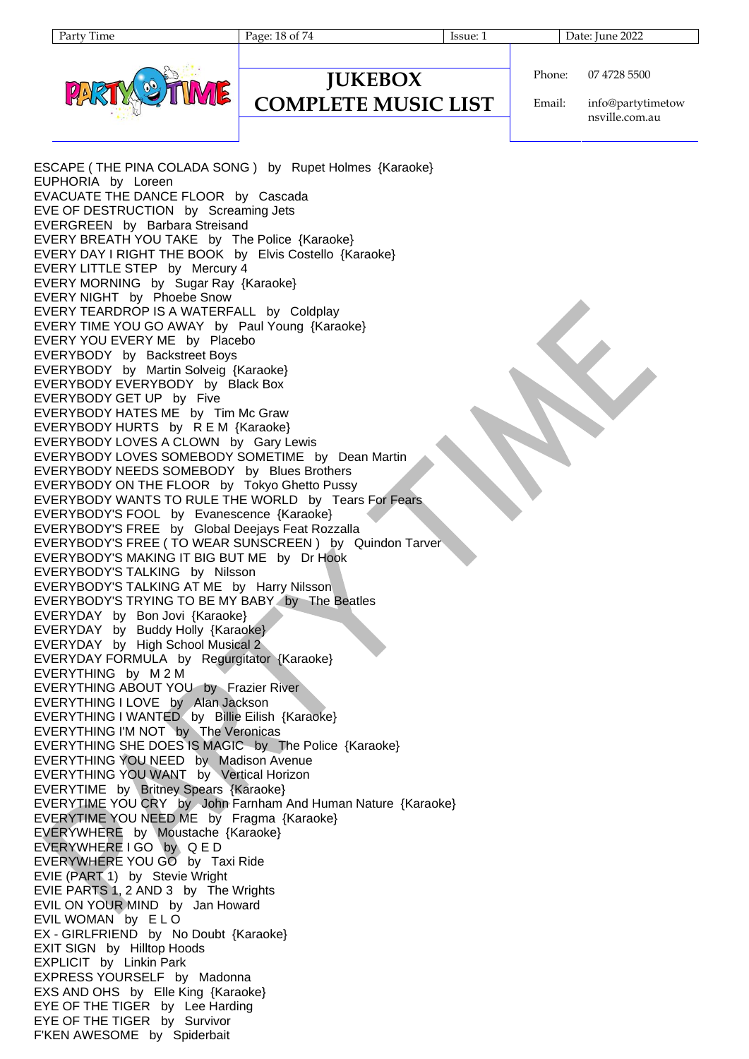ESCAPE ( THE PINA COLADA SONG ) by Rupet Holmes {Karaoke}
EUPHORIA by Loreen
EVACUATE THE DANCE FLOOR by Cascada
EVE OF DESTRUCTION by Screaming Jets
EVERGREEN by Barbara Streisand
EVERY BREATH YOU TAKE by The Police {Karaoke}
EVERY DAY I RIGHT THE BOOK by Elvis Costello {Karaoke}
EVERY LITTLE STEP by Mercury 4
EVERY MORNING by Sugar Ray {Karaoke}
EVERY NIGHT by Phoebe Snow
EVERY TEARDROP IS A WATERFALL by Coldplay
EVERY TIME YOU GO AWAY by Paul Young {Karaoke}
EVERY YOU EVERY ME by Placebo
EVERYBODY by Backstreet Boys
EVERYBODY by Martin Solveig {Karaoke}
EVERYBODY EVERYBODY by Black Box
EVERYBODY GET UP by Five
EVERYBODY HATES ME by Tim Mc Graw
EVERYBODY HURTS by R E M {Karaoke}
EVERYBODY LOVES A CLOWN by Gary Lewis
EVERYBODY LOVES SOMEBODY SOMETIME by Dean Martin
EVERYBODY NEEDS SOMEBODY by Blues Brothers
EVERYBODY ON THE FLOOR by Tokyo Ghetto Pussy
EVERYBODY WANTS TO RULE THE WORLD by Tears For Fears
EVERYBODY'S FOOL by Evanescence {Karaoke}
EVERYBODY'S FREE by Global Deejays Feat Rozzalla
EVERYBODY'S FREE ( TO WEAR SUNSCREEN ) by Quindon Tarver
EVERYBODY'S MAKING IT BIG BUT ME by Dr Hook
EVERYBODY'S TALKING by Nilsson
EVERYBODY'S TALKING AT ME by Harry Nilsson
EVERYBODY'S TRYING TO BE MY BABY by The Beatles
EVERYDAY by Bon Jovi {Karaoke}
EVERYDAY by Buddy Holly {Karaoke}
EVERYDAY by High School Musical 2
EVERYDAY FORMULA by Regurgitator {Karaoke}
EVERYTHING by M 2 M
EVERYTHING ABOUT YOU by Frazier River
EVERYTHING I LOVE by Alan Jackson
EVERYTHING I WANTED by Billie Eilish {Karaoke}
EVERYTHING I'M NOT by The Veronicas
EVERYTHING SHE DOES IS MAGIC by The Police {Karaoke}
EVERYTHING YOU NEED by Madison Avenue
EVERYTHING YOU WANT by Vertical Horizon
EVERYTIME by Britney Spears {Karaoke}
EVERYTIME YOU CRY by John Farnham And Human Nature {Karaoke}
EVERYTIME YOU NEED ME by Fragma {Karaoke}
EVERYWHERE by Moustache {Karaoke}
EVERYWHERE I GO by Q E D
EVERYWHERE YOU GO by Taxi Ride
EVIE (PART 1) by Stevie Wright
EVIE PARTS 1, 2 AND 3 by The Wrights
EVIL ON YOUR MIND by Jan Howard
EVIL WOMAN by E L O
EX - GIRLFRIEND by No Doubt {Karaoke}
EXIT SIGN by Hilltop Hoods
EXPLICIT by Linkin Park
EXPRESS YOURSELF by Madonna
EXS AND OHS by Elle King {Karaoke}
EYE OF THE TIGER by Lee Harding
EYE OF THE TIGER by Survivor
F'KEN AWESOME by Spiderbait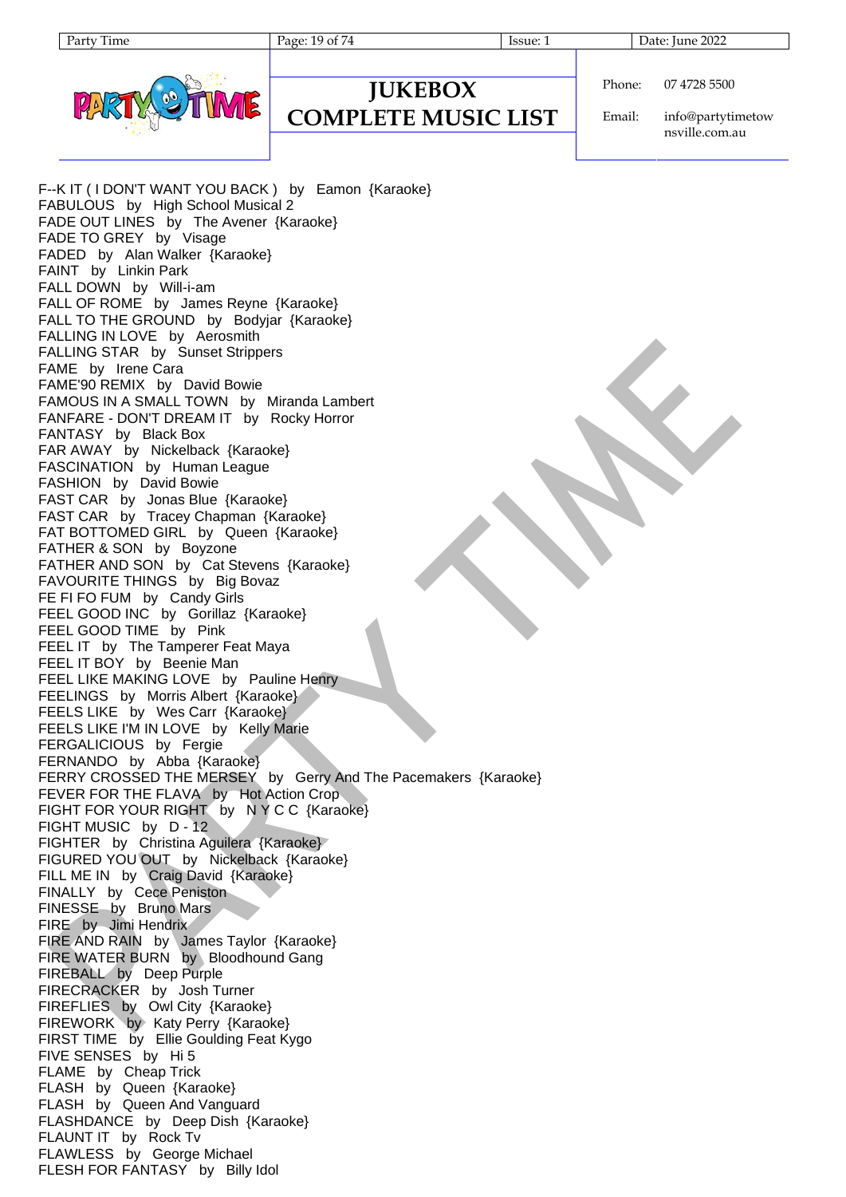F--K IT ( I DON'T WANT YOU BACK ) by Eamon {Karaoke}
FABULOUS by High School Musical 2
FADE OUT LINES by The Avener {Karaoke}
FADE TO GREY by Visage
FADED by Alan Walker {Karaoke}
FAINT by Linkin Park
FALL DOWN by Will-i-am
FALL OF ROME by James Reyne {Karaoke}
FALL TO THE GROUND by Bodyjar {Karaoke}
FALLING IN LOVE by Aerosmith
FALLING STAR by Sunset Strippers
FAME by Irene Cara
FAME'90 REMIX by David Bowie
FAMOUS IN A SMALL TOWN by Miranda Lambert
FANFARE - DON'T DREAM IT by Rocky Horror
FANTASY by Black Box
FAR AWAY by Nickelback {Karaoke}
FASCINATION by Human League
FASHION by David Bowie
FAST CAR by Jonas Blue {Karaoke}
FAST CAR by Tracey Chapman {Karaoke}
FAT BOTTOMED GIRL by Queen {Karaoke}
FATHER & SON by Boyzone
FATHER AND SON by Cat Stevens {Karaoke}
FAVOURITE THINGS by Big Bovaz
FE FI FO FUM by Candy Girls
FEEL GOOD INC by Gorillaz {Karaoke}
FEEL GOOD TIME by Pink
FEEL IT by The Tamperer Feat Maya
FEEL IT BOY by Beenie Man
FEEL LIKE MAKING LOVE by Pauline Henry
FEELINGS by Morris Albert {Karaoke}
FEELS LIKE by Wes Carr {Karaoke}
FEELS LIKE I'M IN LOVE by Kelly Marie
FERGALICIOUS by Fergie
FERNANDO by Abba {Karaoke}
FERRY CROSSED THE MERSEY by Gerry And The Pacemakers {Karaoke}
FEVER FOR THE FLAVA by Hot Action Crop
FIGHT FOR YOUR RIGHT by N Y C C {Karaoke}
FIGHT MUSIC by D - 12
FIGHTER by Christina Aguilera {Karaoke}
FIGURED YOU OUT by Nickelback {Karaoke}
FILL ME IN by Craig David {Karaoke}
FINALLY by Cece Peniston
FINESSE by Bruno Mars
FIRE by Jimi Hendrix
FIRE AND RAIN by James Taylor {Karaoke}
FIRE WATER BURN by Bloodhound Gang
FIREBALL by Deep Purple
FIRECRACKER by Josh Turner
FIREFLIES by Owl City {Karaoke}
FIREWORK by Katy Perry {Karaoke}
FIRST TIME by Ellie Goulding Feat Kygo
FIVE SENSES by Hi 5
FLAME by Cheap Trick
FLASH by Queen {Karaoke}
FLASH by Queen And Vanguard
FLASHDANCE by Deep Dish {Karaoke}
FLAUNT IT by Rock Tv
FLAWLESS by George Michael
FLESH FOR FANTASY by Billy Idol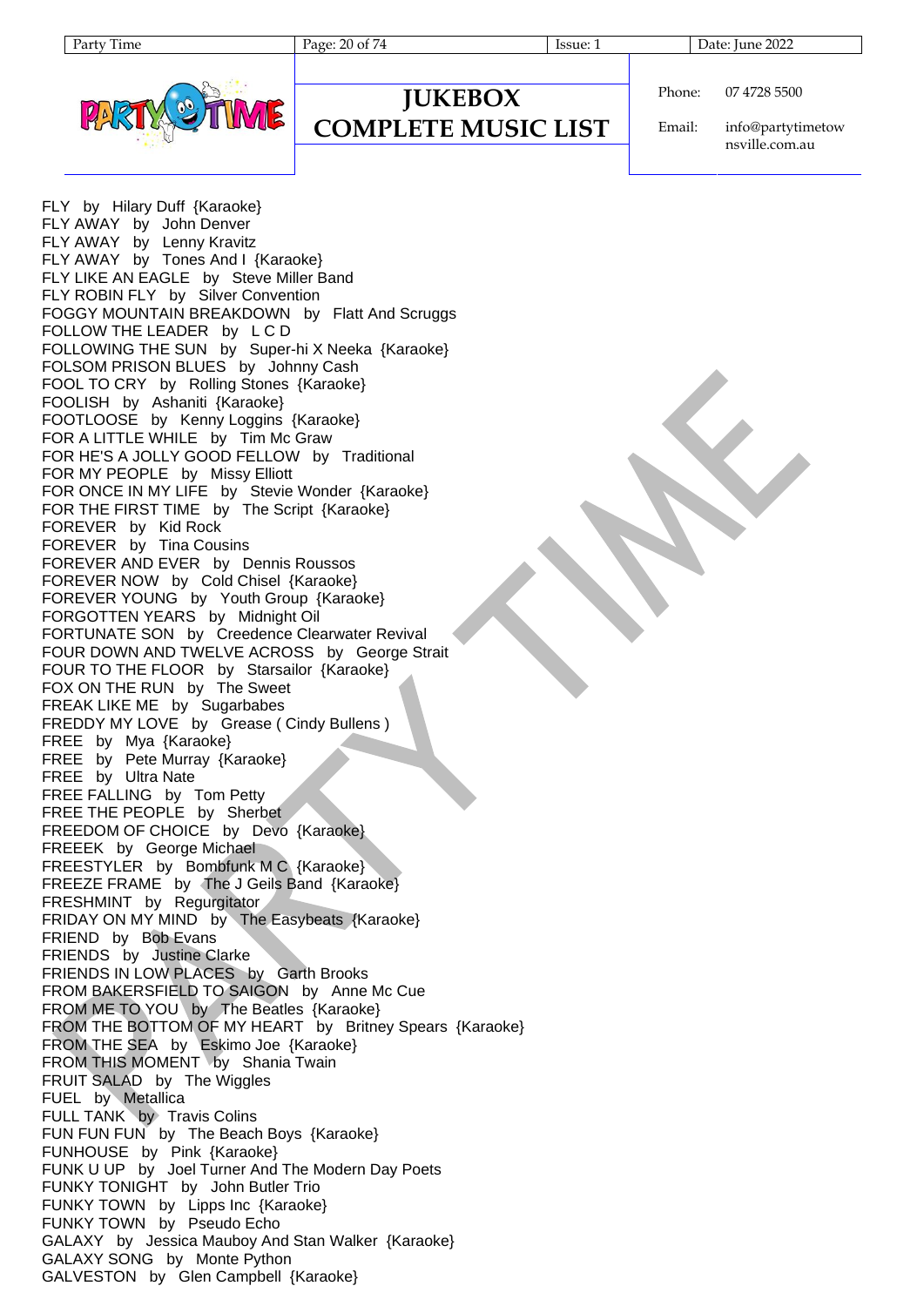# JUKEBOX COMPLETE MUSIC LIST

Phone: 07 4728 5500

Email: info@partytimetownsville.com.au

FLY by Hilary Duff {Karaoke}
FLY AWAY by John Denver
FLY AWAY by Lenny Kravitz
FLY AWAY by Tones And I {Karaoke}
FLY LIKE AN EAGLE by Steve Miller Band
FLY ROBIN FLY by Silver Convention
FOGGY MOUNTAIN BREAKDOWN by Flatt And Scruggs
FOLLOW THE LEADER by L C D
FOLLOWING THE SUN by Super-hi X Neeka {Karaoke}
FOLSOM PRISON BLUES by Johnny Cash
FOOL TO CRY by Rolling Stones {Karaoke}
FOOLISH by Ashaniti {Karaoke}
FOOTLOOSE by Kenny Loggins {Karaoke}
FOR A LITTLE WHILE by Tim Mc Graw
FOR HE'S A JOLLY GOOD FELLOW by Traditional
FOR MY PEOPLE by Missy Elliott
FOR ONCE IN MY LIFE by Stevie Wonder {Karaoke}
FOR THE FIRST TIME by The Script {Karaoke}
FOREVER by Kid Rock
FOREVER by Tina Cousins
FOREVER AND EVER by Dennis Roussos
FOREVER NOW by Cold Chisel {Karaoke}
FOREVER YOUNG by Youth Group {Karaoke}
FORGOTTEN YEARS by Midnight Oil
FORTUNATE SON by Creedence Clearwater Revival
FOUR DOWN AND TWELVE ACROSS by George Strait
FOUR TO THE FLOOR by Starsailor {Karaoke}
FOX ON THE RUN by The Sweet
FREAK LIKE ME by Sugarbabes
FREDDY MY LOVE by Grease ( Cindy Bullens )
FREE by Mya {Karaoke}
FREE by Pete Murray {Karaoke}
FREE by Ultra Nate
FREE FALLING by Tom Petty
FREE THE PEOPLE by Sherbet
FREEDOM OF CHOICE by Devo {Karaoke}
FREEEK by George Michael
FREESTYLER by Bombfunk M C {Karaoke}
FREEZE FRAME by The J Geils Band {Karaoke}
FRESHMINT by Regurgitator
FRIDAY ON MY MIND by The Easybeats {Karaoke}
FRIEND by Bob Evans
FRIENDS by Justine Clarke
FRIENDS IN LOW PLACES by Garth Brooks
FROM BAKERSFIELD TO SAIGON by Anne Mc Cue
FROM ME TO YOU by The Beatles {Karaoke}
FROM THE BOTTOM OF MY HEART by Britney Spears {Karaoke}
FROM THE SEA by Eskimo Joe {Karaoke}
FROM THIS MOMENT by Shania Twain
FRUIT SALAD by The Wiggles
FUEL by Metallica
FULL TANK by Travis Colins
FUN FUN FUN by The Beach Boys {Karaoke}
FUNHOUSE by Pink {Karaoke}
FUNK U UP by Joel Turner And The Modern Day Poets
FUNKY TONIGHT by John Butler Trio
FUNKY TOWN by Lipps Inc {Karaoke}
FUNKY TOWN by Pseudo Echo
GALAXY by Jessica Mauboy And Stan Walker {Karaoke}
GALAXY SONG by Monte Python
GALVESTON by Glen Campbell {Karaoke}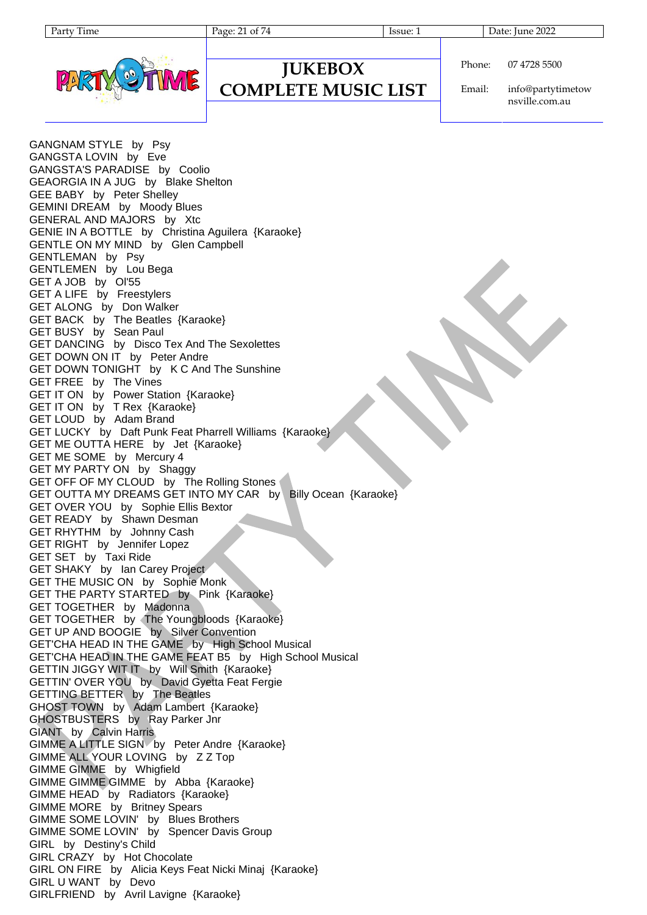GANGNAM STYLE by Psy
GANGSTA LOVIN by Eve
GANGSTA'S PARADISE by Coolio
GEAORGIA IN A JUG by Blake Shelton
GEE BABY by Peter Shelley
GEMINI DREAM by Moody Blues
GENERAL AND MAJORS by Xtc
GENIE IN A BOTTLE by Christina Aguilera {Karaoke}
GENTLE ON MY MIND by Glen Campbell
GENTLEMAN by Psy
GENTLEMEN by Lou Bega
GET A JOB by Ol'55
GET A LIFE by Freestylers
GET ALONG by Don Walker
GET BACK by The Beatles {Karaoke}
GET BUSY by Sean Paul
GET DANCING by Disco Tex And The Sexolettes
GET DOWN ON IT by Peter Andre
GET DOWN TONIGHT by K C And The Sunshine
GET FREE by The Vines
GET IT ON by Power Station {Karaoke}
GET IT ON by T Rex {Karaoke}
GET LOUD by Adam Brand
GET LUCKY by Daft Punk Feat Pharrell Williams {Karaoke}
GET ME OUTTA HERE by Jet {Karaoke}
GET ME SOME by Mercury 4
GET MY PARTY ON by Shaggy
GET OFF OF MY CLOUD by The Rolling Stones
GET OUTTA MY DREAMS GET INTO MY CAR by Billy Ocean {Karaoke}
GET OVER YOU by Sophie Ellis Bextor
GET READY by Shawn Desman
GET RHYTHM by Johnny Cash
GET RIGHT by Jennifer Lopez
GET SET by Taxi Ride
GET SHAKY by Ian Carey Project
GET THE MUSIC ON by Sophie Monk
GET THE PARTY STARTED by Pink {Karaoke}
GET TOGETHER by Madonna
GET TOGETHER by The Youngbloods {Karaoke}
GET UP AND BOOGIE by Silver Convention
GET'CHA HEAD IN THE GAME by High School Musical
GET'CHA HEAD IN THE GAME FEAT B5 by High School Musical
GETTIN JIGGY WIT IT by Will Smith {Karaoke}
GETTIN' OVER YOU by David Gyetta Feat Fergie
GETTING BETTER by The Beatles
GHOST TOWN by Adam Lambert {Karaoke}
GHOSTBUSTERS by Ray Parker Jnr
GIANT by Calvin Harris
GIMME A LITTLE SIGN by Peter Andre {Karaoke}
GIMME ALL YOUR LOVING by Z Z Top
GIMME GIMME by Whigfield
GIMME GIMME GIMME by Abba {Karaoke}
GIMME HEAD by Radiators {Karaoke}
GIMME MORE by Britney Spears
GIMME SOME LOVIN' by Blues Brothers
GIMME SOME LOVIN' by Spencer Davis Group
GIRL by Destiny's Child
GIRL CRAZY by Hot Chocolate
GIRL ON FIRE by Alicia Keys Feat Nicki Minaj {Karaoke}
GIRL U WANT by Devo
GIRLFRIEND by Avril Lavigne {Karaoke}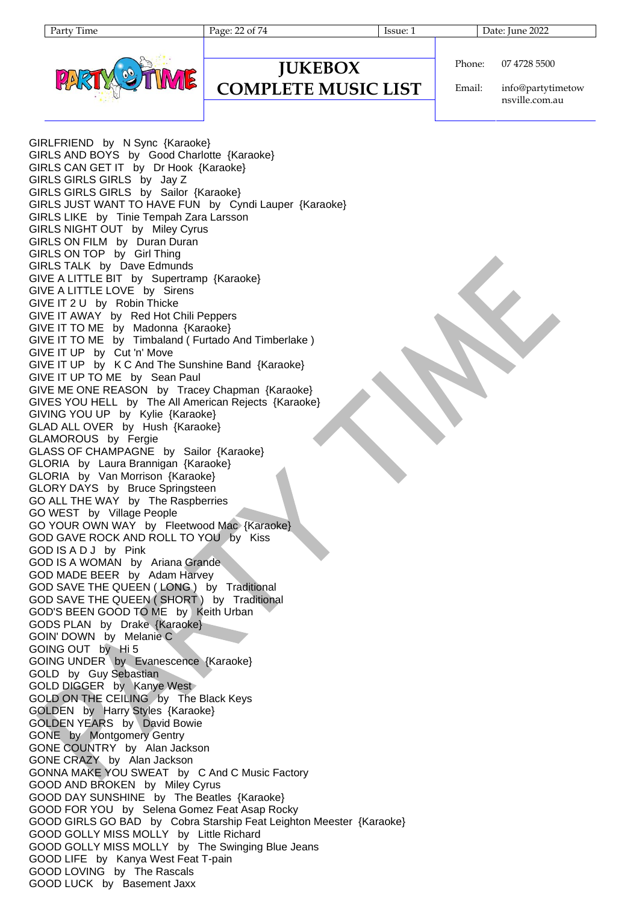GIRLFRIEND by N Sync {Karaoke}
GIRLS AND BOYS by Good Charlotte {Karaoke}
GIRLS CAN GET IT by Dr Hook {Karaoke}
GIRLS GIRLS GIRLS by Jay Z
GIRLS GIRLS GIRLS by Sailor {Karaoke}
GIRLS JUST WANT TO HAVE FUN by Cyndi Lauper {Karaoke}
GIRLS LIKE by Tinie Tempah Zara Larsson
GIRLS NIGHT OUT by Miley Cyrus
GIRLS ON FILM by Duran Duran
GIRLS ON TOP by Girl Thing
GIRLS TALK by Dave Edmunds
GIVE A LITTLE BIT by Supertramp {Karaoke}
GIVE A LITTLE LOVE by Sirens
GIVE IT 2 U by Robin Thicke
GIVE IT AWAY by Red Hot Chili Peppers
GIVE IT TO ME by Madonna {Karaoke}
GIVE IT TO ME by Timbaland ( Furtado And Timberlake )
GIVE IT UP by Cut 'n' Move
GIVE IT UP by K C And The Sunshine Band {Karaoke}
GIVE IT UP TO ME by Sean Paul
GIVE ME ONE REASON by Tracey Chapman {Karaoke}
GIVES YOU HELL by The All American Rejects {Karaoke}
GIVING YOU UP by Kylie {Karaoke}
GLAD ALL OVER by Hush {Karaoke}
GLAMOROUS by Fergie
GLASS OF CHAMPAGNE by Sailor {Karaoke}
GLORIA by Laura Brannigan {Karaoke}
GLORIA by Van Morrison {Karaoke}
GLORY DAYS by Bruce Springsteen
GO ALL THE WAY by The Raspberries
GO WEST by Village People
GO YOUR OWN WAY by Fleetwood Mac {Karaoke}
GOD GAVE ROCK AND ROLL TO YOU by Kiss
GOD IS A D J by Pink
GOD IS A WOMAN by Ariana Grande
GOD MADE BEER by Adam Harvey
GOD SAVE THE QUEEN ( LONG ) by Traditional
GOD SAVE THE QUEEN ( SHORT ) by Traditional
GOD'S BEEN GOOD TO ME by Keith Urban
GODS PLAN by Drake {Karaoke}
GOIN' DOWN by Melanie C
GOING OUT by Hi 5
GOING UNDER by Evanescence {Karaoke}
GOLD by Guy Sebastian
GOLD DIGGER by Kanye West
GOLD ON THE CEILING by The Black Keys
GOLDEN by Harry Styles {Karaoke}
GOLDEN YEARS by David Bowie
GONE by Montgomery Gentry
GONE COUNTRY by Alan Jackson
GONE CRAZY by Alan Jackson
GONNA MAKE YOU SWEAT by C And C Music Factory
GOOD AND BROKEN by Miley Cyrus
GOOD DAY SUNSHINE by The Beatles {Karaoke}
GOOD FOR YOU by Selena Gomez Feat Asap Rocky
GOOD GIRLS GO BAD by Cobra Starship Feat Leighton Meester {Karaoke}
GOOD GOLLY MISS MOLLY by Little Richard
GOOD GOLLY MISS MOLLY by The Swinging Blue Jeans
GOOD LIFE by Kanya West Feat T-pain
GOOD LOVING by The Rascals
GOOD LUCK by Basement Jaxx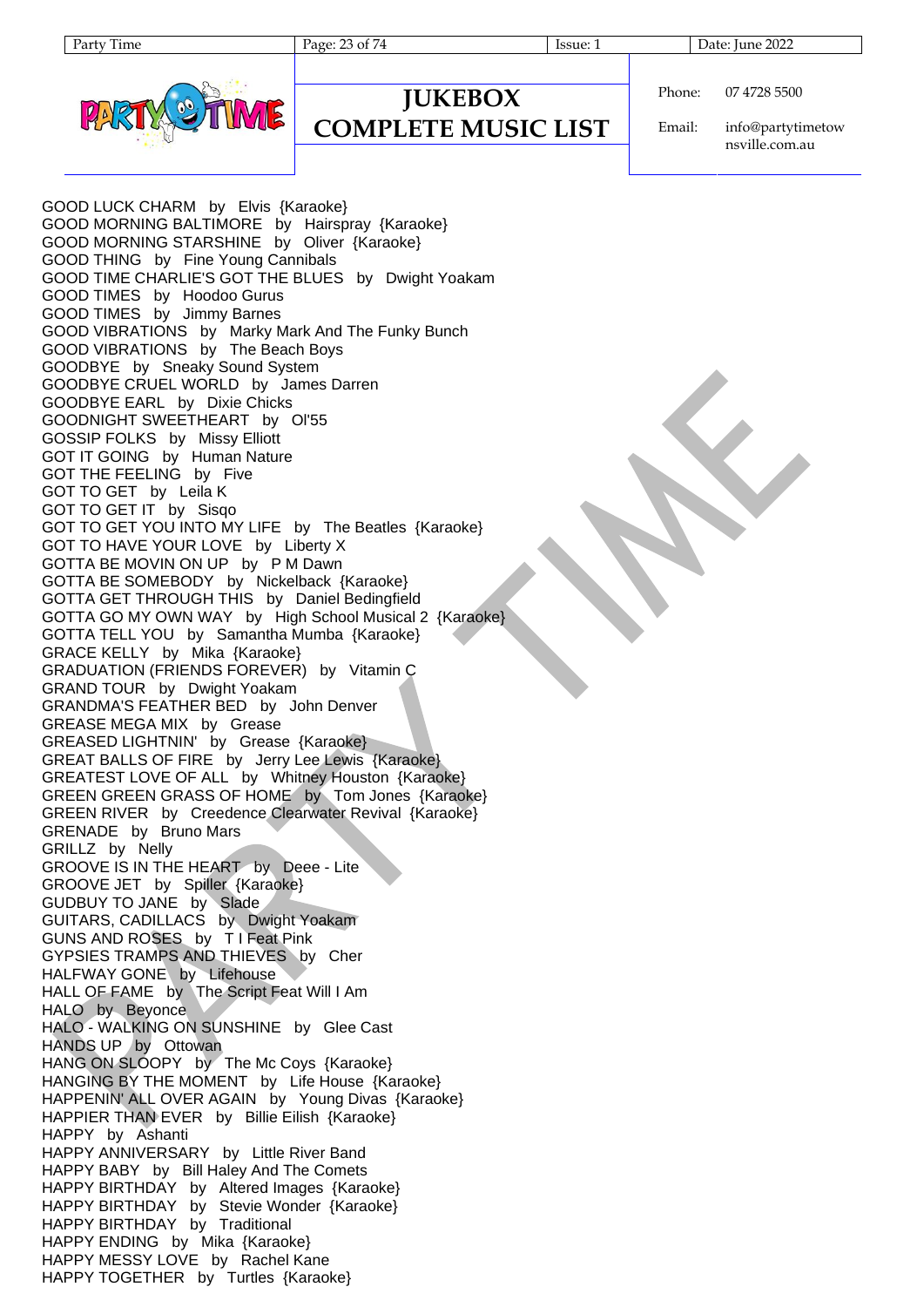GOOD LUCK CHARM by Elvis {Karaoke}
GOOD MORNING BALTIMORE by Hairspray {Karaoke}
GOOD MORNING STARSHINE by Oliver {Karaoke}
GOOD THING by Fine Young Cannibals
GOOD TIME CHARLIE'S GOT THE BLUES by Dwight Yoakam
GOOD TIMES by Hoodoo Gurus
GOOD TIMES by Jimmy Barnes
GOOD VIBRATIONS by Marky Mark And The Funky Bunch
GOOD VIBRATIONS by The Beach Boys
GOODBYE by Sneaky Sound System
GOODBYE CRUEL WORLD by James Darren
GOODBYE EARL by Dixie Chicks
GOODNIGHT SWEETHEART by Ol'55
GOSSIP FOLKS by Missy Elliott
GOT IT GOING by Human Nature
GOT THE FEELING by Five
GOT TO GET by Leila K
GOT TO GET IT by Sisqo
GOT TO GET YOU INTO MY LIFE by The Beatles {Karaoke}
GOT TO HAVE YOUR LOVE by Liberty X
GOTTA BE MOVIN ON UP by P M Dawn
GOTTA BE SOMEBODY by Nickelback {Karaoke}
GOTTA GET THROUGH THIS by Daniel Bedingfield
GOTTA GO MY OWN WAY by High School Musical 2 {Karaoke}
GOTTA TELL YOU by Samantha Mumba {Karaoke}
GRACE KELLY by Mika {Karaoke}
GRADUATION (FRIENDS FOREVER) by Vitamin C
GRAND TOUR by Dwight Yoakam
GRANDMA'S FEATHER BED by John Denver
GREASE MEGA MIX by Grease
GREASED LIGHTNIN' by Grease {Karaoke}
GREAT BALLS OF FIRE by Jerry Lee Lewis {Karaoke}
GREATEST LOVE OF ALL by Whitney Houston {Karaoke}
GREEN GREEN GRASS OF HOME by Tom Jones {Karaoke}
GREEN RIVER by Creedence Clearwater Revival {Karaoke}
GRENADE by Bruno Mars
GRILLZ by Nelly
GROOVE IS IN THE HEART by Deee - Lite
GROOVE JET by Spiller {Karaoke}
GUDBUY TO JANE by Slade
GUITARS, CADILLACS by Dwight Yoakam
GUNS AND ROSES by T I Feat Pink
GYPSIES TRAMPS AND THIEVES by Cher
HALFWAY GONE by Lifehouse
HALL OF FAME by The Script Feat Will I Am
HALO by Beyonce
HALO - WALKING ON SUNSHINE by Glee Cast
HANDS UP by Ottowan
HANG ON SLOOPY by The Mc Coys {Karaoke}
HANGING BY THE MOMENT by Life House {Karaoke}
HAPPENIN' ALL OVER AGAIN by Young Divas {Karaoke}
HAPPIER THAN EVER by Billie Eilish {Karaoke}
HAPPY by Ashanti
HAPPY ANNIVERSARY by Little River Band
HAPPY BABY by Bill Haley And The Comets
HAPPY BIRTHDAY by Altered Images {Karaoke}
HAPPY BIRTHDAY by Stevie Wonder {Karaoke}
HAPPY BIRTHDAY by Traditional
HAPPY ENDING by Mika {Karaoke}
HAPPY MESSY LOVE by Rachel Kane
HAPPY TOGETHER by Turtles {Karaoke}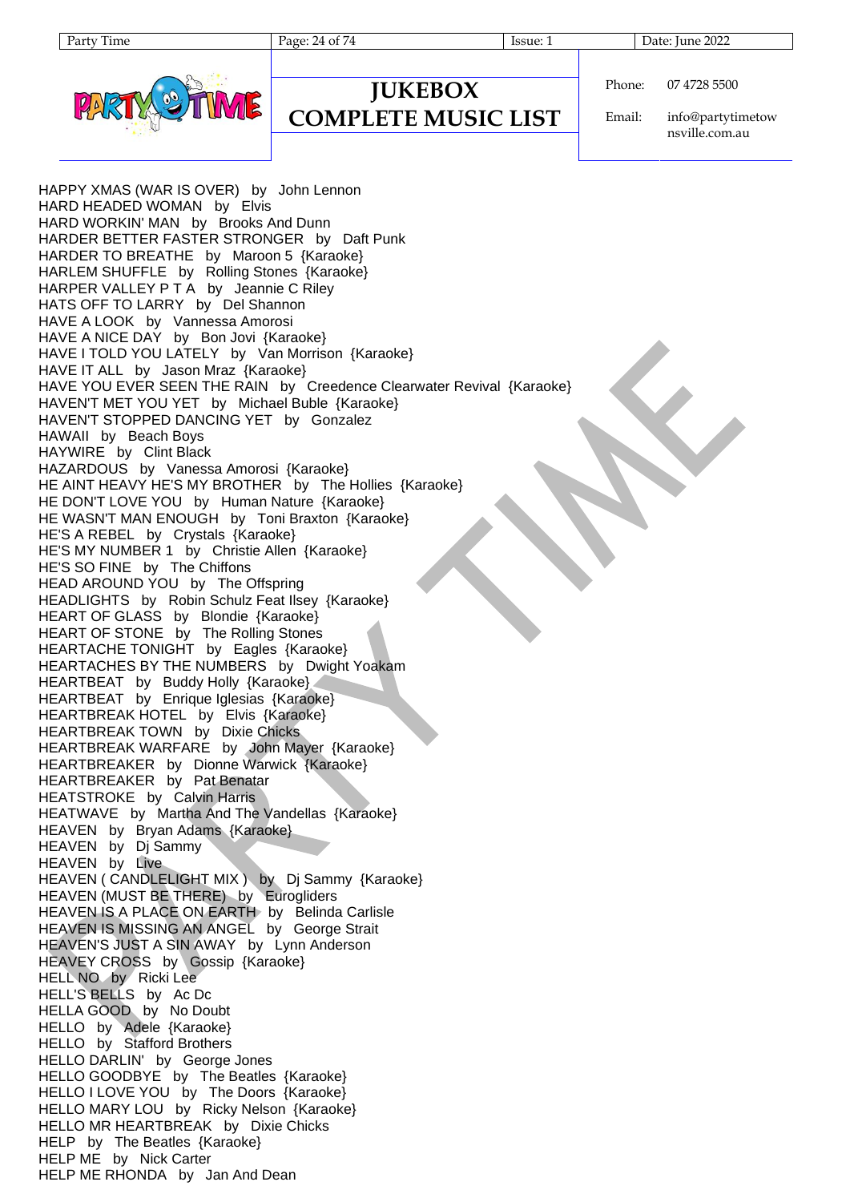HAPPY XMAS (WAR IS OVER) by John Lennon
HARD HEADED WOMAN by Elvis
HARD WORKIN' MAN by Brooks And Dunn
HARDER BETTER FASTER STRONGER by Daft Punk
HARDER TO BREATHE by Maroon 5 {Karaoke}
HARLEM SHUFFLE by Rolling Stones {Karaoke}
HARPER VALLEY P T A by Jeannie C Riley
HATS OFF TO LARRY by Del Shannon
HAVE A LOOK by Vannessa Amorosi
HAVE A NICE DAY by Bon Jovi {Karaoke}
HAVE I TOLD YOU LATELY by Van Morrison {Karaoke}
HAVE IT ALL by Jason Mraz {Karaoke}
HAVE YOU EVER SEEN THE RAIN by Creedence Clearwater Revival {Karaoke}
HAVEN'T MET YOU YET by Michael Buble {Karaoke}
HAVEN'T STOPPED DANCING YET by Gonzalez
HAWAII by Beach Boys
HAYWIRE by Clint Black
HAZARDOUS by Vanessa Amorosi {Karaoke}
HE AINT HEAVY HE'S MY BROTHER by The Hollies {Karaoke}
HE DON'T LOVE YOU by Human Nature {Karaoke}
HE WASN'T MAN ENOUGH by Toni Braxton {Karaoke}
HE'S A REBEL by Crystals {Karaoke}
HE'S MY NUMBER 1 by Christie Allen {Karaoke}
HE'S SO FINE by The Chiffons
HEAD AROUND YOU by The Offspring
HEADLIGHTS by Robin Schulz Feat Ilsey {Karaoke}
HEART OF GLASS by Blondie {Karaoke}
HEART OF STONE by The Rolling Stones
HEARTACHE TONIGHT by Eagles {Karaoke}
HEARTACHES BY THE NUMBERS by Dwight Yoakam
HEARTBEAT by Buddy Holly {Karaoke}
HEARTBEAT by Enrique Iglesias {Karaoke}
HEARTBREAK HOTEL by Elvis {Karaoke}
HEARTBREAK TOWN by Dixie Chicks
HEARTBREAK WARFARE by John Mayer {Karaoke}
HEARTBREAKER by Dionne Warwick {Karaoke}
HEARTBREAKER by Pat Benatar
HEATSTROKE by Calvin Harris
HEATWAVE by Martha And The Vandellas {Karaoke}
HEAVEN by Bryan Adams {Karaoke}
HEAVEN by Dj Sammy
HEAVEN by Live
HEAVEN ( CANDLELIGHT MIX ) by Dj Sammy {Karaoke}
HEAVEN (MUST BE THERE) by Eurogliders
HEAVEN IS A PLACE ON EARTH by Belinda Carlisle
HEAVEN IS MISSING AN ANGEL by George Strait
HEAVEN'S JUST A SIN AWAY by Lynn Anderson
HEAVEY CROSS by Gossip {Karaoke}
HELL NO by Ricki Lee
HELL'S BELLS by Ac Dc
HELLA GOOD by No Doubt
HELLO by Adele {Karaoke}
HELLO by Stafford Brothers
HELLO DARLIN' by George Jones
HELLO GOODBYE by The Beatles {Karaoke}
HELLO I LOVE YOU by The Doors {Karaoke}
HELLO MARY LOU by Ricky Nelson {Karaoke}
HELLO MR HEARTBREAK by Dixie Chicks
HELP by The Beatles {Karaoke}
HELP ME by Nick Carter
HELP ME RHONDA by Jan And Dean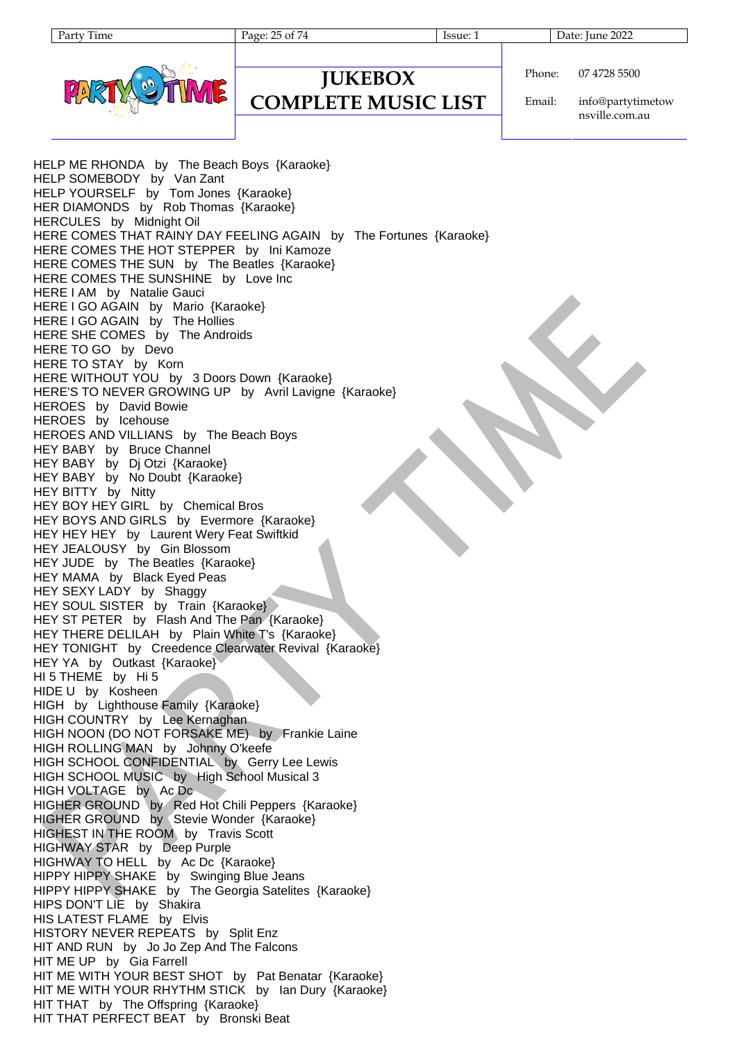HELP ME RHONDA by The Beach Boys {Karaoke}
HELP SOMEBODY by Van Zant
HELP YOURSELF by Tom Jones {Karaoke}
HER DIAMONDS by Rob Thomas {Karaoke}
HERCULES by Midnight Oil
HERE COMES THAT RAINY DAY FEELING AGAIN by The Fortunes {Karaoke}
HERE COMES THE HOT STEPPER by Ini Kamoze
HERE COMES THE SUN by The Beatles {Karaoke}
HERE COMES THE SUNSHINE by Love Inc
HERE I AM by Natalie Gauci
HERE I GO AGAIN by Mario {Karaoke}
HERE I GO AGAIN by The Hollies
HERE SHE COMES by The Androids
HERE TO GO by Devo
HERE TO STAY by Korn
HERE WITHOUT YOU by 3 Doors Down {Karaoke}
HERE'S TO NEVER GROWING UP by Avril Lavigne {Karaoke}
HEROES by David Bowie
HEROES by Icehouse
HEROES AND VILLIANS by The Beach Boys
HEY BABY by Bruce Channel
HEY BABY by Dj Otzi {Karaoke}
HEY BABY by No Doubt {Karaoke}
HEY BITTY by Nitty
HEY BOY HEY GIRL by Chemical Bros
HEY BOYS AND GIRLS by Evermore {Karaoke}
HEY HEY HEY by Laurent Wery Feat Swiftkid
HEY JEALOUSY by Gin Blossom
HEY JUDE by The Beatles {Karaoke}
HEY MAMA by Black Eyed Peas
HEY SEXY LADY by Shaggy
HEY SOUL SISTER by Train {Karaoke}
HEY ST PETER by Flash And The Pan {Karaoke}
HEY THERE DELILAH by Plain White T's {Karaoke}
HEY TONIGHT by Creedence Clearwater Revival {Karaoke}
HEY YA by Outkast {Karaoke}
HI 5 THEME by Hi 5
HIDE U by Kosheen
HIGH by Lighthouse Family {Karaoke}
HIGH COUNTRY by Lee Kernaghan
HIGH NOON (DO NOT FORSAKE ME) by Frankie Laine
HIGH ROLLING MAN by Johnny O'keefe
HIGH SCHOOL CONFIDENTIAL by Gerry Lee Lewis
HIGH SCHOOL MUSIC by High School Musical 3
HIGH VOLTAGE by Ac Dc
HIGHER GROUND by Red Hot Chili Peppers {Karaoke}
HIGHER GROUND by Stevie Wonder {Karaoke}
HIGHEST IN THE ROOM by Travis Scott
HIGHWAY STAR by Deep Purple
HIGHWAY TO HELL by Ac Dc {Karaoke}
HIPPY HIPPY SHAKE by Swinging Blue Jeans
HIPPY HIPPY SHAKE by The Georgia Satelites {Karaoke}
HIPS DON'T LIE by Shakira
HIS LATEST FLAME by Elvis
HISTORY NEVER REPEATS by Split Enz
HIT AND RUN by Jo Jo Zep And The Falcons
HIT ME UP by Gia Farrell
HIT ME WITH YOUR BEST SHOT by Pat Benatar {Karaoke}
HIT ME WITH YOUR RHYTHM STICK by Ian Dury {Karaoke}
HIT THAT by The Offspring {Karaoke}
HIT THAT PERFECT BEAT by Bronski Beat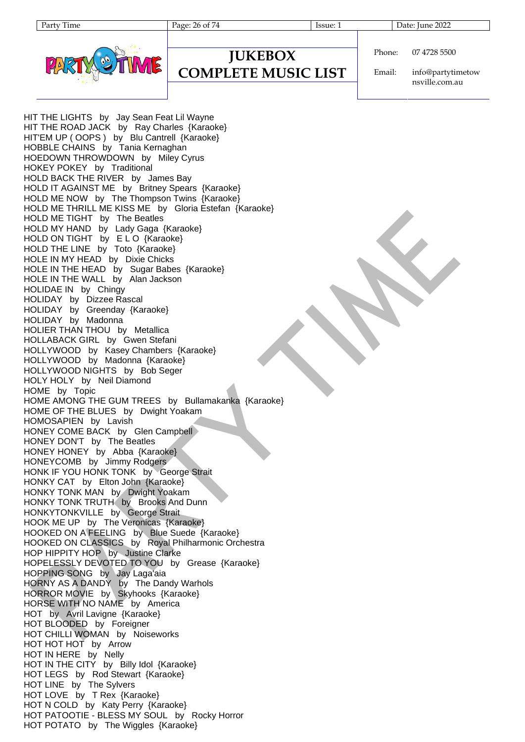HIT THE LIGHTS by Jay Sean Feat Lil Wayne
HIT THE ROAD JACK by Ray Charles {Karaoke}
HIT'EM UP ( OOPS ) by Blu Cantrell {Karaoke}
HOBBLE CHAINS by Tania Kernaghan
HOEDOWN THROWDOWN by Miley Cyrus
HOKEY POKEY by Traditional
HOLD BACK THE RIVER by James Bay
HOLD IT AGAINST ME by Britney Spears {Karaoke}
HOLD ME NOW by The Thompson Twins {Karaoke}
HOLD ME THRILL ME KISS ME by Gloria Estefan {Karaoke}
HOLD ME TIGHT by The Beatles
HOLD MY HAND by Lady Gaga {Karaoke}
HOLD ON TIGHT by E L O {Karaoke}
HOLD THE LINE by Toto {Karaoke}
HOLE IN MY HEAD by Dixie Chicks
HOLE IN THE HEAD by Sugar Babes {Karaoke}
HOLE IN THE WALL by Alan Jackson
HOLIDAE IN by Chingy
HOLIDAY by Dizzee Rascal
HOLIDAY by Greenday {Karaoke}
HOLIDAY by Madonna
HOLIER THAN THOU by Metallica
HOLLABACK GIRL by Gwen Stefani
HOLLYWOOD by Kasey Chambers {Karaoke}
HOLLYWOOD by Madonna {Karaoke}
HOLLYWOOD NIGHTS by Bob Seger
HOLY HOLY by Neil Diamond
HOME by Topic
HOME AMONG THE GUM TREES by Bullamakanka {Karaoke}
HOME OF THE BLUES by Dwight Yoakam
HOMOSAPIEN by Lavish
HONEY COME BACK by Glen Campbell
HONEY DON'T by The Beatles
HONEY HONEY by Abba {Karaoke}
HONEYCOMB by Jimmy Rodgers
HONK IF YOU HONK TONK by George Strait
HONKY CAT by Elton John {Karaoke}
HONKY TONK MAN by Dwight Yoakam
HONKY TONK TRUTH by Brooks And Dunn
HONKYTONKVILLE by George Strait
HOOK ME UP by The Veronicas {Karaoke}
HOOKED ON A FEELING by Blue Suede {Karaoke}
HOOKED ON CLASSICS by Royal Philharmonic Orchestra
HOP HIPPITY HOP by Justine Clarke
HOPELESSLY DEVOTED TO YOU by Grease {Karaoke}
HOPPING SONG by Jay Laga'aia
HORNY AS A DANDY by The Dandy Warhols
HORROR MOVIE by Skyhooks {Karaoke}
HORSE WITH NO NAME by America
HOT by Avril Lavigne {Karaoke}
HOT BLOODED by Foreigner
HOT CHILLI WOMAN by Noiseworks
HOT HOT HOT by Arrow
HOT IN HERE by Nelly
HOT IN THE CITY by Billy Idol {Karaoke}
HOT LEGS by Rod Stewart {Karaoke}
HOT LINE by The Sylvers
HOT LOVE by T Rex {Karaoke}
HOT N COLD by Katy Perry {Karaoke}
HOT PATOOTIE - BLESS MY SOUL by Rocky Horror
HOT POTATO by The Wiggles {Karaoke}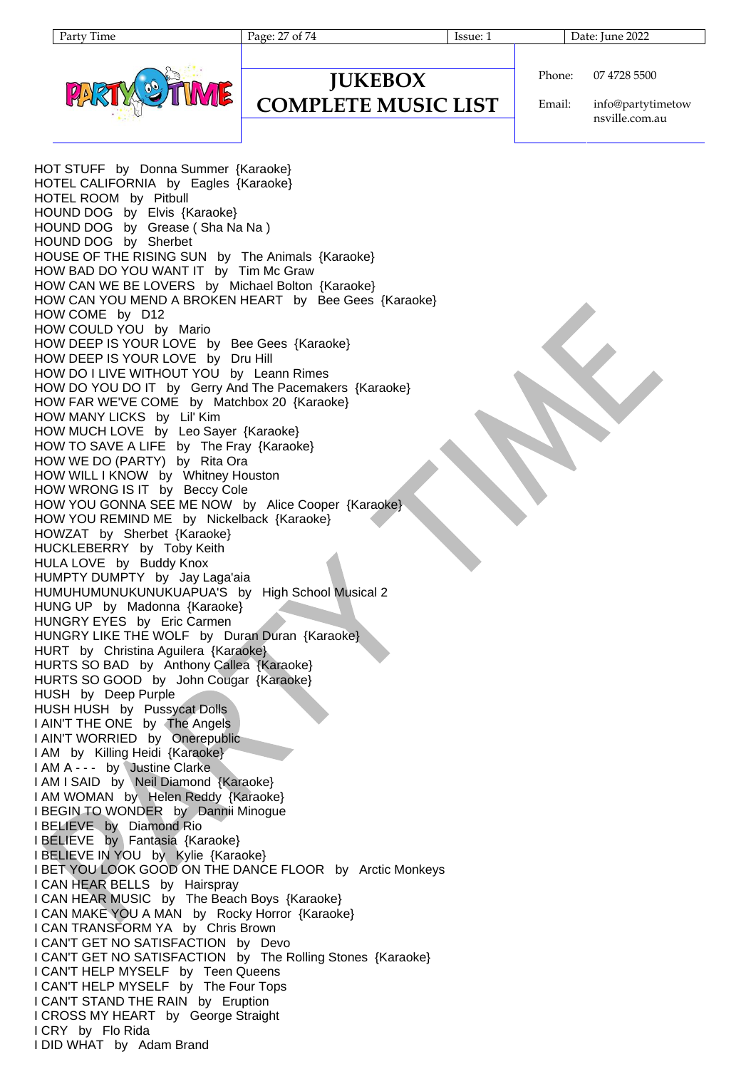HOT STUFF by Donna Summer {Karaoke}
HOTEL CALIFORNIA by Eagles {Karaoke}
HOTEL ROOM by Pitbull
HOUND DOG by Elvis {Karaoke}
HOUND DOG by Grease ( Sha Na Na )
HOUND DOG by Sherbet
HOUSE OF THE RISING SUN by The Animals {Karaoke}
HOW BAD DO YOU WANT IT by Tim Mc Graw
HOW CAN WE BE LOVERS by Michael Bolton {Karaoke}
HOW CAN YOU MEND A BROKEN HEART by Bee Gees {Karaoke}
HOW COME by D12
HOW COULD YOU by Mario
HOW DEEP IS YOUR LOVE by Bee Gees {Karaoke}
HOW DEEP IS YOUR LOVE by Dru Hill
HOW DO I LIVE WITHOUT YOU by Leann Rimes
HOW DO YOU DO IT by Gerry And The Pacemakers {Karaoke}
HOW FAR WE'VE COME by Matchbox 20 {Karaoke}
HOW MANY LICKS by Lil' Kim
HOW MUCH LOVE by Leo Sayer {Karaoke}
HOW TO SAVE A LIFE by The Fray {Karaoke}
HOW WE DO (PARTY) by Rita Ora
HOW WILL I KNOW by Whitney Houston
HOW WRONG IS IT by Beccy Cole
HOW YOU GONNA SEE ME NOW by Alice Cooper {Karaoke}
HOW YOU REMIND ME by Nickelback {Karaoke}
HOWZAT by Sherbet {Karaoke}
HUCKLEBERRY by Toby Keith
HULA LOVE by Buddy Knox
HUMPTY DUMPTY by Jay Laga'aia
HUMUHUMUNUKUNUKUAPUA'S by High School Musical 2
HUNG UP by Madonna {Karaoke}
HUNGRY EYES by Eric Carmen
HUNGRY LIKE THE WOLF by Duran Duran {Karaoke}
HURT by Christina Aguilera {Karaoke}
HURTS SO BAD by Anthony Callea {Karaoke}
HURTS SO GOOD by John Cougar {Karaoke}
HUSH by Deep Purple
HUSH HUSH by Pussycat Dolls
I AIN'T THE ONE by The Angels
I AIN'T WORRIED by Onerepublic
I AM by Killing Heidi {Karaoke}
I AM A - - - by Justine Clarke
I AM I SAID by Neil Diamond {Karaoke}
I AM WOMAN by Helen Reddy {Karaoke}
I BEGIN TO WONDER by Dannii Minogue
I BELIEVE by Diamond Rio
I BELIEVE by Fantasia {Karaoke}
I BELIEVE IN YOU by Kylie {Karaoke}
I BET YOU LOOK GOOD ON THE DANCE FLOOR by Arctic Monkeys
I CAN HEAR BELLS by Hairspray
I CAN HEAR MUSIC by The Beach Boys {Karaoke}
I CAN MAKE YOU A MAN by Rocky Horror {Karaoke}
I CAN TRANSFORM YA by Chris Brown
I CAN'T GET NO SATISFACTION by Devo
I CAN'T GET NO SATISFACTION by The Rolling Stones {Karaoke}
I CAN'T HELP MYSELF by Teen Queens
I CAN'T HELP MYSELF by The Four Tops
I CAN'T STAND THE RAIN by Eruption
I CROSS MY HEART by George Straight
I CRY by Flo Rida
I DID WHAT by Adam Brand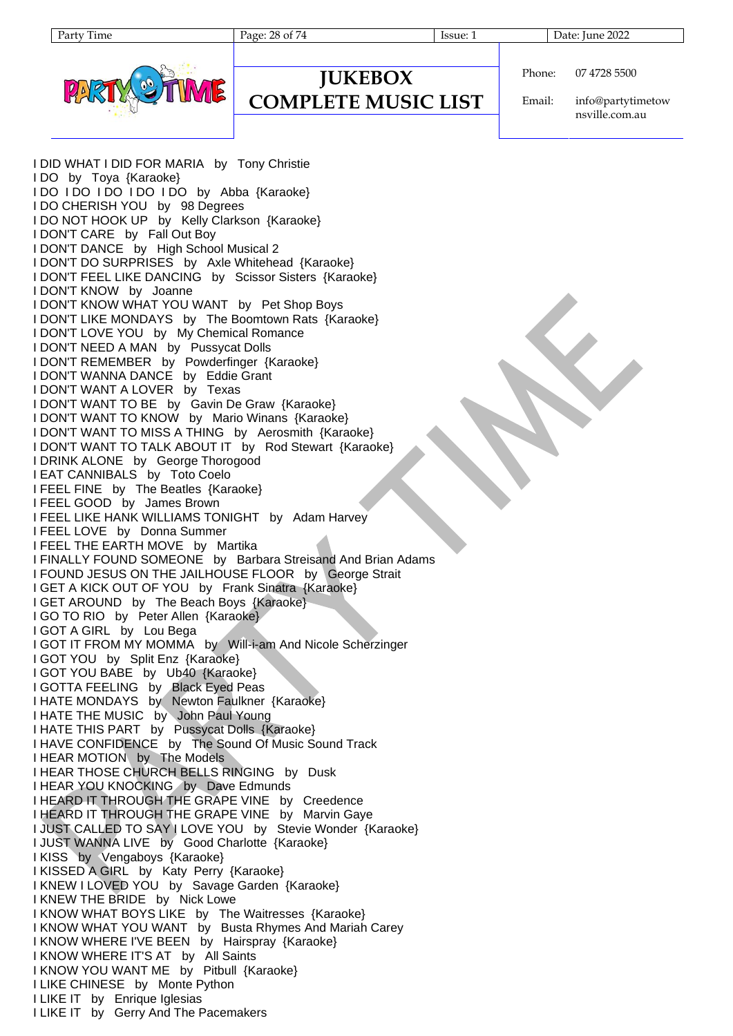# JUKEBOX COMPLETE MUSIC LIST

Phone: 07 4728 5500

Email: info@partytimetownsville.com.au

I DID WHAT I DID FOR MARIA by Tony Christie
I DO by Toya {Karaoke}
I DO I DO I DO I DO I DO by Abba {Karaoke}
I DO CHERISH YOU by 98 Degrees
I DO NOT HOOK UP by Kelly Clarkson {Karaoke}
I DON'T CARE by Fall Out Boy
I DON'T DANCE by High School Musical 2
I DON'T DO SURPRISES by Axle Whitehead {Karaoke}
I DON'T FEEL LIKE DANCING by Scissor Sisters {Karaoke}
I DON'T KNOW by Joanne
I DON'T KNOW WHAT YOU WANT by Pet Shop Boys
I DON'T LIKE MONDAYS by The Boomtown Rats {Karaoke}
I DON'T LOVE YOU by My Chemical Romance
I DON'T NEED A MAN by Pussycat Dolls
I DON'T REMEMBER by Powderfinger {Karaoke}
I DON'T WANNA DANCE by Eddie Grant
I DON'T WANT A LOVER by Texas
I DON'T WANT TO BE by Gavin De Graw {Karaoke}
I DON'T WANT TO KNOW by Mario Winans {Karaoke}
I DON'T WANT TO MISS A THING by Aerosmith {Karaoke}
I DON'T WANT TO TALK ABOUT IT by Rod Stewart {Karaoke}
I DRINK ALONE by George Thorogood
I EAT CANNIBALS by Toto Coelo
I FEEL FINE by The Beatles {Karaoke}
I FEEL GOOD by James Brown
I FEEL LIKE HANK WILLIAMS TONIGHT by Adam Harvey
I FEEL LOVE by Donna Summer
I FEEL THE EARTH MOVE by Martika
I FINALLY FOUND SOMEONE by Barbara Streisand And Brian Adams
I FOUND JESUS ON THE JAILHOUSE FLOOR by George Strait
I GET A KICK OUT OF YOU by Frank Sinatra {Karaoke}
I GET AROUND by The Beach Boys {Karaoke}
I GO TO RIO by Peter Allen {Karaoke}
I GOT A GIRL by Lou Bega
I GOT IT FROM MY MOMMA by Will-i-am And Nicole Scherzinger
I GOT YOU by Split Enz {Karaoke}
I GOT YOU BABE by Ub40 {Karaoke}
I GOTTA FEELING by Black Eyed Peas
I HATE MONDAYS by Newton Faulkner {Karaoke}
I HATE THE MUSIC by John Paul Young
I HATE THIS PART by Pussycat Dolls {Karaoke}
I HAVE CONFIDENCE by The Sound Of Music Sound Track
I HEAR MOTION by The Models
I HEAR THOSE CHURCH BELLS RINGING by Dusk
I HEAR YOU KNOCKING by Dave Edmunds
I HEARD IT THROUGH THE GRAPE VINE by Creedence
I HEARD IT THROUGH THE GRAPE VINE by Marvin Gaye
I JUST CALLED TO SAY I LOVE YOU by Stevie Wonder {Karaoke}
I JUST WANNA LIVE by Good Charlotte {Karaoke}
I KISS by Vengaboys {Karaoke}
I KISSED A GIRL by Katy Perry {Karaoke}
I KNEW I LOVED YOU by Savage Garden {Karaoke}
I KNEW THE BRIDE by Nick Lowe
I KNOW WHAT BOYS LIKE by The Waitresses {Karaoke}
I KNOW WHAT YOU WANT by Busta Rhymes And Mariah Carey
I KNOW WHERE I'VE BEEN by Hairspray {Karaoke}
I KNOW WHERE IT'S AT by All Saints
I KNOW YOU WANT ME by Pitbull {Karaoke}
I LIKE CHINESE by Monte Python
I LIKE IT by Enrique Iglesias
I LIKE IT by Gerry And The Pacemakers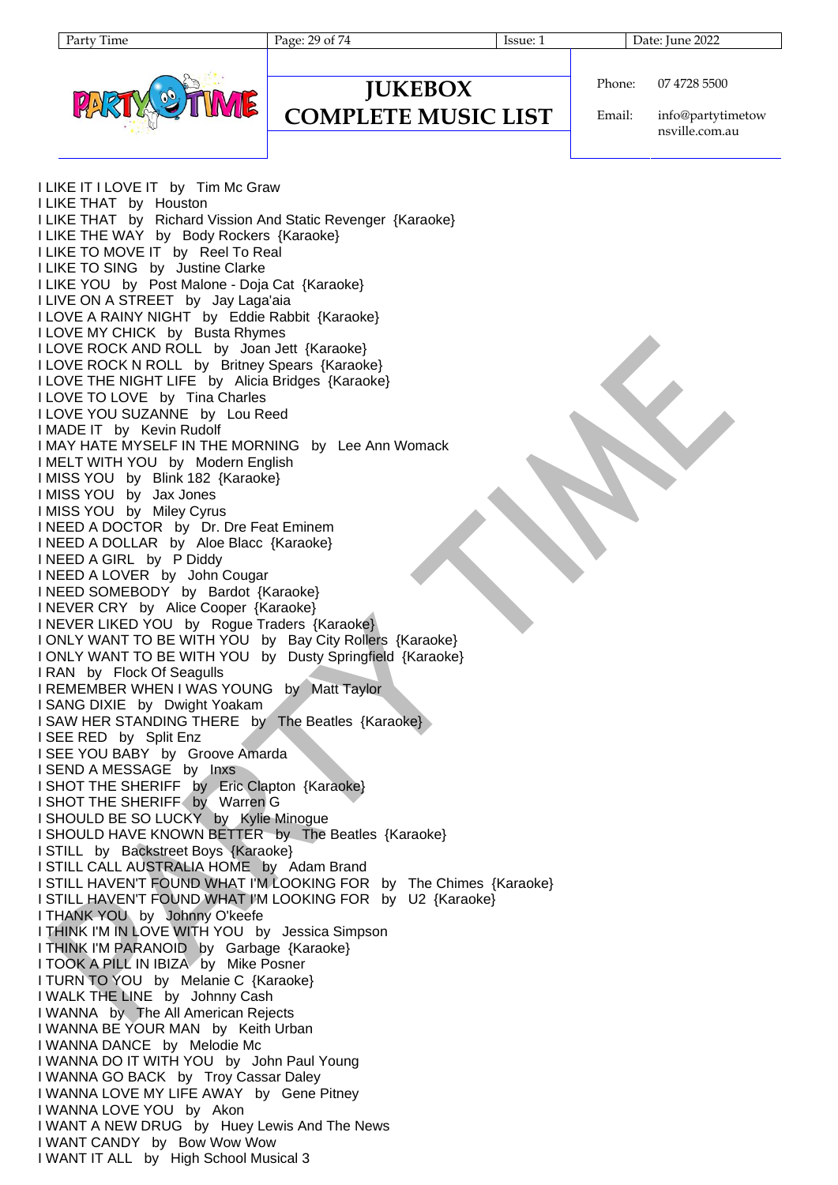# JUKEBOX COMPLETE MUSIC LIST

Phone: 07 4728 5500

Email: info@partytimetownsville.com.au

I LIKE IT I LOVE IT by Tim Mc Graw
I LIKE THAT by Houston
I LIKE THAT by Richard Vission And Static Revenger {Karaoke}
I LIKE THE WAY by Body Rockers {Karaoke}
I LIKE TO MOVE IT by Reel To Real
I LIKE TO SING by Justine Clarke
I LIKE YOU by Post Malone - Doja Cat {Karaoke}
I LIVE ON A STREET by Jay Laga'aia
I LOVE A RAINY NIGHT by Eddie Rabbit {Karaoke}
I LOVE MY CHICK by Busta Rhymes
I LOVE ROCK AND ROLL by Joan Jett {Karaoke}
I LOVE ROCK N ROLL by Britney Spears {Karaoke}
I LOVE THE NIGHT LIFE by Alicia Bridges {Karaoke}
I LOVE TO LOVE by Tina Charles
I LOVE YOU SUZANNE by Lou Reed
I MADE IT by Kevin Rudolf
I MAY HATE MYSELF IN THE MORNING by Lee Ann Womack
I MELT WITH YOU by Modern English
I MISS YOU by Blink 182 {Karaoke}
I MISS YOU by Jax Jones
I MISS YOU by Miley Cyrus
I NEED A DOCTOR by Dr. Dre Feat Eminem
I NEED A DOLLAR by Aloe Blacc {Karaoke}
I NEED A GIRL by P Diddy
I NEED A LOVER by John Cougar
I NEED SOMEBODY by Bardot {Karaoke}
I NEVER CRY by Alice Cooper {Karaoke}
I NEVER LIKED YOU by Rogue Traders {Karaoke}
I ONLY WANT TO BE WITH YOU by Bay City Rollers {Karaoke}
I ONLY WANT TO BE WITH YOU by Dusty Springfield {Karaoke}
I RAN by Flock Of Seagulls
I REMEMBER WHEN I WAS YOUNG by Matt Taylor
I SANG DIXIE by Dwight Yoakam
I SAW HER STANDING THERE by The Beatles {Karaoke}
I SEE RED by Split Enz
I SEE YOU BABY by Groove Amarda
I SEND A MESSAGE by Inxs
I SHOT THE SHERIFF by Eric Clapton {Karaoke}
I SHOT THE SHERIFF by Warren G
I SHOULD BE SO LUCKY by Kylie Minogue
I SHOULD HAVE KNOWN BETTER by The Beatles {Karaoke}
I STILL by Backstreet Boys {Karaoke}
I STILL CALL AUSTRALIA HOME by Adam Brand
I STILL HAVEN'T FOUND WHAT I'M LOOKING FOR by The Chimes {Karaoke}
I STILL HAVEN'T FOUND WHAT I'M LOOKING FOR by U2 {Karaoke}
I THANK YOU by Johnny O'keefe
I THINK I'M IN LOVE WITH YOU by Jessica Simpson
I THINK I'M PARANOID by Garbage {Karaoke}
I TOOK A PILL IN IBIZA by Mike Posner
I TURN TO YOU by Melanie C {Karaoke}
I WALK THE LINE by Johnny Cash
I WANNA by The All American Rejects
I WANNA BE YOUR MAN by Keith Urban
I WANNA DANCE by Melodie Mc
I WANNA DO IT WITH YOU by John Paul Young
I WANNA GO BACK by Troy Cassar Daley
I WANNA LOVE MY LIFE AWAY by Gene Pitney
I WANNA LOVE YOU by Akon
I WANT A NEW DRUG by Huey Lewis And The News
I WANT CANDY by Bow Wow Wow
I WANT IT ALL by High School Musical 3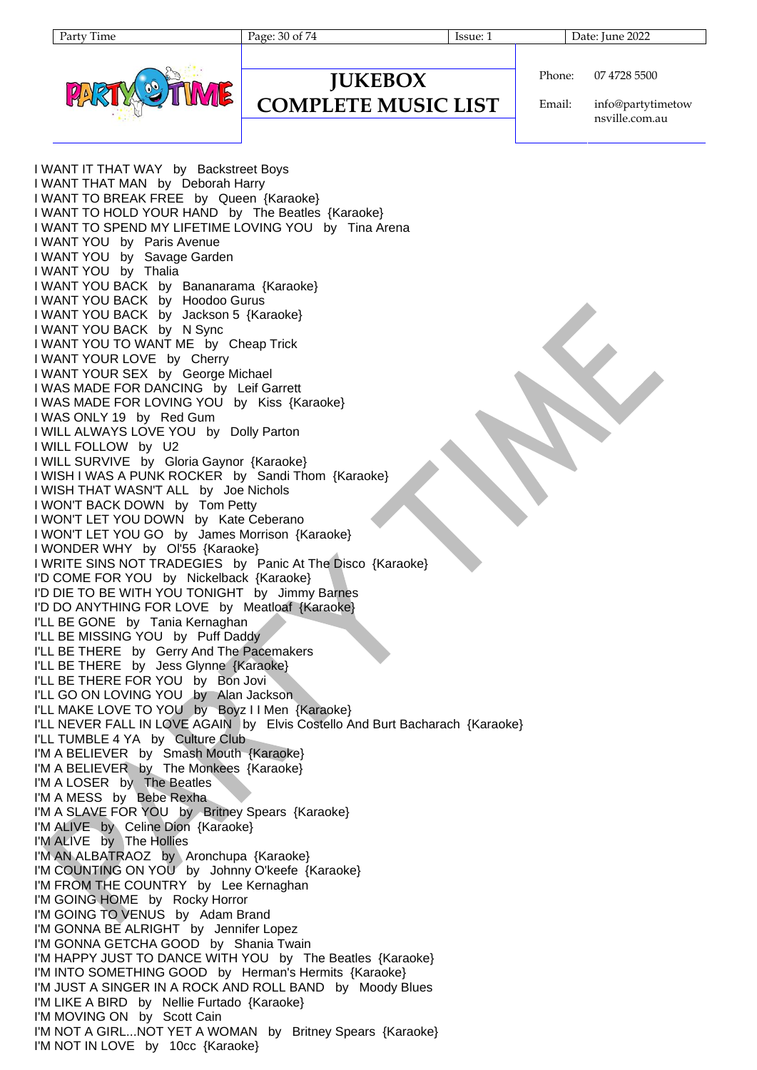I WANT IT THAT WAY by Backstreet Boys
I WANT THAT MAN by Deborah Harry
I WANT TO BREAK FREE by Queen {Karaoke}
I WANT TO HOLD YOUR HAND by The Beatles {Karaoke}
I WANT TO SPEND MY LIFETIME LOVING YOU by Tina Arena
I WANT YOU by Paris Avenue
I WANT YOU by Savage Garden
I WANT YOU by Thalia
I WANT YOU BACK by Bananarama {Karaoke}
I WANT YOU BACK by Hoodoo Gurus
I WANT YOU BACK by Jackson 5 {Karaoke}
I WANT YOU BACK by N Sync
I WANT YOU TO WANT ME by Cheap Trick
I WANT YOUR LOVE by Cherry
I WANT YOUR SEX by George Michael
I WAS MADE FOR DANCING by Leif Garrett
I WAS MADE FOR LOVING YOU by Kiss {Karaoke}
I WAS ONLY 19 by Red Gum
I WILL ALWAYS LOVE YOU by Dolly Parton
I WILL FOLLOW by U2
I WILL SURVIVE by Gloria Gaynor {Karaoke}
I WISH I WAS A PUNK ROCKER by Sandi Thom {Karaoke}
I WISH THAT WASN'T ALL by Joe Nichols
I WON'T BACK DOWN by Tom Petty
I WON'T LET YOU DOWN by Kate Ceberano
I WON'T LET YOU GO by James Morrison {Karaoke}
I WONDER WHY by Ol'55 {Karaoke}
I WRITE SINS NOT TRADEGIES by Panic At The Disco {Karaoke}
I'D COME FOR YOU by Nickelback {Karaoke}
I'D DIE TO BE WITH YOU TONIGHT by Jimmy Barnes
I'D DO ANYTHING FOR LOVE by Meatloaf {Karaoke}
I'LL BE GONE by Tania Kernaghan
I'LL BE MISSING YOU by Puff Daddy
I'LL BE THERE by Gerry And The Pacemakers
I'LL BE THERE by Jess Glynne {Karaoke}
I'LL BE THERE FOR YOU by Bon Jovi
I'LL GO ON LOVING YOU by Alan Jackson
I'LL MAKE LOVE TO YOU by Boyz I I Men {Karaoke}
I'LL NEVER FALL IN LOVE AGAIN by Elvis Costello And Burt Bacharach {Karaoke}
I'LL TUMBLE 4 YA by Culture Club
I'M A BELIEVER by Smash Mouth {Karaoke}
I'M A BELIEVER by The Monkees {Karaoke}
I'M A LOSER by The Beatles
I'M A MESS by Bebe Rexha
I'M A SLAVE FOR YOU by Britney Spears {Karaoke}
I'M ALIVE by Celine Dion {Karaoke}
I'M ALIVE by The Hollies
I'M AN ALBATRAOZ by Aronchupa {Karaoke}
I'M COUNTING ON YOU by Johnny O'keefe {Karaoke}
I'M FROM THE COUNTRY by Lee Kernaghan
I'M GOING HOME by Rocky Horror
I'M GOING TO VENUS by Adam Brand
I'M GONNA BE ALRIGHT by Jennifer Lopez
I'M GONNA GETCHA GOOD by Shania Twain
I'M HAPPY JUST TO DANCE WITH YOU by The Beatles {Karaoke}
I'M INTO SOMETHING GOOD by Herman's Hermits {Karaoke}
I'M JUST A SINGER IN A ROCK AND ROLL BAND by Moody Blues
I'M LIKE A BIRD by Nellie Furtado {Karaoke}
I'M MOVING ON by Scott Cain
I'M NOT A GIRL...NOT YET A WOMAN by Britney Spears {Karaoke}
I'M NOT IN LOVE by 10cc {Karaoke}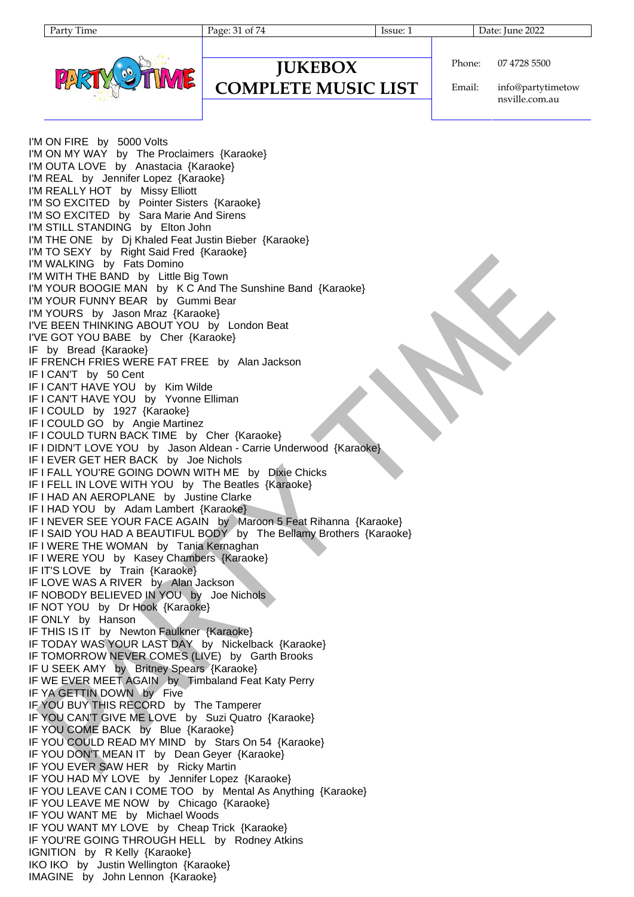I'M ON FIRE by 5000 Volts
I'M ON MY WAY by The Proclaimers {Karaoke}
I'M OUTA LOVE by Anastacia {Karaoke}
I'M REAL by Jennifer Lopez {Karaoke}
I'M REALLY HOT by Missy Elliott
I'M SO EXCITED by Pointer Sisters {Karaoke}
I'M SO EXCITED by Sara Marie And Sirens
I'M STILL STANDING by Elton John
I'M THE ONE by Dj Khaled Feat Justin Bieber {Karaoke}
I'M TO SEXY by Right Said Fred {Karaoke}
I'M WALKING by Fats Domino
I'M WITH THE BAND by Little Big Town
I'M YOUR BOOGIE MAN by K C And The Sunshine Band {Karaoke}
I'M YOUR FUNNY BEAR by Gummi Bear
I'M YOURS by Jason Mraz {Karaoke}
I'VE BEEN THINKING ABOUT YOU by London Beat
I'VE GOT YOU BABE by Cher {Karaoke}
IF by Bread {Karaoke}
IF FRENCH FRIES WERE FAT FREE by Alan Jackson
IF I CAN'T by 50 Cent
IF I CAN'T HAVE YOU by Kim Wilde
IF I CAN'T HAVE YOU by Yvonne Elliman
IF I COULD by 1927 {Karaoke}
IF I COULD GO by Angie Martinez
IF I COULD TURN BACK TIME by Cher {Karaoke}
IF I DIDN'T LOVE YOU by Jason Aldean - Carrie Underwood {Karaoke}
IF I EVER GET HER BACK by Joe Nichols
IF I FALL YOU'RE GOING DOWN WITH ME by Dixie Chicks
IF I FELL IN LOVE WITH YOU by The Beatles {Karaoke}
IF I HAD AN AEROPLANE by Justine Clarke
IF I HAD YOU by Adam Lambert {Karaoke}
IF I NEVER SEE YOUR FACE AGAIN by Maroon 5 Feat Rihanna {Karaoke}
IF I SAID YOU HAD A BEAUTIFUL BODY by The Bellamy Brothers {Karaoke}
IF I WERE THE WOMAN by Tania Kernaghan
IF I WERE YOU by Kasey Chambers {Karaoke}
IF IT'S LOVE by Train {Karaoke}
IF LOVE WAS A RIVER by Alan Jackson
IF NOBODY BELIEVED IN YOU by Joe Nichols
IF NOT YOU by Dr Hook {Karaoke}
IF ONLY by Hanson
IF THIS IS IT by Newton Faulkner {Karaoke}
IF TODAY WAS YOUR LAST DAY by Nickelback {Karaoke}
IF TOMORROW NEVER COMES (LIVE) by Garth Brooks
IF U SEEK AMY by Britney Spears {Karaoke}
IF WE EVER MEET AGAIN by Timbaland Feat Katy Perry
IF YA GETTIN DOWN by Five
IF YOU BUY THIS RECORD by The Tamperer
IF YOU CAN'T GIVE ME LOVE by Suzi Quatro {Karaoke}
IF YOU COME BACK by Blue {Karaoke}
IF YOU COULD READ MY MIND by Stars On 54 {Karaoke}
IF YOU DON'T MEAN IT by Dean Geyer {Karaoke}
IF YOU EVER SAW HER by Ricky Martin
IF YOU HAD MY LOVE by Jennifer Lopez {Karaoke}
IF YOU LEAVE CAN I COME TOO by Mental As Anything {Karaoke}
IF YOU LEAVE ME NOW by Chicago {Karaoke}
IF YOU WANT ME by Michael Woods
IF YOU WANT MY LOVE by Cheap Trick {Karaoke}
IF YOU'RE GOING THROUGH HELL by Rodney Atkins
IGNITION by R Kelly {Karaoke}
IKO IKO by Justin Wellington {Karaoke}
IMAGINE by John Lennon {Karaoke}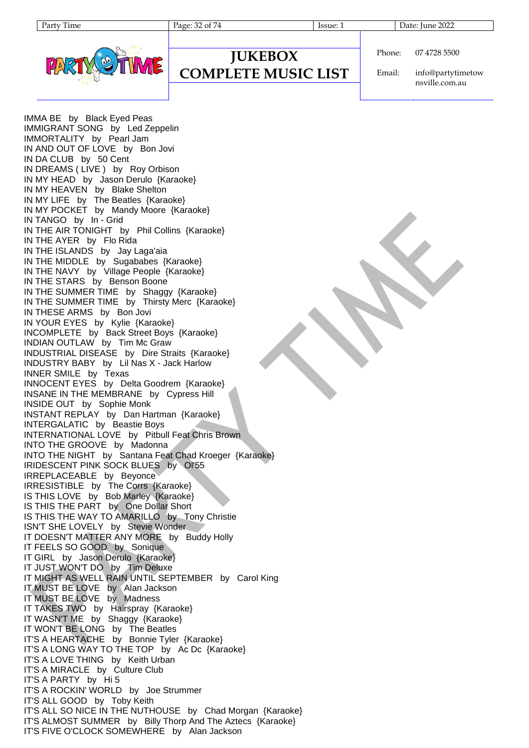IMMA BE by Black Eyed Peas
IMMIGRANT SONG by Led Zeppelin
IMMORTALITY by Pearl Jam
IN AND OUT OF LOVE by Bon Jovi
IN DA CLUB by 50 Cent
IN DREAMS ( LIVE ) by Roy Orbison
IN MY HEAD by Jason Derulo {Karaoke}
IN MY HEAVEN by Blake Shelton
IN MY LIFE by The Beatles {Karaoke}
IN MY POCKET by Mandy Moore {Karaoke}
IN TANGO by In - Grid
IN THE AIR TONIGHT by Phil Collins {Karaoke}
IN THE AYER by Flo Rida
IN THE ISLANDS by Jay Laga'aia
IN THE MIDDLE by Sugababes {Karaoke}
IN THE NAVY by Village People {Karaoke}
IN THE STARS by Benson Boone
IN THE SUMMER TIME by Shaggy {Karaoke}
IN THE SUMMER TIME by Thirsty Merc {Karaoke}
IN THESE ARMS by Bon Jovi
IN YOUR EYES by Kylie {Karaoke}
INCOMPLETE by Back Street Boys {Karaoke}
INDIAN OUTLAW by Tim Mc Graw
INDUSTRIAL DISEASE by Dire Straits {Karaoke}
INDUSTRY BABY by Lil Nas X - Jack Harlow
INNER SMILE by Texas
INNOCENT EYES by Delta Goodrem {Karaoke}
INSANE IN THE MEMBRANE by Cypress Hill
INSIDE OUT by Sophie Monk
INSTANT REPLAY by Dan Hartman {Karaoke}
INTERGALATIC by Beastie Boys
INTERNATIONAL LOVE by Pitbull Feat Chris Brown
INTO THE GROOVE by Madonna
INTO THE NIGHT by Santana Feat Chad Kroeger {Karaoke}
IRIDESCENT PINK SOCK BLUES by Ol'55
IRREPLACEABLE by Beyonce
IRRESISTIBLE by The Corrs {Karaoke}
IS THIS LOVE by Bob Marley {Karaoke}
IS THIS THE PART by One Dollar Short
IS THIS THE WAY TO AMARILLO by Tony Christie
ISN'T SHE LOVELY by Stevie Wonder
IT DOESN'T MATTER ANY MORE by Buddy Holly
IT FEELS SO GOOD by Sonique
IT GIRL by Jason Derulo {Karaoke}
IT JUST WON'T DO by Tim Deluxe
IT MIGHT AS WELL RAIN UNTIL SEPTEMBER by Carol King
IT MUST BE LOVE by Alan Jackson
IT MUST BE LOVE by Madness
IT TAKES TWO by Hairspray {Karaoke}
IT WASN'T ME by Shaggy {Karaoke}
IT WON'T BE LONG by The Beatles
IT'S A HEARTACHE by Bonnie Tyler {Karaoke}
IT'S A LONG WAY TO THE TOP by Ac Dc {Karaoke}
IT'S A LOVE THING by Keith Urban
IT'S A MIRACLE by Culture Club
IT'S A PARTY by Hi 5
IT'S A ROCKIN' WORLD by Joe Strummer
IT'S ALL GOOD by Toby Keith
IT'S ALL SO NICE IN THE NUTHOUSE by Chad Morgan {Karaoke}
IT'S ALMOST SUMMER by Billy Thorp And The Aztecs {Karaoke}
IT'S FIVE O'CLOCK SOMEWHERE by Alan Jackson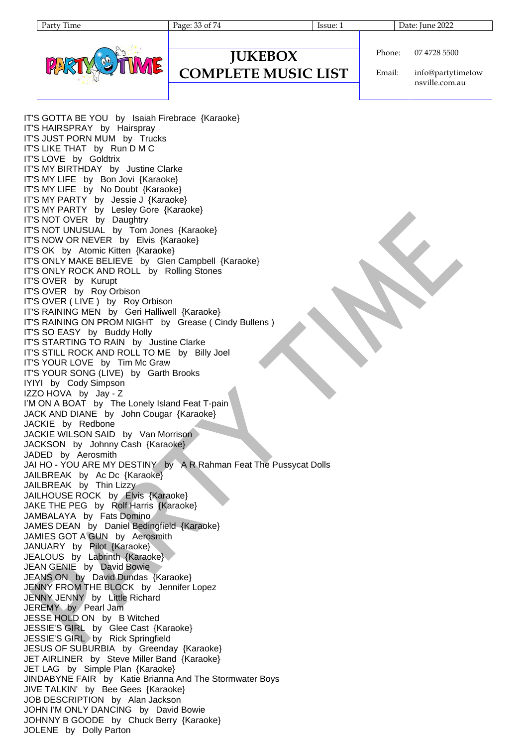IT'S GOTTA BE YOU by Isaiah Firebrace {Karaoke}
IT'S HAIRSPRAY by Hairspray
IT'S JUST PORN MUM by Trucks
IT'S LIKE THAT by Run D M C
IT'S LOVE by Goldtrix
IT'S MY BIRTHDAY by Justine Clarke
IT'S MY LIFE by Bon Jovi {Karaoke}
IT'S MY LIFE by No Doubt {Karaoke}
IT'S MY PARTY by Jessie J {Karaoke}
IT'S MY PARTY by Lesley Gore {Karaoke}
IT'S NOT OVER by Daughtry
IT'S NOT UNUSUAL by Tom Jones {Karaoke}
IT'S NOW OR NEVER by Elvis {Karaoke}
IT'S OK by Atomic Kitten {Karaoke}
IT'S ONLY MAKE BELIEVE by Glen Campbell {Karaoke}
IT'S ONLY ROCK AND ROLL by Rolling Stones
IT'S OVER by Kurupt
IT'S OVER by Roy Orbison
IT'S OVER ( LIVE ) by Roy Orbison
IT'S RAINING MEN by Geri Halliwell {Karaoke}
IT'S RAINING ON PROM NIGHT by Grease ( Cindy Bullens )
IT'S SO EASY by Buddy Holly
IT'S STARTING TO RAIN by Justine Clarke
IT'S STILL ROCK AND ROLL TO ME by Billy Joel
IT'S YOUR LOVE by Tim Mc Graw
IT'S YOUR SONG (LIVE) by Garth Brooks
IYIYI by Cody Simpson
IZZO HOVA by Jay - Z
I'M ON A BOAT by The Lonely Island Feat T-pain
JACK AND DIANE by John Cougar {Karaoke}
JACKIE by Redbone
JACKIE WILSON SAID by Van Morrison
JACKSON by Johnny Cash {Karaoke}
JADED by Aerosmith
JAI HO - YOU ARE MY DESTINY by A R Rahman Feat The Pussycat Dolls
JAILBREAK by Ac Dc {Karaoke}
JAILBREAK by Thin Lizzy
JAILHOUSE ROCK by Elvis {Karaoke}
JAKE THE PEG by Rolf Harris {Karaoke}
JAMBALAYA by Fats Domino
JAMES DEAN by Daniel Bedingfield {Karaoke}
JAMIES GOT A GUN by Aerosmith
JANUARY by Pilot {Karaoke}
JEALOUS by Labrinth {Karaoke}
JEAN GENIE by David Bowie
JEANS ON by David Dundas {Karaoke}
JENNY FROM THE BLOCK by Jennifer Lopez
JENNY JENNY by Little Richard
JEREMY by Pearl Jam
JESSE HOLD ON by B Witched
JESSIE'S GIRL by Glee Cast {Karaoke}
JESSIE'S GIRL by Rick Springfield
JESUS OF SUBURBIA by Greenday {Karaoke}
JET AIRLINER by Steve Miller Band {Karaoke}
JET LAG by Simple Plan {Karaoke}
JINDABYNE FAIR by Katie Brianna And The Stormwater Boys
JIVE TALKIN' by Bee Gees {Karaoke}
JOB DESCRIPTION by Alan Jackson
JOHN I'M ONLY DANCING by David Bowie
JOHNNY B GOODE by Chuck Berry {Karaoke}
JOLENE by Dolly Parton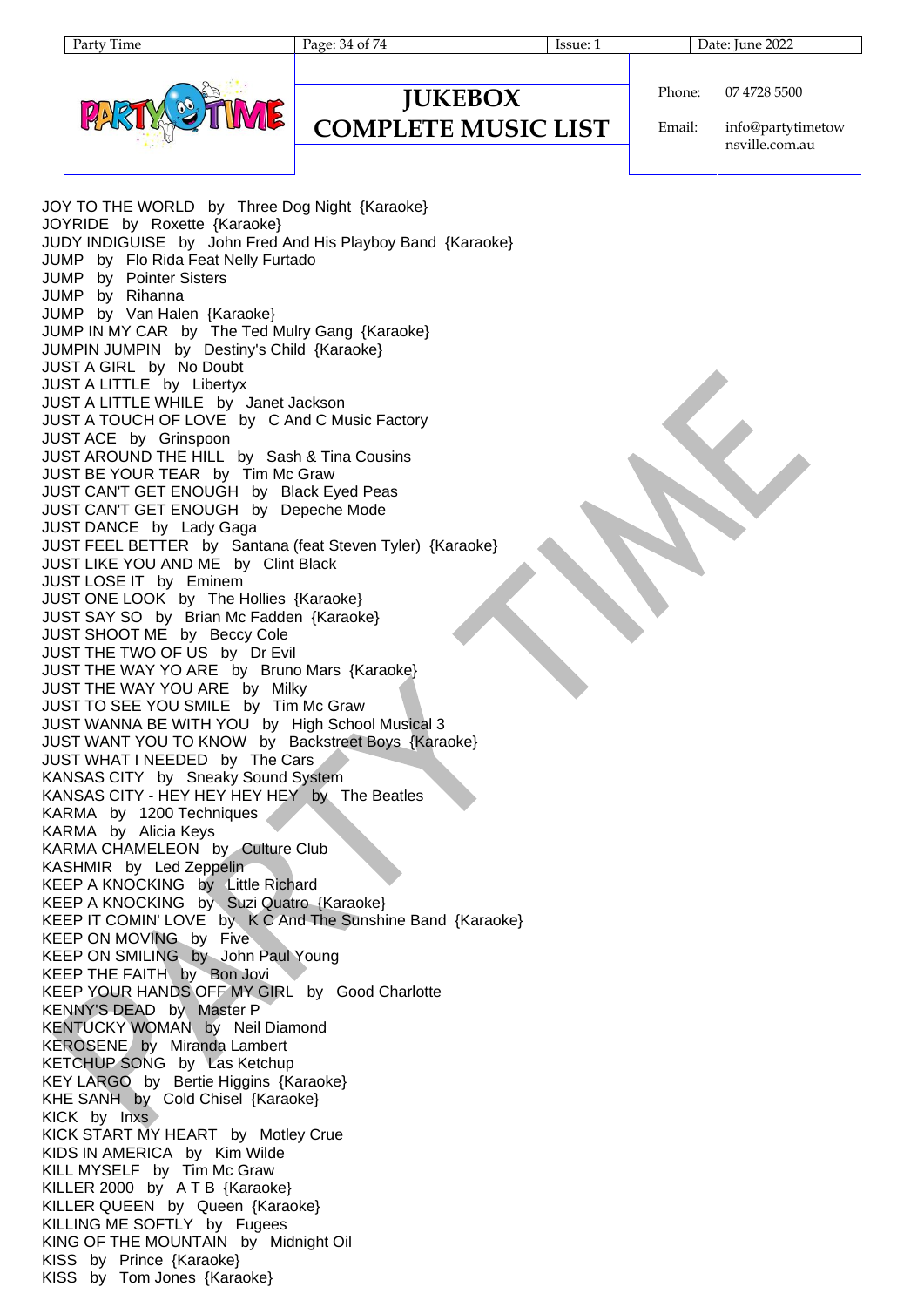# JUKEBOX COMPLETE MUSIC LIST

Phone: 07 4728 5500

Email: info@partytimetownsville.com.au

JOY TO THE WORLD by Three Dog Night {Karaoke}
JOYRIDE by Roxette {Karaoke}
JUDY INDIGUISE by John Fred And His Playboy Band {Karaoke}
JUMP by Flo Rida Feat Nelly Furtado
JUMP by Pointer Sisters
JUMP by Rihanna
JUMP by Van Halen {Karaoke}
JUMP IN MY CAR by The Ted Mulry Gang {Karaoke}
JUMPIN JUMPIN by Destiny's Child {Karaoke}
JUST A GIRL by No Doubt
JUST A LITTLE by Libertyx
JUST A LITTLE WHILE by Janet Jackson
JUST A TOUCH OF LOVE by C And C Music Factory
JUST ACE by Grinspoon
JUST AROUND THE HILL by Sash & Tina Cousins
JUST BE YOUR TEAR by Tim Mc Graw
JUST CAN'T GET ENOUGH by Black Eyed Peas
JUST CAN'T GET ENOUGH by Depeche Mode
JUST DANCE by Lady Gaga
JUST FEEL BETTER by Santana (feat Steven Tyler) {Karaoke}
JUST LIKE YOU AND ME by Clint Black
JUST LOSE IT by Eminem
JUST ONE LOOK by The Hollies {Karaoke}
JUST SAY SO by Brian Mc Fadden {Karaoke}
JUST SHOOT ME by Beccy Cole
JUST THE TWO OF US by Dr Evil
JUST THE WAY YO ARE by Bruno Mars {Karaoke}
JUST THE WAY YOU ARE by Milky
JUST TO SEE YOU SMILE by Tim Mc Graw
JUST WANNA BE WITH YOU by High School Musical 3
JUST WANT YOU TO KNOW by Backstreet Boys {Karaoke}
JUST WHAT I NEEDED by The Cars
KANSAS CITY by Sneaky Sound System
KANSAS CITY - HEY HEY HEY HEY by The Beatles
KARMA by 1200 Techniques
KARMA by Alicia Keys
KARMA CHAMELEON by Culture Club
KASHMIR by Led Zeppelin
KEEP A KNOCKING by Little Richard
KEEP A KNOCKING by Suzi Quatro {Karaoke}
KEEP IT COMIN' LOVE by K C And The Sunshine Band {Karaoke}
KEEP ON MOVING by Five
KEEP ON SMILING by John Paul Young
KEEP THE FAITH by Bon Jovi
KEEP YOUR HANDS OFF MY GIRL by Good Charlotte
KENNY'S DEAD by Master P
KENTUCKY WOMAN by Neil Diamond
KEROSENE by Miranda Lambert
KETCHUP SONG by Las Ketchup
KEY LARGO by Bertie Higgins {Karaoke}
KHE SANH by Cold Chisel {Karaoke}
KICK by Inxs
KICK START MY HEART by Motley Crue
KIDS IN AMERICA by Kim Wilde
KILL MYSELF by Tim Mc Graw
KILLER 2000 by A T B {Karaoke}
KILLER QUEEN by Queen {Karaoke}
KILLING ME SOFTLY by Fugees
KING OF THE MOUNTAIN by Midnight Oil
KISS by Prince {Karaoke}
KISS by Tom Jones {Karaoke}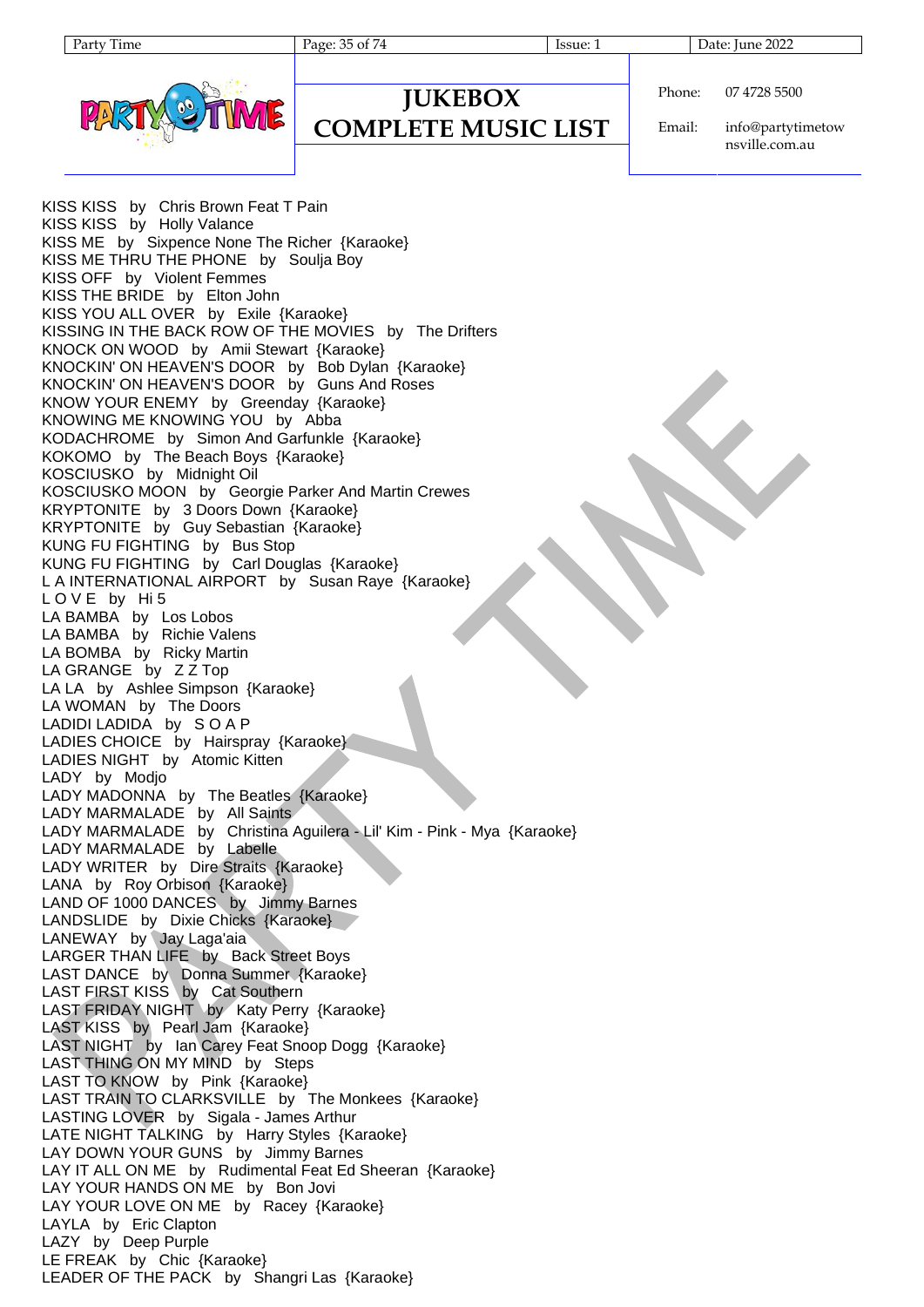# JUKEBOX COMPLETE MUSIC LIST

Phone: 07 4728 5500

Email: info@partytimetownsville.com.au

KISS KISS by Chris Brown Feat T Pain
KISS KISS by Holly Valance
KISS ME by Sixpence None The Richer {Karaoke}
KISS ME THRU THE PHONE by Soulja Boy
KISS OFF by Violent Femmes
KISS THE BRIDE by Elton John
KISS YOU ALL OVER by Exile {Karaoke}
KISSING IN THE BACK ROW OF THE MOVIES by The Drifters
KNOCK ON WOOD by Amii Stewart {Karaoke}
KNOCKIN' ON HEAVEN'S DOOR by Bob Dylan {Karaoke}
KNOCKIN' ON HEAVEN'S DOOR by Guns And Roses
KNOW YOUR ENEMY by Greenday {Karaoke}
KNOWING ME KNOWING YOU by Abba
KODACHROME by Simon And Garfunkle {Karaoke}
KOKOMO by The Beach Boys {Karaoke}
KOSCIUSKO by Midnight Oil
KOSCIUSKO MOON by Georgie Parker And Martin Crewes
KRYPTONITE by 3 Doors Down {Karaoke}
KRYPTONITE by Guy Sebastian {Karaoke}
KUNG FU FIGHTING by Bus Stop
KUNG FU FIGHTING by Carl Douglas {Karaoke}
L A INTERNATIONAL AIRPORT by Susan Raye {Karaoke}
L O V E by Hi 5
LA BAMBA by Los Lobos
LA BAMBA by Richie Valens
LA BOMBA by Ricky Martin
LA GRANGE by Z Z Top
LA LA by Ashlee Simpson {Karaoke}
LA WOMAN by The Doors
LADIDI LADIDA by S O A P
LADIES CHOICE by Hairspray {Karaoke}
LADIES NIGHT by Atomic Kitten
LADY by Modjo
LADY MADONNA by The Beatles {Karaoke}
LADY MARMALADE by All Saints
LADY MARMALADE by Christina Aguilera - Lil' Kim - Pink - Mya {Karaoke}
LADY MARMALADE by Labelle
LADY WRITER by Dire Straits {Karaoke}
LANA by Roy Orbison {Karaoke}
LAND OF 1000 DANCES by Jimmy Barnes
LANDSLIDE by Dixie Chicks {Karaoke}
LANEWAY by Jay Laga'aia
LARGER THAN LIFE by Back Street Boys
LAST DANCE by Donna Summer {Karaoke}
LAST FIRST KISS by Cat Southern
LAST FRIDAY NIGHT by Katy Perry {Karaoke}
LAST KISS by Pearl Jam {Karaoke}
LAST NIGHT by Ian Carey Feat Snoop Dogg {Karaoke}
LAST THING ON MY MIND by Steps
LAST TO KNOW by Pink {Karaoke}
LAST TRAIN TO CLARKSVILLE by The Monkees {Karaoke}
LASTING LOVER by Sigala - James Arthur
LATE NIGHT TALKING by Harry Styles {Karaoke}
LAY DOWN YOUR GUNS by Jimmy Barnes
LAY IT ALL ON ME by Rudimental Feat Ed Sheeran {Karaoke}
LAY YOUR HANDS ON ME by Bon Jovi
LAY YOUR LOVE ON ME by Racey {Karaoke}
LAYLA by Eric Clapton
LAZY by Deep Purple
LE FREAK by Chic {Karaoke}
LEADER OF THE PACK by Shangri Las {Karaoke}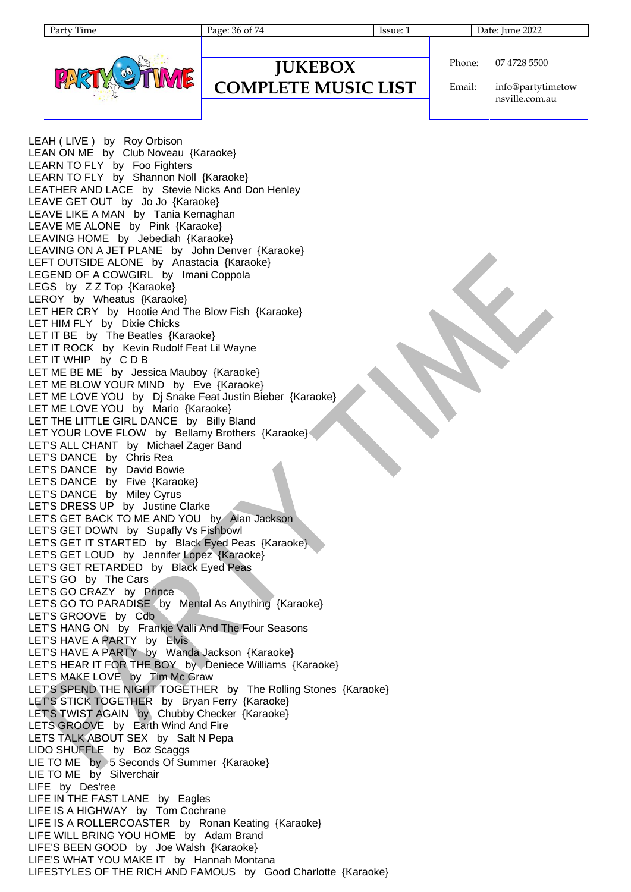# JUKEBOX COMPLETE MUSIC LIST

Phone: 07 4728 5500

Email: info@partytimetownsville.com.au

LEAH ( LIVE )   by   Roy Orbison
LEAN ON ME   by   Club Noveau  {Karaoke}
LEARN TO FLY   by   Foo Fighters
LEARN TO FLY   by   Shannon Noll  {Karaoke}
LEATHER AND LACE   by   Stevie Nicks And Don Henley
LEAVE GET OUT   by   Jo Jo  {Karaoke}
LEAVE LIKE A MAN   by   Tania Kernaghan
LEAVE ME ALONE   by   Pink  {Karaoke}
LEAVING HOME   by   Jebediah  {Karaoke}
LEAVING ON A JET PLANE   by   John Denver  {Karaoke}
LEFT OUTSIDE ALONE   by   Anastacia  {Karaoke}
LEGEND OF A COWGIRL   by   Imani Coppola
LEGS   by   Z Z Top  {Karaoke}
LEROY   by   Wheatus  {Karaoke}
LET HER CRY   by   Hootie And The Blow Fish  {Karaoke}
LET HIM FLY   by   Dixie Chicks
LET IT BE   by   The Beatles  {Karaoke}
LET IT ROCK   by   Kevin Rudolf Feat Lil Wayne
LET IT WHIP   by   C D B
LET ME BE ME   by   Jessica Mauboy  {Karaoke}
LET ME BLOW YOUR MIND   by   Eve  {Karaoke}
LET ME LOVE YOU   by   Dj Snake Feat Justin Bieber  {Karaoke}
LET ME LOVE YOU   by   Mario  {Karaoke}
LET THE LITTLE GIRL DANCE   by   Billy Bland
LET YOUR LOVE FLOW   by   Bellamy Brothers  {Karaoke}
LET'S ALL CHANT   by   Michael Zager Band
LET'S DANCE   by   Chris Rea
LET'S DANCE   by   David Bowie
LET'S DANCE   by   Five  {Karaoke}
LET'S DANCE   by   Miley Cyrus
LET'S DRESS UP   by   Justine Clarke
LET'S GET BACK TO ME AND YOU   by   Alan Jackson
LET'S GET DOWN   by   Supafly Vs Fishbowl
LET'S GET IT STARTED   by   Black Eyed Peas  {Karaoke}
LET'S GET LOUD   by   Jennifer Lopez  {Karaoke}
LET'S GET RETARDED   by   Black Eyed Peas
LET'S GO   by   The Cars
LET'S GO CRAZY   by   Prince
LET'S GO TO PARADISE   by   Mental As Anything  {Karaoke}
LET'S GROOVE   by   Cdb
LET'S HANG ON   by   Frankie Valli And The Four Seasons
LET'S HAVE A PARTY   by   Elvis
LET'S HAVE A PARTY   by   Wanda Jackson  {Karaoke}
LET'S HEAR IT FOR THE BOY   by   Deniece Williams  {Karaoke}
LET'S MAKE LOVE   by   Tim Mc Graw
LET'S SPEND THE NIGHT TOGETHER   by   The Rolling Stones  {Karaoke}
LET'S STICK TOGETHER   by   Bryan Ferry  {Karaoke}
LET'S TWIST AGAIN   by   Chubby Checker  {Karaoke}
LETS GROOVE   by   Earth Wind And Fire
LETS TALK ABOUT SEX   by   Salt N Pepa
LIDO SHUFFLE   by   Boz Scaggs
LIE TO ME   by   5 Seconds Of Summer  {Karaoke}
LIE TO ME   by   Silverchair
LIFE   by   Des'ree
LIFE IN THE FAST LANE   by   Eagles
LIFE IS A HIGHWAY   by   Tom Cochrane
LIFE IS A ROLLERCOASTER   by   Ronan Keating  {Karaoke}
LIFE WILL BRING YOU HOME   by   Adam Brand
LIFE'S BEEN GOOD   by   Joe Walsh  {Karaoke}
LIFE'S WHAT YOU MAKE IT   by   Hannah Montana
LIFESTYLES OF THE RICH AND FAMOUS   by   Good Charlotte  {Karaoke}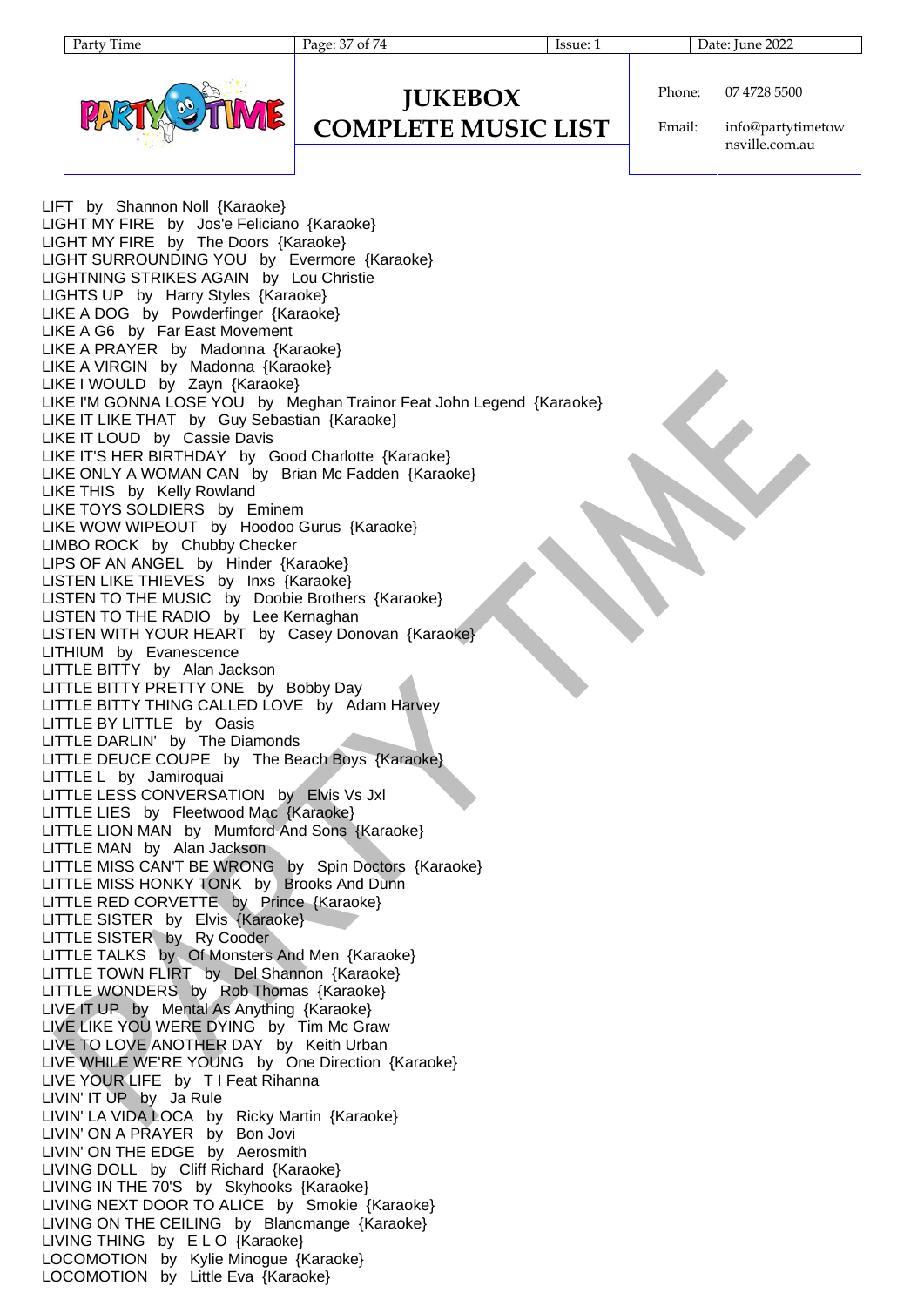LIFT by Shannon Noll {Karaoke}
LIGHT MY FIRE by Jos'e Feliciano {Karaoke}
LIGHT MY FIRE by The Doors {Karaoke}
LIGHT SURROUNDING YOU by Evermore {Karaoke}
LIGHTNING STRIKES AGAIN by Lou Christie
LIGHTS UP by Harry Styles {Karaoke}
LIKE A DOG by Powderfinger {Karaoke}
LIKE A G6 by Far East Movement
LIKE A PRAYER by Madonna {Karaoke}
LIKE A VIRGIN by Madonna {Karaoke}
LIKE I WOULD by Zayn {Karaoke}
LIKE I'M GONNA LOSE YOU by Meghan Trainor Feat John Legend {Karaoke}
LIKE IT LIKE THAT by Guy Sebastian {Karaoke}
LIKE IT LOUD by Cassie Davis
LIKE IT'S HER BIRTHDAY by Good Charlotte {Karaoke}
LIKE ONLY A WOMAN CAN by Brian Mc Fadden {Karaoke}
LIKE THIS by Kelly Rowland
LIKE TOYS SOLDIERS by Eminem
LIKE WOW WIPEOUT by Hoodoo Gurus {Karaoke}
LIMBO ROCK by Chubby Checker
LIPS OF AN ANGEL by Hinder {Karaoke}
LISTEN LIKE THIEVES by Inxs {Karaoke}
LISTEN TO THE MUSIC by Doobie Brothers {Karaoke}
LISTEN TO THE RADIO by Lee Kernaghan
LISTEN WITH YOUR HEART by Casey Donovan {Karaoke}
LITHIUM by Evanescence
LITTLE BITTY by Alan Jackson
LITTLE BITTY PRETTY ONE by Bobby Day
LITTLE BITTY THING CALLED LOVE by Adam Harvey
LITTLE BY LITTLE by Oasis
LITTLE DARLIN' by The Diamonds
LITTLE DEUCE COUPE by The Beach Boys {Karaoke}
LITTLE L by Jamiroquai
LITTLE LESS CONVERSATION by Elvis Vs Jxl
LITTLE LIES by Fleetwood Mac {Karaoke}
LITTLE LION MAN by Mumford And Sons {Karaoke}
LITTLE MAN by Alan Jackson
LITTLE MISS CAN'T BE WRONG by Spin Doctors {Karaoke}
LITTLE MISS HONKY TONK by Brooks And Dunn
LITTLE RED CORVETTE by Prince {Karaoke}
LITTLE SISTER by Elvis {Karaoke}
LITTLE SISTER by Ry Cooder
LITTLE TALKS by Of Monsters And Men {Karaoke}
LITTLE TOWN FLIRT by Del Shannon {Karaoke}
LITTLE WONDERS by Rob Thomas {Karaoke}
LIVE IT UP by Mental As Anything {Karaoke}
LIVE LIKE YOU WERE DYING by Tim Mc Graw
LIVE TO LOVE ANOTHER DAY by Keith Urban
LIVE WHILE WE'RE YOUNG by One Direction {Karaoke}
LIVE YOUR LIFE by T I Feat Rihanna
LIVIN' IT UP by Ja Rule
LIVIN' LA VIDA LOCA by Ricky Martin {Karaoke}
LIVIN' ON A PRAYER by Bon Jovi
LIVIN' ON THE EDGE by Aerosmith
LIVING DOLL by Cliff Richard {Karaoke}
LIVING IN THE 70'S by Skyhooks {Karaoke}
LIVING NEXT DOOR TO ALICE by Smokie {Karaoke}
LIVING ON THE CEILING by Blancmange {Karaoke}
LIVING THING by E L O {Karaoke}
LOCOMOTION by Kylie Minogue {Karaoke}
LOCOMOTION by Little Eva {Karaoke}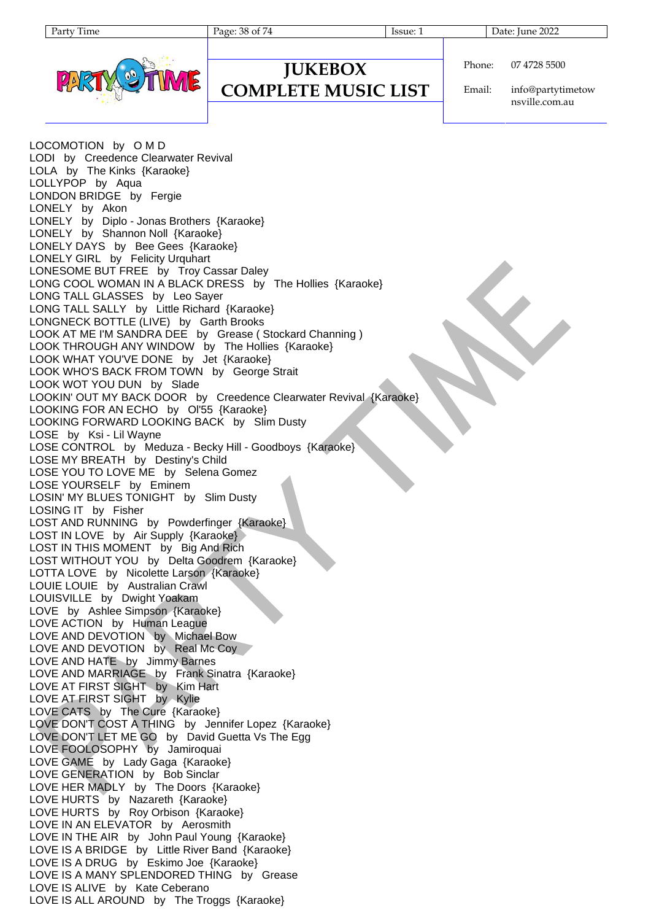LOCOMOTION by O M D
LODI by Creedence Clearwater Revival
LOLA by The Kinks {Karaoke}
LOLLYPOP by Aqua
LONDON BRIDGE by Fergie
LONELY by Akon
LONELY by Diplo - Jonas Brothers {Karaoke}
LONELY by Shannon Noll {Karaoke}
LONELY DAYS by Bee Gees {Karaoke}
LONELY GIRL by Felicity Urquhart
LONESOME BUT FREE by Troy Cassar Daley
LONG COOL WOMAN IN A BLACK DRESS by The Hollies {Karaoke}
LONG TALL GLASSES by Leo Sayer
LONG TALL SALLY by Little Richard {Karaoke}
LONGNECK BOTTLE (LIVE) by Garth Brooks
LOOK AT ME I'M SANDRA DEE by Grease ( Stockard Channing )
LOOK THROUGH ANY WINDOW by The Hollies {Karaoke}
LOOK WHAT YOU'VE DONE by Jet {Karaoke}
LOOK WHO'S BACK FROM TOWN by George Strait
LOOK WOT YOU DUN by Slade
LOOKIN' OUT MY BACK DOOR by Creedence Clearwater Revival {Karaoke}
LOOKING FOR AN ECHO by Ol'55 {Karaoke}
LOOKING FORWARD LOOKING BACK by Slim Dusty
LOSE by Ksi - Lil Wayne
LOSE CONTROL by Meduza - Becky Hill - Goodboys {Karaoke}
LOSE MY BREATH by Destiny's Child
LOSE YOU TO LOVE ME by Selena Gomez
LOSE YOURSELF by Eminem
LOSIN' MY BLUES TONIGHT by Slim Dusty
LOSING IT by Fisher
LOST AND RUNNING by Powderfinger {Karaoke}
LOST IN LOVE by Air Supply {Karaoke}
LOST IN THIS MOMENT by Big And Rich
LOST WITHOUT YOU by Delta Goodrem {Karaoke}
LOTTA LOVE by Nicolette Larson {Karaoke}
LOUIE LOUIE by Australian Crawl
LOUISVILLE by Dwight Yoakam
LOVE by Ashlee Simpson {Karaoke}
LOVE ACTION by Human League
LOVE AND DEVOTION by Michael Bow
LOVE AND DEVOTION by Real Mc Coy
LOVE AND HATE by Jimmy Barnes
LOVE AND MARRIAGE by Frank Sinatra {Karaoke}
LOVE AT FIRST SIGHT by Kim Hart
LOVE AT FIRST SIGHT by Kylie
LOVE CATS by The Cure {Karaoke}
LOVE DON'T COST A THING by Jennifer Lopez {Karaoke}
LOVE DON'T LET ME GO by David Guetta Vs The Egg
LOVE FOOLOSOPHY by Jamiroquai
LOVE GAME by Lady Gaga {Karaoke}
LOVE GENERATION by Bob Sinclar
LOVE HER MADLY by The Doors {Karaoke}
LOVE HURTS by Nazareth {Karaoke}
LOVE HURTS by Roy Orbison {Karaoke}
LOVE IN AN ELEVATOR by Aerosmith
LOVE IN THE AIR by John Paul Young {Karaoke}
LOVE IS A BRIDGE by Little River Band {Karaoke}
LOVE IS A DRUG by Eskimo Joe {Karaoke}
LOVE IS A MANY SPLENDORED THING by Grease
LOVE IS ALIVE by Kate Ceberano
LOVE IS ALL AROUND by The Troggs {Karaoke}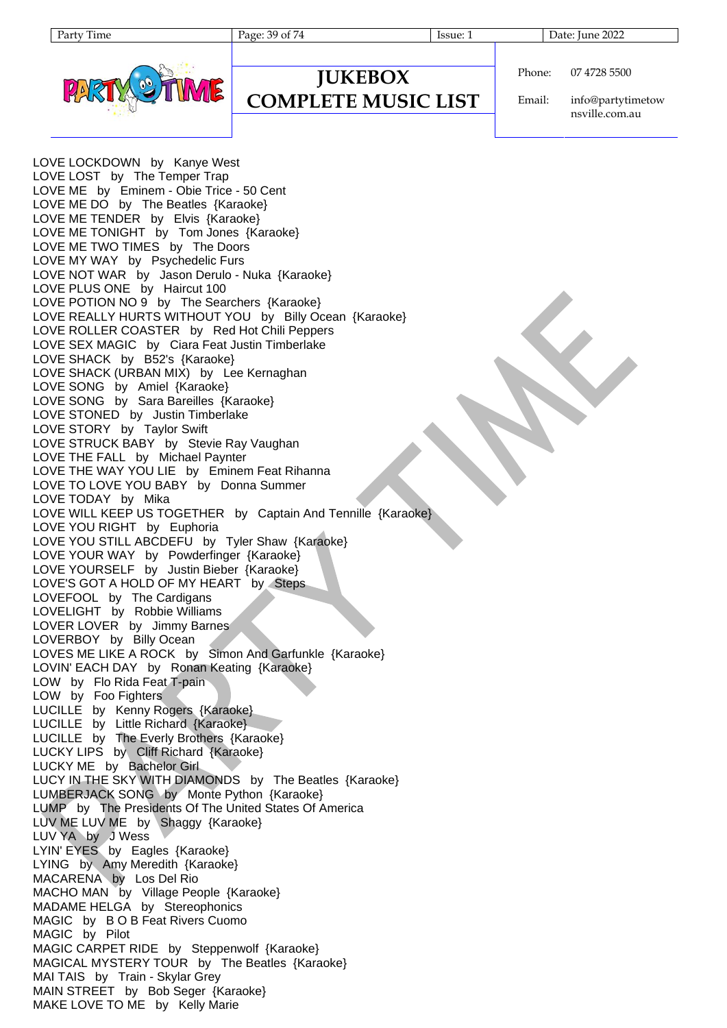LOVE LOCKDOWN by Kanye West
LOVE LOST by The Temper Trap
LOVE ME by Eminem - Obie Trice - 50 Cent
LOVE ME DO by The Beatles {Karaoke}
LOVE ME TENDER by Elvis {Karaoke}
LOVE ME TONIGHT by Tom Jones {Karaoke}
LOVE ME TWO TIMES by The Doors
LOVE MY WAY by Psychedelic Furs
LOVE NOT WAR by Jason Derulo - Nuka {Karaoke}
LOVE PLUS ONE by Haircut 100
LOVE POTION NO 9 by The Searchers {Karaoke}
LOVE REALLY HURTS WITHOUT YOU by Billy Ocean {Karaoke}
LOVE ROLLER COASTER by Red Hot Chili Peppers
LOVE SEX MAGIC by Ciara Feat Justin Timberlake
LOVE SHACK by B52's {Karaoke}
LOVE SHACK (URBAN MIX) by Lee Kernaghan
LOVE SONG by Amiel {Karaoke}
LOVE SONG by Sara Bareilles {Karaoke}
LOVE STONED by Justin Timberlake
LOVE STORY by Taylor Swift
LOVE STRUCK BABY by Stevie Ray Vaughan
LOVE THE FALL by Michael Paynter
LOVE THE WAY YOU LIE by Eminem Feat Rihanna
LOVE TO LOVE YOU BABY by Donna Summer
LOVE TODAY by Mika
LOVE WILL KEEP US TOGETHER by Captain And Tennille {Karaoke}
LOVE YOU RIGHT by Euphoria
LOVE YOU STILL ABCDEFU by Tyler Shaw {Karaoke}
LOVE YOUR WAY by Powderfinger {Karaoke}
LOVE YOURSELF by Justin Bieber {Karaoke}
LOVE'S GOT A HOLD OF MY HEART by Steps
LOVEFOOL by The Cardigans
LOVELIGHT by Robbie Williams
LOVER LOVER by Jimmy Barnes
LOVERBOY by Billy Ocean
LOVES ME LIKE A ROCK by Simon And Garfunkle {Karaoke}
LOVIN' EACH DAY by Ronan Keating {Karaoke}
LOW by Flo Rida Feat T-pain
LOW by Foo Fighters
LUCILLE by Kenny Rogers {Karaoke}
LUCILLE by Little Richard {Karaoke}
LUCILLE by The Everly Brothers {Karaoke}
LUCKY LIPS by Cliff Richard {Karaoke}
LUCKY ME by Bachelor Girl
LUCY IN THE SKY WITH DIAMONDS by The Beatles {Karaoke}
LUMBERJACK SONG by Monte Python {Karaoke}
LUMP by The Presidents Of The United States Of America
LUV ME LUV ME by Shaggy {Karaoke}
LUV YA by J Wess
LYIN' EYES by Eagles {Karaoke}
LYING by Amy Meredith {Karaoke}
MACARENA by Los Del Rio
MACHO MAN by Village People {Karaoke}
MADAME HELGA by Stereophonics
MAGIC by B O B Feat Rivers Cuomo
MAGIC by Pilot
MAGIC CARPET RIDE by Steppenwolf {Karaoke}
MAGICAL MYSTERY TOUR by The Beatles {Karaoke}
MAI TAIS by Train - Skylar Grey
MAIN STREET by Bob Seger {Karaoke}
MAKE LOVE TO ME by Kelly Marie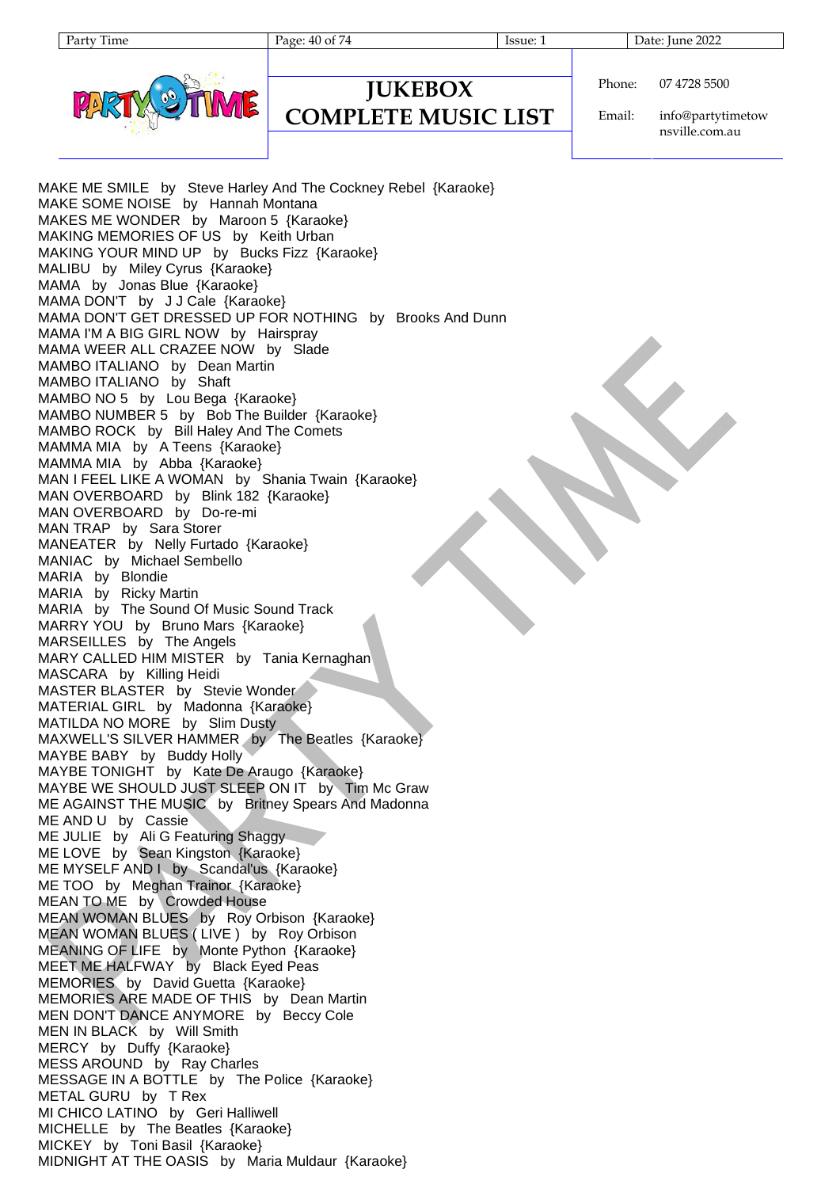MAKE ME SMILE by Steve Harley And The Cockney Rebel {Karaoke}
MAKE SOME NOISE by Hannah Montana
MAKES ME WONDER by Maroon 5 {Karaoke}
MAKING MEMORIES OF US by Keith Urban
MAKING YOUR MIND UP by Bucks Fizz {Karaoke}
MALIBU by Miley Cyrus {Karaoke}
MAMA by Jonas Blue {Karaoke}
MAMA DON'T by J J Cale {Karaoke}
MAMA DON'T GET DRESSED UP FOR NOTHING by Brooks And Dunn
MAMA I'M A BIG GIRL NOW by Hairspray
MAMA WEER ALL CRAZEE NOW by Slade
MAMBO ITALIANO by Dean Martin
MAMBO ITALIANO by Shaft
MAMBO NO 5 by Lou Bega {Karaoke}
MAMBO NUMBER 5 by Bob The Builder {Karaoke}
MAMBO ROCK by Bill Haley And The Comets
MAMMA MIA by A Teens {Karaoke}
MAMMA MIA by Abba {Karaoke}
MAN I FEEL LIKE A WOMAN by Shania Twain {Karaoke}
MAN OVERBOARD by Blink 182 {Karaoke}
MAN OVERBOARD by Do-re-mi
MAN TRAP by Sara Storer
MANEATER by Nelly Furtado {Karaoke}
MANIAC by Michael Sembello
MARIA by Blondie
MARIA by Ricky Martin
MARIA by The Sound Of Music Sound Track
MARRY YOU by Bruno Mars {Karaoke}
MARSEILLES by The Angels
MARY CALLED HIM MISTER by Tania Kernaghan
MASCARA by Killing Heidi
MASTER BLASTER by Stevie Wonder
MATERIAL GIRL by Madonna {Karaoke}
MATILDA NO MORE by Slim Dusty
MAXWELL'S SILVER HAMMER by The Beatles {Karaoke}
MAYBE BABY by Buddy Holly
MAYBE TONIGHT by Kate De Araugo {Karaoke}
MAYBE WE SHOULD JUST SLEEP ON IT by Tim Mc Graw
ME AGAINST THE MUSIC by Britney Spears And Madonna
ME AND U by Cassie
ME JULIE by Ali G Featuring Shaggy
ME LOVE by Sean Kingston {Karaoke}
ME MYSELF AND I by Scandal'us {Karaoke}
ME TOO by Meghan Trainor {Karaoke}
MEAN TO ME by Crowded House
MEAN WOMAN BLUES by Roy Orbison {Karaoke}
MEAN WOMAN BLUES ( LIVE ) by Roy Orbison
MEANING OF LIFE by Monte Python {Karaoke}
MEET ME HALFWAY by Black Eyed Peas
MEMORIES by David Guetta {Karaoke}
MEMORIES ARE MADE OF THIS by Dean Martin
MEN DON'T DANCE ANYMORE by Beccy Cole
MEN IN BLACK by Will Smith
MERCY by Duffy {Karaoke}
MESS AROUND by Ray Charles
MESSAGE IN A BOTTLE by The Police {Karaoke}
METAL GURU by T Rex
MI CHICO LATINO by Geri Halliwell
MICHELLE by The Beatles {Karaoke}
MICKEY by Toni Basil {Karaoke}
MIDNIGHT AT THE OASIS by Maria Muldaur {Karaoke}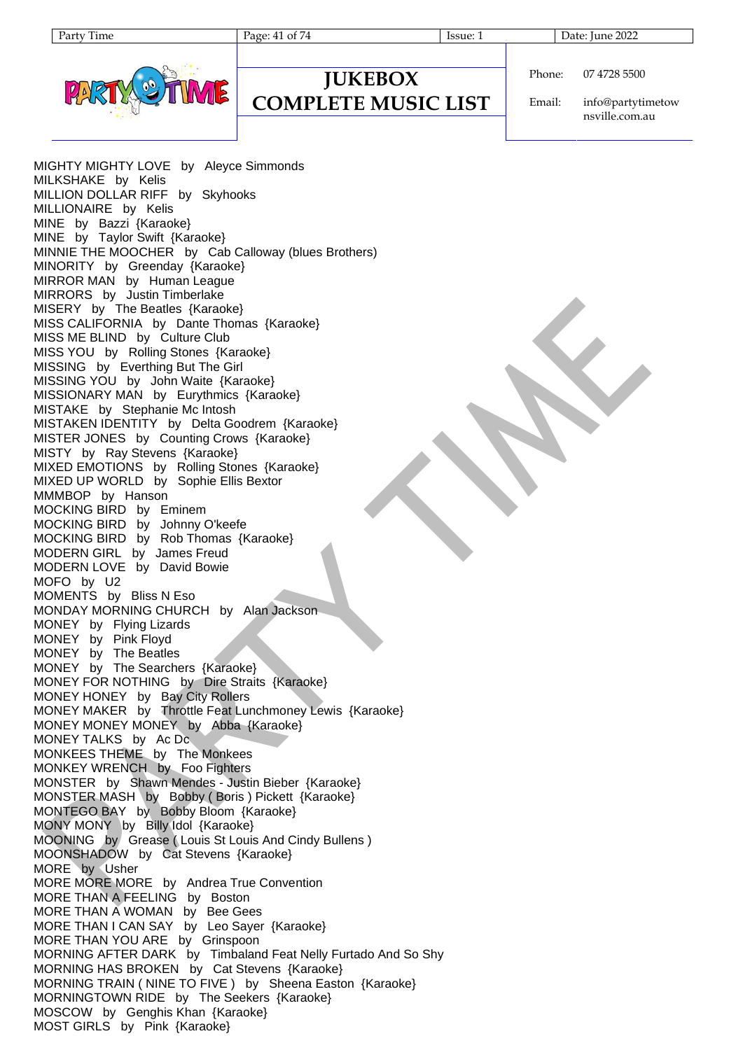# JUKEBOX COMPLETE MUSIC LIST

Phone: 07 4728 5500

Email: info@partytimetownsville.com.au

MIGHTY MIGHTY LOVE by Aleyce Simmonds
MILKSHAKE by Kelis
MILLION DOLLAR RIFF by Skyhooks
MILLIONAIRE by Kelis
MINE by Bazzi {Karaoke}
MINE by Taylor Swift {Karaoke}
MINNIE THE MOOCHER by Cab Calloway (blues Brothers)
MINORITY by Greenday {Karaoke}
MIRROR MAN by Human League
MIRRORS by Justin Timberlake
MISERY by The Beatles {Karaoke}
MISS CALIFORNIA by Dante Thomas {Karaoke}
MISS ME BLIND by Culture Club
MISS YOU by Rolling Stones {Karaoke}
MISSING by Everthing But The Girl
MISSING YOU by John Waite {Karaoke}
MISSIONARY MAN by Eurythmics {Karaoke}
MISTAKE by Stephanie Mc Intosh
MISTAKEN IDENTITY by Delta Goodrem {Karaoke}
MISTER JONES by Counting Crows {Karaoke}
MISTY by Ray Stevens {Karaoke}
MIXED EMOTIONS by Rolling Stones {Karaoke}
MIXED UP WORLD by Sophie Ellis Bextor
MMMBOP by Hanson
MOCKING BIRD by Eminem
MOCKING BIRD by Johnny O'keefe
MOCKING BIRD by Rob Thomas {Karaoke}
MODERN GIRL by James Freud
MODERN LOVE by David Bowie
MOFO by U2
MOMENTS by Bliss N Eso
MONDAY MORNING CHURCH by Alan Jackson
MONEY by Flying Lizards
MONEY by Pink Floyd
MONEY by The Beatles
MONEY by The Searchers {Karaoke}
MONEY FOR NOTHING by Dire Straits {Karaoke}
MONEY HONEY by Bay City Rollers
MONEY MAKER by Throttle Feat Lunchmoney Lewis {Karaoke}
MONEY MONEY MONEY by Abba {Karaoke}
MONEY TALKS by Ac Dc
MONKEES THEME by The Monkees
MONKEY WRENCH by Foo Fighters
MONSTER by Shawn Mendes - Justin Bieber {Karaoke}
MONSTER MASH by Bobby ( Boris ) Pickett {Karaoke}
MONTEGO BAY by Bobby Bloom {Karaoke}
MONY MONY by Billy Idol {Karaoke}
MOONING by Grease ( Louis St Louis And Cindy Bullens )
MOONSHADOW by Cat Stevens {Karaoke}
MORE by Usher
MORE MORE MORE by Andrea True Convention
MORE THAN A FEELING by Boston
MORE THAN A WOMAN by Bee Gees
MORE THAN I CAN SAY by Leo Sayer {Karaoke}
MORE THAN YOU ARE by Grinspoon
MORNING AFTER DARK by Timbaland Feat Nelly Furtado And So Shy
MORNING HAS BROKEN by Cat Stevens {Karaoke}
MORNING TRAIN ( NINE TO FIVE ) by Sheena Easton {Karaoke}
MORNINGTOWN RIDE by The Seekers {Karaoke}
MOSCOW by Genghis Khan {Karaoke}
MOST GIRLS by Pink {Karaoke}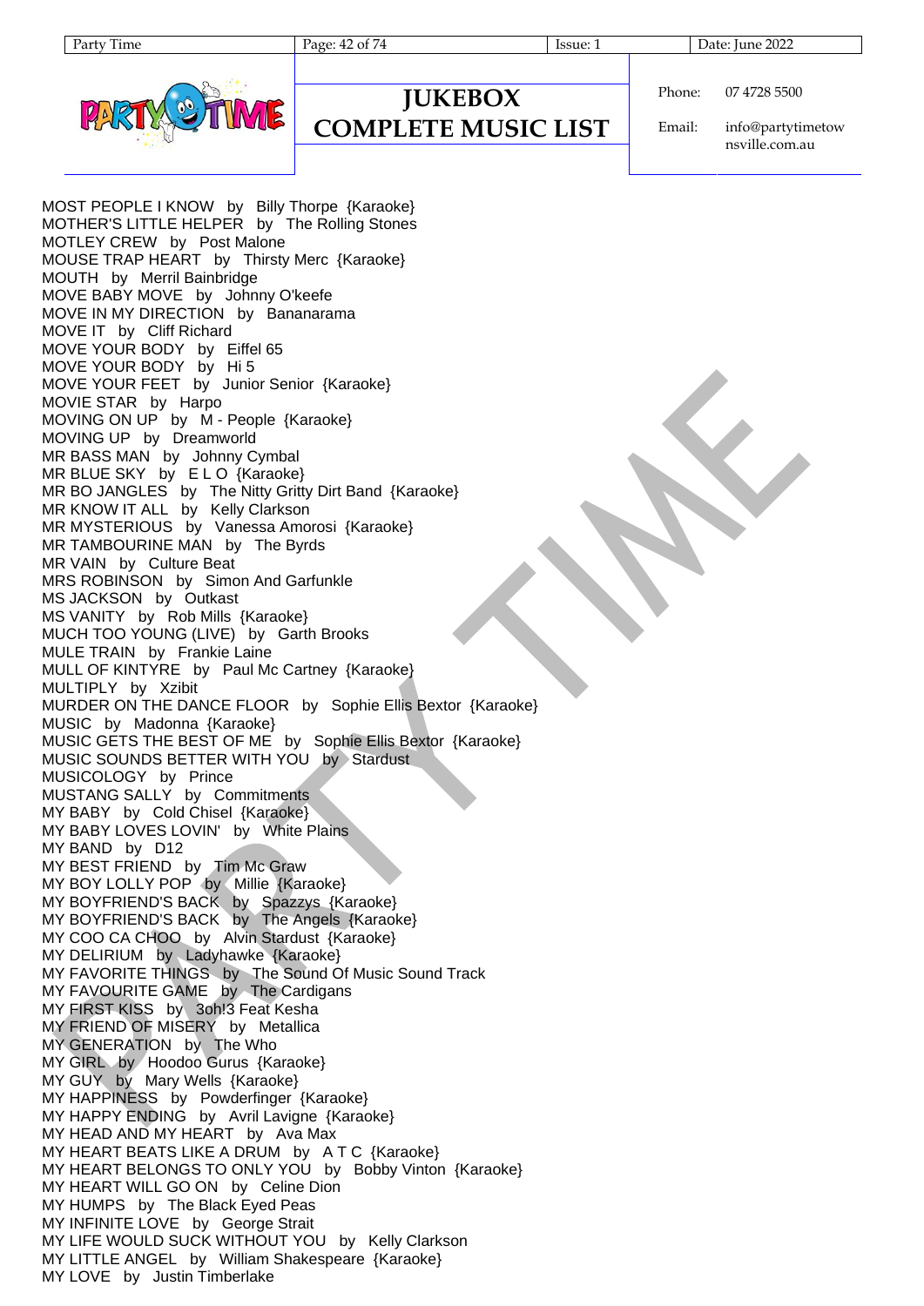MOST PEOPLE I KNOW by Billy Thorpe {Karaoke}
MOTHER'S LITTLE HELPER by The Rolling Stones
MOTLEY CREW by Post Malone
MOUSE TRAP HEART by Thirsty Merc {Karaoke}
MOUTH by Merril Bainbridge
MOVE BABY MOVE by Johnny O'keefe
MOVE IN MY DIRECTION by Bananarama
MOVE IT by Cliff Richard
MOVE YOUR BODY by Eiffel 65
MOVE YOUR BODY by Hi 5
MOVE YOUR FEET by Junior Senior {Karaoke}
MOVIE STAR by Harpo
MOVING ON UP by M - People {Karaoke}
MOVING UP by Dreamworld
MR BASS MAN by Johnny Cymbal
MR BLUE SKY by E L O {Karaoke}
MR BO JANGLES by The Nitty Gritty Dirt Band {Karaoke}
MR KNOW IT ALL by Kelly Clarkson
MR MYSTERIOUS by Vanessa Amorosi {Karaoke}
MR TAMBOURINE MAN by The Byrds
MR VAIN by Culture Beat
MRS ROBINSON by Simon And Garfunkle
MS JACKSON by Outkast
MS VANITY by Rob Mills {Karaoke}
MUCH TOO YOUNG (LIVE) by Garth Brooks
MULE TRAIN by Frankie Laine
MULL OF KINTYRE by Paul Mc Cartney {Karaoke}
MULTIPLY by Xzibit
MURDER ON THE DANCE FLOOR by Sophie Ellis Bextor {Karaoke}
MUSIC by Madonna {Karaoke}
MUSIC GETS THE BEST OF ME by Sophie Ellis Bextor {Karaoke}
MUSIC SOUNDS BETTER WITH YOU by Stardust
MUSICOLOGY by Prince
MUSTANG SALLY by Commitments
MY BABY by Cold Chisel {Karaoke}
MY BABY LOVES LOVIN' by White Plains
MY BAND by D12
MY BEST FRIEND by Tim Mc Graw
MY BOY LOLLY POP by Millie {Karaoke}
MY BOYFRIEND'S BACK by Spazzys {Karaoke}
MY BOYFRIEND'S BACK by The Angels {Karaoke}
MY COO CA CHOO by Alvin Stardust {Karaoke}
MY DELIRIUM by Ladyhawke {Karaoke}
MY FAVORITE THINGS by The Sound Of Music Sound Track
MY FAVOURITE GAME by The Cardigans
MY FIRST KISS by 3oh!3 Feat Kesha
MY FRIEND OF MISERY by Metallica
MY GENERATION by The Who
MY GIRL by Hoodoo Gurus {Karaoke}
MY GUY by Mary Wells {Karaoke}
MY HAPPINESS by Powderfinger {Karaoke}
MY HAPPY ENDING by Avril Lavigne {Karaoke}
MY HEAD AND MY HEART by Ava Max
MY HEART BEATS LIKE A DRUM by A T C {Karaoke}
MY HEART BELONGS TO ONLY YOU by Bobby Vinton {Karaoke}
MY HEART WILL GO ON by Celine Dion
MY HUMPS by The Black Eyed Peas
MY INFINITE LOVE by George Strait
MY LIFE WOULD SUCK WITHOUT YOU by Kelly Clarkson
MY LITTLE ANGEL by William Shakespeare {Karaoke}
MY LOVE by Justin Timberlake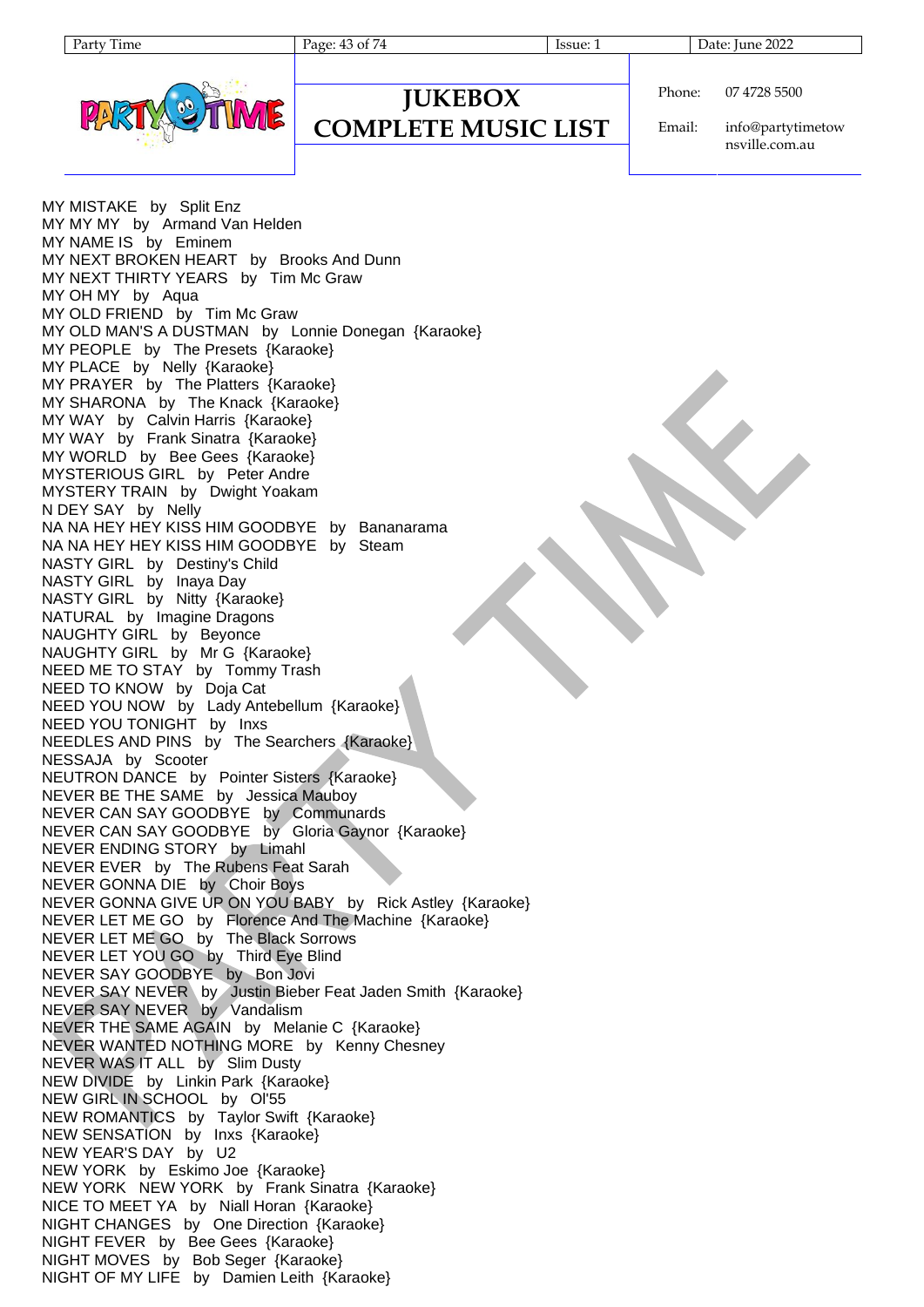# JUKEBOX COMPLETE MUSIC LIST

Phone: 07 4728 5500

Email: info@partytimetownsville.com.au

MY MISTAKE by Split Enz
MY MY MY by Armand Van Helden
MY NAME IS by Eminem
MY NEXT BROKEN HEART by Brooks And Dunn
MY NEXT THIRTY YEARS by Tim Mc Graw
MY OH MY by Aqua
MY OLD FRIEND by Tim Mc Graw
MY OLD MAN'S A DUSTMAN by Lonnie Donegan {Karaoke}
MY PEOPLE by The Presets {Karaoke}
MY PLACE by Nelly {Karaoke}
MY PRAYER by The Platters {Karaoke}
MY SHARONA by The Knack {Karaoke}
MY WAY by Calvin Harris {Karaoke}
MY WAY by Frank Sinatra {Karaoke}
MY WORLD by Bee Gees {Karaoke}
MYSTERIOUS GIRL by Peter Andre
MYSTERY TRAIN by Dwight Yoakam
N DEY SAY by Nelly
NA NA HEY HEY KISS HIM GOODBYE by Bananarama
NA NA HEY HEY KISS HIM GOODBYE by Steam
NASTY GIRL by Destiny's Child
NASTY GIRL by Inaya Day
NASTY GIRL by Nitty {Karaoke}
NATURAL by Imagine Dragons
NAUGHTY GIRL by Beyonce
NAUGHTY GIRL by Mr G {Karaoke}
NEED ME TO STAY by Tommy Trash
NEED TO KNOW by Doja Cat
NEED YOU NOW by Lady Antebellum {Karaoke}
NEED YOU TONIGHT by Inxs
NEEDLES AND PINS by The Searchers {Karaoke}
NESSAJA by Scooter
NEUTRON DANCE by Pointer Sisters {Karaoke}
NEVER BE THE SAME by Jessica Mauboy
NEVER CAN SAY GOODBYE by Communards
NEVER CAN SAY GOODBYE by Gloria Gaynor {Karaoke}
NEVER ENDING STORY by Limahl
NEVER EVER by The Rubens Feat Sarah
NEVER GONNA DIE by Choir Boys
NEVER GONNA GIVE UP ON YOU BABY by Rick Astley {Karaoke}
NEVER LET ME GO by Florence And The Machine {Karaoke}
NEVER LET ME GO by The Black Sorrows
NEVER LET YOU GO by Third Eye Blind
NEVER SAY GOODBYE by Bon Jovi
NEVER SAY NEVER by Justin Bieber Feat Jaden Smith {Karaoke}
NEVER SAY NEVER by Vandalism
NEVER THE SAME AGAIN by Melanie C {Karaoke}
NEVER WANTED NOTHING MORE by Kenny Chesney
NEVER WAS IT ALL by Slim Dusty
NEW DIVIDE by Linkin Park {Karaoke}
NEW GIRL IN SCHOOL by Ol'55
NEW ROMANTICS by Taylor Swift {Karaoke}
NEW SENSATION by Inxs {Karaoke}
NEW YEAR'S DAY by U2
NEW YORK by Eskimo Joe {Karaoke}
NEW YORK NEW YORK by Frank Sinatra {Karaoke}
NICE TO MEET YA by Niall Horan {Karaoke}
NIGHT CHANGES by One Direction {Karaoke}
NIGHT FEVER by Bee Gees {Karaoke}
NIGHT MOVES by Bob Seger {Karaoke}
NIGHT OF MY LIFE by Damien Leith {Karaoke}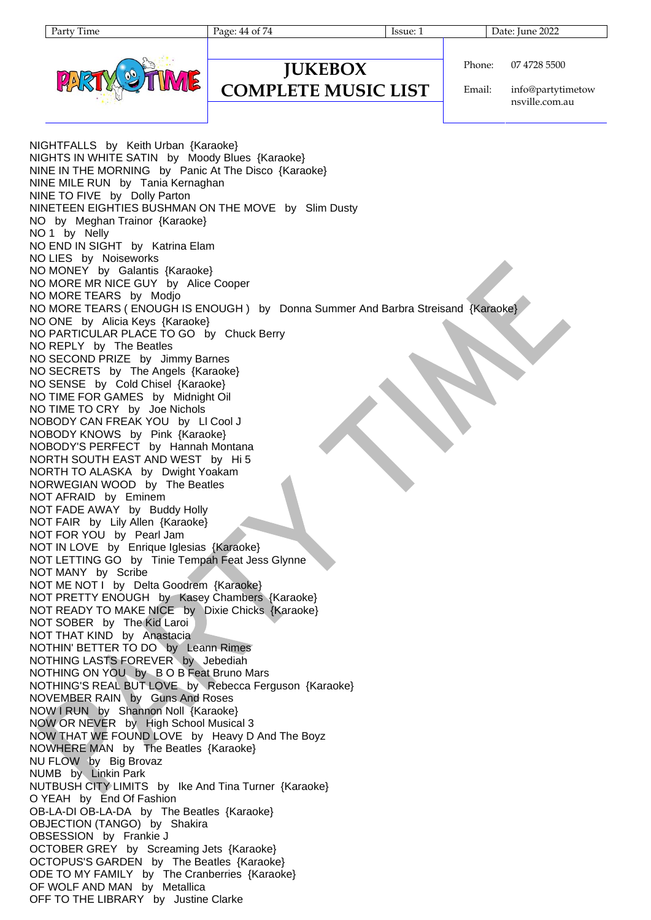NIGHTFALLS by Keith Urban {Karaoke}
NIGHTS IN WHITE SATIN by Moody Blues {Karaoke}
NINE IN THE MORNING by Panic At The Disco {Karaoke}
NINE MILE RUN by Tania Kernaghan
NINE TO FIVE by Dolly Parton
NINETEEN EIGHTIES BUSHMAN ON THE MOVE by Slim Dusty
NO by Meghan Trainor {Karaoke}
NO 1 by Nelly
NO END IN SIGHT by Katrina Elam
NO LIES by Noiseworks
NO MONEY by Galantis {Karaoke}
NO MORE MR NICE GUY by Alice Cooper
NO MORE TEARS by Modjo
NO MORE TEARS ( ENOUGH IS ENOUGH ) by Donna Summer And Barbra Streisand {Karaoke}
NO ONE by Alicia Keys {Karaoke}
NO PARTICULAR PLACE TO GO by Chuck Berry
NO REPLY by The Beatles
NO SECOND PRIZE by Jimmy Barnes
NO SECRETS by The Angels {Karaoke}
NO SENSE by Cold Chisel {Karaoke}
NO TIME FOR GAMES by Midnight Oil
NO TIME TO CRY by Joe Nichols
NOBODY CAN FREAK YOU by Ll Cool J
NOBODY KNOWS by Pink {Karaoke}
NOBODY'S PERFECT by Hannah Montana
NORTH SOUTH EAST AND WEST by Hi 5
NORTH TO ALASKA by Dwight Yoakam
NORWEGIAN WOOD by The Beatles
NOT AFRAID by Eminem
NOT FADE AWAY by Buddy Holly
NOT FAIR by Lily Allen {Karaoke}
NOT FOR YOU by Pearl Jam
NOT IN LOVE by Enrique Iglesias {Karaoke}
NOT LETTING GO by Tinie Tempah Feat Jess Glynne
NOT MANY by Scribe
NOT ME NOT I by Delta Goodrem {Karaoke}
NOT PRETTY ENOUGH by Kasey Chambers {Karaoke}
NOT READY TO MAKE NICE by Dixie Chicks {Karaoke}
NOT SOBER by The Kid Laroi
NOT THAT KIND by Anastacia
NOTHIN' BETTER TO DO by Leann Rimes
NOTHING LASTS FOREVER by Jebediah
NOTHING ON YOU by B O B Feat Bruno Mars
NOTHING'S REAL BUT LOVE by Rebecca Ferguson {Karaoke}
NOVEMBER RAIN by Guns And Roses
NOW I RUN by Shannon Noll {Karaoke}
NOW OR NEVER by High School Musical 3
NOW THAT WE FOUND LOVE by Heavy D And The Boyz
NOWHERE MAN by The Beatles {Karaoke}
NU FLOW by Big Brovaz
NUMB by Linkin Park
NUTBUSH CITY LIMITS by Ike And Tina Turner {Karaoke}
O YEAH by End Of Fashion
OB-LA-DI OB-LA-DA by The Beatles {Karaoke}
OBJECTION (TANGO) by Shakira
OBSESSION by Frankie J
OCTOBER GREY by Screaming Jets {Karaoke}
OCTOPUS'S GARDEN by The Beatles {Karaoke}
ODE TO MY FAMILY by The Cranberries {Karaoke}
OF WOLF AND MAN by Metallica
OFF TO THE LIBRARY by Justine Clarke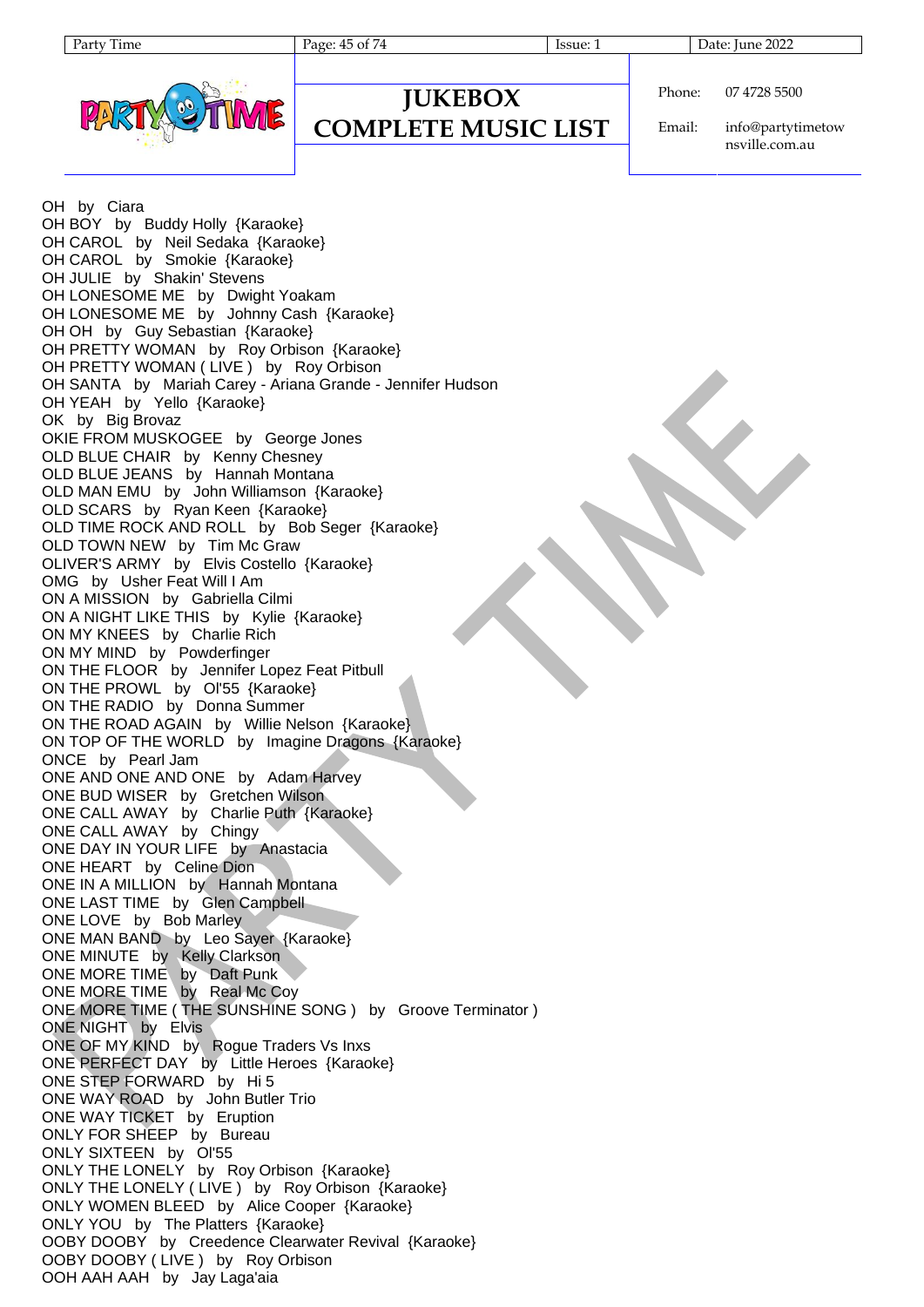# JUKEBOX COMPLETE MUSIC LIST

Phone: 07 4728 5500

Email: info@partytimetownsville.com.au

OH by Ciara
OH BOY by Buddy Holly {Karaoke}
OH CAROL by Neil Sedaka {Karaoke}
OH CAROL by Smokie {Karaoke}
OH JULIE by Shakin' Stevens
OH LONESOME ME by Dwight Yoakam
OH LONESOME ME by Johnny Cash {Karaoke}
OH OH by Guy Sebastian {Karaoke}
OH PRETTY WOMAN by Roy Orbison {Karaoke}
OH PRETTY WOMAN ( LIVE ) by Roy Orbison
OH SANTA by Mariah Carey - Ariana Grande - Jennifer Hudson
OH YEAH by Yello {Karaoke}
OK by Big Brovaz
OKIE FROM MUSKOGEE by George Jones
OLD BLUE CHAIR by Kenny Chesney
OLD BLUE JEANS by Hannah Montana
OLD MAN EMU by John Williamson {Karaoke}
OLD SCARS by Ryan Keen {Karaoke}
OLD TIME ROCK AND ROLL by Bob Seger {Karaoke}
OLD TOWN NEW by Tim Mc Graw
OLIVER'S ARMY by Elvis Costello {Karaoke}
OMG by Usher Feat Will I Am
ON A MISSION by Gabriella Cilmi
ON A NIGHT LIKE THIS by Kylie {Karaoke}
ON MY KNEES by Charlie Rich
ON MY MIND by Powderfinger
ON THE FLOOR by Jennifer Lopez Feat Pitbull
ON THE PROWL by Ol'55 {Karaoke}
ON THE RADIO by Donna Summer
ON THE ROAD AGAIN by Willie Nelson {Karaoke}
ON TOP OF THE WORLD by Imagine Dragons {Karaoke}
ONCE by Pearl Jam
ONE AND ONE AND ONE by Adam Harvey
ONE BUD WISER by Gretchen Wilson
ONE CALL AWAY by Charlie Puth {Karaoke}
ONE CALL AWAY by Chingy
ONE DAY IN YOUR LIFE by Anastacia
ONE HEART by Celine Dion
ONE IN A MILLION by Hannah Montana
ONE LAST TIME by Glen Campbell
ONE LOVE by Bob Marley
ONE MAN BAND by Leo Sayer {Karaoke}
ONE MINUTE by Kelly Clarkson
ONE MORE TIME by Daft Punk
ONE MORE TIME by Real Mc Coy
ONE MORE TIME ( THE SUNSHINE SONG ) by Groove Terminator )
ONE NIGHT by Elvis
ONE OF MY KIND by Rogue Traders Vs Inxs
ONE PERFECT DAY by Little Heroes {Karaoke}
ONE STEP FORWARD by Hi 5
ONE WAY ROAD by John Butler Trio
ONE WAY TICKET by Eruption
ONLY FOR SHEEP by Bureau
ONLY SIXTEEN by Ol'55
ONLY THE LONELY by Roy Orbison {Karaoke}
ONLY THE LONELY ( LIVE ) by Roy Orbison {Karaoke}
ONLY WOMEN BLEED by Alice Cooper {Karaoke}
ONLY YOU by The Platters {Karaoke}
OOBY DOOBY by Creedence Clearwater Revival {Karaoke}
OOBY DOOBY ( LIVE ) by Roy Orbison
OOH AAH AAH by Jay Laga'aia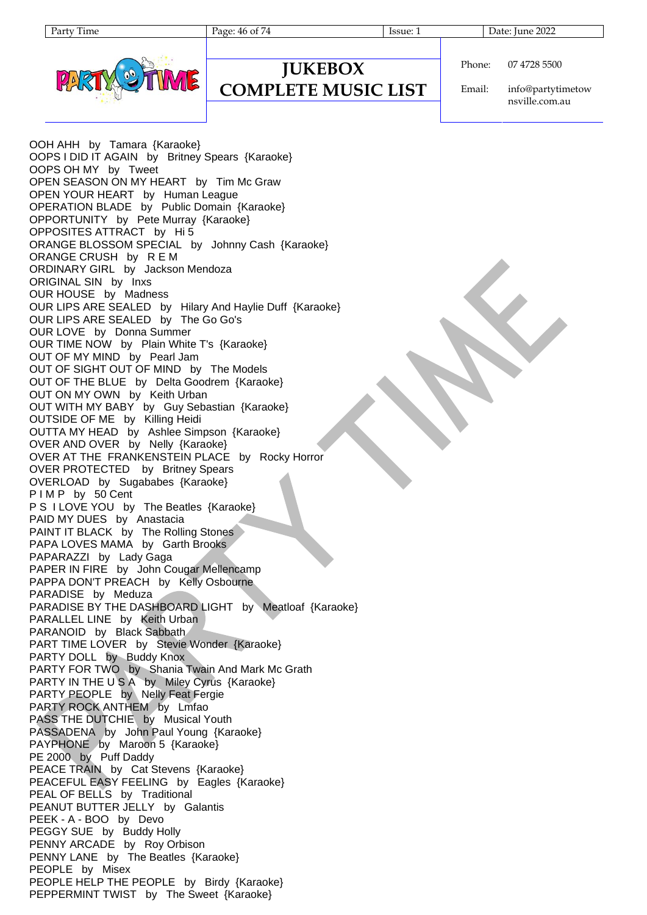# JUKEBOX COMPLETE MUSIC LIST

Phone: 07 4728 5500

Email: info@partytimetownsville.com.au

OOH AHH by Tamara {Karaoke}
OOPS I DID IT AGAIN by Britney Spears {Karaoke}
OOPS OH MY by Tweet
OPEN SEASON ON MY HEART by Tim Mc Graw
OPEN YOUR HEART by Human League
OPERATION BLADE by Public Domain {Karaoke}
OPPORTUNITY by Pete Murray {Karaoke}
OPPOSITES ATTRACT by Hi 5
ORANGE BLOSSOM SPECIAL by Johnny Cash {Karaoke}
ORANGE CRUSH by R E M
ORDINARY GIRL by Jackson Mendoza
ORIGINAL SIN by Inxs
OUR HOUSE by Madness
OUR LIPS ARE SEALED by Hilary And Haylie Duff {Karaoke}
OUR LIPS ARE SEALED by The Go Go's
OUR LOVE by Donna Summer
OUR TIME NOW by Plain White T's {Karaoke}
OUT OF MY MIND by Pearl Jam
OUT OF SIGHT OUT OF MIND by The Models
OUT OF THE BLUE by Delta Goodrem {Karaoke}
OUT ON MY OWN by Keith Urban
OUT WITH MY BABY by Guy Sebastian {Karaoke}
OUTSIDE OF ME by Killing Heidi
OUTTA MY HEAD by Ashlee Simpson {Karaoke}
OVER AND OVER by Nelly {Karaoke}
OVER AT THE FRANKENSTEIN PLACE by Rocky Horror
OVER PROTECTED by Britney Spears
OVERLOAD by Sugababes {Karaoke}
P I M P by 50 Cent
P S I LOVE YOU by The Beatles {Karaoke}
PAID MY DUES by Anastacia
PAINT IT BLACK by The Rolling Stones
PAPA LOVES MAMA by Garth Brooks
PAPARAZZI by Lady Gaga
PAPER IN FIRE by John Cougar Mellencamp
PAPPA DON'T PREACH by Kelly Osbourne
PARADISE by Meduza
PARADISE BY THE DASHBOARD LIGHT by Meatloaf {Karaoke}
PARALLEL LINE by Keith Urban
PARANOID by Black Sabbath
PART TIME LOVER by Stevie Wonder {Karaoke}
PARTY DOLL by Buddy Knox
PARTY FOR TWO by Shania Twain And Mark Mc Grath
PARTY IN THE U S A by Miley Cyrus {Karaoke}
PARTY PEOPLE by Nelly Feat Fergie
PARTY ROCK ANTHEM by Lmfao
PASS THE DUTCHIE by Musical Youth
PASSADENA by John Paul Young {Karaoke}
PAYPHONE by Maroon 5 {Karaoke}
PE 2000 by Puff Daddy
PEACE TRAIN by Cat Stevens {Karaoke}
PEACEFUL EASY FEELING by Eagles {Karaoke}
PEAL OF BELLS by Traditional
PEANUT BUTTER JELLY by Galantis
PEEK - A - BOO by Devo
PEGGY SUE by Buddy Holly
PENNY ARCADE by Roy Orbison
PENNY LANE by The Beatles {Karaoke}
PEOPLE by Misex
PEOPLE HELP THE PEOPLE by Birdy {Karaoke}
PEPPERMINT TWIST by The Sweet {Karaoke}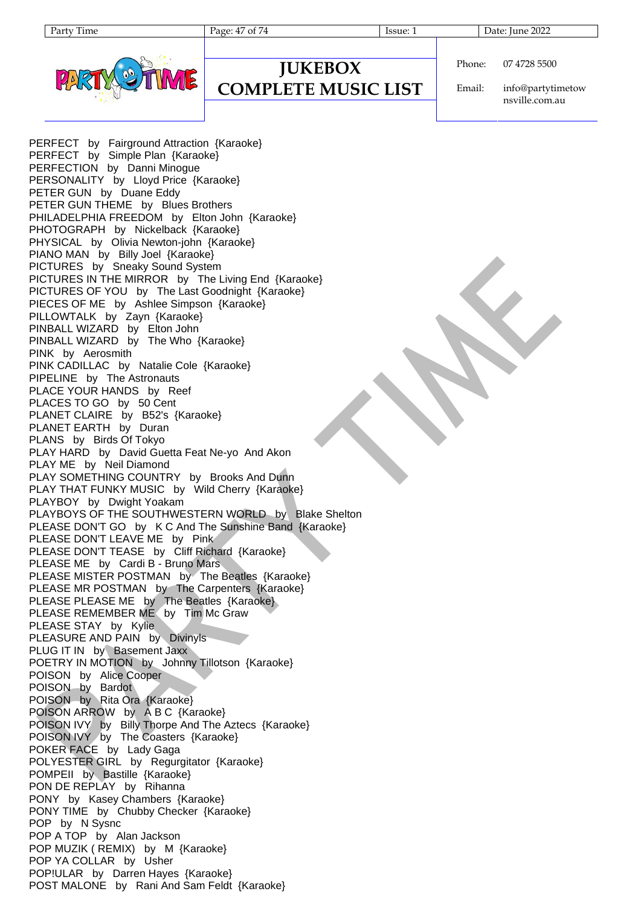PERFECT by Fairground Attraction {Karaoke}
PERFECT by Simple Plan {Karaoke}
PERFECTION by Danni Minogue
PERSONALITY by Lloyd Price {Karaoke}
PETER GUN by Duane Eddy
PETER GUN THEME by Blues Brothers
PHILADELPHIA FREEDOM by Elton John {Karaoke}
PHOTOGRAPH by Nickelback {Karaoke}
PHYSICAL by Olivia Newton-john {Karaoke}
PIANO MAN by Billy Joel {Karaoke}
PICTURES by Sneaky Sound System
PICTURES IN THE MIRROR by The Living End {Karaoke}
PICTURES OF YOU by The Last Goodnight {Karaoke}
PIECES OF ME by Ashlee Simpson {Karaoke}
PILLOWTALK by Zayn {Karaoke}
PINBALL WIZARD by Elton John
PINBALL WIZARD by The Who {Karaoke}
PINK by Aerosmith
PINK CADILLAC by Natalie Cole {Karaoke}
PIPELINE by The Astronauts
PLACE YOUR HANDS by Reef
PLACES TO GO by 50 Cent
PLANET CLAIRE by B52's {Karaoke}
PLANET EARTH by Duran
PLANS by Birds Of Tokyo
PLAY HARD by David Guetta Feat Ne-yo And Akon
PLAY ME by Neil Diamond
PLAY SOMETHING COUNTRY by Brooks And Dunn
PLAY THAT FUNKY MUSIC by Wild Cherry {Karaoke}
PLAYBOY by Dwight Yoakam
PLAYBOYS OF THE SOUTHWESTERN WORLD by Blake Shelton
PLEASE DON'T GO by K C And The Sunshine Band {Karaoke}
PLEASE DON'T LEAVE ME by Pink
PLEASE DON'T TEASE by Cliff Richard {Karaoke}
PLEASE ME by Cardi B - Bruno Mars
PLEASE MISTER POSTMAN by The Beatles {Karaoke}
PLEASE MR POSTMAN by The Carpenters {Karaoke}
PLEASE PLEASE ME by The Beatles {Karaoke}
PLEASE REMEMBER ME by Tim Mc Graw
PLEASE STAY by Kylie
PLEASURE AND PAIN by Divinyls
PLUG IT IN by Basement Jaxx
POETRY IN MOTION by Johnny Tillotson {Karaoke}
POISON by Alice Cooper
POISON by Bardot
POISON by Rita Ora {Karaoke}
POISON ARROW by A B C {Karaoke}
POISON IVY by Billy Thorpe And The Aztecs {Karaoke}
POISON IVY by The Coasters {Karaoke}
POKER FACE by Lady Gaga
POLYESTER GIRL by Regurgitator {Karaoke}
POMPEII by Bastille {Karaoke}
PON DE REPLAY by Rihanna
PONY by Kasey Chambers {Karaoke}
PONY TIME by Chubby Checker {Karaoke}
POP by N Sysnc
POP A TOP by Alan Jackson
POP MUZIK ( REMIX) by M {Karaoke}
POP YA COLLAR by Usher
POP!ULAR by Darren Hayes {Karaoke}
POST MALONE by Rani And Sam Feldt {Karaoke}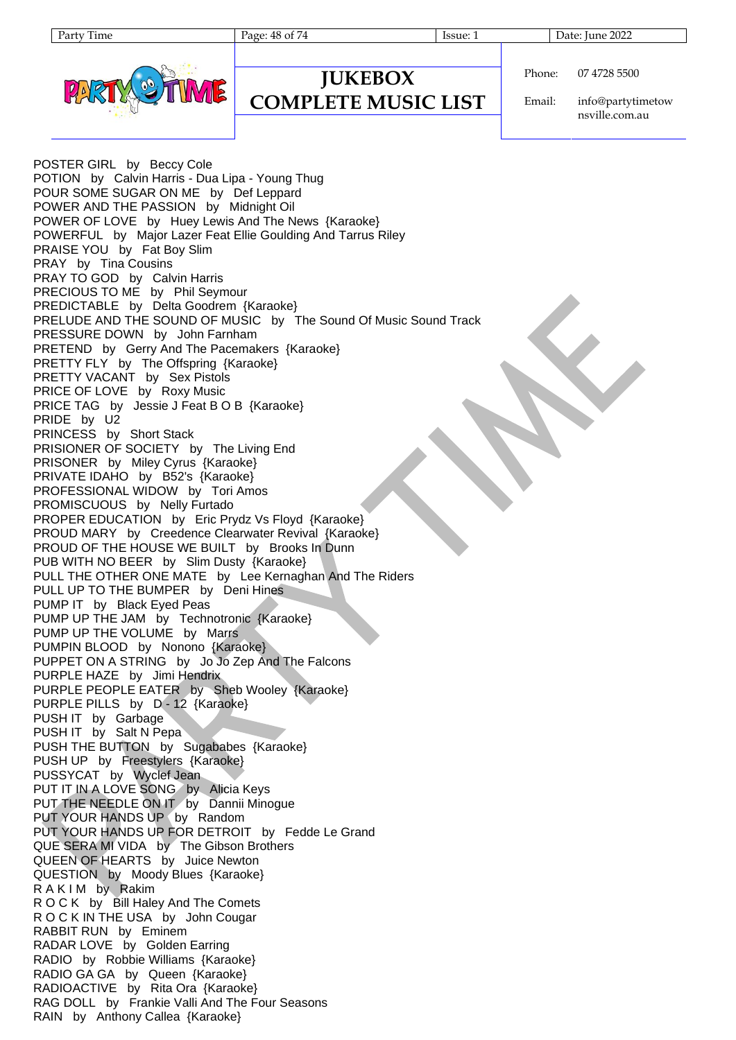# JUKEBOX COMPLETE MUSIC LIST

Phone: 07 4728 5500

Email: info@partytimetownsville.com.au

POSTER GIRL by Beccy Cole
POTION by Calvin Harris - Dua Lipa - Young Thug
POUR SOME SUGAR ON ME by Def Leppard
POWER AND THE PASSION by Midnight Oil
POWER OF LOVE by Huey Lewis And The News {Karaoke}
POWERFUL by Major Lazer Feat Ellie Goulding And Tarrus Riley
PRAISE YOU by Fat Boy Slim
PRAY by Tina Cousins
PRAY TO GOD by Calvin Harris
PRECIOUS TO ME by Phil Seymour
PREDICTABLE by Delta Goodrem {Karaoke}
PRELUDE AND THE SOUND OF MUSIC by The Sound Of Music Sound Track
PRESSURE DOWN by John Farnham
PRETEND by Gerry And The Pacemakers {Karaoke}
PRETTY FLY by The Offspring {Karaoke}
PRETTY VACANT by Sex Pistols
PRICE OF LOVE by Roxy Music
PRICE TAG by Jessie J Feat B O B {Karaoke}
PRIDE by U2
PRINCESS by Short Stack
PRISIONER OF SOCIETY by The Living End
PRISONER by Miley Cyrus {Karaoke}
PRIVATE IDAHO by B52's {Karaoke}
PROFESSIONAL WIDOW by Tori Amos
PROMISCUOUS by Nelly Furtado
PROPER EDUCATION by Eric Prydz Vs Floyd {Karaoke}
PROUD MARY by Creedence Clearwater Revival {Karaoke}
PROUD OF THE HOUSE WE BUILT by Brooks In Dunn
PUB WITH NO BEER by Slim Dusty {Karaoke}
PULL THE OTHER ONE MATE by Lee Kernaghan And The Riders
PULL UP TO THE BUMPER by Deni Hines
PUMP IT by Black Eyed Peas
PUMP UP THE JAM by Technotronic {Karaoke}
PUMP UP THE VOLUME by Marrs
PUMPIN BLOOD by Nonono {Karaoke}
PUPPET ON A STRING by Jo Jo Zep And The Falcons
PURPLE HAZE by Jimi Hendrix
PURPLE PEOPLE EATER by Sheb Wooley {Karaoke}
PURPLE PILLS by D - 12 {Karaoke}
PUSH IT by Garbage
PUSH IT by Salt N Pepa
PUSH THE BUTTON by Sugababes {Karaoke}
PUSH UP by Freestylers {Karaoke}
PUSSYCAT by Wyclef Jean
PUT IT IN A LOVE SONG by Alicia Keys
PUT THE NEEDLE ON IT by Dannii Minogue
PUT YOUR HANDS UP by Random
PUT YOUR HANDS UP FOR DETROIT by Fedde Le Grand
QUE SERA MI VIDA by The Gibson Brothers
QUEEN OF HEARTS by Juice Newton
QUESTION by Moody Blues {Karaoke}
R A K I M by Rakim
R O C K by Bill Haley And The Comets
R O C K IN THE USA by John Cougar
RABBIT RUN by Eminem
RADAR LOVE by Golden Earring
RADIO by Robbie Williams {Karaoke}
RADIO GA GA by Queen {Karaoke}
RADIOACTIVE by Rita Ora {Karaoke}
RAG DOLL by Frankie Valli And The Four Seasons
RAIN by Anthony Callea {Karaoke}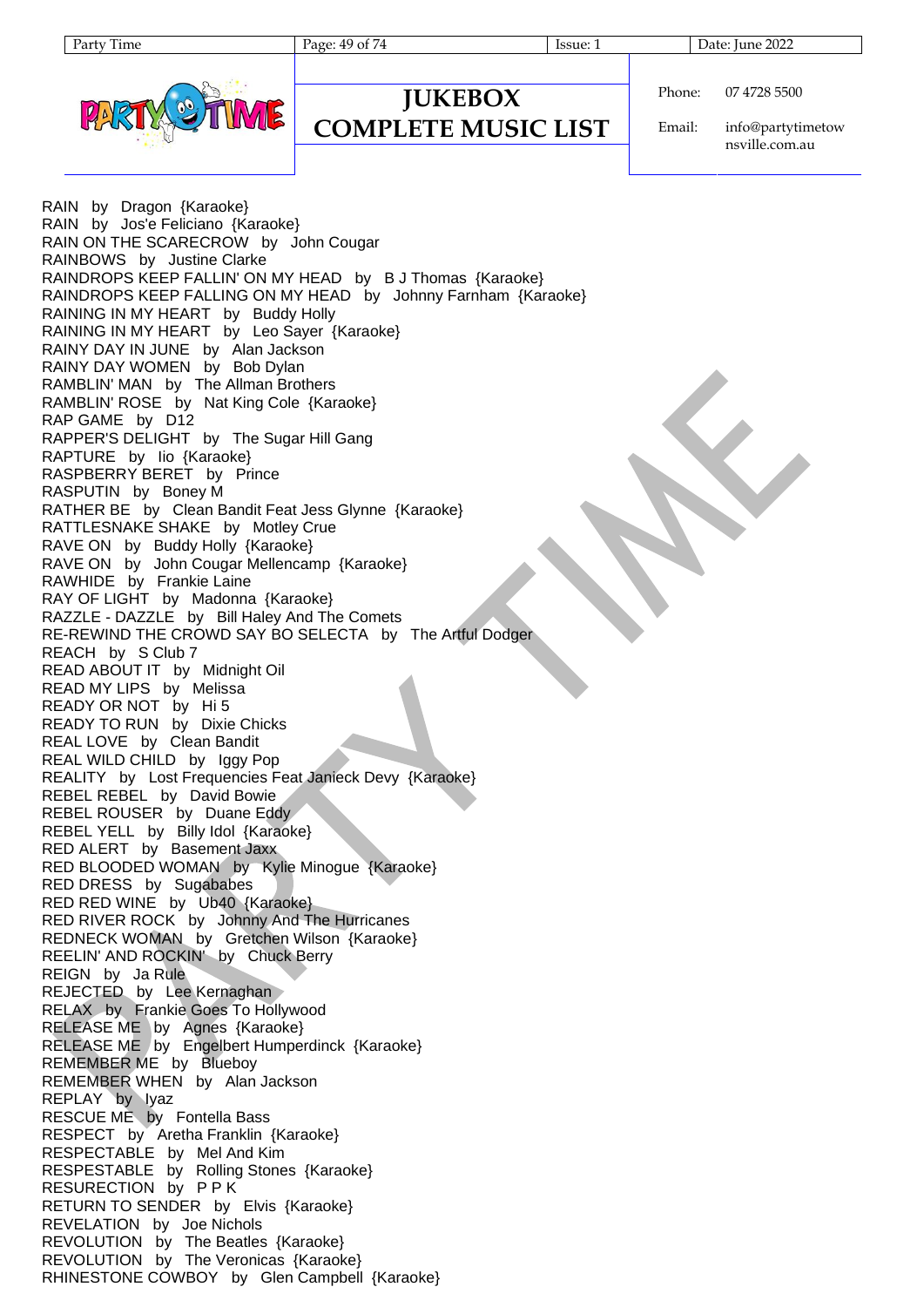RAIN by Dragon {Karaoke}
RAIN by Jos'e Feliciano {Karaoke}
RAIN ON THE SCARECROW by John Cougar
RAINBOWS by Justine Clarke
RAINDROPS KEEP FALLIN' ON MY HEAD by B J Thomas {Karaoke}
RAINDROPS KEEP FALLING ON MY HEAD by Johnny Farnham {Karaoke}
RAINING IN MY HEART by Buddy Holly
RAINING IN MY HEART by Leo Sayer {Karaoke}
RAINY DAY IN JUNE by Alan Jackson
RAINY DAY WOMEN by Bob Dylan
RAMBLIN' MAN by The Allman Brothers
RAMBLIN' ROSE by Nat King Cole {Karaoke}
RAP GAME by D12
RAPPER'S DELIGHT by The Sugar Hill Gang
RAPTURE by Iio {Karaoke}
RASPBERRY BERET by Prince
RASPUTIN by Boney M
RATHER BE by Clean Bandit Feat Jess Glynne {Karaoke}
RATTLESNAKE SHAKE by Motley Crue
RAVE ON by Buddy Holly {Karaoke}
RAVE ON by John Cougar Mellencamp {Karaoke}
RAWHIDE by Frankie Laine
RAY OF LIGHT by Madonna {Karaoke}
RAZZLE - DAZZLE by Bill Haley And The Comets
RE-REWIND THE CROWD SAY BO SELECTA by The Artful Dodger
REACH by S Club 7
READ ABOUT IT by Midnight Oil
READ MY LIPS by Melissa
READY OR NOT by Hi 5
READY TO RUN by Dixie Chicks
REAL LOVE by Clean Bandit
REAL WILD CHILD by Iggy Pop
REALITY by Lost Frequencies Feat Janieck Devy {Karaoke}
REBEL REBEL by David Bowie
REBEL ROUSER by Duane Eddy
REBEL YELL by Billy Idol {Karaoke}
RED ALERT by Basement Jaxx
RED BLOODED WOMAN by Kylie Minogue {Karaoke}
RED DRESS by Sugababes
RED RED WINE by Ub40 {Karaoke}
RED RIVER ROCK by Johnny And The Hurricanes
REDNECK WOMAN by Gretchen Wilson {Karaoke}
REELIN' AND ROCKIN' by Chuck Berry
REIGN by Ja Rule
REJECTED by Lee Kernaghan
RELAX by Frankie Goes To Hollywood
RELEASE ME by Agnes {Karaoke}
RELEASE ME by Engelbert Humperdinck {Karaoke}
REMEMBER ME by Blueboy
REMEMBER WHEN by Alan Jackson
REPLAY by Iyaz
RESCUE ME by Fontella Bass
RESPECT by Aretha Franklin {Karaoke}
RESPECTABLE by Mel And Kim
RESPESTABLE by Rolling Stones {Karaoke}
RESURECTION by P P K
RETURN TO SENDER by Elvis {Karaoke}
REVELATION by Joe Nichols
REVOLUTION by The Beatles {Karaoke}
REVOLUTION by The Veronicas {Karaoke}
RHINESTONE COWBOY by Glen Campbell {Karaoke}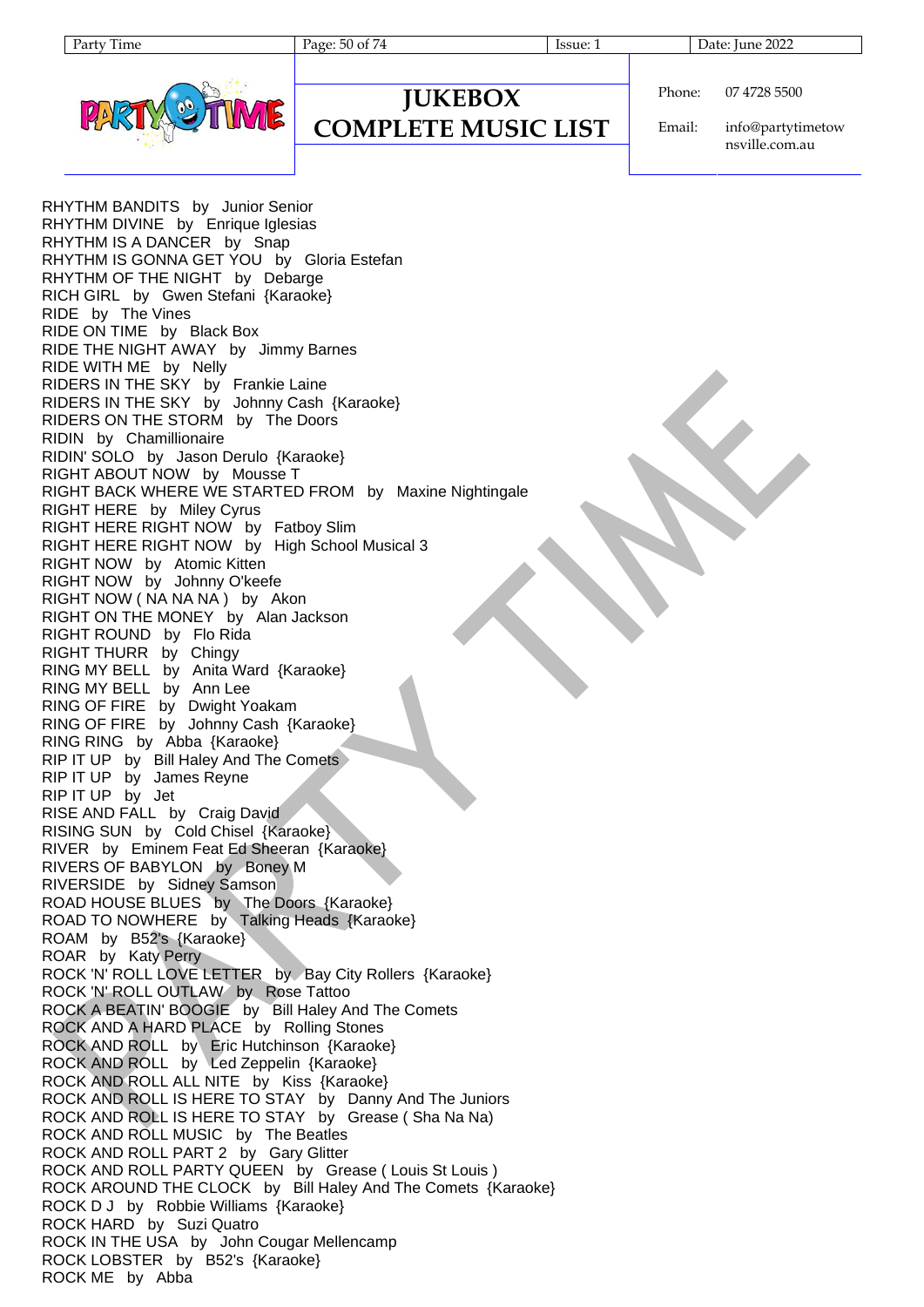RHYTHM BANDITS by Junior Senior
RHYTHM DIVINE by Enrique Iglesias
RHYTHM IS A DANCER by Snap
RHYTHM IS GONNA GET YOU by Gloria Estefan
RHYTHM OF THE NIGHT by Debarge
RICH GIRL by Gwen Stefani {Karaoke}
RIDE by The Vines
RIDE ON TIME by Black Box
RIDE THE NIGHT AWAY by Jimmy Barnes
RIDE WITH ME by Nelly
RIDERS IN THE SKY by Frankie Laine
RIDERS IN THE SKY by Johnny Cash {Karaoke}
RIDERS ON THE STORM by The Doors
RIDIN by Chamillionaire
RIDIN' SOLO by Jason Derulo {Karaoke}
RIGHT ABOUT NOW by Mousse T
RIGHT BACK WHERE WE STARTED FROM by Maxine Nightingale
RIGHT HERE by Miley Cyrus
RIGHT HERE RIGHT NOW by Fatboy Slim
RIGHT HERE RIGHT NOW by High School Musical 3
RIGHT NOW by Atomic Kitten
RIGHT NOW by Johnny O'keefe
RIGHT NOW ( NA NA NA ) by Akon
RIGHT ON THE MONEY by Alan Jackson
RIGHT ROUND by Flo Rida
RIGHT THURR by Chingy
RING MY BELL by Anita Ward {Karaoke}
RING MY BELL by Ann Lee
RING OF FIRE by Dwight Yoakam
RING OF FIRE by Johnny Cash {Karaoke}
RING RING by Abba {Karaoke}
RIP IT UP by Bill Haley And The Comets
RIP IT UP by James Reyne
RIP IT UP by Jet
RISE AND FALL by Craig David
RISING SUN by Cold Chisel {Karaoke}
RIVER by Eminem Feat Ed Sheeran {Karaoke}
RIVERS OF BABYLON by Boney M
RIVERSIDE by Sidney Samson
ROAD HOUSE BLUES by The Doors {Karaoke}
ROAD TO NOWHERE by Talking Heads {Karaoke}
ROAM by B52's {Karaoke}
ROAR by Katy Perry
ROCK 'N' ROLL LOVE LETTER by Bay City Rollers {Karaoke}
ROCK 'N' ROLL OUTLAW by Rose Tattoo
ROCK A BEATIN' BOOGIE by Bill Haley And The Comets
ROCK AND A HARD PLACE by Rolling Stones
ROCK AND ROLL by Eric Hutchinson {Karaoke}
ROCK AND ROLL by Led Zeppelin {Karaoke}
ROCK AND ROLL ALL NITE by Kiss {Karaoke}
ROCK AND ROLL IS HERE TO STAY by Danny And The Juniors
ROCK AND ROLL IS HERE TO STAY by Grease ( Sha Na Na)
ROCK AND ROLL MUSIC by The Beatles
ROCK AND ROLL PART 2 by Gary Glitter
ROCK AND ROLL PARTY QUEEN by Grease ( Louis St Louis )
ROCK AROUND THE CLOCK by Bill Haley And The Comets {Karaoke}
ROCK D J by Robbie Williams {Karaoke}
ROCK HARD by Suzi Quatro
ROCK IN THE USA by John Cougar Mellencamp
ROCK LOBSTER by B52's {Karaoke}
ROCK ME by Abba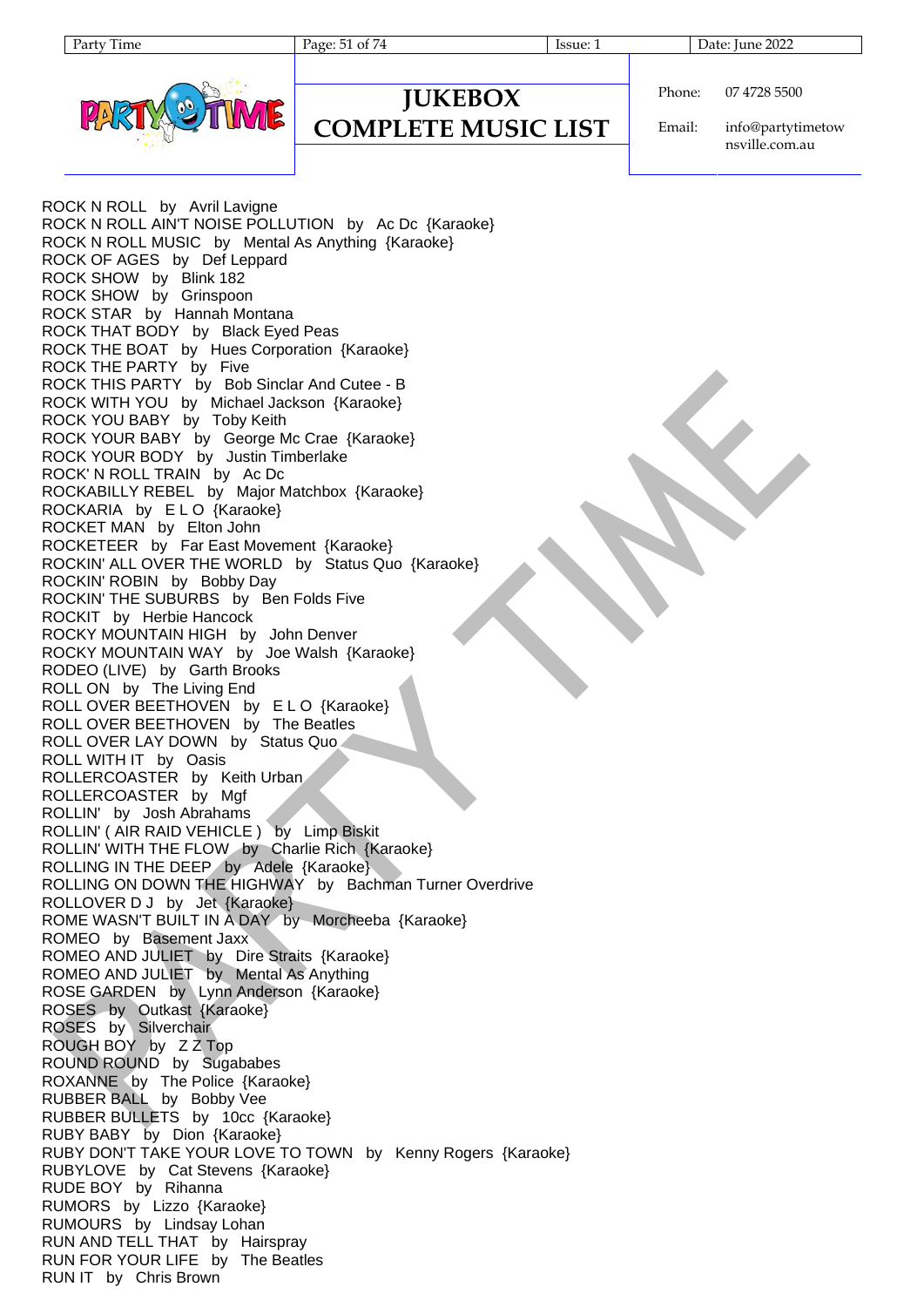ROCK N ROLL by Avril Lavigne
ROCK N ROLL AIN'T NOISE POLLUTION by Ac Dc {Karaoke}
ROCK N ROLL MUSIC by Mental As Anything {Karaoke}
ROCK OF AGES by Def Leppard
ROCK SHOW by Blink 182
ROCK SHOW by Grinspoon
ROCK STAR by Hannah Montana
ROCK THAT BODY by Black Eyed Peas
ROCK THE BOAT by Hues Corporation {Karaoke}
ROCK THE PARTY by Five
ROCK THIS PARTY by Bob Sinclar And Cutee - B
ROCK WITH YOU by Michael Jackson {Karaoke}
ROCK YOU BABY by Toby Keith
ROCK YOUR BABY by George Mc Crae {Karaoke}
ROCK YOUR BODY by Justin Timberlake
ROCK' N ROLL TRAIN by Ac Dc
ROCKABILLY REBEL by Major Matchbox {Karaoke}
ROCKARIA by E L O {Karaoke}
ROCKET MAN by Elton John
ROCKETEER by Far East Movement {Karaoke}
ROCKIN' ALL OVER THE WORLD by Status Quo {Karaoke}
ROCKIN' ROBIN by Bobby Day
ROCKIN' THE SUBURBS by Ben Folds Five
ROCKIT by Herbie Hancock
ROCKY MOUNTAIN HIGH by John Denver
ROCKY MOUNTAIN WAY by Joe Walsh {Karaoke}
RODEO (LIVE) by Garth Brooks
ROLL ON by The Living End
ROLL OVER BEETHOVEN by E L O {Karaoke}
ROLL OVER BEETHOVEN by The Beatles
ROLL OVER LAY DOWN by Status Quo
ROLL WITH IT by Oasis
ROLLERCOASTER by Keith Urban
ROLLERCOASTER by Mgf
ROLLIN' by Josh Abrahams
ROLLIN' ( AIR RAID VEHICLE ) by Limp Biskit
ROLLIN' WITH THE FLOW by Charlie Rich {Karaoke}
ROLLING IN THE DEEP by Adele {Karaoke}
ROLLING ON DOWN THE HIGHWAY by Bachman Turner Overdrive
ROLLOVER D J by Jet {Karaoke}
ROME WASN'T BUILT IN A DAY by Morcheeba {Karaoke}
ROMEO by Basement Jaxx
ROMEO AND JULIET by Dire Straits {Karaoke}
ROMEO AND JULIET by Mental As Anything
ROSE GARDEN by Lynn Anderson {Karaoke}
ROSES by Outkast {Karaoke}
ROSES by Silverchair
ROUGH BOY by Z Z Top
ROUND ROUND by Sugababes
ROXANNE by The Police {Karaoke}
RUBBER BALL by Bobby Vee
RUBBER BULLETS by 10cc {Karaoke}
RUBY BABY by Dion {Karaoke}
RUBY DON'T TAKE YOUR LOVE TO TOWN by Kenny Rogers {Karaoke}
RUBYLOVE by Cat Stevens {Karaoke}
RUDE BOY by Rihanna
RUMORS by Lizzo {Karaoke}
RUMOURS by Lindsay Lohan
RUN AND TELL THAT by Hairspray
RUN FOR YOUR LIFE by The Beatles
RUN IT by Chris Brown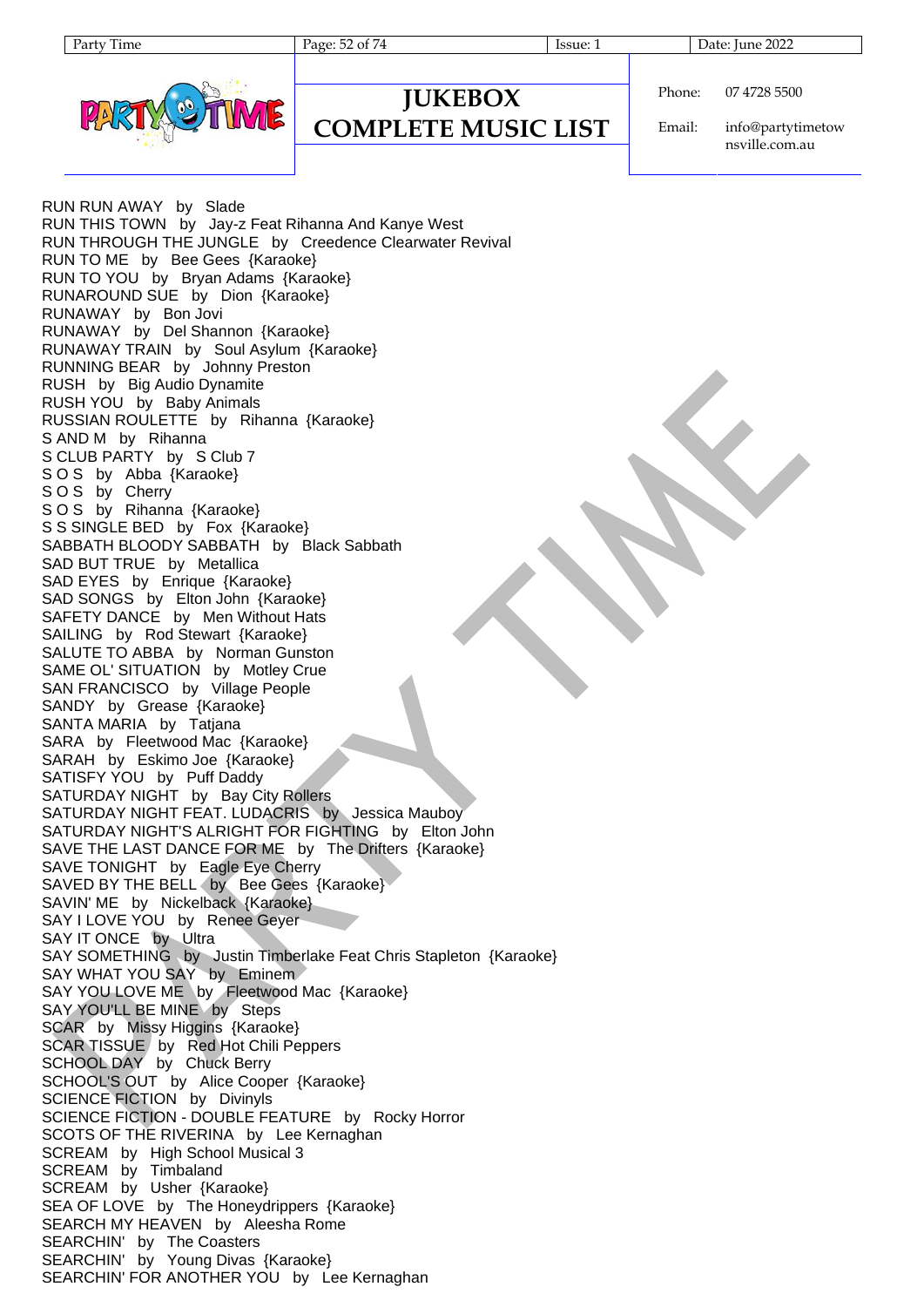RUN RUN AWAY by Slade
RUN THIS TOWN by Jay-z Feat Rihanna And Kanye West
RUN THROUGH THE JUNGLE by Creedence Clearwater Revival
RUN TO ME by Bee Gees {Karaoke}
RUN TO YOU by Bryan Adams {Karaoke}
RUNAROUND SUE by Dion {Karaoke}
RUNAWAY by Bon Jovi
RUNAWAY by Del Shannon {Karaoke}
RUNAWAY TRAIN by Soul Asylum {Karaoke}
RUNNING BEAR by Johnny Preston
RUSH by Big Audio Dynamite
RUSH YOU by Baby Animals
RUSSIAN ROULETTE by Rihanna {Karaoke}
S AND M by Rihanna
S CLUB PARTY by S Club 7
S O S by Abba {Karaoke}
S O S by Cherry
S O S by Rihanna {Karaoke}
S S SINGLE BED by Fox {Karaoke}
SABBATH BLOODY SABBATH by Black Sabbath
SAD BUT TRUE by Metallica
SAD EYES by Enrique {Karaoke}
SAD SONGS by Elton John {Karaoke}
SAFETY DANCE by Men Without Hats
SAILING by Rod Stewart {Karaoke}
SALUTE TO ABBA by Norman Gunston
SAME OL' SITUATION by Motley Crue
SAN FRANCISCO by Village People
SANDY by Grease {Karaoke}
SANTA MARIA by Tatjana
SARA by Fleetwood Mac {Karaoke}
SARAH by Eskimo Joe {Karaoke}
SATISFY YOU by Puff Daddy
SATURDAY NIGHT by Bay City Rollers
SATURDAY NIGHT FEAT. LUDACRIS by Jessica Mauboy
SATURDAY NIGHT'S ALRIGHT FOR FIGHTING by Elton John
SAVE THE LAST DANCE FOR ME by The Drifters {Karaoke}
SAVE TONIGHT by Eagle Eye Cherry
SAVED BY THE BELL by Bee Gees {Karaoke}
SAVIN' ME by Nickelback {Karaoke}
SAY I LOVE YOU by Renee Geyer
SAY IT ONCE by Ultra
SAY SOMETHING by Justin Timberlake Feat Chris Stapleton {Karaoke}
SAY WHAT YOU SAY by Eminem
SAY YOU LOVE ME by Fleetwood Mac {Karaoke}
SAY YOU'LL BE MINE by Steps
SCAR by Missy Higgins {Karaoke}
SCAR TISSUE by Red Hot Chili Peppers
SCHOOL DAY by Chuck Berry
SCHOOL'S OUT by Alice Cooper {Karaoke}
SCIENCE FICTION by Divinyls
SCIENCE FICTION - DOUBLE FEATURE by Rocky Horror
SCOTS OF THE RIVERINA by Lee Kernaghan
SCREAM by High School Musical 3
SCREAM by Timbaland
SCREAM by Usher {Karaoke}
SEA OF LOVE by The Honeydrippers {Karaoke}
SEARCH MY HEAVEN by Aleesha Rome
SEARCHIN' by The Coasters
SEARCHIN' by Young Divas {Karaoke}
SEARCHIN' FOR ANOTHER YOU by Lee Kernaghan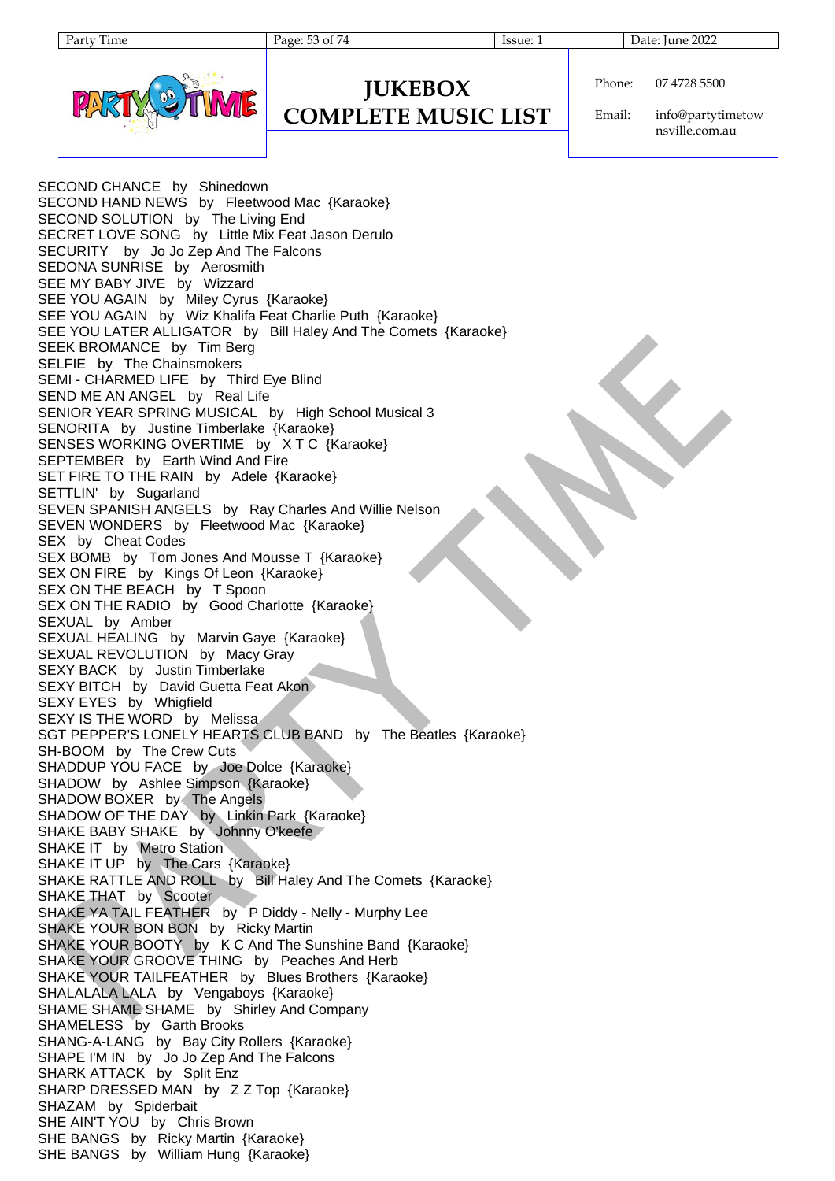SECOND CHANCE by Shinedown
SECOND HAND NEWS by Fleetwood Mac {Karaoke}
SECOND SOLUTION by The Living End
SECRET LOVE SONG by Little Mix Feat Jason Derulo
SECURITY by Jo Jo Zep And The Falcons
SEDONA SUNRISE by Aerosmith
SEE MY BABY JIVE by Wizzard
SEE YOU AGAIN by Miley Cyrus {Karaoke}
SEE YOU AGAIN by Wiz Khalifa Feat Charlie Puth {Karaoke}
SEE YOU LATER ALLIGATOR by Bill Haley And The Comets {Karaoke}
SEEK BROMANCE by Tim Berg
SELFIE by The Chainsmokers
SEMI - CHARMED LIFE by Third Eye Blind
SEND ME AN ANGEL by Real Life
SENIOR YEAR SPRING MUSICAL by High School Musical 3
SENORITA by Justine Timberlake {Karaoke}
SENSES WORKING OVERTIME by X T C {Karaoke}
SEPTEMBER by Earth Wind And Fire
SET FIRE TO THE RAIN by Adele {Karaoke}
SETTLIN' by Sugarland
SEVEN SPANISH ANGELS by Ray Charles And Willie Nelson
SEVEN WONDERS by Fleetwood Mac {Karaoke}
SEX by Cheat Codes
SEX BOMB by Tom Jones And Mousse T {Karaoke}
SEX ON FIRE by Kings Of Leon {Karaoke}
SEX ON THE BEACH by T Spoon
SEX ON THE RADIO by Good Charlotte {Karaoke}
SEXUAL by Amber
SEXUAL HEALING by Marvin Gaye {Karaoke}
SEXUAL REVOLUTION by Macy Gray
SEXY BACK by Justin Timberlake
SEXY BITCH by David Guetta Feat Akon
SEXY EYES by Whigfield
SEXY IS THE WORD by Melissa
SGT PEPPER'S LONELY HEARTS CLUB BAND by The Beatles {Karaoke}
SH-BOOM by The Crew Cuts
SHADDUP YOU FACE by Joe Dolce {Karaoke}
SHADOW by Ashlee Simpson {Karaoke}
SHADOW BOXER by The Angels
SHADOW OF THE DAY by Linkin Park {Karaoke}
SHAKE BABY SHAKE by Johnny O'keefe
SHAKE IT by Metro Station
SHAKE IT UP by The Cars {Karaoke}
SHAKE RATTLE AND ROLL by Bill Haley And The Comets {Karaoke}
SHAKE THAT by Scooter
SHAKE YA TAIL FEATHER by P Diddy - Nelly - Murphy Lee
SHAKE YOUR BON BON by Ricky Martin
SHAKE YOUR BOOTY by K C And The Sunshine Band {Karaoke}
SHAKE YOUR GROOVE THING by Peaches And Herb
SHAKE YOUR TAILFEATHER by Blues Brothers {Karaoke}
SHALALALA LALA by Vengaboys {Karaoke}
SHAME SHAME SHAME by Shirley And Company
SHAMELESS by Garth Brooks
SHANG-A-LANG by Bay City Rollers {Karaoke}
SHAPE I'M IN by Jo Jo Zep And The Falcons
SHARK ATTACK by Split Enz
SHARP DRESSED MAN by Z Z Top {Karaoke}
SHAZAM by Spiderbait
SHE AIN'T YOU by Chris Brown
SHE BANGS by Ricky Martin {Karaoke}
SHE BANGS by William Hung {Karaoke}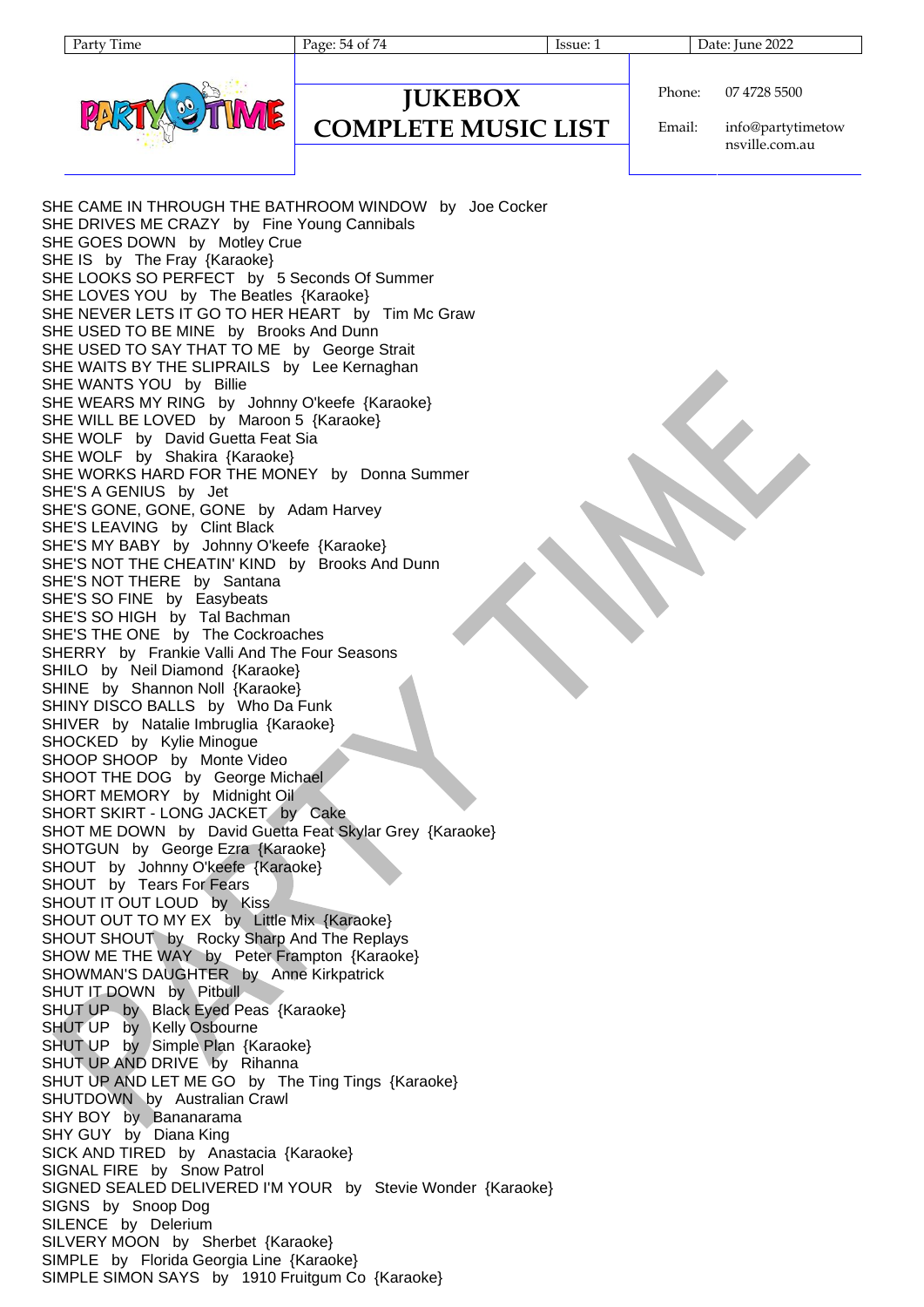SHE CAME IN THROUGH THE BATHROOM WINDOW by Joe Cocker
SHE DRIVES ME CRAZY by Fine Young Cannibals
SHE GOES DOWN by Motley Crue
SHE IS by The Fray {Karaoke}
SHE LOOKS SO PERFECT by 5 Seconds Of Summer
SHE LOVES YOU by The Beatles {Karaoke}
SHE NEVER LETS IT GO TO HER HEART by Tim Mc Graw
SHE USED TO BE MINE by Brooks And Dunn
SHE USED TO SAY THAT TO ME by George Strait
SHE WAITS BY THE SLIPRAILS by Lee Kernaghan
SHE WANTS YOU by Billie
SHE WEARS MY RING by Johnny O'keefe {Karaoke}
SHE WILL BE LOVED by Maroon 5 {Karaoke}
SHE WOLF by David Guetta Feat Sia
SHE WOLF by Shakira {Karaoke}
SHE WORKS HARD FOR THE MONEY by Donna Summer
SHE'S A GENIUS by Jet
SHE'S GONE, GONE, GONE by Adam Harvey
SHE'S LEAVING by Clint Black
SHE'S MY BABY by Johnny O'keefe {Karaoke}
SHE'S NOT THE CHEATIN' KIND by Brooks And Dunn
SHE'S NOT THERE by Santana
SHE'S SO FINE by Easybeats
SHE'S SO HIGH by Tal Bachman
SHE'S THE ONE by The Cockroaches
SHERRY by Frankie Valli And The Four Seasons
SHILO by Neil Diamond {Karaoke}
SHINE by Shannon Noll {Karaoke}
SHINY DISCO BALLS by Who Da Funk
SHIVER by Natalie Imbruglia {Karaoke}
SHOCKED by Kylie Minogue
SHOOP SHOOP by Monte Video
SHOOT THE DOG by George Michael
SHORT MEMORY by Midnight Oil
SHORT SKIRT - LONG JACKET by Cake
SHOT ME DOWN by David Guetta Feat Skylar Grey {Karaoke}
SHOTGUN by George Ezra {Karaoke}
SHOUT by Johnny O'keefe {Karaoke}
SHOUT by Tears For Fears
SHOUT IT OUT LOUD by Kiss
SHOUT OUT TO MY EX by Little Mix {Karaoke}
SHOUT SHOUT by Rocky Sharp And The Replays
SHOW ME THE WAY by Peter Frampton {Karaoke}
SHOWMAN'S DAUGHTER by Anne Kirkpatrick
SHUT IT DOWN by Pitbull
SHUT UP by Black Eyed Peas {Karaoke}
SHUT UP by Kelly Osbourne
SHUT UP by Simple Plan {Karaoke}
SHUT UP AND DRIVE by Rihanna
SHUT UP AND LET ME GO by The Ting Tings {Karaoke}
SHUTDOWN by Australian Crawl
SHY BOY by Bananarama
SHY GUY by Diana King
SICK AND TIRED by Anastacia {Karaoke}
SIGNAL FIRE by Snow Patrol
SIGNED SEALED DELIVERED I'M YOUR by Stevie Wonder {Karaoke}
SIGNS by Snoop Dog
SILENCE by Delerium
SILVERY MOON by Sherbet {Karaoke}
SIMPLE by Florida Georgia Line {Karaoke}
SIMPLE SIMON SAYS by 1910 Fruitgum Co {Karaoke}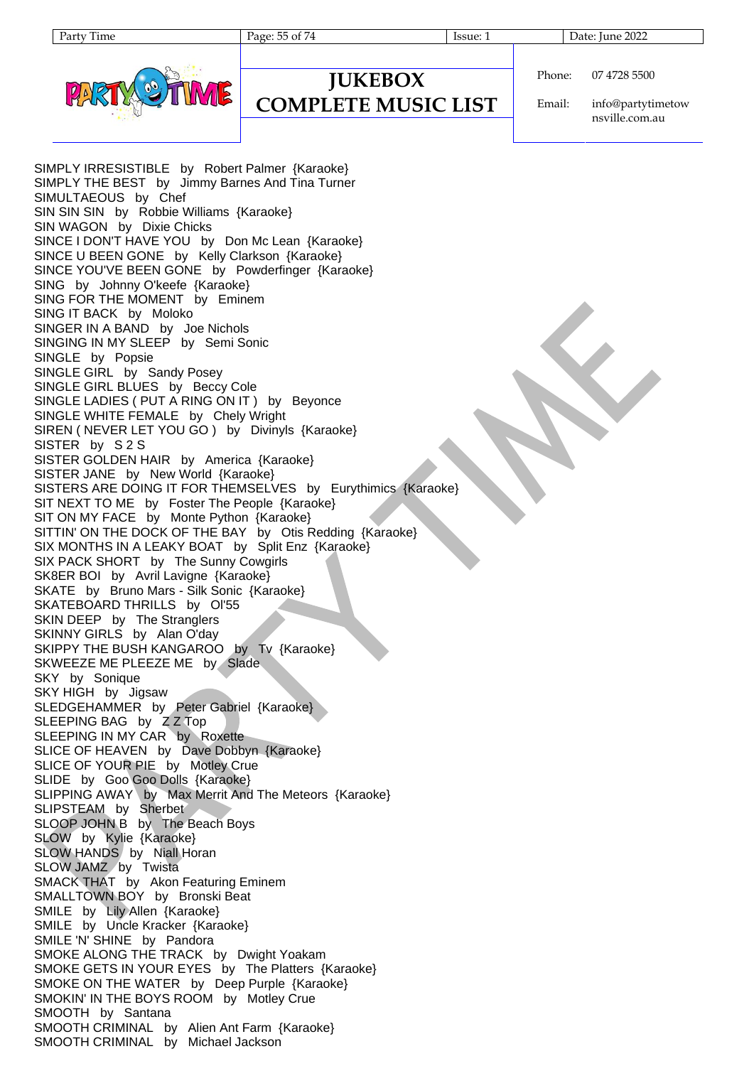# JUKEBOX COMPLETE MUSIC LIST

Phone: 07 4728 5500

Email: info@partytimetownsville.com.au

SIMPLY IRRESISTIBLE by Robert Palmer {Karaoke}
SIMPLY THE BEST by Jimmy Barnes And Tina Turner
SIMULTAEOUS by Chef
SIN SIN SIN by Robbie Williams {Karaoke}
SIN WAGON by Dixie Chicks
SINCE I DON'T HAVE YOU by Don Mc Lean {Karaoke}
SINCE U BEEN GONE by Kelly Clarkson {Karaoke}
SINCE YOU'VE BEEN GONE by Powderfinger {Karaoke}
SING by Johnny O'keefe {Karaoke}
SING FOR THE MOMENT by Eminem
SING IT BACK by Moloko
SINGER IN A BAND by Joe Nichols
SINGING IN MY SLEEP by Semi Sonic
SINGLE by Popsie
SINGLE GIRL by Sandy Posey
SINGLE GIRL BLUES by Beccy Cole
SINGLE LADIES ( PUT A RING ON IT ) by Beyonce
SINGLE WHITE FEMALE by Chely Wright
SIREN ( NEVER LET YOU GO ) by Divinyls {Karaoke}
SISTER by S 2 S
SISTER GOLDEN HAIR by America {Karaoke}
SISTER JANE by New World {Karaoke}
SISTERS ARE DOING IT FOR THEMSELVES by Eurythimics {Karaoke}
SIT NEXT TO ME by Foster The People {Karaoke}
SIT ON MY FACE by Monte Python {Karaoke}
SITTIN' ON THE DOCK OF THE BAY by Otis Redding {Karaoke}
SIX MONTHS IN A LEAKY BOAT by Split Enz {Karaoke}
SIX PACK SHORT by The Sunny Cowgirls
SK8ER BOI by Avril Lavigne {Karaoke}
SKATE by Bruno Mars - Silk Sonic {Karaoke}
SKATEBOARD THRILLS by Ol'55
SKIN DEEP by The Stranglers
SKINNY GIRLS by Alan O'day
SKIPPY THE BUSH KANGAROO by Tv {Karaoke}
SKWEEZE ME PLEEZE ME by Slade
SKY by Sonique
SKY HIGH by Jigsaw
SLEDGEHAMMER by Peter Gabriel {Karaoke}
SLEEPING BAG by Z Z Top
SLEEPING IN MY CAR by Roxette
SLICE OF HEAVEN by Dave Dobbyn {Karaoke}
SLICE OF YOUR PIE by Motley Crue
SLIDE by Goo Goo Dolls {Karaoke}
SLIPPING AWAY by Max Merrit And The Meteors {Karaoke}
SLIPSTEAM by Sherbet
SLOOP JOHN B by The Beach Boys
SLOW by Kylie {Karaoke}
SLOW HANDS by Niall Horan
SLOW JAMZ by Twista
SMACK THAT by Akon Featuring Eminem
SMALLTOWN BOY by Bronski Beat
SMILE by Lily Allen {Karaoke}
SMILE by Uncle Kracker {Karaoke}
SMILE 'N' SHINE by Pandora
SMOKE ALONG THE TRACK by Dwight Yoakam
SMOKE GETS IN YOUR EYES by The Platters {Karaoke}
SMOKE ON THE WATER by Deep Purple {Karaoke}
SMOKIN' IN THE BOYS ROOM by Motley Crue
SMOOTH by Santana
SMOOTH CRIMINAL by Alien Ant Farm {Karaoke}
SMOOTH CRIMINAL by Michael Jackson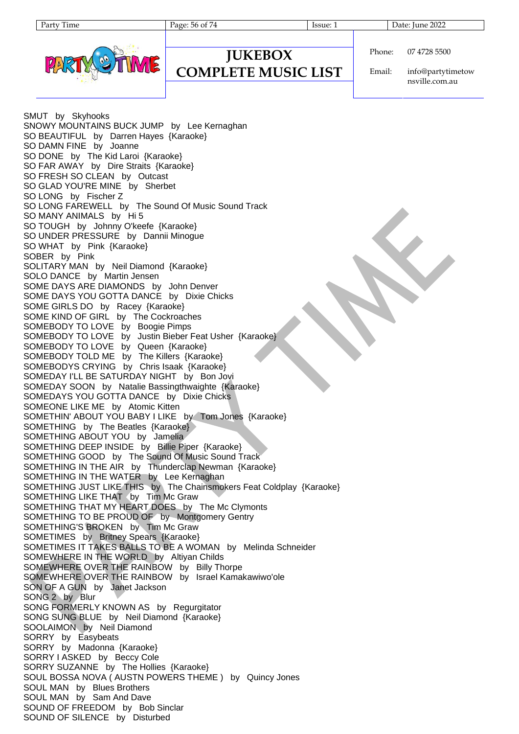# JUKEBOX COMPLETE MUSIC LIST

Phone: 07 4728 5500

Email: info@partytimetownsville.com.au

SMUT by Skyhooks
SNOWY MOUNTAINS BUCK JUMP by Lee Kernaghan
SO BEAUTIFUL by Darren Hayes {Karaoke}
SO DAMN FINE by Joanne
SO DONE by The Kid Laroi {Karaoke}
SO FAR AWAY by Dire Straits {Karaoke}
SO FRESH SO CLEAN by Outcast
SO GLAD YOU'RE MINE by Sherbet
SO LONG by Fischer Z
SO LONG FAREWELL by The Sound Of Music Sound Track
SO MANY ANIMALS by Hi 5
SO TOUGH by Johnny O'keefe {Karaoke}
SO UNDER PRESSURE by Dannii Minogue
SO WHAT by Pink {Karaoke}
SOBER by Pink
SOLITARY MAN by Neil Diamond {Karaoke}
SOLO DANCE by Martin Jensen
SOME DAYS ARE DIAMONDS by John Denver
SOME DAYS YOU GOTTA DANCE by Dixie Chicks
SOME GIRLS DO by Racey {Karaoke}
SOME KIND OF GIRL by The Cockroaches
SOMEBODY TO LOVE by Boogie Pimps
SOMEBODY TO LOVE by Justin Bieber Feat Usher {Karaoke}
SOMEBODY TO LOVE by Queen {Karaoke}
SOMEBODY TOLD ME by The Killers {Karaoke}
SOMEBODYS CRYING by Chris Isaak {Karaoke}
SOMEDAY I'LL BE SATURDAY NIGHT by Bon Jovi
SOMEDAY SOON by Natalie Bassingthwaighte {Karaoke}
SOMEDAYS YOU GOTTA DANCE by Dixie Chicks
SOMEONE LIKE ME by Atomic Kitten
SOMETHIN' ABOUT YOU BABY I LIKE by Tom Jones {Karaoke}
SOMETHING by The Beatles {Karaoke}
SOMETHING ABOUT YOU by Jamelia
SOMETHING DEEP INSIDE by Billie Piper {Karaoke}
SOMETHING GOOD by The Sound Of Music Sound Track
SOMETHING IN THE AIR by Thunderclap Newman {Karaoke}
SOMETHING IN THE WATER by Lee Kernaghan
SOMETHING JUST LIKE THIS by The Chainsmokers Feat Coldplay {Karaoke}
SOMETHING LIKE THAT by Tim Mc Graw
SOMETHING THAT MY HEART DOES by The Mc Clymonts
SOMETHING TO BE PROUD OF by Montgomery Gentry
SOMETHING'S BROKEN by Tim Mc Graw
SOMETIMES by Britney Spears {Karaoke}
SOMETIMES IT TAKES BALLS TO BE A WOMAN by Melinda Schneider
SOMEWHERE IN THE WORLD by Altiyan Childs
SOMEWHERE OVER THE RAINBOW by Billy Thorpe
SOMEWHERE OVER THE RAINBOW by Israel Kamakawiwo'ole
SON OF A GUN by Janet Jackson
SONG 2 by Blur
SONG FORMERLY KNOWN AS by Regurgitator
SONG SUNG BLUE by Neil Diamond {Karaoke}
SOOLAIMON by Neil Diamond
SORRY by Easybeats
SORRY by Madonna {Karaoke}
SORRY I ASKED by Beccy Cole
SORRY SUZANNE by The Hollies {Karaoke}
SOUL BOSSA NOVA ( AUSTN POWERS THEME ) by Quincy Jones
SOUL MAN by Blues Brothers
SOUL MAN by Sam And Dave
SOUND OF FREEDOM by Bob Sinclar
SOUND OF SILENCE by Disturbed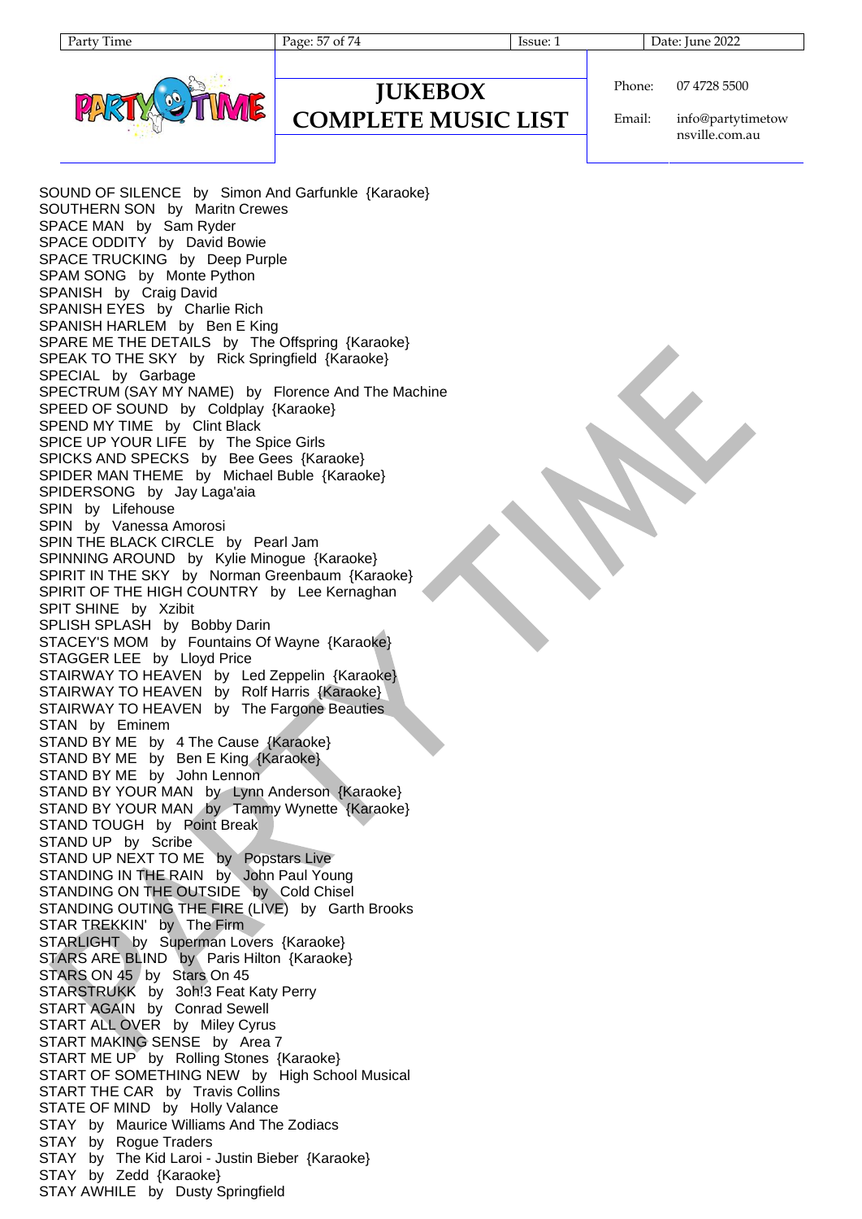SOUND OF SILENCE by Simon And Garfunkle {Karaoke}
SOUTHERN SON by Maritn Crewes
SPACE MAN by Sam Ryder
SPACE ODDITY by David Bowie
SPACE TRUCKING by Deep Purple
SPAM SONG by Monte Python
SPANISH by Craig David
SPANISH EYES by Charlie Rich
SPANISH HARLEM by Ben E King
SPARE ME THE DETAILS by The Offspring {Karaoke}
SPEAK TO THE SKY by Rick Springfield {Karaoke}
SPECIAL by Garbage
SPECTRUM (SAY MY NAME) by Florence And The Machine
SPEED OF SOUND by Coldplay {Karaoke}
SPEND MY TIME by Clint Black
SPICE UP YOUR LIFE by The Spice Girls
SPICKS AND SPECKS by Bee Gees {Karaoke}
SPIDER MAN THEME by Michael Buble {Karaoke}
SPIDERSONG by Jay Laga'aia
SPIN by Lifehouse
SPIN by Vanessa Amorosi
SPIN THE BLACK CIRCLE by Pearl Jam
SPINNING AROUND by Kylie Minogue {Karaoke}
SPIRIT IN THE SKY by Norman Greenbaum {Karaoke}
SPIRIT OF THE HIGH COUNTRY by Lee Kernaghan
SPIT SHINE by Xzibit
SPLISH SPLASH by Bobby Darin
STACEY'S MOM by Fountains Of Wayne {Karaoke}
STAGGER LEE by Lloyd Price
STAIRWAY TO HEAVEN by Led Zeppelin {Karaoke}
STAIRWAY TO HEAVEN by Rolf Harris {Karaoke}
STAIRWAY TO HEAVEN by The Fargone Beauties
STAN by Eminem
STAND BY ME by 4 The Cause {Karaoke}
STAND BY ME by Ben E King {Karaoke}
STAND BY ME by John Lennon
STAND BY YOUR MAN by Lynn Anderson {Karaoke}
STAND BY YOUR MAN by Tammy Wynette {Karaoke}
STAND TOUGH by Point Break
STAND UP by Scribe
STAND UP NEXT TO ME by Popstars Live
STANDING IN THE RAIN by John Paul Young
STANDING ON THE OUTSIDE by Cold Chisel
STANDING OUTING THE FIRE (LIVE) by Garth Brooks
STAR TREKKIN' by The Firm
STARLIGHT by Superman Lovers {Karaoke}
STARS ARE BLIND by Paris Hilton {Karaoke}
STARS ON 45 by Stars On 45
STARSTRUKK by 3oh!3 Feat Katy Perry
START AGAIN by Conrad Sewell
START ALL OVER by Miley Cyrus
START MAKING SENSE by Area 7
START ME UP by Rolling Stones {Karaoke}
START OF SOMETHING NEW by High School Musical
START THE CAR by Travis Collins
STATE OF MIND by Holly Valance
STAY by Maurice Williams And The Zodiacs
STAY by Rogue Traders
STAY by The Kid Laroi - Justin Bieber {Karaoke}
STAY by Zedd {Karaoke}
STAY AWHILE by Dusty Springfield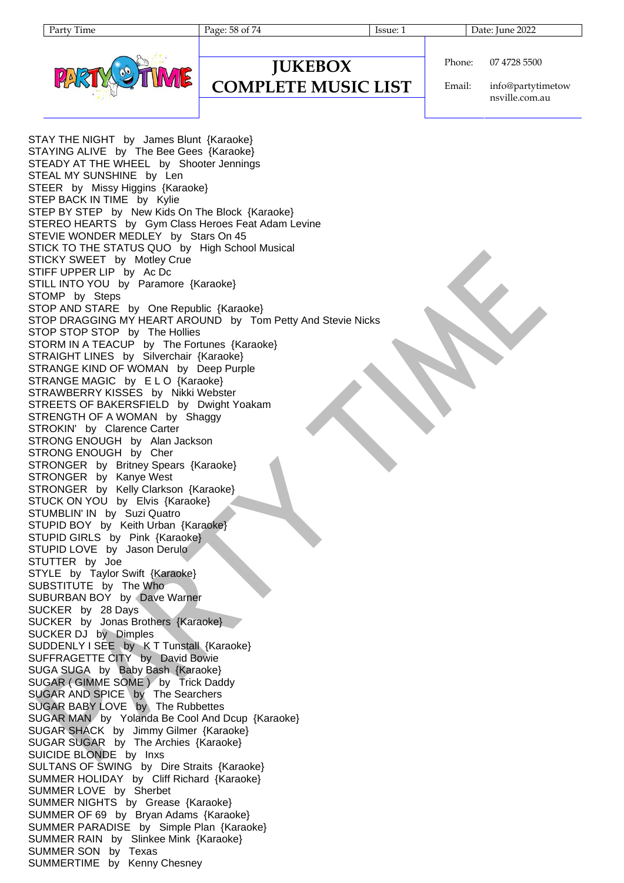# JUKEBOX COMPLETE MUSIC LIST

Phone: 07 4728 5500

Email: info@partytimetownsville.com.au

STAY THE NIGHT by James Blunt {Karaoke}
STAYING ALIVE by The Bee Gees {Karaoke}
STEADY AT THE WHEEL by Shooter Jennings
STEAL MY SUNSHINE by Len
STEER by Missy Higgins {Karaoke}
STEP BACK IN TIME by Kylie
STEP BY STEP by New Kids On The Block {Karaoke}
STEREO HEARTS by Gym Class Heroes Feat Adam Levine
STEVIE WONDER MEDLEY by Stars On 45
STICK TO THE STATUS QUO by High School Musical
STICKY SWEET by Motley Crue
STIFF UPPER LIP by Ac Dc
STILL INTO YOU by Paramore {Karaoke}
STOMP by Steps
STOP AND STARE by One Republic {Karaoke}
STOP DRAGGING MY HEART AROUND by Tom Petty And Stevie Nicks
STOP STOP STOP by The Hollies
STORM IN A TEACUP by The Fortunes {Karaoke}
STRAIGHT LINES by Silverchair {Karaoke}
STRANGE KIND OF WOMAN by Deep Purple
STRANGE MAGIC by E L O {Karaoke}
STRAWBERRY KISSES by Nikki Webster
STREETS OF BAKERSFIELD by Dwight Yoakam
STRENGTH OF A WOMAN by Shaggy
STROKIN' by Clarence Carter
STRONG ENOUGH by Alan Jackson
STRONG ENOUGH by Cher
STRONGER by Britney Spears {Karaoke}
STRONGER by Kanye West
STRONGER by Kelly Clarkson {Karaoke}
STUCK ON YOU by Elvis {Karaoke}
STUMBLIN' IN by Suzi Quatro
STUPID BOY by Keith Urban {Karaoke}
STUPID GIRLS by Pink {Karaoke}
STUPID LOVE by Jason Derulo
STUTTER by Joe
STYLE by Taylor Swift {Karaoke}
SUBSTITUTE by The Who
SUBURBAN BOY by Dave Warner
SUCKER by 28 Days
SUCKER by Jonas Brothers {Karaoke}
SUCKER DJ by Dimples
SUDDENLY I SEE by K T Tunstall {Karaoke}
SUFFRAGETTE CITY by David Bowie
SUGA SUGA by Baby Bash {Karaoke}
SUGAR ( GIMME SOME ) by Trick Daddy
SUGAR AND SPICE by The Searchers
SUGAR BABY LOVE by The Rubbettes
SUGAR MAN by Yolanda Be Cool And Dcup {Karaoke}
SUGAR SHACK by Jimmy Gilmer {Karaoke}
SUGAR SUGAR by The Archies {Karaoke}
SUICIDE BLONDE by Inxs
SULTANS OF SWING by Dire Straits {Karaoke}
SUMMER HOLIDAY by Cliff Richard {Karaoke}
SUMMER LOVE by Sherbet
SUMMER NIGHTS by Grease {Karaoke}
SUMMER OF 69 by Bryan Adams {Karaoke}
SUMMER PARADISE by Simple Plan {Karaoke}
SUMMER RAIN by Slinkee Mink {Karaoke}
SUMMER SON by Texas
SUMMERTIME by Kenny Chesney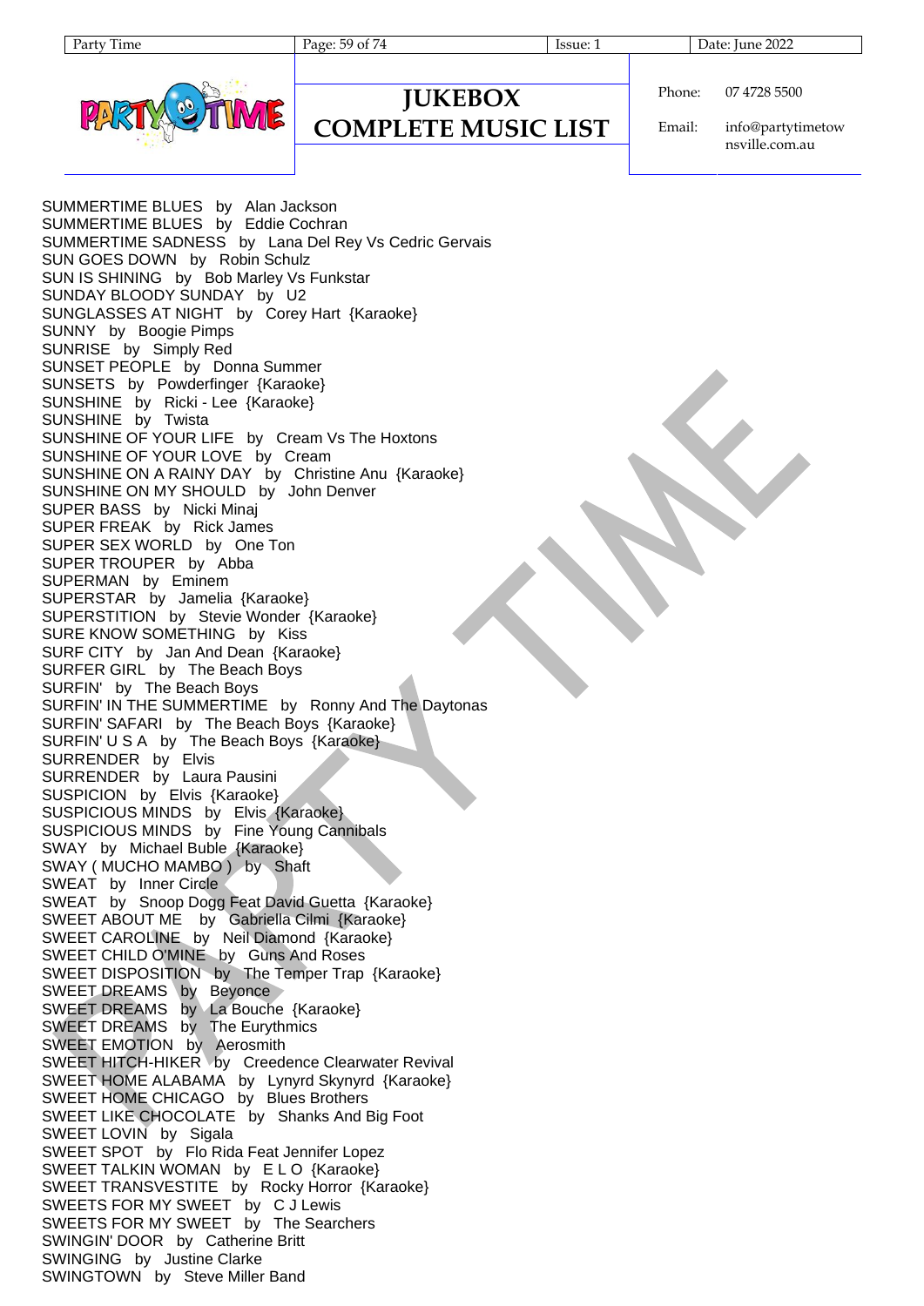# JUKEBOX COMPLETE MUSIC LIST

Phone: 07 4728 5500

Email: info@partytimetownsville.com.au

SUMMERTIME BLUES by Alan Jackson
SUMMERTIME BLUES by Eddie Cochran
SUMMERTIME SADNESS by Lana Del Rey Vs Cedric Gervais
SUN GOES DOWN by Robin Schulz
SUN IS SHINING by Bob Marley Vs Funkstar
SUNDAY BLOODY SUNDAY by U2
SUNGLASSES AT NIGHT by Corey Hart {Karaoke}
SUNNY by Boogie Pimps
SUNRISE by Simply Red
SUNSET PEOPLE by Donna Summer
SUNSETS by Powderfinger {Karaoke}
SUNSHINE by Ricki - Lee {Karaoke}
SUNSHINE by Twista
SUNSHINE OF YOUR LIFE by Cream Vs The Hoxtons
SUNSHINE OF YOUR LOVE by Cream
SUNSHINE ON A RAINY DAY by Christine Anu {Karaoke}
SUNSHINE ON MY SHOULD by John Denver
SUPER BASS by Nicki Minaj
SUPER FREAK by Rick James
SUPER SEX WORLD by One Ton
SUPER TROUPER by Abba
SUPERMAN by Eminem
SUPERSTAR by Jamelia {Karaoke}
SUPERSTITION by Stevie Wonder {Karaoke}
SURE KNOW SOMETHING by Kiss
SURF CITY by Jan And Dean {Karaoke}
SURFER GIRL by The Beach Boys
SURFIN' by The Beach Boys
SURFIN' IN THE SUMMERTIME by Ronny And The Daytonas
SURFIN' SAFARI by The Beach Boys {Karaoke}
SURFIN' U S A by The Beach Boys {Karaoke}
SURRENDER by Elvis
SURRENDER by Laura Pausini
SUSPICION by Elvis {Karaoke}
SUSPICIOUS MINDS by Elvis {Karaoke}
SUSPICIOUS MINDS by Fine Young Cannibals
SWAY by Michael Buble {Karaoke}
SWAY ( MUCHO MAMBO ) by Shaft
SWEAT by Inner Circle
SWEAT by Snoop Dogg Feat David Guetta {Karaoke}
SWEET ABOUT ME by Gabriella Cilmi {Karaoke}
SWEET CAROLINE by Neil Diamond {Karaoke}
SWEET CHILD O'MINE by Guns And Roses
SWEET DISPOSITION by The Temper Trap {Karaoke}
SWEET DREAMS by Beyonce
SWEET DREAMS by La Bouche {Karaoke}
SWEET DREAMS by The Eurythmics
SWEET EMOTION by Aerosmith
SWEET HITCH-HIKER by Creedence Clearwater Revival
SWEET HOME ALABAMA by Lynyrd Skynyrd {Karaoke}
SWEET HOME CHICAGO by Blues Brothers
SWEET LIKE CHOCOLATE by Shanks And Big Foot
SWEET LOVIN by Sigala
SWEET SPOT by Flo Rida Feat Jennifer Lopez
SWEET TALKIN WOMAN by E L O {Karaoke}
SWEET TRANSVESTITE by Rocky Horror {Karaoke}
SWEETS FOR MY SWEET by C J Lewis
SWEETS FOR MY SWEET by The Searchers
SWINGIN' DOOR by Catherine Britt
SWINGING by Justine Clarke
SWINGTOWN by Steve Miller Band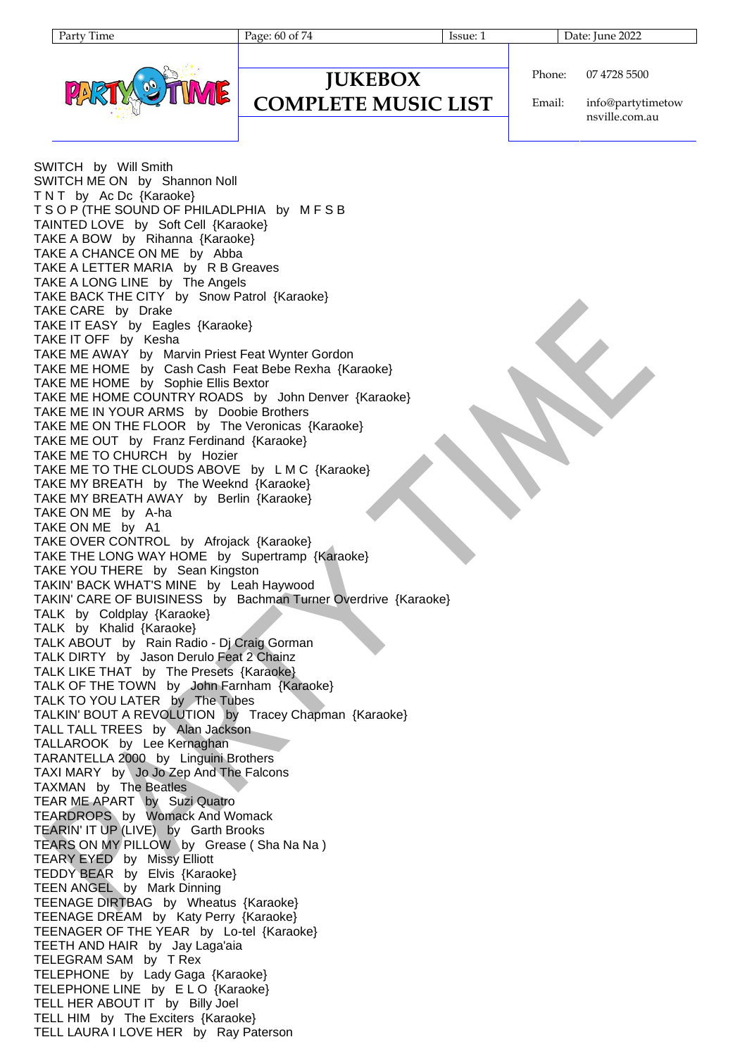# JUKEBOX COMPLETE MUSIC LIST

Phone: 07 4728 5500

Email: info@partytimetownsville.com.au

SWITCH by Will Smith
SWITCH ME ON by Shannon Noll
T N T by Ac Dc {Karaoke}
T S O P (THE SOUND OF PHILADLPHIA by M F S B
TAINTED LOVE by Soft Cell {Karaoke}
TAKE A BOW by Rihanna {Karaoke}
TAKE A CHANCE ON ME by Abba
TAKE A LETTER MARIA by R B Greaves
TAKE A LONG LINE by The Angels
TAKE BACK THE CITY by Snow Patrol {Karaoke}
TAKE CARE by Drake
TAKE IT EASY by Eagles {Karaoke}
TAKE IT OFF by Kesha
TAKE ME AWAY by Marvin Priest Feat Wynter Gordon
TAKE ME HOME by Cash Cash Feat Bebe Rexha {Karaoke}
TAKE ME HOME by Sophie Ellis Bextor
TAKE ME HOME COUNTRY ROADS by John Denver {Karaoke}
TAKE ME IN YOUR ARMS by Doobie Brothers
TAKE ME ON THE FLOOR by The Veronicas {Karaoke}
TAKE ME OUT by Franz Ferdinand {Karaoke}
TAKE ME TO CHURCH by Hozier
TAKE ME TO THE CLOUDS ABOVE by L M C {Karaoke}
TAKE MY BREATH by The Weeknd {Karaoke}
TAKE MY BREATH AWAY by Berlin {Karaoke}
TAKE ON ME by A-ha
TAKE ON ME by A1
TAKE OVER CONTROL by Afrojack {Karaoke}
TAKE THE LONG WAY HOME by Supertramp {Karaoke}
TAKE YOU THERE by Sean Kingston
TAKIN' BACK WHAT'S MINE by Leah Haywood
TAKIN' CARE OF BUISINESS by Bachman Turner Overdrive {Karaoke}
TALK by Coldplay {Karaoke}
TALK by Khalid {Karaoke}
TALK ABOUT by Rain Radio - Dj Craig Gorman
TALK DIRTY by Jason Derulo Feat 2 Chainz
TALK LIKE THAT by The Presets {Karaoke}
TALK OF THE TOWN by John Farnham {Karaoke}
TALK TO YOU LATER by The Tubes
TALKIN' BOUT A REVOLUTION by Tracey Chapman {Karaoke}
TALL TALL TREES by Alan Jackson
TALLAROOK by Lee Kernaghan
TARANTELLA 2000 by Linguini Brothers
TAXI MARY by Jo Jo Zep And The Falcons
TAXMAN by The Beatles
TEAR ME APART by Suzi Quatro
TEARDROPS by Womack And Womack
TEARIN' IT UP (LIVE) by Garth Brooks
TEARS ON MY PILLOW by Grease ( Sha Na Na )
TEARY EYED by Missy Elliott
TEDDY BEAR by Elvis {Karaoke}
TEEN ANGEL by Mark Dinning
TEENAGE DIRTBAG by Wheatus {Karaoke}
TEENAGE DREAM by Katy Perry {Karaoke}
TEENAGER OF THE YEAR by Lo-tel {Karaoke}
TEETH AND HAIR by Jay Laga'aia
TELEGRAM SAM by T Rex
TELEPHONE by Lady Gaga {Karaoke}
TELEPHONE LINE by E L O {Karaoke}
TELL HER ABOUT IT by Billy Joel
TELL HIM by The Exciters {Karaoke}
TELL LAURA I LOVE HER by Ray Paterson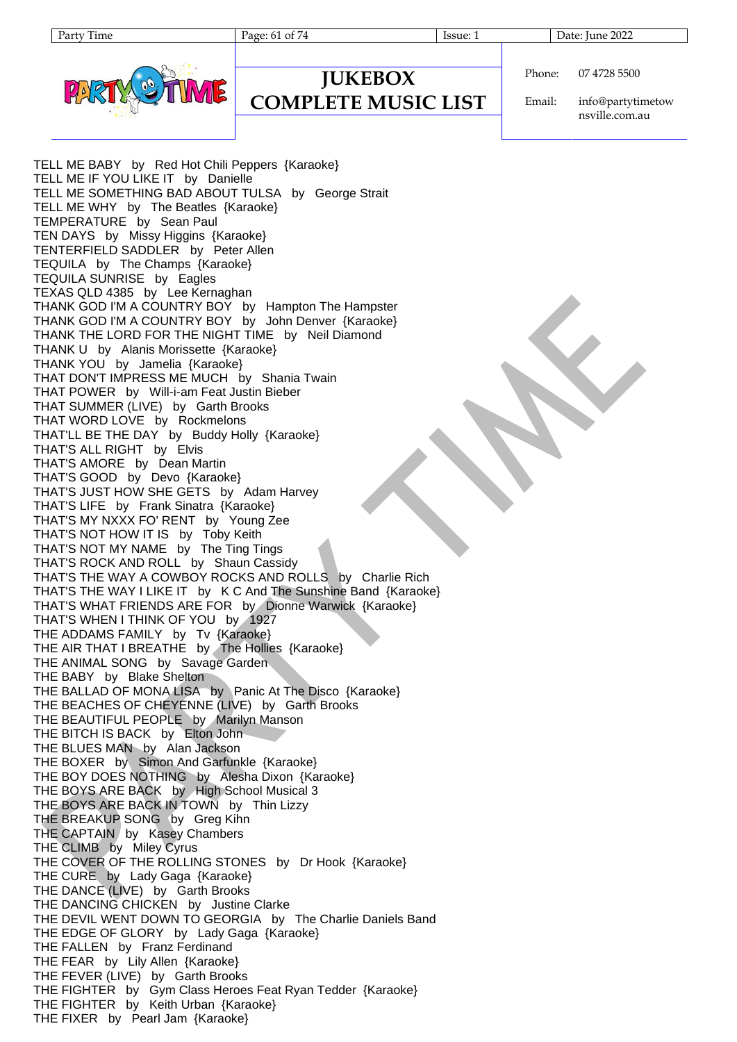# JUKEBOX COMPLETE MUSIC LIST

Phone: 07 4728 5500

Email: info@partytimetownsville.com.au

TELL ME BABY by Red Hot Chili Peppers {Karaoke}
TELL ME IF YOU LIKE IT by Danielle
TELL ME SOMETHING BAD ABOUT TULSA by George Strait
TELL ME WHY by The Beatles {Karaoke}
TEMPERATURE by Sean Paul
TEN DAYS by Missy Higgins {Karaoke}
TENTERFIELD SADDLER by Peter Allen
TEQUILA by The Champs {Karaoke}
TEQUILA SUNRISE by Eagles
TEXAS QLD 4385 by Lee Kernaghan
THANK GOD I'M A COUNTRY BOY by Hampton The Hampster
THANK GOD I'M A COUNTRY BOY by John Denver {Karaoke}
THANK THE LORD FOR THE NIGHT TIME by Neil Diamond
THANK U by Alanis Morissette {Karaoke}
THANK YOU by Jamelia {Karaoke}
THAT DON'T IMPRESS ME MUCH by Shania Twain
THAT POWER by Will-i-am Feat Justin Bieber
THAT SUMMER (LIVE) by Garth Brooks
THAT WORD LOVE by Rockmelons
THAT'LL BE THE DAY by Buddy Holly {Karaoke}
THAT'S ALL RIGHT by Elvis
THAT'S AMORE by Dean Martin
THAT'S GOOD by Devo {Karaoke}
THAT'S JUST HOW SHE GETS by Adam Harvey
THAT'S LIFE by Frank Sinatra {Karaoke}
THAT'S MY NXXX FO' RENT by Young Zee
THAT'S NOT HOW IT IS by Toby Keith
THAT'S NOT MY NAME by The Ting Tings
THAT'S ROCK AND ROLL by Shaun Cassidy
THAT'S THE WAY A COWBOY ROCKS AND ROLLS by Charlie Rich
THAT'S THE WAY I LIKE IT by K C And The Sunshine Band {Karaoke}
THAT'S WHAT FRIENDS ARE FOR by Dionne Warwick {Karaoke}
THAT'S WHEN I THINK OF YOU by 1927
THE ADDAMS FAMILY by Tv {Karaoke}
THE AIR THAT I BREATHE by The Hollies {Karaoke}
THE ANIMAL SONG by Savage Garden
THE BABY by Blake Shelton
THE BALLAD OF MONA LISA by Panic At The Disco {Karaoke}
THE BEACHES OF CHEYENNE (LIVE) by Garth Brooks
THE BEAUTIFUL PEOPLE by Marilyn Manson
THE BITCH IS BACK by Elton John
THE BLUES MAN by Alan Jackson
THE BOXER by Simon And Garfunkle {Karaoke}
THE BOY DOES NOTHING by Alesha Dixon {Karaoke}
THE BOYS ARE BACK by High School Musical 3
THE BOYS ARE BACK IN TOWN by Thin Lizzy
THE BREAKUP SONG by Greg Kihn
THE CAPTAIN by Kasey Chambers
THE CLIMB by Miley Cyrus
THE COVER OF THE ROLLING STONES by Dr Hook {Karaoke}
THE CURE by Lady Gaga {Karaoke}
THE DANCE (LIVE) by Garth Brooks
THE DANCING CHICKEN by Justine Clarke
THE DEVIL WENT DOWN TO GEORGIA by The Charlie Daniels Band
THE EDGE OF GLORY by Lady Gaga {Karaoke}
THE FALLEN by Franz Ferdinand
THE FEAR by Lily Allen {Karaoke}
THE FEVER (LIVE) by Garth Brooks
THE FIGHTER by Gym Class Heroes Feat Ryan Tedder {Karaoke}
THE FIGHTER by Keith Urban {Karaoke}
THE FIXER by Pearl Jam {Karaoke}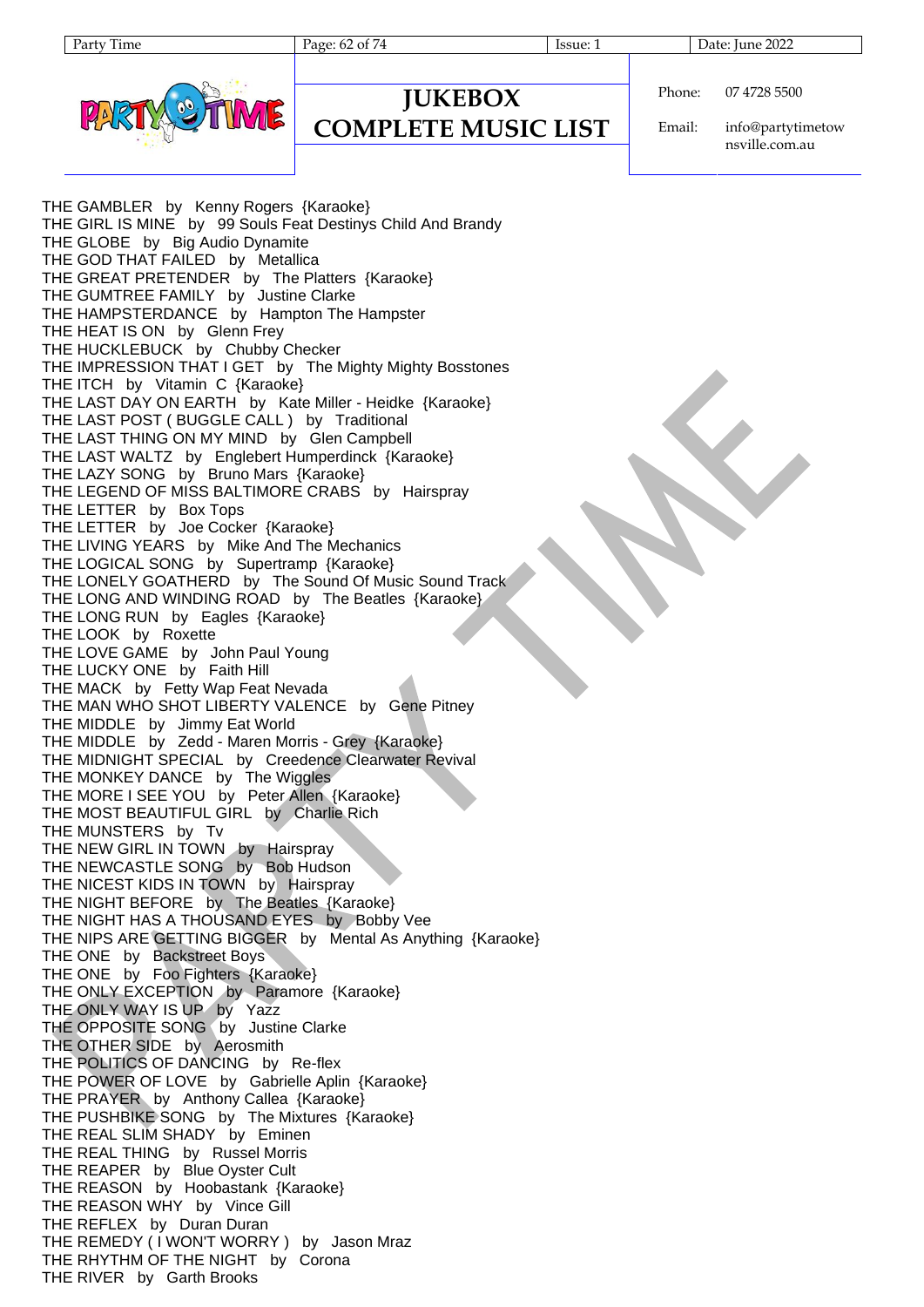# JUKEBOX COMPLETE MUSIC LIST

Phone: 07 4728 5500

Email: info@partytimetownsville.com.au

THE GAMBLER by Kenny Rogers {Karaoke}
THE GIRL IS MINE by 99 Souls Feat Destinys Child And Brandy
THE GLOBE by Big Audio Dynamite
THE GOD THAT FAILED by Metallica
THE GREAT PRETENDER by The Platters {Karaoke}
THE GUMTREE FAMILY by Justine Clarke
THE HAMPSTERDANCE by Hampton The Hampster
THE HEAT IS ON by Glenn Frey
THE HUCKLEBUCK by Chubby Checker
THE IMPRESSION THAT I GET by The Mighty Mighty Bosstones
THE ITCH by Vitamin C {Karaoke}
THE LAST DAY ON EARTH by Kate Miller - Heidke {Karaoke}
THE LAST POST ( BUGGLE CALL ) by Traditional
THE LAST THING ON MY MIND by Glen Campbell
THE LAST WALTZ by Englebert Humperdinck {Karaoke}
THE LAZY SONG by Bruno Mars {Karaoke}
THE LEGEND OF MISS BALTIMORE CRABS by Hairspray
THE LETTER by Box Tops
THE LETTER by Joe Cocker {Karaoke}
THE LIVING YEARS by Mike And The Mechanics
THE LOGICAL SONG by Supertramp {Karaoke}
THE LONELY GOATHERD by The Sound Of Music Sound Track
THE LONG AND WINDING ROAD by The Beatles {Karaoke}
THE LONG RUN by Eagles {Karaoke}
THE LOOK by Roxette
THE LOVE GAME by John Paul Young
THE LUCKY ONE by Faith Hill
THE MACK by Fetty Wap Feat Nevada
THE MAN WHO SHOT LIBERTY VALENCE by Gene Pitney
THE MIDDLE by Jimmy Eat World
THE MIDDLE by Zedd - Maren Morris - Grey {Karaoke}
THE MIDNIGHT SPECIAL by Creedence Clearwater Revival
THE MONKEY DANCE by The Wiggles
THE MORE I SEE YOU by Peter Allen {Karaoke}
THE MOST BEAUTIFUL GIRL by Charlie Rich
THE MUNSTERS by Tv
THE NEW GIRL IN TOWN by Hairspray
THE NEWCASTLE SONG by Bob Hudson
THE NICEST KIDS IN TOWN by Hairspray
THE NIGHT BEFORE by The Beatles {Karaoke}
THE NIGHT HAS A THOUSAND EYES by Bobby Vee
THE NIPS ARE GETTING BIGGER by Mental As Anything {Karaoke}
THE ONE by Backstreet Boys
THE ONE by Foo Fighters {Karaoke}
THE ONLY EXCEPTION by Paramore {Karaoke}
THE ONLY WAY IS UP by Yazz
THE OPPOSITE SONG by Justine Clarke
THE OTHER SIDE by Aerosmith
THE POLITICS OF DANCING by Re-flex
THE POWER OF LOVE by Gabrielle Aplin {Karaoke}
THE PRAYER by Anthony Callea {Karaoke}
THE PUSHBIKE SONG by The Mixtures {Karaoke}
THE REAL SLIM SHADY by Eminen
THE REAL THING by Russel Morris
THE REAPER by Blue Oyster Cult
THE REASON by Hoobastank {Karaoke}
THE REASON WHY by Vince Gill
THE REFLEX by Duran Duran
THE REMEDY ( I WON'T WORRY ) by Jason Mraz
THE RHYTHM OF THE NIGHT by Corona
THE RIVER by Garth Brooks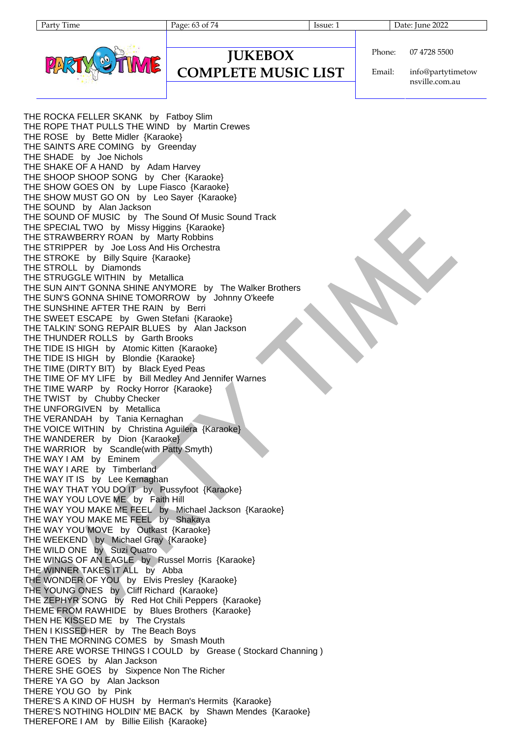THE ROCKA FELLER SKANK by Fatboy Slim
THE ROPE THAT PULLS THE WIND by Martin Crewes
THE ROSE by Bette Midler {Karaoke}
THE SAINTS ARE COMING by Greenday
THE SHADE by Joe Nichols
THE SHAKE OF A HAND by Adam Harvey
THE SHOOP SHOOP SONG by Cher {Karaoke}
THE SHOW GOES ON by Lupe Fiasco {Karaoke}
THE SHOW MUST GO ON by Leo Sayer {Karaoke}
THE SOUND by Alan Jackson
THE SOUND OF MUSIC by The Sound Of Music Sound Track
THE SPECIAL TWO by Missy Higgins {Karaoke}
THE STRAWBERRY ROAN by Marty Robbins
THE STRIPPER by Joe Loss And His Orchestra
THE STROKE by Billy Squire {Karaoke}
THE STROLL by Diamonds
THE STRUGGLE WITHIN by Metallica
THE SUN AIN'T GONNA SHINE ANYMORE by The Walker Brothers
THE SUN'S GONNA SHINE TOMORROW by Johnny O'keefe
THE SUNSHINE AFTER THE RAIN by Berri
THE SWEET ESCAPE by Gwen Stefani {Karaoke}
THE TALKIN' SONG REPAIR BLUES by Alan Jackson
THE THUNDER ROLLS by Garth Brooks
THE TIDE IS HIGH by Atomic Kitten {Karaoke}
THE TIDE IS HIGH by Blondie {Karaoke}
THE TIME (DIRTY BIT) by Black Eyed Peas
THE TIME OF MY LIFE by Bill Medley And Jennifer Warnes
THE TIME WARP by Rocky Horror {Karaoke}
THE TWIST by Chubby Checker
THE UNFORGIVEN by Metallica
THE VERANDAH by Tania Kernaghan
THE VOICE WITHIN by Christina Aguilera {Karaoke}
THE WANDERER by Dion {Karaoke}
THE WARRIOR by Scandle(with Patty Smyth)
THE WAY I AM by Eminem
THE WAY I ARE by Timberland
THE WAY IT IS by Lee Kernaghan
THE WAY THAT YOU DO IT by Pussyfoot {Karaoke}
THE WAY YOU LOVE ME by Faith Hill
THE WAY YOU MAKE ME FEEL by Michael Jackson {Karaoke}
THE WAY YOU MAKE ME FEEL by Shakaya
THE WAY YOU MOVE by Outkast {Karaoke}
THE WEEKEND by Michael Gray {Karaoke}
THE WILD ONE by Suzi Quatro
THE WINGS OF AN EAGLE by Russel Morris {Karaoke}
THE WINNER TAKES IT ALL by Abba
THE WONDER OF YOU by Elvis Presley {Karaoke}
THE YOUNG ONES by Cliff Richard {Karaoke}
THE ZEPHYR SONG by Red Hot Chili Peppers {Karaoke}
THEME FROM RAWHIDE by Blues Brothers {Karaoke}
THEN HE KISSED ME by The Crystals
THEN I KISSED HER by The Beach Boys
THEN THE MORNING COMES by Smash Mouth
THERE ARE WORSE THINGS I COULD by Grease ( Stockard Channing )
THERE GOES by Alan Jackson
THERE SHE GOES by Sixpence Non The Richer
THERE YA GO by Alan Jackson
THERE YOU GO by Pink
THERE'S A KIND OF HUSH by Herman's Hermits {Karaoke}
THERE'S NOTHING HOLDIN' ME BACK by Shawn Mendes {Karaoke}
THEREFORE I AM by Billie Eilish {Karaoke}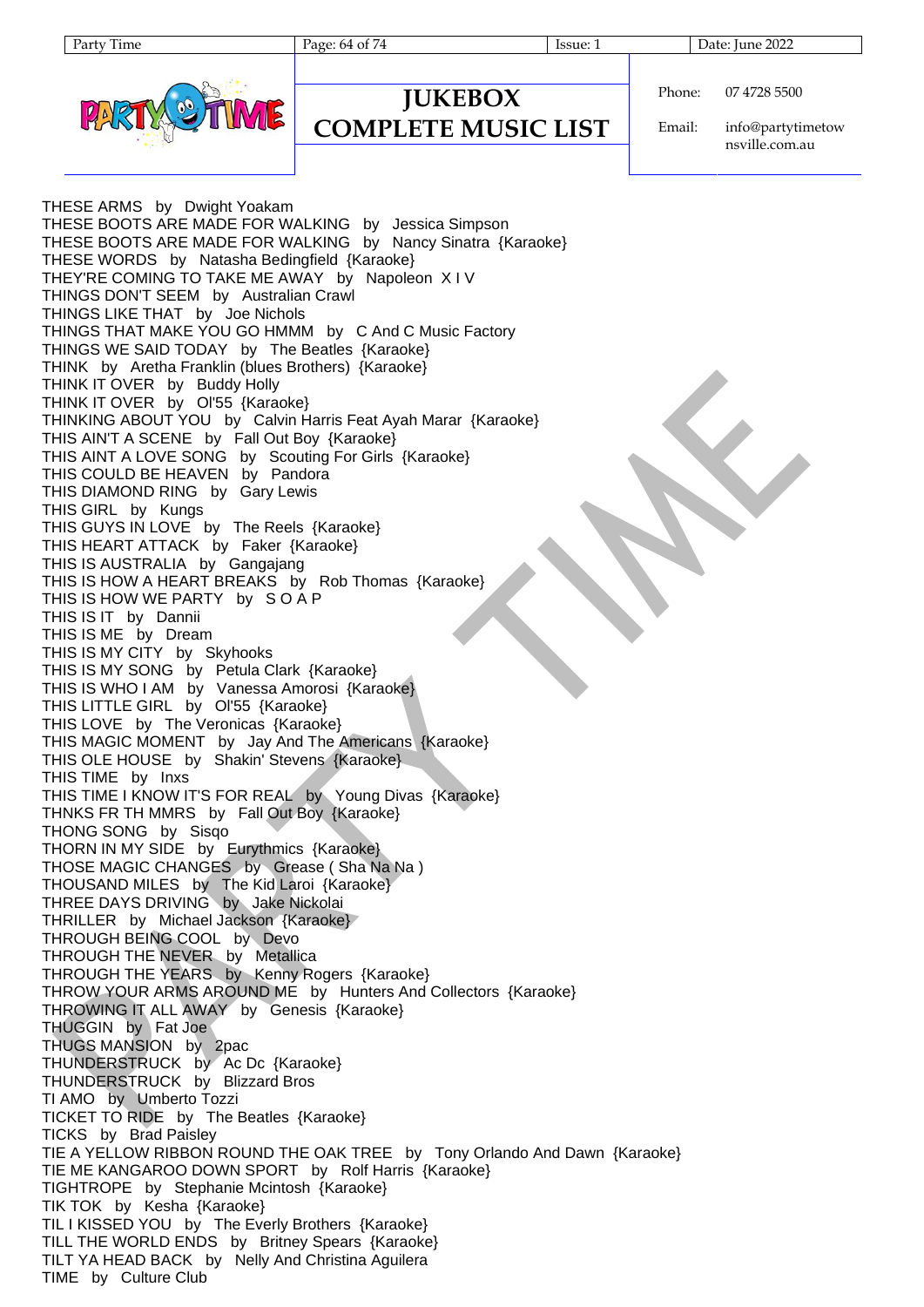THESE ARMS by Dwight Yoakam
THESE BOOTS ARE MADE FOR WALKING by Jessica Simpson
THESE BOOTS ARE MADE FOR WALKING by Nancy Sinatra {Karaoke}
THESE WORDS by Natasha Bedingfield {Karaoke}
THEY'RE COMING TO TAKE ME AWAY by Napoleon X I V
THINGS DON'T SEEM by Australian Crawl
THINGS LIKE THAT by Joe Nichols
THINGS THAT MAKE YOU GO HMMM by C And C Music Factory
THINGS WE SAID TODAY by The Beatles {Karaoke}
THINK by Aretha Franklin (blues Brothers) {Karaoke}
THINK IT OVER by Buddy Holly
THINK IT OVER by Ol'55 {Karaoke}
THINKING ABOUT YOU by Calvin Harris Feat Ayah Marar {Karaoke}
THIS AIN'T A SCENE by Fall Out Boy {Karaoke}
THIS AINT A LOVE SONG by Scouting For Girls {Karaoke}
THIS COULD BE HEAVEN by Pandora
THIS DIAMOND RING by Gary Lewis
THIS GIRL by Kungs
THIS GUYS IN LOVE by The Reels {Karaoke}
THIS HEART ATTACK by Faker {Karaoke}
THIS IS AUSTRALIA by Gangajang
THIS IS HOW A HEART BREAKS by Rob Thomas {Karaoke}
THIS IS HOW WE PARTY by S O A P
THIS IS IT by Dannii
THIS IS ME by Dream
THIS IS MY CITY by Skyhooks
THIS IS MY SONG by Petula Clark {Karaoke}
THIS IS WHO I AM by Vanessa Amorosi {Karaoke}
THIS LITTLE GIRL by Ol'55 {Karaoke}
THIS LOVE by The Veronicas {Karaoke}
THIS MAGIC MOMENT by Jay And The Americans {Karaoke}
THIS OLE HOUSE by Shakin' Stevens {Karaoke}
THIS TIME by Inxs
THIS TIME I KNOW IT'S FOR REAL by Young Divas {Karaoke}
THNKS FR TH MMRS by Fall Out Boy {Karaoke}
THONG SONG by Sisqo
THORN IN MY SIDE by Eurythmics {Karaoke}
THOSE MAGIC CHANGES by Grease ( Sha Na Na )
THOUSAND MILES by The Kid Laroi {Karaoke}
THREE DAYS DRIVING by Jake Nickolai
THRILLER by Michael Jackson {Karaoke}
THROUGH BEING COOL by Devo
THROUGH THE NEVER by Metallica
THROUGH THE YEARS by Kenny Rogers {Karaoke}
THROW YOUR ARMS AROUND ME by Hunters And Collectors {Karaoke}
THROWING IT ALL AWAY by Genesis {Karaoke}
THUGGIN by Fat Joe
THUGS MANSION by 2pac
THUNDERSTRUCK by Ac Dc {Karaoke}
THUNDERSTRUCK by Blizzard Bros
TI AMO by Umberto Tozzi
TICKET TO RIDE by The Beatles {Karaoke}
TICKS by Brad Paisley
TIE A YELLOW RIBBON ROUND THE OAK TREE by Tony Orlando And Dawn {Karaoke}
TIE ME KANGAROO DOWN SPORT by Rolf Harris {Karaoke}
TIGHTROPE by Stephanie Mcintosh {Karaoke}
TIK TOK by Kesha {Karaoke}
TIL I KISSED YOU by The Everly Brothers {Karaoke}
TILL THE WORLD ENDS by Britney Spears {Karaoke}
TILT YA HEAD BACK by Nelly And Christina Aguilera
TIME by Culture Club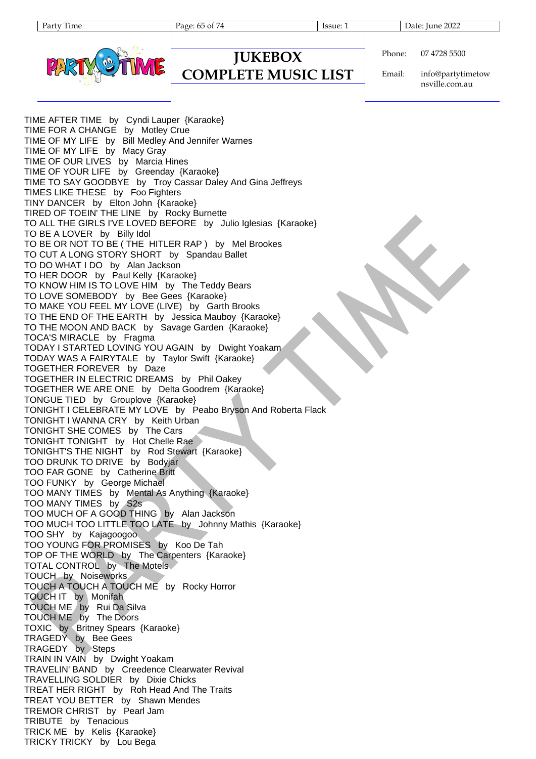# JUKEBOX COMPLETE MUSIC LIST

Phone: 07 4728 5500

Email: info@partytimetownsville.com.au

TIME AFTER TIME by Cyndi Lauper {Karaoke}
TIME FOR A CHANGE by Motley Crue
TIME OF MY LIFE by Bill Medley And Jennifer Warnes
TIME OF MY LIFE by Macy Gray
TIME OF OUR LIVES by Marcia Hines
TIME OF YOUR LIFE by Greenday {Karaoke}
TIME TO SAY GOODBYE by Troy Cassar Daley And Gina Jeffreys
TIMES LIKE THESE by Foo Fighters
TINY DANCER by Elton John {Karaoke}
TIRED OF TOEIN' THE LINE by Rocky Burnette
TO ALL THE GIRLS I'VE LOVED BEFORE by Julio Iglesias {Karaoke}
TO BE A LOVER by Billy Idol
TO BE OR NOT TO BE ( THE HITLER RAP ) by Mel Brookes
TO CUT A LONG STORY SHORT by Spandau Ballet
TO DO WHAT I DO by Alan Jackson
TO HER DOOR by Paul Kelly {Karaoke}
TO KNOW HIM IS TO LOVE HIM by The Teddy Bears
TO LOVE SOMEBODY by Bee Gees {Karaoke}
TO MAKE YOU FEEL MY LOVE (LIVE) by Garth Brooks
TO THE END OF THE EARTH by Jessica Mauboy {Karaoke}
TO THE MOON AND BACK by Savage Garden {Karaoke}
TOCA'S MIRACLE by Fragma
TODAY I STARTED LOVING YOU AGAIN by Dwight Yoakam
TODAY WAS A FAIRYTALE by Taylor Swift {Karaoke}
TOGETHER FOREVER by Daze
TOGETHER IN ELECTRIC DREAMS by Phil Oakey
TOGETHER WE ARE ONE by Delta Goodrem {Karaoke}
TONGUE TIED by Grouplove {Karaoke}
TONIGHT I CELEBRATE MY LOVE by Peabo Bryson And Roberta Flack
TONIGHT I WANNA CRY by Keith Urban
TONIGHT SHE COMES by The Cars
TONIGHT TONIGHT by Hot Chelle Rae
TONIGHT'S THE NIGHT by Rod Stewart {Karaoke}
TOO DRUNK TO DRIVE by Bodyjar
TOO FAR GONE by Catherine Britt
TOO FUNKY by George Michael
TOO MANY TIMES by Mental As Anything {Karaoke}
TOO MANY TIMES by S2s
TOO MUCH OF A GOOD THING by Alan Jackson
TOO MUCH TOO LITTLE TOO LATE by Johnny Mathis {Karaoke}
TOO SHY by Kajagoogoo
TOO YOUNG FOR PROMISES by Koo De Tah
TOP OF THE WORLD by The Carpenters {Karaoke}
TOTAL CONTROL by The Motels
TOUCH by Noiseworks
TOUCH A TOUCH A TOUCH ME by Rocky Horror
TOUCH IT by Monifah
TOUCH ME by Rui Da Silva
TOUCH ME by The Doors
TOXIC by Britney Spears {Karaoke}
TRAGEDY by Bee Gees
TRAGEDY by Steps
TRAIN IN VAIN by Dwight Yoakam
TRAVELIN' BAND by Creedence Clearwater Revival
TRAVELLING SOLDIER by Dixie Chicks
TREAT HER RIGHT by Roh Head And The Traits
TREAT YOU BETTER by Shawn Mendes
TREMOR CHRIST by Pearl Jam
TRIBUTE by Tenacious
TRICK ME by Kelis {Karaoke}
TRICKY TRICKY by Lou Bega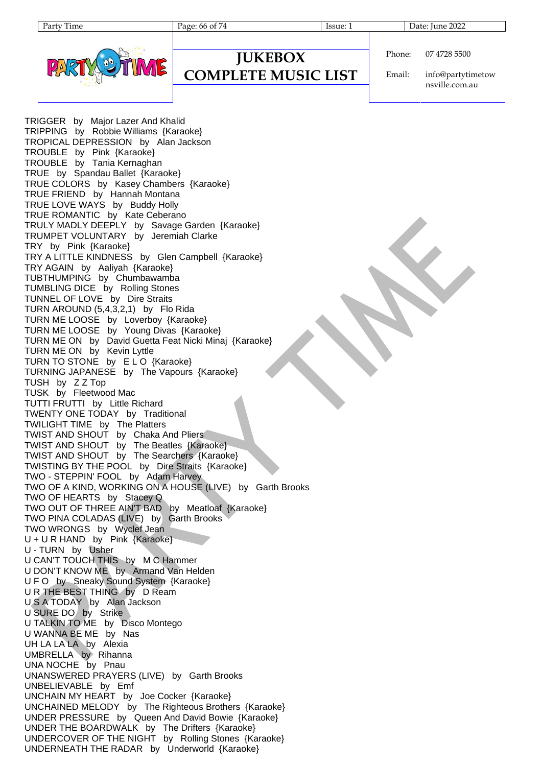TRIGGER by Major Lazer And Khalid
TRIPPING by Robbie Williams {Karaoke}
TROPICAL DEPRESSION by Alan Jackson
TROUBLE by Pink {Karaoke}
TROUBLE by Tania Kernaghan
TRUE by Spandau Ballet {Karaoke}
TRUE COLORS by Kasey Chambers {Karaoke}
TRUE FRIEND by Hannah Montana
TRUE LOVE WAYS by Buddy Holly
TRUE ROMANTIC by Kate Ceberano
TRULY MADLY DEEPLY by Savage Garden {Karaoke}
TRUMPET VOLUNTARY by Jeremiah Clarke
TRY by Pink {Karaoke}
TRY A LITTLE KINDNESS by Glen Campbell {Karaoke}
TRY AGAIN by Aaliyah {Karaoke}
TUBTHUMPING by Chumbawamba
TUMBLING DICE by Rolling Stones
TUNNEL OF LOVE by Dire Straits
TURN AROUND (5,4,3,2,1) by Flo Rida
TURN ME LOOSE by Loverboy {Karaoke}
TURN ME LOOSE by Young Divas {Karaoke}
TURN ME ON by David Guetta Feat Nicki Minaj {Karaoke}
TURN ME ON by Kevin Lyttle
TURN TO STONE by E L O {Karaoke}
TURNING JAPANESE by The Vapours {Karaoke}
TUSH by Z Z Top
TUSK by Fleetwood Mac
TUTTI FRUTTI by Little Richard
TWENTY ONE TODAY by Traditional
TWILIGHT TIME by The Platters
TWIST AND SHOUT by Chaka And Pliers
TWIST AND SHOUT by The Beatles {Karaoke}
TWIST AND SHOUT by The Searchers {Karaoke}
TWISTING BY THE POOL by Dire Straits {Karaoke}
TWO - STEPPIN' FOOL by Adam Harvey
TWO OF A KIND, WORKING ON A HOUSE (LIVE) by Garth Brooks
TWO OF HEARTS by Stacey Q
TWO OUT OF THREE AIN'T BAD by Meatloaf {Karaoke}
TWO PINA COLADAS (LIVE) by Garth Brooks
TWO WRONGS by Wyclef Jean
U + U R HAND by Pink {Karaoke}
U - TURN by Usher
U CAN'T TOUCH THIS by M C Hammer
U DON'T KNOW ME by Armand Van Helden
U F O by Sneaky Sound System {Karaoke}
U R THE BEST THING by D Ream
U S A TODAY by Alan Jackson
U SURE DO by Strike
U TALKIN TO ME by Disco Montego
U WANNA BE ME by Nas
UH LA LA LA by Alexia
UMBRELLA by Rihanna
UNA NOCHE by Pnau
UNANSWERED PRAYERS (LIVE) by Garth Brooks
UNBELIEVABLE by Emf
UNCHAIN MY HEART by Joe Cocker {Karaoke}
UNCHAINED MELODY by The Righteous Brothers {Karaoke}
UNDER PRESSURE by Queen And David Bowie {Karaoke}
UNDER THE BOARDWALK by The Drifters {Karaoke}
UNDERCOVER OF THE NIGHT by Rolling Stones {Karaoke}
UNDERNEATH THE RADAR by Underworld {Karaoke}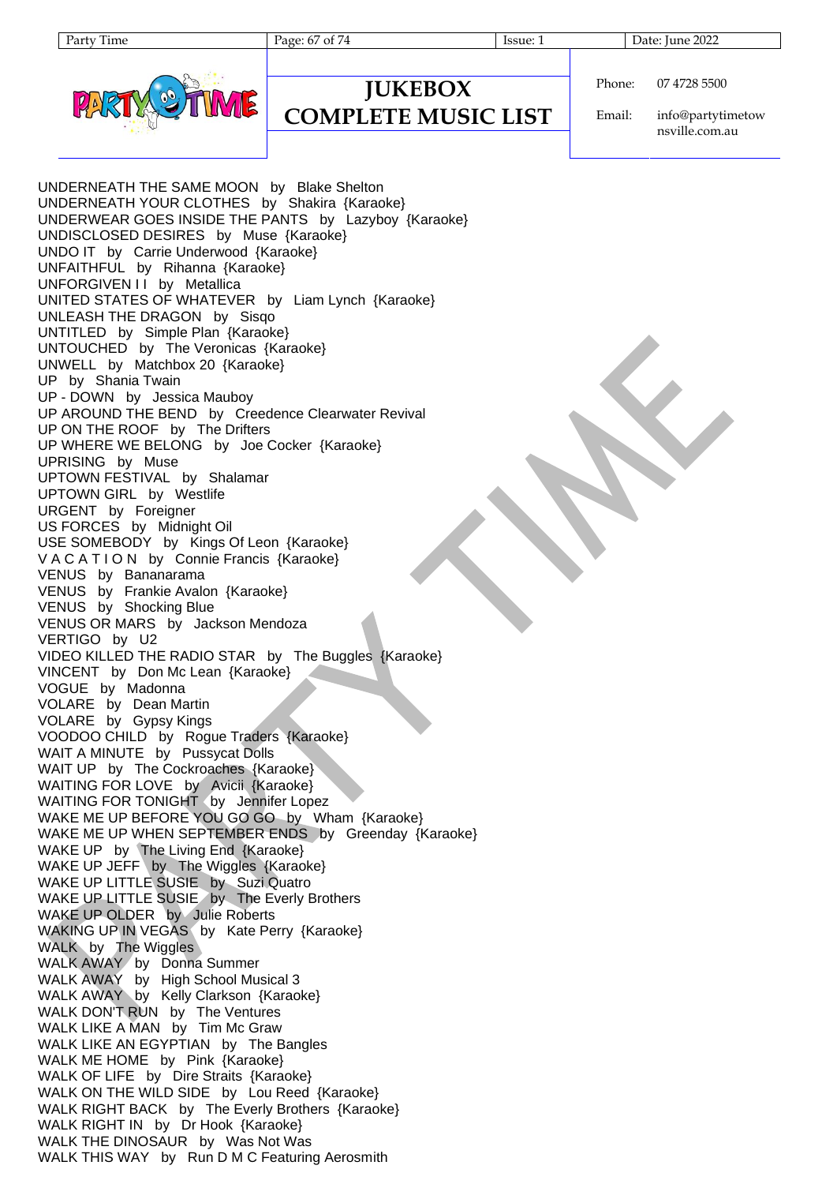UNDERNEATH THE SAME MOON by Blake Shelton
UNDERNEATH YOUR CLOTHES by Shakira {Karaoke}
UNDERWEAR GOES INSIDE THE PANTS by Lazyboy {Karaoke}
UNDISCLOSED DESIRES by Muse {Karaoke}
UNDO IT by Carrie Underwood {Karaoke}
UNFAITHFUL by Rihanna {Karaoke}
UNFORGIVEN I I by Metallica
UNITED STATES OF WHATEVER by Liam Lynch {Karaoke}
UNLEASH THE DRAGON by Sisqo
UNTITLED by Simple Plan {Karaoke}
UNTOUCHED by The Veronicas {Karaoke}
UNWELL by Matchbox 20 {Karaoke}
UP by Shania Twain
UP - DOWN by Jessica Mauboy
UP AROUND THE BEND by Creedence Clearwater Revival
UP ON THE ROOF by The Drifters
UP WHERE WE BELONG by Joe Cocker {Karaoke}
UPRISING by Muse
UPTOWN FESTIVAL by Shalamar
UPTOWN GIRL by Westlife
URGENT by Foreigner
US FORCES by Midnight Oil
USE SOMEBODY by Kings Of Leon {Karaoke}
V A C A T I O N by Connie Francis {Karaoke}
VENUS by Bananarama
VENUS by Frankie Avalon {Karaoke}
VENUS by Shocking Blue
VENUS OR MARS by Jackson Mendoza
VERTIGO by U2
VIDEO KILLED THE RADIO STAR by The Buggles {Karaoke}
VINCENT by Don Mc Lean {Karaoke}
VOGUE by Madonna
VOLARE by Dean Martin
VOLARE by Gypsy Kings
VOODOO CHILD by Rogue Traders {Karaoke}
WAIT A MINUTE by Pussycat Dolls
WAIT UP by The Cockroaches {Karaoke}
WAITING FOR LOVE by Avicii {Karaoke}
WAITING FOR TONIGHT by Jennifer Lopez
WAKE ME UP BEFORE YOU GO GO by Wham {Karaoke}
WAKE ME UP WHEN SEPTEMBER ENDS by Greenday {Karaoke}
WAKE UP by The Living End {Karaoke}
WAKE UP JEFF by The Wiggles {Karaoke}
WAKE UP LITTLE SUSIE by Suzi Quatro
WAKE UP LITTLE SUSIE by The Everly Brothers
WAKE UP OLDER by Julie Roberts
WAKING UP IN VEGAS by Kate Perry {Karaoke}
WALK by The Wiggles
WALK AWAY by Donna Summer
WALK AWAY by High School Musical 3
WALK AWAY by Kelly Clarkson {Karaoke}
WALK DON'T RUN by The Ventures
WALK LIKE A MAN by Tim Mc Graw
WALK LIKE AN EGYPTIAN by The Bangles
WALK ME HOME by Pink {Karaoke}
WALK OF LIFE by Dire Straits {Karaoke}
WALK ON THE WILD SIDE by Lou Reed {Karaoke}
WALK RIGHT BACK by The Everly Brothers {Karaoke}
WALK RIGHT IN by Dr Hook {Karaoke}
WALK THE DINOSAUR by Was Not Was
WALK THIS WAY by Run D M C Featuring Aerosmith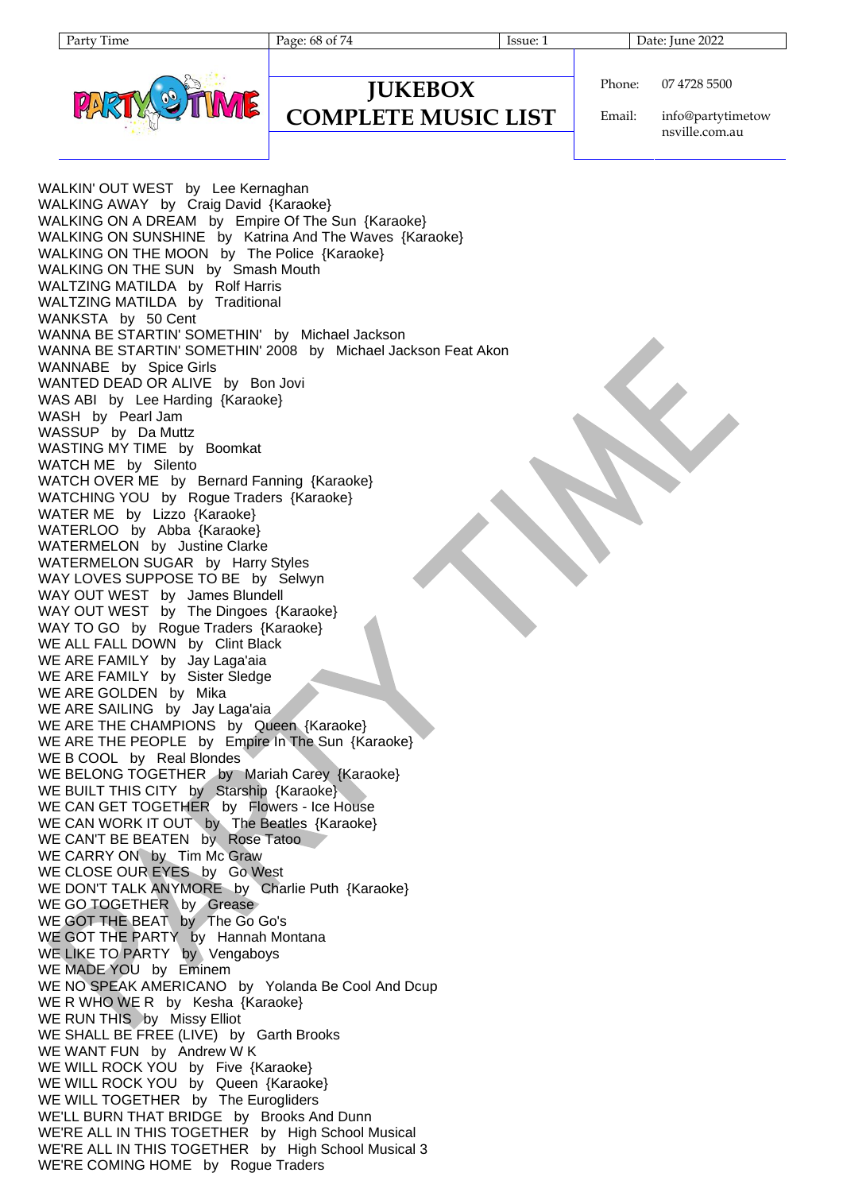# JUKEBOX COMPLETE MUSIC LIST

Phone: 07 4728 5500

Email: info@partytimetownsville.com.au

WALKIN' OUT WEST by Lee Kernaghan
WALKING AWAY by Craig David {Karaoke}
WALKING ON A DREAM by Empire Of The Sun {Karaoke}
WALKING ON SUNSHINE by Katrina And The Waves {Karaoke}
WALKING ON THE MOON by The Police {Karaoke}
WALKING ON THE SUN by Smash Mouth
WALTZING MATILDA by Rolf Harris
WALTZING MATILDA by Traditional
WANKSTA by 50 Cent
WANNA BE STARTIN' SOMETHIN' by Michael Jackson
WANNA BE STARTIN' SOMETHIN' 2008 by Michael Jackson Feat Akon
WANNABE by Spice Girls
WANTED DEAD OR ALIVE by Bon Jovi
WAS ABI by Lee Harding {Karaoke}
WASH by Pearl Jam
WASSUP by Da Muttz
WASTING MY TIME by Boomkat
WATCH ME by Silento
WATCH OVER ME by Bernard Fanning {Karaoke}
WATCHING YOU by Rogue Traders {Karaoke}
WATER ME by Lizzo {Karaoke}
WATERLOO by Abba {Karaoke}
WATERMELON by Justine Clarke
WATERMELON SUGAR by Harry Styles
WAY LOVES SUPPOSE TO BE by Selwyn
WAY OUT WEST by James Blundell
WAY OUT WEST by The Dingoes {Karaoke}
WAY TO GO by Rogue Traders {Karaoke}
WE ALL FALL DOWN by Clint Black
WE ARE FAMILY by Jay Laga'aia
WE ARE FAMILY by Sister Sledge
WE ARE GOLDEN by Mika
WE ARE SAILING by Jay Laga'aia
WE ARE THE CHAMPIONS by Queen {Karaoke}
WE ARE THE PEOPLE by Empire In The Sun {Karaoke}
WE B COOL by Real Blondes
WE BELONG TOGETHER by Mariah Carey {Karaoke}
WE BUILT THIS CITY by Starship {Karaoke}
WE CAN GET TOGETHER by Flowers - Ice House
WE CAN WORK IT OUT by The Beatles {Karaoke}
WE CAN'T BE BEATEN by Rose Tatoo
WE CARRY ON by Tim Mc Graw
WE CLOSE OUR EYES by Go West
WE DON'T TALK ANYMORE by Charlie Puth {Karaoke}
WE GO TOGETHER by Grease
WE GOT THE BEAT by The Go Go's
WE GOT THE PARTY by Hannah Montana
WE LIKE TO PARTY by Vengaboys
WE MADE YOU by Eminem
WE NO SPEAK AMERICANO by Yolanda Be Cool And Dcup
WE R WHO WE R by Kesha {Karaoke}
WE RUN THIS by Missy Elliot
WE SHALL BE FREE (LIVE) by Garth Brooks
WE WANT FUN by Andrew W K
WE WILL ROCK YOU by Five {Karaoke}
WE WILL ROCK YOU by Queen {Karaoke}
WE WILL TOGETHER by The Eurogliders
WE'LL BURN THAT BRIDGE by Brooks And Dunn
WE'RE ALL IN THIS TOGETHER by High School Musical
WE'RE ALL IN THIS TOGETHER by High School Musical 3
WE'RE COMING HOME by Rogue Traders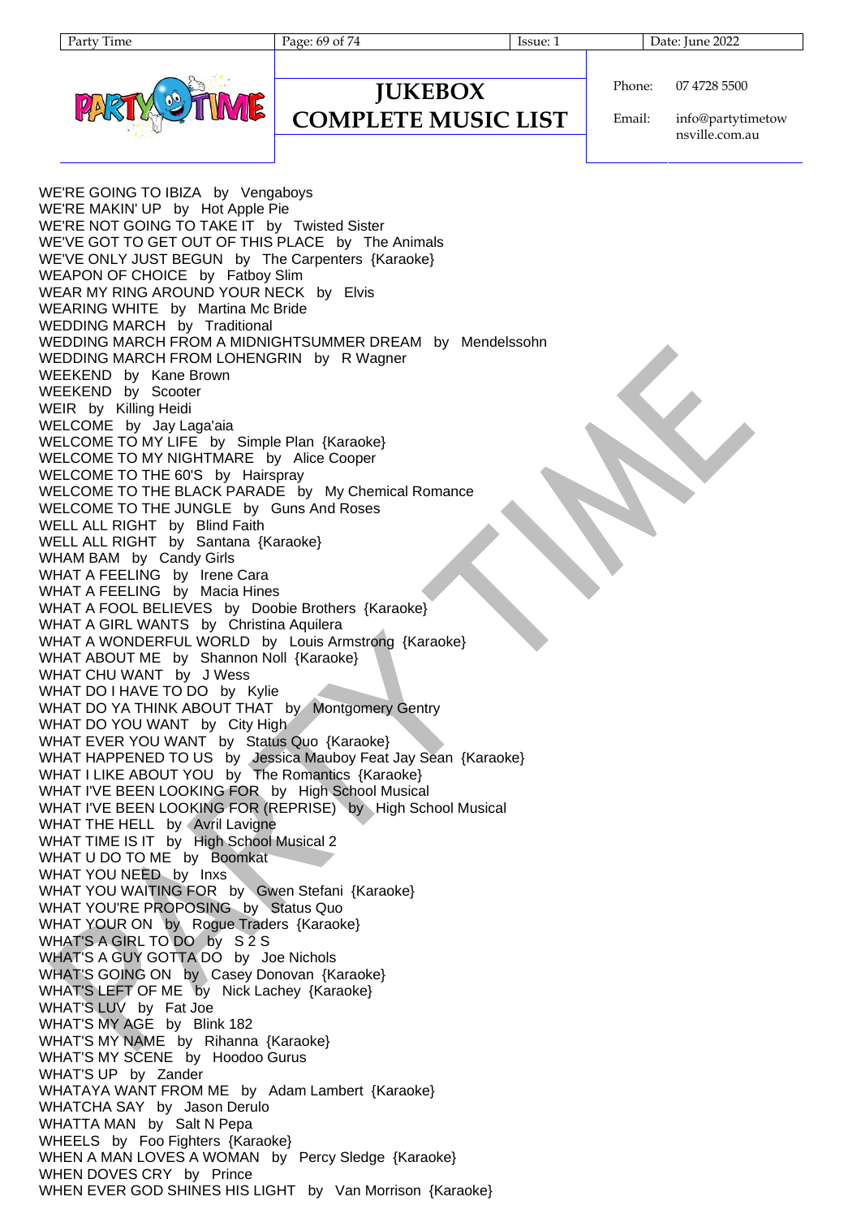WE'RE GOING TO IBIZA by Vengaboys
WE'RE MAKIN' UP by Hot Apple Pie
WE'RE NOT GOING TO TAKE IT by Twisted Sister
WE'VE GOT TO GET OUT OF THIS PLACE by The Animals
WE'VE ONLY JUST BEGUN by The Carpenters {Karaoke}
WEAPON OF CHOICE by Fatboy Slim
WEAR MY RING AROUND YOUR NECK by Elvis
WEARING WHITE by Martina Mc Bride
WEDDING MARCH by Traditional
WEDDING MARCH FROM A MIDNIGHTSUMMER DREAM by Mendelssohn
WEDDING MARCH FROM LOHENGRIN by R Wagner
WEEKEND by Kane Brown
WEEKEND by Scooter
WEIR by Killing Heidi
WELCOME by Jay Laga'aia
WELCOME TO MY LIFE by Simple Plan {Karaoke}
WELCOME TO MY NIGHTMARE by Alice Cooper
WELCOME TO THE 60'S by Hairspray
WELCOME TO THE BLACK PARADE by My Chemical Romance
WELCOME TO THE JUNGLE by Guns And Roses
WELL ALL RIGHT by Blind Faith
WELL ALL RIGHT by Santana {Karaoke}
WHAM BAM by Candy Girls
WHAT A FEELING by Irene Cara
WHAT A FEELING by Macia Hines
WHAT A FOOL BELIEVES by Doobie Brothers {Karaoke}
WHAT A GIRL WANTS by Christina Aquilera
WHAT A WONDERFUL WORLD by Louis Armstrong {Karaoke}
WHAT ABOUT ME by Shannon Noll {Karaoke}
WHAT CHU WANT by J Wess
WHAT DO I HAVE TO DO by Kylie
WHAT DO YA THINK ABOUT THAT by Montgomery Gentry
WHAT DO YOU WANT by City High
WHAT EVER YOU WANT by Status Quo {Karaoke}
WHAT HAPPENED TO US by Jessica Mauboy Feat Jay Sean {Karaoke}
WHAT I LIKE ABOUT YOU by The Romantics {Karaoke}
WHAT I'VE BEEN LOOKING FOR by High School Musical
WHAT I'VE BEEN LOOKING FOR (REPRISE) by High School Musical
WHAT THE HELL by Avril Lavigne
WHAT TIME IS IT by High School Musical 2
WHAT U DO TO ME by Boomkat
WHAT YOU NEED by Inxs
WHAT YOU WAITING FOR by Gwen Stefani {Karaoke}
WHAT YOU'RE PROPOSING by Status Quo
WHAT YOUR ON by Rogue Traders {Karaoke}
WHAT'S A GIRL TO DO by S 2 S
WHAT'S A GUY GOTTA DO by Joe Nichols
WHAT'S GOING ON by Casey Donovan {Karaoke}
WHAT'S LEFT OF ME by Nick Lachey {Karaoke}
WHAT'S LUV by Fat Joe
WHAT'S MY AGE by Blink 182
WHAT'S MY NAME by Rihanna {Karaoke}
WHAT'S MY SCENE by Hoodoo Gurus
WHAT'S UP by Zander
WHATAYA WANT FROM ME by Adam Lambert {Karaoke}
WHATCHA SAY by Jason Derulo
WHATTA MAN by Salt N Pepa
WHEELS by Foo Fighters {Karaoke}
WHEN A MAN LOVES A WOMAN by Percy Sledge {Karaoke}
WHEN DOVES CRY by Prince
WHEN EVER GOD SHINES HIS LIGHT by Van Morrison {Karaoke}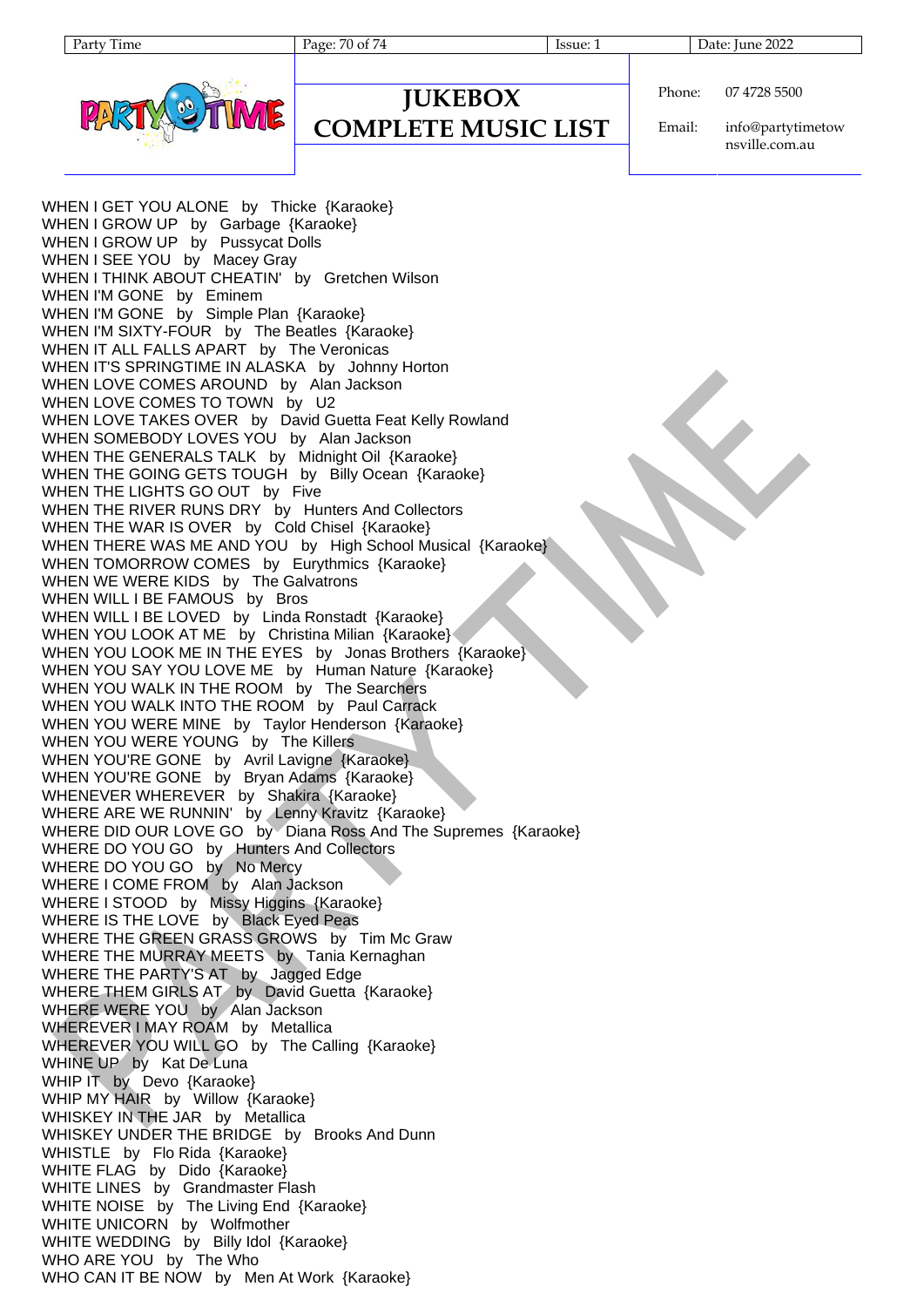WHEN I GET YOU ALONE by Thicke {Karaoke}
WHEN I GROW UP by Garbage {Karaoke}
WHEN I GROW UP by Pussycat Dolls
WHEN I SEE YOU by Macey Gray
WHEN I THINK ABOUT CHEATIN' by Gretchen Wilson
WHEN I'M GONE by Eminem
WHEN I'M GONE by Simple Plan {Karaoke}
WHEN I'M SIXTY-FOUR by The Beatles {Karaoke}
WHEN IT ALL FALLS APART by The Veronicas
WHEN IT'S SPRINGTIME IN ALASKA by Johnny Horton
WHEN LOVE COMES AROUND by Alan Jackson
WHEN LOVE COMES TO TOWN by U2
WHEN LOVE TAKES OVER by David Guetta Feat Kelly Rowland
WHEN SOMEBODY LOVES YOU by Alan Jackson
WHEN THE GENERALS TALK by Midnight Oil {Karaoke}
WHEN THE GOING GETS TOUGH by Billy Ocean {Karaoke}
WHEN THE LIGHTS GO OUT by Five
WHEN THE RIVER RUNS DRY by Hunters And Collectors
WHEN THE WAR IS OVER by Cold Chisel {Karaoke}
WHEN THERE WAS ME AND YOU by High School Musical {Karaoke}
WHEN TOMORROW COMES by Eurythmics {Karaoke}
WHEN WE WERE KIDS by The Galvatrons
WHEN WILL I BE FAMOUS by Bros
WHEN WILL I BE LOVED by Linda Ronstadt {Karaoke}
WHEN YOU LOOK AT ME by Christina Milian {Karaoke}
WHEN YOU LOOK ME IN THE EYES by Jonas Brothers {Karaoke}
WHEN YOU SAY YOU LOVE ME by Human Nature {Karaoke}
WHEN YOU WALK IN THE ROOM by The Searchers
WHEN YOU WALK INTO THE ROOM by Paul Carrack
WHEN YOU WERE MINE by Taylor Henderson {Karaoke}
WHEN YOU WERE YOUNG by The Killers
WHEN YOU'RE GONE by Avril Lavigne {Karaoke}
WHEN YOU'RE GONE by Bryan Adams {Karaoke}
WHENEVER WHEREVER by Shakira {Karaoke}
WHERE ARE WE RUNNIN' by Lenny Kravitz {Karaoke}
WHERE DID OUR LOVE GO by Diana Ross And The Supremes {Karaoke}
WHERE DO YOU GO by Hunters And Collectors
WHERE DO YOU GO by No Mercy
WHERE I COME FROM by Alan Jackson
WHERE I STOOD by Missy Higgins {Karaoke}
WHERE IS THE LOVE by Black Eyed Peas
WHERE THE GREEN GRASS GROWS by Tim Mc Graw
WHERE THE MURRAY MEETS by Tania Kernaghan
WHERE THE PARTY'S AT by Jagged Edge
WHERE THEM GIRLS AT by David Guetta {Karaoke}
WHERE WERE YOU by Alan Jackson
WHEREVER I MAY ROAM by Metallica
WHEREVER YOU WILL GO by The Calling {Karaoke}
WHINE UP by Kat De Luna
WHIP IT by Devo {Karaoke}
WHIP MY HAIR by Willow {Karaoke}
WHISKEY IN THE JAR by Metallica
WHISKEY UNDER THE BRIDGE by Brooks And Dunn
WHISTLE by Flo Rida {Karaoke}
WHITE FLAG by Dido {Karaoke}
WHITE LINES by Grandmaster Flash
WHITE NOISE by The Living End {Karaoke}
WHITE UNICORN by Wolfmother
WHITE WEDDING by Billy Idol {Karaoke}
WHO ARE YOU by The Who
WHO CAN IT BE NOW by Men At Work {Karaoke}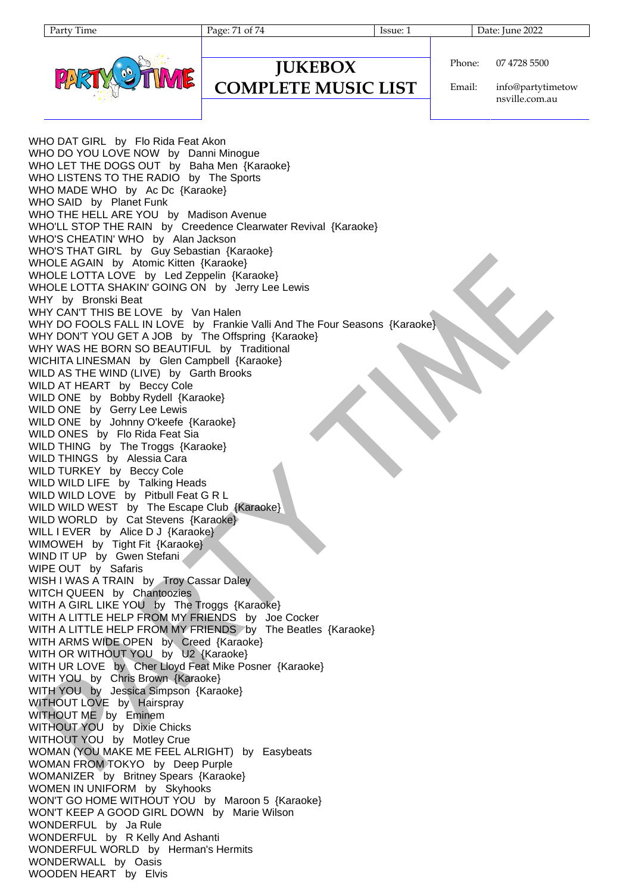WHO DAT GIRL by Flo Rida Feat Akon
WHO DO YOU LOVE NOW by Danni Minogue
WHO LET THE DOGS OUT by Baha Men {Karaoke}
WHO LISTENS TO THE RADIO by The Sports
WHO MADE WHO by Ac Dc {Karaoke}
WHO SAID by Planet Funk
WHO THE HELL ARE YOU by Madison Avenue
WHO'LL STOP THE RAIN by Creedence Clearwater Revival {Karaoke}
WHO'S CHEATIN' WHO by Alan Jackson
WHO'S THAT GIRL by Guy Sebastian {Karaoke}
WHOLE AGAIN by Atomic Kitten {Karaoke}
WHOLE LOTTA LOVE by Led Zeppelin {Karaoke}
WHOLE LOTTA SHAKIN' GOING ON by Jerry Lee Lewis
WHY by Bronski Beat
WHY CAN'T THIS BE LOVE by Van Halen
WHY DO FOOLS FALL IN LOVE by Frankie Valli And The Four Seasons {Karaoke}
WHY DON'T YOU GET A JOB by The Offspring {Karaoke}
WHY WAS HE BORN SO BEAUTIFUL by Traditional
WICHITA LINESMAN by Glen Campbell {Karaoke}
WILD AS THE WIND (LIVE) by Garth Brooks
WILD AT HEART by Beccy Cole
WILD ONE by Bobby Rydell {Karaoke}
WILD ONE by Gerry Lee Lewis
WILD ONE by Johnny O'keefe {Karaoke}
WILD ONES by Flo Rida Feat Sia
WILD THING by The Troggs {Karaoke}
WILD THINGS by Alessia Cara
WILD TURKEY by Beccy Cole
WILD WILD LIFE by Talking Heads
WILD WILD LOVE by Pitbull Feat G R L
WILD WILD WEST by The Escape Club {Karaoke}
WILD WORLD by Cat Stevens {Karaoke}
WILL I EVER by Alice D J {Karaoke}
WIMOWEH by Tight Fit {Karaoke}
WIND IT UP by Gwen Stefani
WIPE OUT by Safaris
WISH I WAS A TRAIN by Troy Cassar Daley
WITCH QUEEN by Chantoozies
WITH A GIRL LIKE YOU by The Troggs {Karaoke}
WITH A LITTLE HELP FROM MY FRIENDS by Joe Cocker
WITH A LITTLE HELP FROM MY FRIENDS by The Beatles {Karaoke}
WITH ARMS WIDE OPEN by Creed {Karaoke}
WITH OR WITHOUT YOU by U2 {Karaoke}
WITH UR LOVE by Cher Lloyd Feat Mike Posner {Karaoke}
WITH YOU by Chris Brown {Karaoke}
WITH YOU by Jessica Simpson {Karaoke}
WITHOUT LOVE by Hairspray
WITHOUT ME by Eminem
WITHOUT YOU by Dixie Chicks
WITHOUT YOU by Motley Crue
WOMAN (YOU MAKE ME FEEL ALRIGHT) by Easybeats
WOMAN FROM TOKYO by Deep Purple
WOMANIZER by Britney Spears {Karaoke}
WOMEN IN UNIFORM by Skyhooks
WON'T GO HOME WITHOUT YOU by Maroon 5 {Karaoke}
WON'T KEEP A GOOD GIRL DOWN by Marie Wilson
WONDERFUL by Ja Rule
WONDERFUL by R Kelly And Ashanti
WONDERFUL WORLD by Herman's Hermits
WONDERWALL by Oasis
WOODEN HEART by Elvis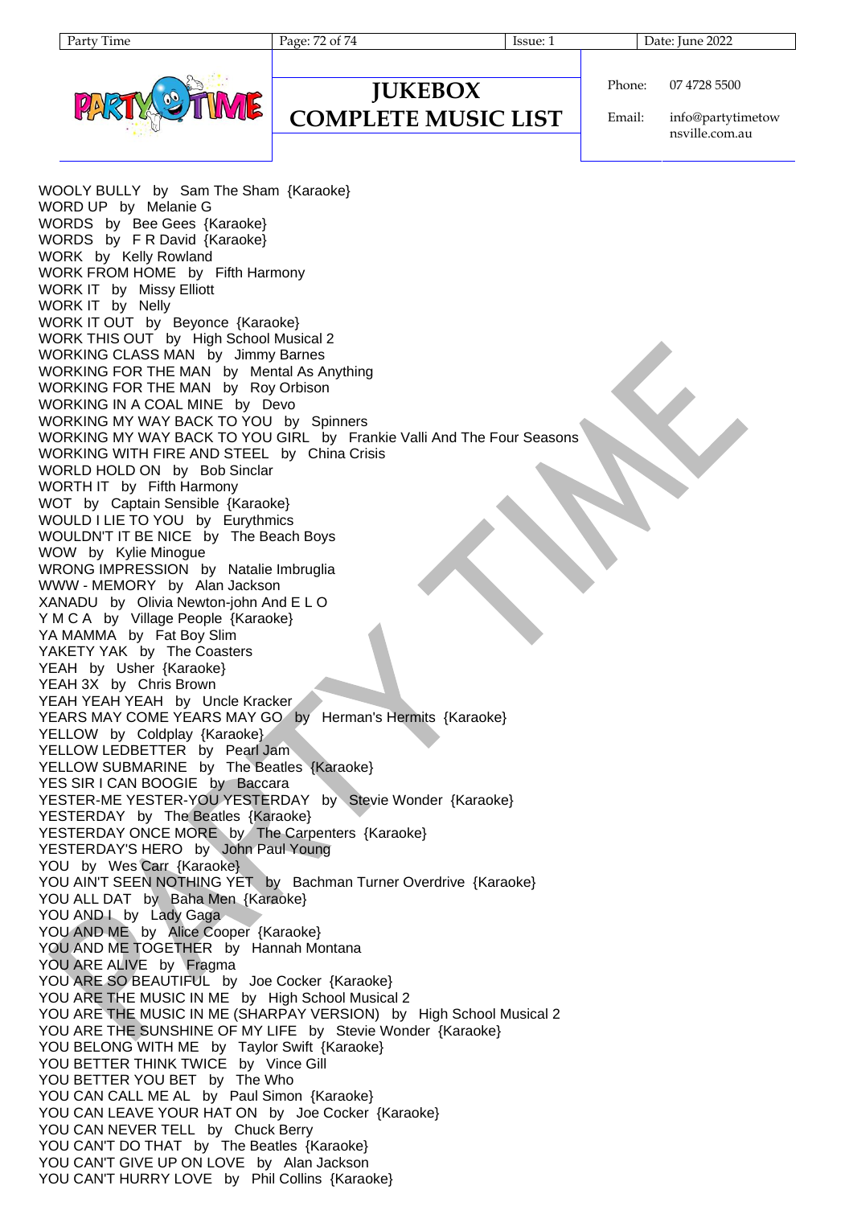WOOLY BULLY by Sam The Sham {Karaoke}
WORD UP by Melanie G
WORDS by Bee Gees {Karaoke}
WORDS by F R David {Karaoke}
WORK by Kelly Rowland
WORK FROM HOME by Fifth Harmony
WORK IT by Missy Elliott
WORK IT by Nelly
WORK IT OUT by Beyonce {Karaoke}
WORK THIS OUT by High School Musical 2
WORKING CLASS MAN by Jimmy Barnes
WORKING FOR THE MAN by Mental As Anything
WORKING FOR THE MAN by Roy Orbison
WORKING IN A COAL MINE by Devo
WORKING MY WAY BACK TO YOU by Spinners
WORKING MY WAY BACK TO YOU GIRL by Frankie Valli And The Four Seasons
WORKING WITH FIRE AND STEEL by China Crisis
WORLD HOLD ON by Bob Sinclar
WORTH IT by Fifth Harmony
WOT by Captain Sensible {Karaoke}
WOULD I LIE TO YOU by Eurythmics
WOULDN'T IT BE NICE by The Beach Boys
WOW by Kylie Minogue
WRONG IMPRESSION by Natalie Imbruglia
WWW - MEMORY by Alan Jackson
XANADU by Olivia Newton-john And E L O
Y M C A by Village People {Karaoke}
YA MAMMA by Fat Boy Slim
YAKETY YAK by The Coasters
YEAH by Usher {Karaoke}
YEAH 3X by Chris Brown
YEAH YEAH YEAH by Uncle Kracker
YEARS MAY COME YEARS MAY GO by Herman's Hermits {Karaoke}
YELLOW by Coldplay {Karaoke}
YELLOW LEDBETTER by Pearl Jam
YELLOW SUBMARINE by The Beatles {Karaoke}
YES SIR I CAN BOOGIE by Baccara
YESTER-ME YESTER-YOU YESTERDAY by Stevie Wonder {Karaoke}
YESTERDAY by The Beatles {Karaoke}
YESTERDAY ONCE MORE by The Carpenters {Karaoke}
YESTERDAY'S HERO by John Paul Young
YOU by Wes Carr {Karaoke}
YOU AIN'T SEEN NOTHING YET by Bachman Turner Overdrive {Karaoke}
YOU ALL DAT by Baha Men {Karaoke}
YOU AND I by Lady Gaga
YOU AND ME by Alice Cooper {Karaoke}
YOU AND ME TOGETHER by Hannah Montana
YOU ARE ALIVE by Fragma
YOU ARE SO BEAUTIFUL by Joe Cocker {Karaoke}
YOU ARE THE MUSIC IN ME by High School Musical 2
YOU ARE THE MUSIC IN ME (SHARPAY VERSION) by High School Musical 2
YOU ARE THE SUNSHINE OF MY LIFE by Stevie Wonder {Karaoke}
YOU BELONG WITH ME by Taylor Swift {Karaoke}
YOU BETTER THINK TWICE by Vince Gill
YOU BETTER YOU BET by The Who
YOU CAN CALL ME AL by Paul Simon {Karaoke}
YOU CAN LEAVE YOUR HAT ON by Joe Cocker {Karaoke}
YOU CAN NEVER TELL by Chuck Berry
YOU CAN'T DO THAT by The Beatles {Karaoke}
YOU CAN'T GIVE UP ON LOVE by Alan Jackson
YOU CAN'T HURRY LOVE by Phil Collins {Karaoke}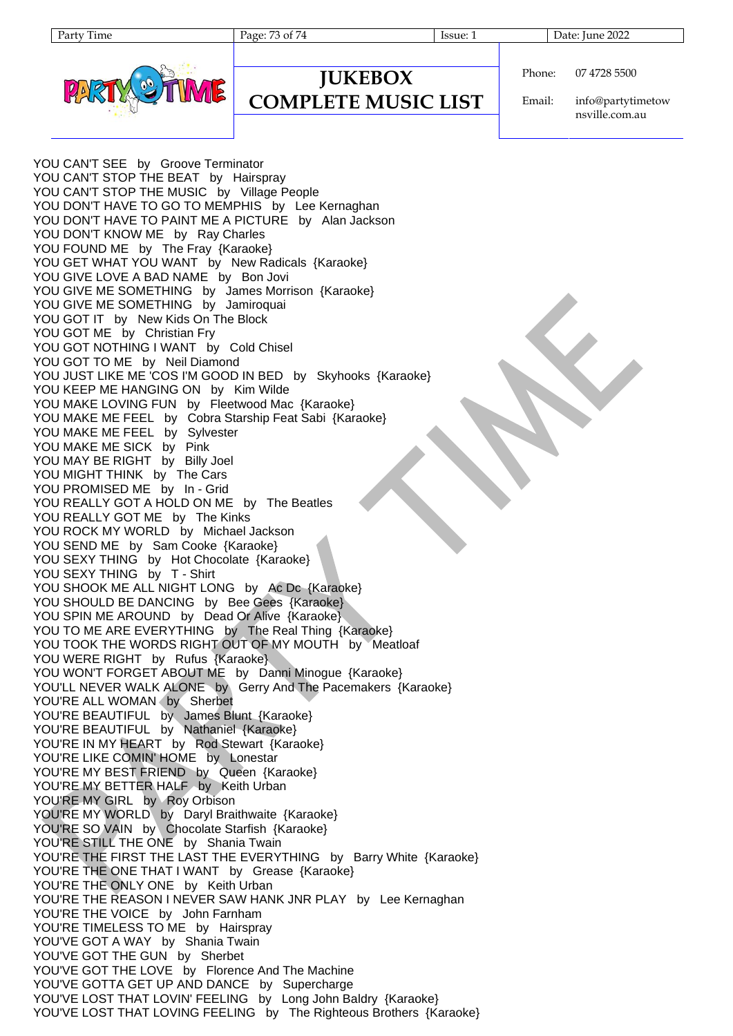YOU CAN'T SEE by Groove Terminator
YOU CAN'T STOP THE BEAT by Hairspray
YOU CAN'T STOP THE MUSIC by Village People
YOU DON'T HAVE TO GO TO MEMPHIS by Lee Kernaghan
YOU DON'T HAVE TO PAINT ME A PICTURE by Alan Jackson
YOU DON'T KNOW ME by Ray Charles
YOU FOUND ME by The Fray {Karaoke}
YOU GET WHAT YOU WANT by New Radicals {Karaoke}
YOU GIVE LOVE A BAD NAME by Bon Jovi
YOU GIVE ME SOMETHING by James Morrison {Karaoke}
YOU GIVE ME SOMETHING by Jamiroquai
YOU GOT IT by New Kids On The Block
YOU GOT ME by Christian Fry
YOU GOT NOTHING I WANT by Cold Chisel
YOU GOT TO ME by Neil Diamond
YOU JUST LIKE ME 'COS I'M GOOD IN BED by Skyhooks {Karaoke}
YOU KEEP ME HANGING ON by Kim Wilde
YOU MAKE LOVING FUN by Fleetwood Mac {Karaoke}
YOU MAKE ME FEEL by Cobra Starship Feat Sabi {Karaoke}
YOU MAKE ME FEEL by Sylvester
YOU MAKE ME SICK by Pink
YOU MAY BE RIGHT by Billy Joel
YOU MIGHT THINK by The Cars
YOU PROMISED ME by In - Grid
YOU REALLY GOT A HOLD ON ME by The Beatles
YOU REALLY GOT ME by The Kinks
YOU ROCK MY WORLD by Michael Jackson
YOU SEND ME by Sam Cooke {Karaoke}
YOU SEXY THING by Hot Chocolate {Karaoke}
YOU SEXY THING by T - Shirt
YOU SHOOK ME ALL NIGHT LONG by Ac Dc {Karaoke}
YOU SHOULD BE DANCING by Bee Gees {Karaoke}
YOU SPIN ME AROUND by Dead Or Alive {Karaoke}
YOU TO ME ARE EVERYTHING by The Real Thing {Karaoke}
YOU TOOK THE WORDS RIGHT OUT OF MY MOUTH by Meatloaf
YOU WERE RIGHT by Rufus {Karaoke}
YOU WON'T FORGET ABOUT ME by Danni Minogue {Karaoke}
YOU'LL NEVER WALK ALONE by Gerry And The Pacemakers {Karaoke}
YOU'RE ALL WOMAN by Sherbet
YOU'RE BEAUTIFUL by James Blunt {Karaoke}
YOU'RE BEAUTIFUL by Nathaniel {Karaoke}
YOU'RE IN MY HEART by Rod Stewart {Karaoke}
YOU'RE LIKE COMIN' HOME by Lonestar
YOU'RE MY BEST FRIEND by Queen {Karaoke}
YOU'RE MY BETTER HALF by Keith Urban
YOU'RE MY GIRL by Roy Orbison
YOU'RE MY WORLD by Daryl Braithwaite {Karaoke}
YOU'RE SO VAIN by Chocolate Starfish {Karaoke}
YOU'RE STILL THE ONE by Shania Twain
YOU'RE THE FIRST THE LAST THE EVERYTHING by Barry White {Karaoke}
YOU'RE THE ONE THAT I WANT by Grease {Karaoke}
YOU'RE THE ONLY ONE by Keith Urban
YOU'RE THE REASON I NEVER SAW HANK JNR PLAY by Lee Kernaghan
YOU'RE THE VOICE by John Farnham
YOU'RE TIMELESS TO ME by Hairspray
YOU'VE GOT A WAY by Shania Twain
YOU'VE GOT THE GUN by Sherbet
YOU'VE GOT THE LOVE by Florence And The Machine
YOU'VE GOTTA GET UP AND DANCE by Supercharge
YOU'VE LOST THAT LOVIN' FEELING by Long John Baldry {Karaoke}
YOU'VE LOST THAT LOVING FEELING by The Righteous Brothers {Karaoke}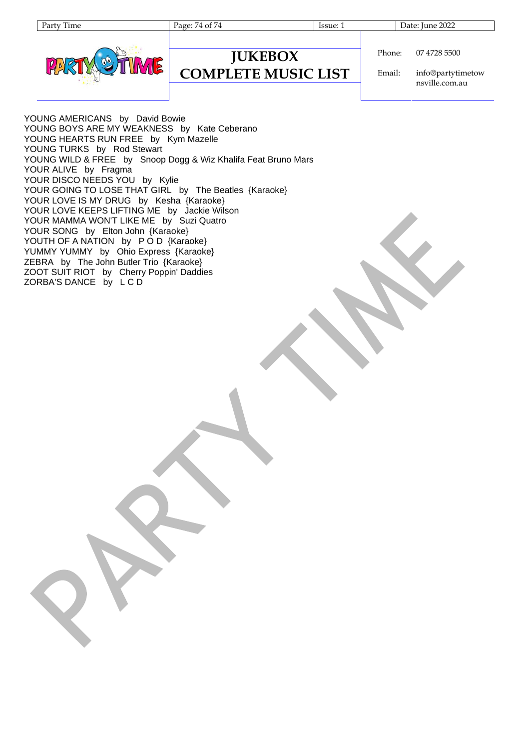# JUKEBOX COMPLETE MUSIC LIST

Phone: 07 4728 5500

Email: info@partytimetownsville.com.au

YOUNG AMERICANS by David Bowie
YOUNG BOYS ARE MY WEAKNESS by Kate Ceberano
YOUNG HEARTS RUN FREE by Kym Mazelle
YOUNG TURKS by Rod Stewart
YOUNG WILD & FREE by Snoop Dogg & Wiz Khalifa Feat Bruno Mars
YOUR ALIVE by Fragma
YOUR DISCO NEEDS YOU by Kylie
YOUR GOING TO LOSE THAT GIRL by The Beatles {Karaoke}
YOUR LOVE IS MY DRUG by Kesha {Karaoke}
YOUR LOVE KEEPS LIFTING ME by Jackie Wilson
YOUR MAMMA WON'T LIKE ME by Suzi Quatro
YOUR SONG by Elton John {Karaoke}
YOUTH OF A NATION by P O D {Karaoke}
YUMMY YUMMY by Ohio Express {Karaoke}
ZEBRA by The John Butler Trio {Karaoke}
ZOOT SUIT RIOT by Cherry Poppin' Daddies
ZORBA'S DANCE by L C D